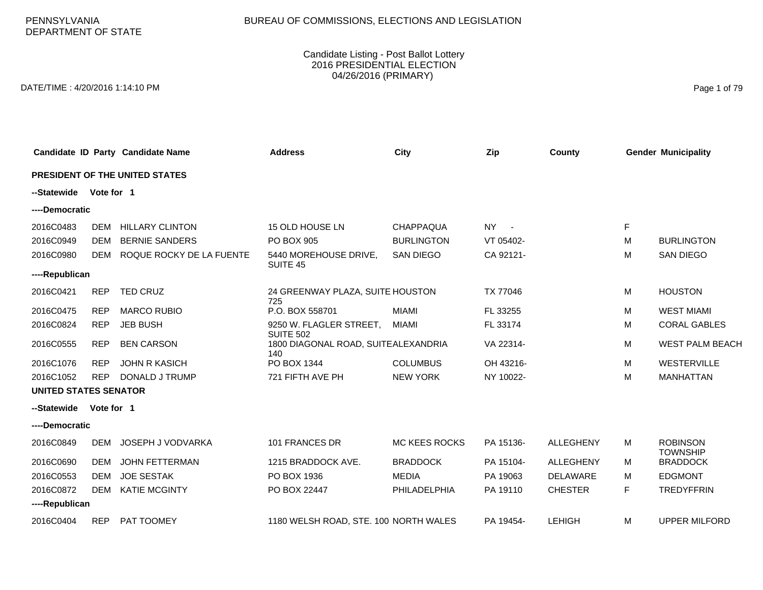PENNSYLVANIA DEPARTMENT OF STATE

BUREAU OF COMMISSIONS, ELECTIONS AND LEGISLATION

Candidate Listing - Post Ballot Lottery
2016 PRESIDENTIAL ELECTION
04/26/2016 (PRIMARY)

DATE/TIME : 4/20/2016 1:14:10 PM

| Candidate ID | Party | Candidate Name | Address | City | Zip | County | Gender | Municipality |
|---|---|---|---|---|---|---|---|---|
| **PRESIDENT OF THE UNITED STATES** | | | | | | | | |
| **--Statewide Vote for 1** | | | | | | | | |
| **----Democratic** | | | | | | | | |
| 2016C0483 | DEM | HILLARY CLINTON | 15 OLD HOUSE LN | CHAPPAQUA | NY - | | F | |
| 2016C0949 | DEM | BERNIE SANDERS | PO BOX 905 | BURLINGTON | VT 05402- | | M | BURLINGTON |
| 2016C0980 | DEM | ROQUE ROCKY DE LA FUENTE | 5440 MOREHOUSE DRIVE, SUITE 45 | SAN DIEGO | CA 92121- | | M | SAN DIEGO |
| **----Republican** | | | | | | | | |
| 2016C0421 | REP | TED CRUZ | 24 GREENWAY PLAZA, SUITE 725 | HOUSTON | TX 77046 | | M | HOUSTON |
| 2016C0475 | REP | MARCO RUBIO | P.O. BOX 558701 | MIAMI | FL 33255 | | M | WEST MIAMI |
| 2016C0824 | REP | JEB BUSH | 9250 W. FLAGLER STREET, SUITE 502 | MIAMI | FL 33174 | | M | CORAL GABLES |
| 2016C0555 | REP | BEN CARSON | 1800 DIAGONAL ROAD, SUITE 140 | ALEXANDRIA | VA 22314- | | M | WEST PALM BEACH |
| 2016C1076 | REP | JOHN R KASICH | PO BOX 1344 | COLUMBUS | OH 43216- | | M | WESTERVILLE |
| 2016C1052 | REP | DONALD J TRUMP | 721 FIFTH AVE PH | NEW YORK | NY 10022- | | M | MANHATTAN |
| **UNITED STATES SENATOR** | | | | | | | | |
| **--Statewide Vote for 1** | | | | | | | | |
| **----Democratic** | | | | | | | | |
| 2016C0849 | DEM | JOSEPH J VODVARKA | 101 FRANCES DR | MC KEES ROCKS | PA 15136- | ALLEGHENY | M | ROBINSON TOWNSHIP |
| 2016C0690 | DEM | JOHN FETTERMAN | 1215 BRADDOCK AVE. | BRADDOCK | PA 15104- | ALLEGHENY | M | BRADDOCK |
| 2016C0553 | DEM | JOE SESTAK | PO BOX 1936 | MEDIA | PA 19063 | DELAWARE | M | EDGMONT |
| 2016C0872 | DEM | KATIE MCGINTY | PO BOX 22447 | PHILADELPHIA | PA 19110 | CHESTER | F | TREDYFFRIN |
| **----Republican** | | | | | | | | |
| 2016C0404 | REP | PAT TOOMEY | 1180 WELSH ROAD, STE. 100 | NORTH WALES | PA 19454- | LEHIGH | M | UPPER MILFORD |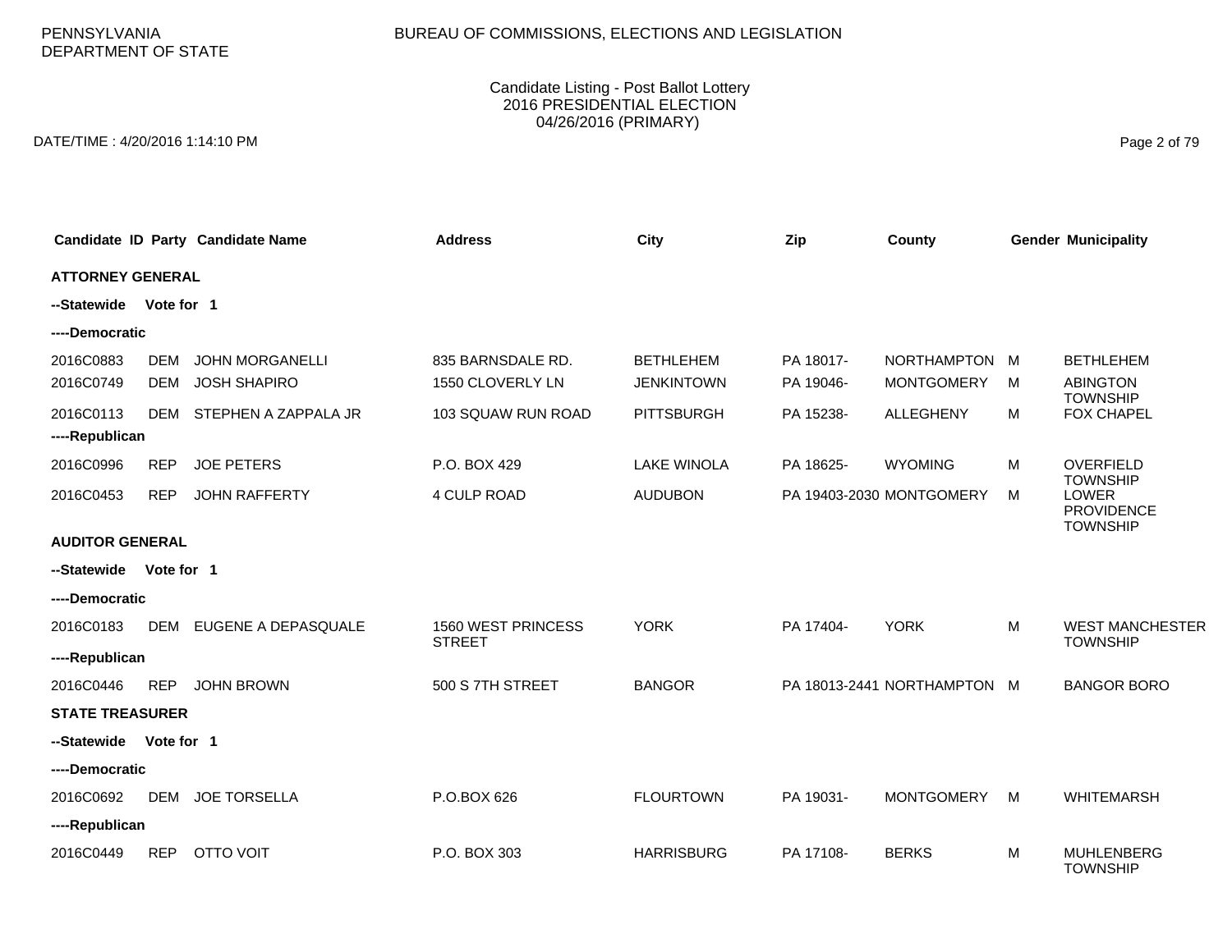PENNSYLVANIA
DEPARTMENT OF STATE

BUREAU OF COMMISSIONS, ELECTIONS AND LEGISLATION

Candidate Listing - Post Ballot Lottery
2016 PRESIDENTIAL ELECTION
04/26/2016 (PRIMARY)

DATE/TIME : 4/20/2016 1:14:10 PM

| Candidate ID | Party | Candidate Name | Address | City | Zip | County | Gender | Municipality |
|---|---|---|---|---|---|---|---|---|
| **ATTORNEY GENERAL** | | | | | | | | |
| **--Statewide Vote for 1** | | | | | | | | |
| **----Democratic** | | | | | | | | |
| 2016C0883 | DEM | JOHN MORGANELLI | 835 BARNSDALE RD. | BETHLEHEM | PA 18017- | NORTHAMPTON | M | BETHLEHEM |
| 2016C0749 | DEM | JOSH SHAPIRO | 1550 CLOVERLY LN | JENKINTOWN | PA 19046- | MONTGOMERY | M | ABINGTON TOWNSHIP |
| 2016C0113 | DEM | STEPHEN A ZAPPALA JR | 103 SQUAW RUN ROAD | PITTSBURGH | PA 15238- | ALLEGHENY | M | FOX CHAPEL |
| **----Republican** | | | | | | | | |
| 2016C0996 | REP | JOE PETERS | P.O. BOX 429 | LAKE WINOLA | PA 18625- | WYOMING | M | OVERFIELD TOWNSHIP |
| 2016C0453 | REP | JOHN RAFFERTY | 4 CULP ROAD | AUDUBON | PA 19403-2030 | MONTGOMERY | M | LOWER PROVIDENCE TOWNSHIP |
| **AUDITOR GENERAL** | | | | | | | | |
| **--Statewide Vote for 1** | | | | | | | | |
| **----Democratic** | | | | | | | | |
| 2016C0183 | DEM | EUGENE A DEPASQUALE | 1560 WEST PRINCESS STREET | YORK | PA 17404- | YORK | M | WEST MANCHESTER TOWNSHIP |
| **----Republican** | | | | | | | | |
| 2016C0446 | REP | JOHN BROWN | 500 S 7TH STREET | BANGOR | PA 18013-2441 | NORTHAMPTON | M | BANGOR BORO |
| **STATE TREASURER** | | | | | | | | |
| **--Statewide Vote for 1** | | | | | | | | |
| **----Democratic** | | | | | | | | |
| 2016C0692 | DEM | JOE TORSELLA | P.O.BOX 626 | FLOURTOWN | PA 19031- | MONTGOMERY | M | WHITEMARSH |
| **----Republican** | | | | | | | | |
| 2016C0449 | REP | OTTO VOIT | P.O. BOX 303 | HARRISBURG | PA 17108- | BERKS | M | MUHLENBERG TOWNSHIP |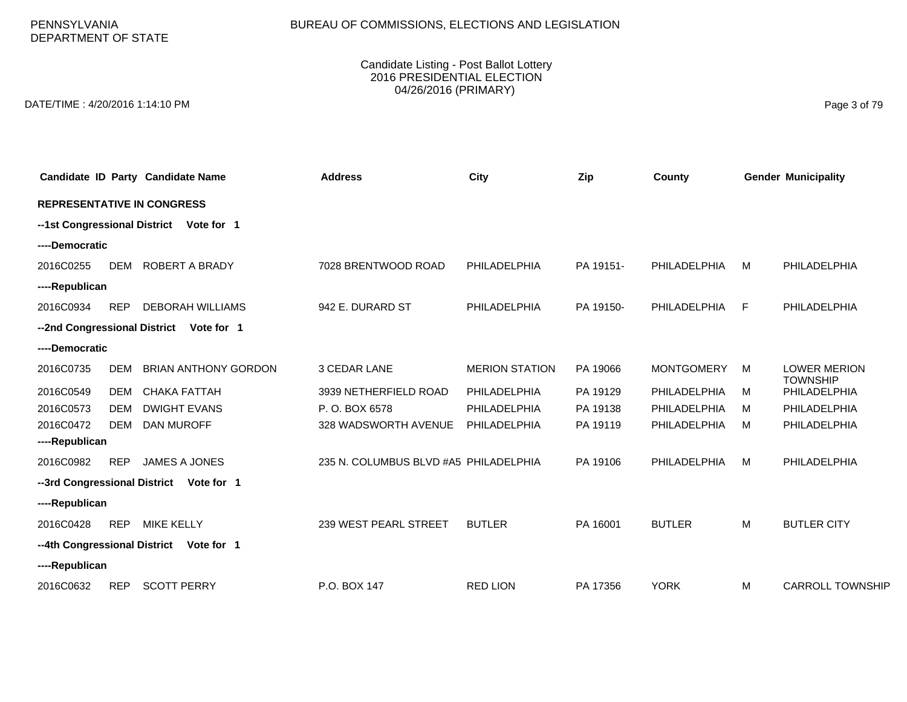PENNSYLVANIA
DEPARTMENT OF STATE

BUREAU OF COMMISSIONS, ELECTIONS AND LEGISLATION

Candidate Listing - Post Ballot Lottery
2016 PRESIDENTIAL ELECTION
04/26/2016 (PRIMARY)

DATE/TIME : 4/20/2016 1:14:10 PM

| Candidate ID | Party | Candidate Name | Address | City | Zip | County | Gender | Municipality |
|---|---|---|---|---|---|---|---|---|
| **REPRESENTATIVE IN CONGRESS** | | | | | | | | |
| **--1st Congressional District Vote for 1** | | | | | | | | |
| **----Democratic** | | | | | | | | |
| 2016C0255 | DEM | ROBERT A BRADY | 7028 BRENTWOOD ROAD | PHILADELPHIA | PA 19151- | PHILADELPHIA | M | PHILADELPHIA |
| **----Republican** | | | | | | | | |
| 2016C0934 | REP | DEBORAH WILLIAMS | 942 E. DURARD ST | PHILADELPHIA | PA 19150- | PHILADELPHIA | F | PHILADELPHIA |
| **--2nd Congressional District Vote for 1** | | | | | | | | |
| **----Democratic** | | | | | | | | |
| 2016C0735 | DEM | BRIAN ANTHONY GORDON | 3 CEDAR LANE | MERION STATION | PA 19066 | MONTGOMERY | M | LOWER MERION TOWNSHIP |
| 2016C0549 | DEM | CHAKA FATTAH | 3939 NETHERFIELD ROAD | PHILADELPHIA | PA 19129 | PHILADELPHIA | M | PHILADELPHIA |
| 2016C0573 | DEM | DWIGHT EVANS | P. O. BOX 6578 | PHILADELPHIA | PA 19138 | PHILADELPHIA | M | PHILADELPHIA |
| 2016C0472 | DEM | DAN MUROFF | 328 WADSWORTH AVENUE | PHILADELPHIA | PA 19119 | PHILADELPHIA | M | PHILADELPHIA |
| **----Republican** | | | | | | | | |
| 2016C0982 | REP | JAMES A JONES | 235 N. COLUMBUS BLVD #A5 | PHILADELPHIA | PA 19106 | PHILADELPHIA | M | PHILADELPHIA |
| **--3rd Congressional District Vote for 1** | | | | | | | | |
| **----Republican** | | | | | | | | |
| 2016C0428 | REP | MIKE KELLY | 239 WEST PEARL STREET | BUTLER | PA 16001 | BUTLER | M | BUTLER CITY |
| **--4th Congressional District Vote for 1** | | | | | | | | |
| **----Republican** | | | | | | | | |
| 2016C0632 | REP | SCOTT PERRY | P.O. BOX 147 | RED LION | PA 17356 | YORK | M | CARROLL TOWNSHIP |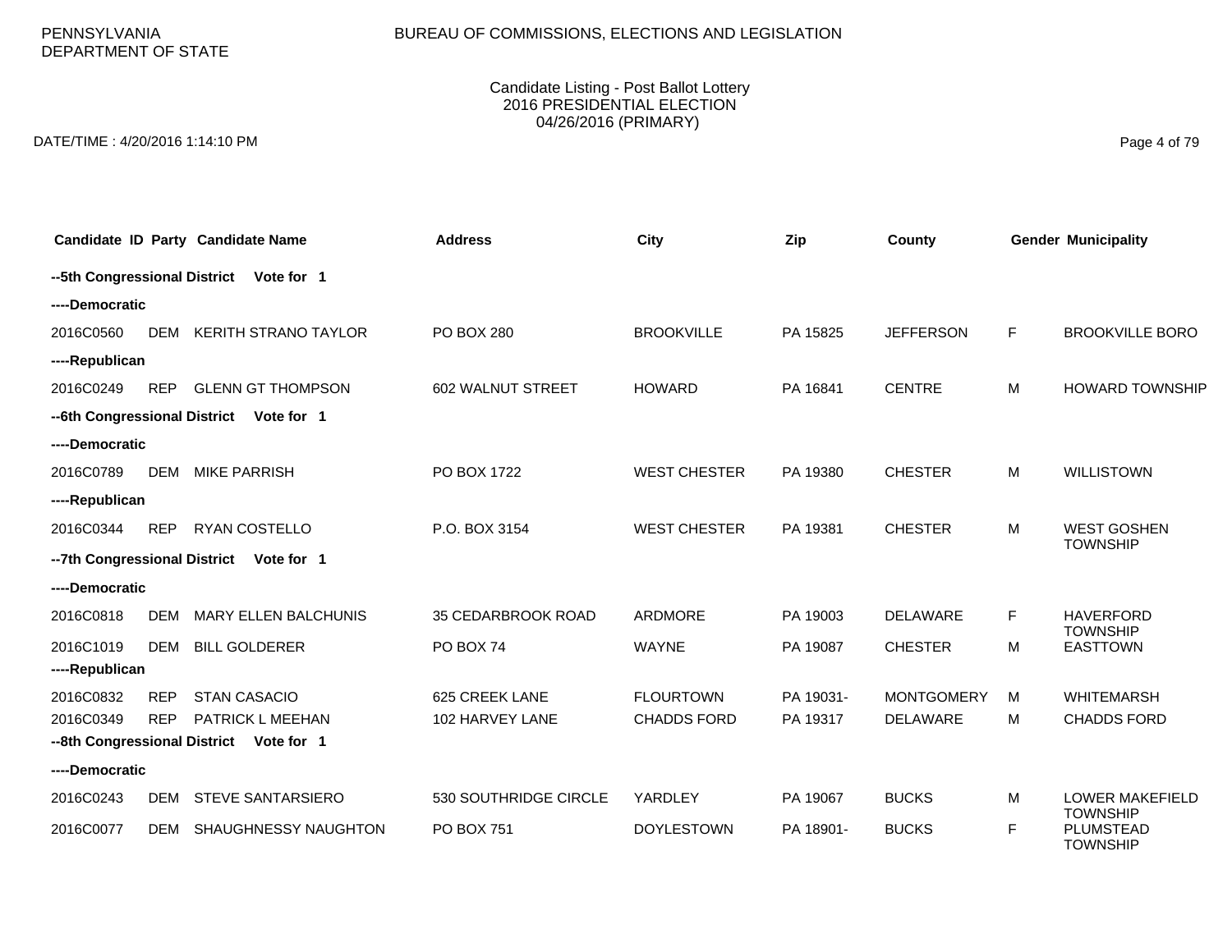PENNSYLVANIA
DEPARTMENT OF STATE

BUREAU OF COMMISSIONS, ELECTIONS AND LEGISLATION

Candidate Listing - Post Ballot Lottery
2016 PRESIDENTIAL ELECTION
04/26/2016 (PRIMARY)

DATE/TIME : 4/20/2016 1:14:10 PM

| Candidate ID | Party | Candidate Name | Address | City | Zip | County | Gender | Municipality |
|---|---|---|---|---|---|---|---|---|
| **--5th Congressional District** | | **Vote for 1** | | | | | | |
| **----Democratic** | | | | | | | | |
| 2016C0560 | DEM | KERITH STRANO TAYLOR | PO BOX 280 | BROOKVILLE | PA 15825 | JEFFERSON | F | BROOKVILLE BORO |
| **----Republican** | | | | | | | | |
| 2016C0249 | REP | GLENN GT THOMPSON | 602 WALNUT STREET | HOWARD | PA 16841 | CENTRE | M | HOWARD TOWNSHIP |
| **--6th Congressional District** | | **Vote for 1** | | | | | | |
| **----Democratic** | | | | | | | | |
| 2016C0789 | DEM | MIKE PARRISH | PO BOX 1722 | WEST CHESTER | PA 19380 | CHESTER | M | WILLISTOWN |
| **----Republican** | | | | | | | | |
| 2016C0344 | REP | RYAN COSTELLO | P.O. BOX 3154 | WEST CHESTER | PA 19381 | CHESTER | M | WEST GOSHEN TOWNSHIP |
| **--7th Congressional District** | | **Vote for 1** | | | | | | |
| **----Democratic** | | | | | | | | |
| 2016C0818 | DEM | MARY ELLEN BALCHUNIS | 35 CEDARBROOK ROAD | ARDMORE | PA 19003 | DELAWARE | F | HAVERFORD TOWNSHIP |
| 2016C1019 | DEM | BILL GOLDERER | PO BOX 74 | WAYNE | PA 19087 | CHESTER | M | EASTTOWN |
| **----Republican** | | | | | | | | |
| 2016C0832 | REP | STAN CASACIO | 625 CREEK LANE | FLOURTOWN | PA 19031- | MONTGOMERY | M | WHITEMARSH |
| 2016C0349 | REP | PATRICK L MEEHAN | 102 HARVEY LANE | CHADDS FORD | PA 19317 | DELAWARE | M | CHADDS FORD |
| **--8th Congressional District** | | **Vote for 1** | | | | | | |
| **----Democratic** | | | | | | | | |
| 2016C0243 | DEM | STEVE SANTARSIERO | 530 SOUTHRIDGE CIRCLE | YARDLEY | PA 19067 | BUCKS | M | LOWER MAKEFIELD TOWNSHIP |
| 2016C0077 | DEM | SHAUGHNESSY NAUGHTON | PO BOX 751 | DOYLESTOWN | PA 18901- | BUCKS | F | PLUMSTEAD TOWNSHIP |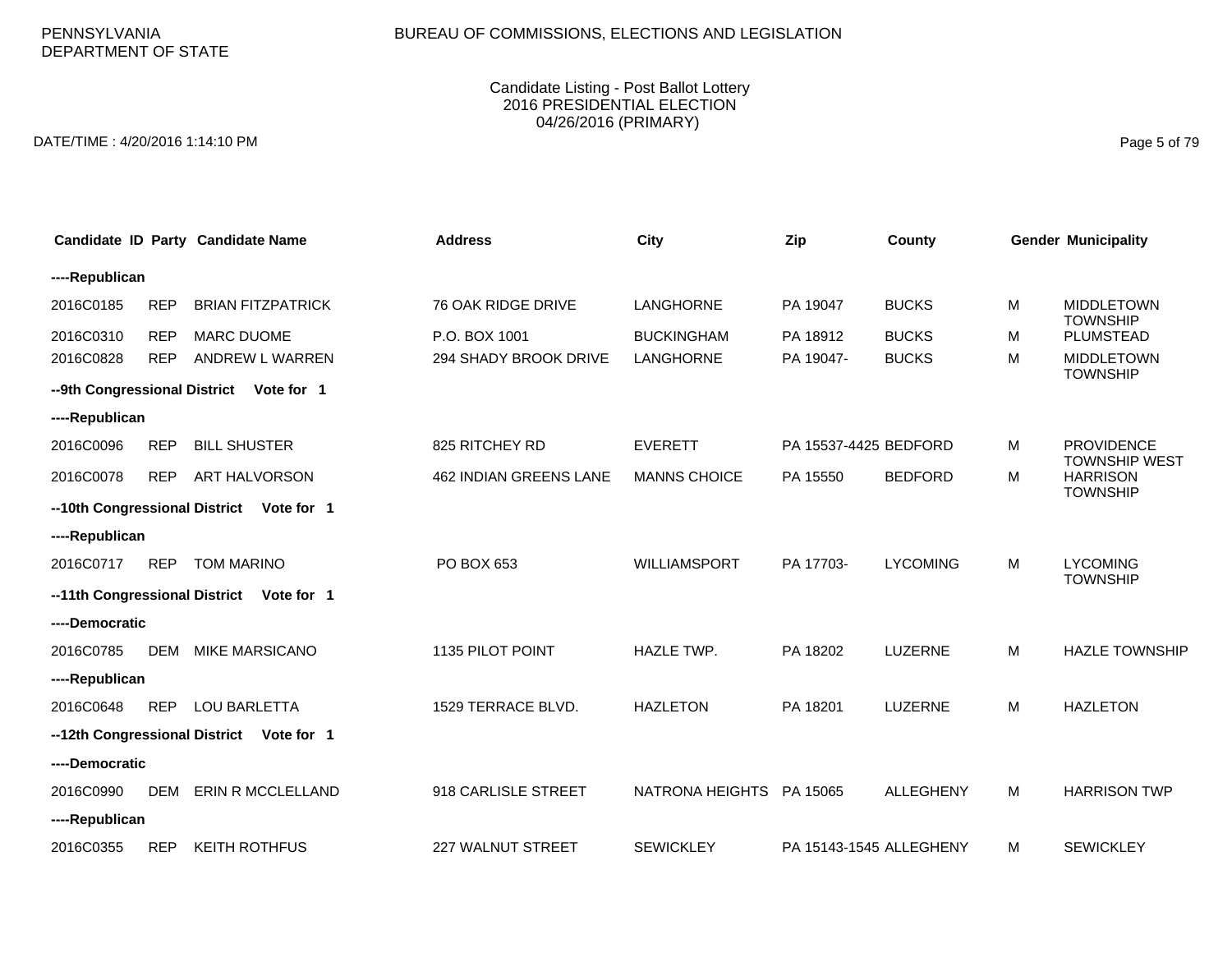PENNSYLVANIA
DEPARTMENT OF STATE

BUREAU OF COMMISSIONS, ELECTIONS AND LEGISLATION

Candidate Listing - Post Ballot Lottery
2016 PRESIDENTIAL ELECTION
04/26/2016 (PRIMARY)

DATE/TIME : 4/20/2016 1:14:10 PM

| Candidate ID | Party | Candidate Name | Address | City | Zip | County | Gender | Municipality |
|---|---|---|---|---|---|---|---|---|
| **----Republican** | | | | | | | | |
| 2016C0185 | REP | BRIAN FITZPATRICK | 76 OAK RIDGE DRIVE | LANGHORNE | PA 19047 | BUCKS | M | MIDDLETOWN TOWNSHIP |
| 2016C0310 | REP | MARC DUOME | P.O. BOX 1001 | BUCKINGHAM | PA 18912 | BUCKS | M | PLUMSTEAD |
| 2016C0828 | REP | ANDREW L WARREN | 294 SHADY BROOK DRIVE | LANGHORNE | PA 19047- | BUCKS | M | MIDDLETOWN TOWNSHIP |
| **--9th Congressional District Vote for 1** | | | | | | | | |
| **----Republican** | | | | | | | | |
| 2016C0096 | REP | BILL SHUSTER | 825 RITCHEY RD | EVERETT | PA 15537-4425 | BEDFORD | M | PROVIDENCE TOWNSHIP WEST |
| 2016C0078 | REP | ART HALVORSON | 462 INDIAN GREENS LANE | MANNS CHOICE | PA 15550 | BEDFORD | M | HARRISON TOWNSHIP |
| **--10th Congressional District Vote for 1** | | | | | | | | |
| **----Republican** | | | | | | | | |
| 2016C0717 | REP | TOM MARINO | PO BOX 653 | WILLIAMSPORT | PA 17703- | LYCOMING | M | LYCOMING TOWNSHIP |
| **--11th Congressional District Vote for 1** | | | | | | | | |
| **----Democratic** | | | | | | | | |
| 2016C0785 | DEM | MIKE MARSICANO | 1135 PILOT POINT | HAZLE TWP. | PA 18202 | LUZERNE | M | HAZLE TOWNSHIP |
| **----Republican** | | | | | | | | |
| 2016C0648 | REP | LOU BARLETTA | 1529 TERRACE BLVD. | HAZLETON | PA 18201 | LUZERNE | M | HAZLETON |
| **--12th Congressional District Vote for 1** | | | | | | | | |
| **----Democratic** | | | | | | | | |
| 2016C0990 | DEM | ERIN R MCCLELLAND | 918 CARLISLE STREET | NATRONA HEIGHTS | PA 15065 | ALLEGHENY | M | HARRISON TWP |
| **----Republican** | | | | | | | | |
| 2016C0355 | REP | KEITH ROTHFUS | 227 WALNUT STREET | SEWICKLEY | PA 15143-1545 | ALLEGHENY | M | SEWICKLEY |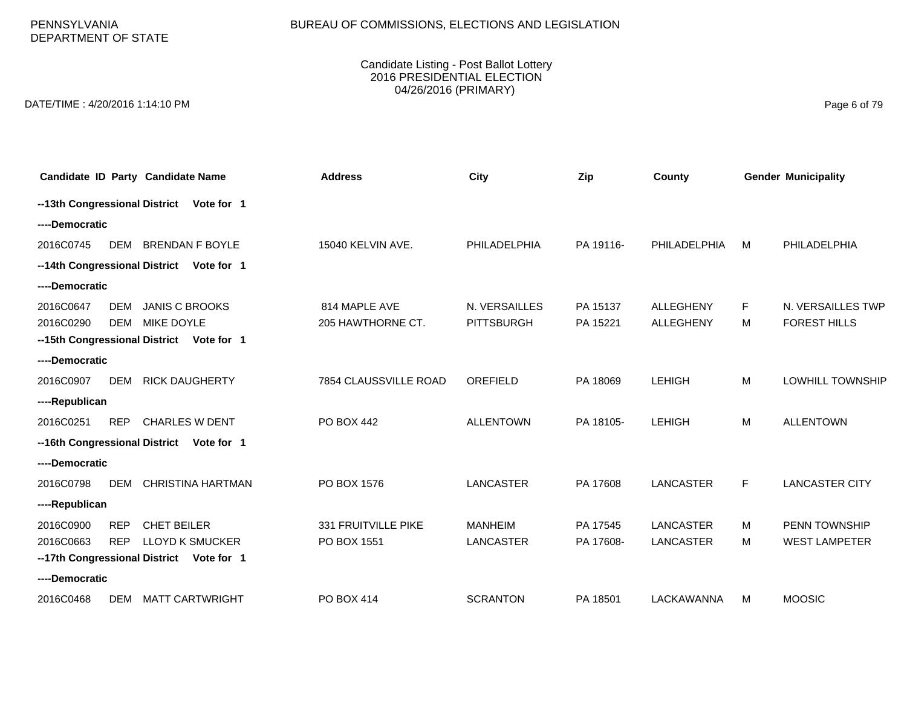PENNSYLVANIA
DEPARTMENT OF STATE

BUREAU OF COMMISSIONS, ELECTIONS AND LEGISLATION

Candidate Listing - Post Ballot Lottery
2016 PRESIDENTIAL ELECTION
04/26/2016 (PRIMARY)

DATE/TIME : 4/20/2016 1:14:10 PM

| Candidate ID | Party | Candidate Name | Address | City | Zip | County | Gender | Municipality |
|---|---|---|---|---|---|---|---|---|
| **--13th Congressional District Vote for 1** | | | | | | | | |
| **----Democratic** | | | | | | | | |
| 2016C0745 | DEM | BRENDAN F BOYLE | 15040 KELVIN AVE. | PHILADELPHIA | PA 19116- | PHILADELPHIA | M | PHILADELPHIA |
| **--14th Congressional District Vote for 1** | | | | | | | | |
| **----Democratic** | | | | | | | | |
| 2016C0647 | DEM | JANIS C BROOKS | 814 MAPLE AVE | N. VERSAILLES | PA 15137 | ALLEGHENY | F | N. VERSAILLES TWP |
| 2016C0290 | DEM | MIKE DOYLE | 205 HAWTHORNE CT. | PITTSBURGH | PA 15221 | ALLEGHENY | M | FOREST HILLS |
| **--15th Congressional District Vote for 1** | | | | | | | | |
| **----Democratic** | | | | | | | | |
| 2016C0907 | DEM | RICK DAUGHERTY | 7854 CLAUSSVILLE ROAD | OREFIELD | PA 18069 | LEHIGH | M | LOWHILL TOWNSHIP |
| **----Republican** | | | | | | | | |
| 2016C0251 | REP | CHARLES W DENT | PO BOX 442 | ALLENTOWN | PA 18105- | LEHIGH | M | ALLENTOWN |
| **--16th Congressional District Vote for 1** | | | | | | | | |
| **----Democratic** | | | | | | | | |
| 2016C0798 | DEM | CHRISTINA HARTMAN | PO BOX 1576 | LANCASTER | PA 17608 | LANCASTER | F | LANCASTER CITY |
| **----Republican** | | | | | | | | |
| 2016C0900 | REP | CHET BEILER | 331 FRUITVILLE PIKE | MANHEIM | PA 17545 | LANCASTER | M | PENN TOWNSHIP |
| 2016C0663 | REP | LLOYD K SMUCKER | PO BOX 1551 | LANCASTER | PA 17608- | LANCASTER | M | WEST LAMPETER |
| **--17th Congressional District Vote for 1** | | | | | | | | |
| **----Democratic** | | | | | | | | |
| 2016C0468 | DEM | MATT CARTWRIGHT | PO BOX 414 | SCRANTON | PA 18501 | LACKAWANNA | M | MOOSIC |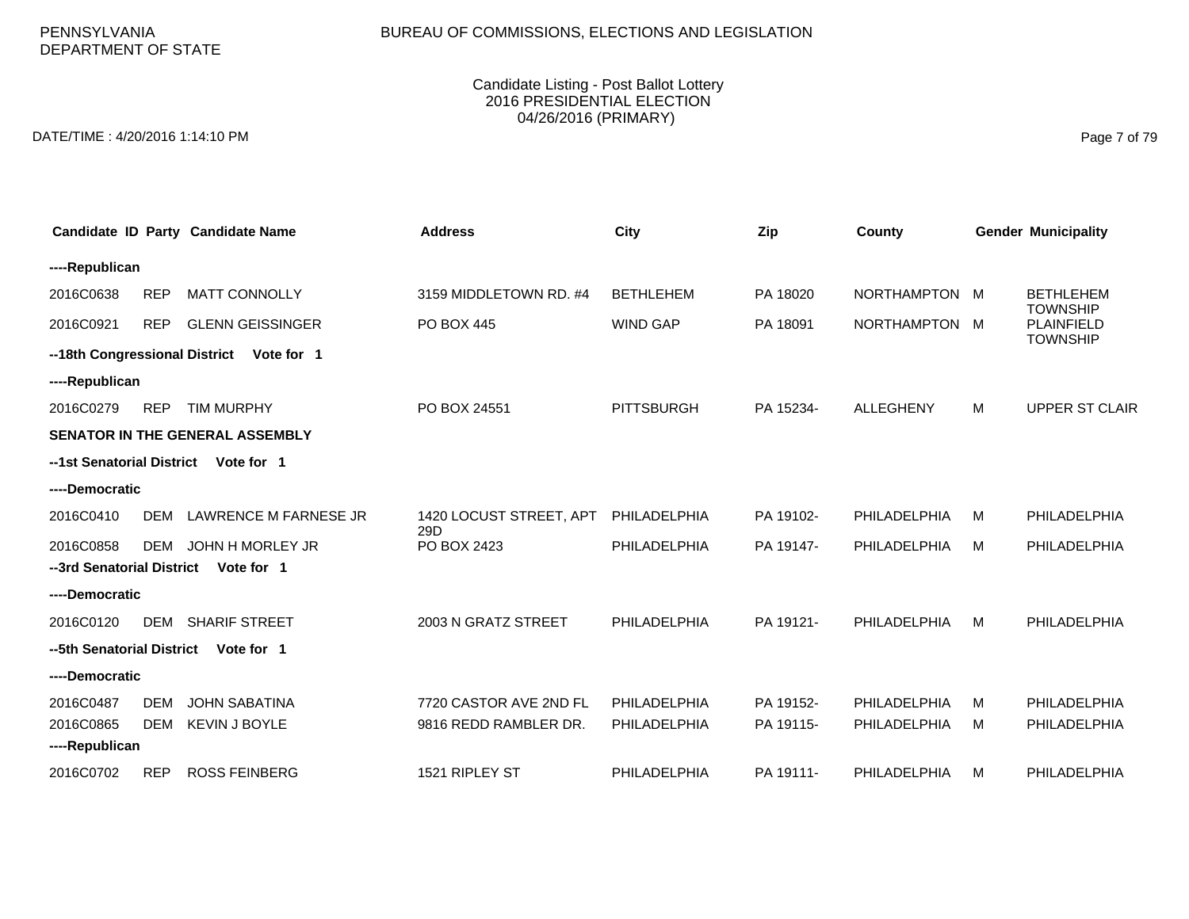PENNSYLVANIA
DEPARTMENT OF STATE

BUREAU OF COMMISSIONS, ELECTIONS AND LEGISLATION

Candidate Listing - Post Ballot Lottery
2016 PRESIDENTIAL ELECTION
04/26/2016 (PRIMARY)

DATE/TIME : 4/20/2016 1:14:10 PM

| Candidate ID | Party | Candidate Name | Address | City | Zip | County | Gender | Municipality |
|---|---|---|---|---|---|---|---|---|
| **----Republican** | | | | | | | | |
| 2016C0638 | REP | MATT CONNOLLY | 3159 MIDDLETOWN RD. #4 | BETHLEHEM | PA 18020 | NORTHAMPTON | M | BETHLEHEM TOWNSHIP |
| 2016C0921 | REP | GLENN GEISSINGER | PO BOX 445 | WIND GAP | PA 18091 | NORTHAMPTON | M | PLAINFIELD TOWNSHIP |
| **--18th Congressional District Vote for 1** | | | | | | | | |
| **----Republican** | | | | | | | | |
| 2016C0279 | REP | TIM MURPHY | PO BOX 24551 | PITTSBURGH | PA 15234- | ALLEGHENY | M | UPPER ST CLAIR |
| **SENATOR IN THE GENERAL ASSEMBLY** | | | | | | | | |
| **--1st Senatorial District Vote for 1** | | | | | | | | |
| **----Democratic** | | | | | | | | |
| 2016C0410 | DEM | LAWRENCE M FARNESE JR | 1420 LOCUST STREET, APT 29D | PHILADELPHIA | PA 19102- | PHILADELPHIA | M | PHILADELPHIA |
| 2016C0858 | DEM | JOHN H MORLEY JR | PO BOX 2423 | PHILADELPHIA | PA 19147- | PHILADELPHIA | M | PHILADELPHIA |
| **--3rd Senatorial District Vote for 1** | | | | | | | | |
| **----Democratic** | | | | | | | | |
| 2016C0120 | DEM | SHARIF STREET | 2003 N GRATZ STREET | PHILADELPHIA | PA 19121- | PHILADELPHIA | M | PHILADELPHIA |
| **--5th Senatorial District Vote for 1** | | | | | | | | |
| **----Democratic** | | | | | | | | |
| 2016C0487 | DEM | JOHN SABATINA | 7720 CASTOR AVE 2ND FL | PHILADELPHIA | PA 19152- | PHILADELPHIA | M | PHILADELPHIA |
| 2016C0865 | DEM | KEVIN J BOYLE | 9816 REDD RAMBLER DR. | PHILADELPHIA | PA 19115- | PHILADELPHIA | M | PHILADELPHIA |
| **----Republican** | | | | | | | | |
| 2016C0702 | REP | ROSS FEINBERG | 1521 RIPLEY ST | PHILADELPHIA | PA 19111- | PHILADELPHIA | M | PHILADELPHIA |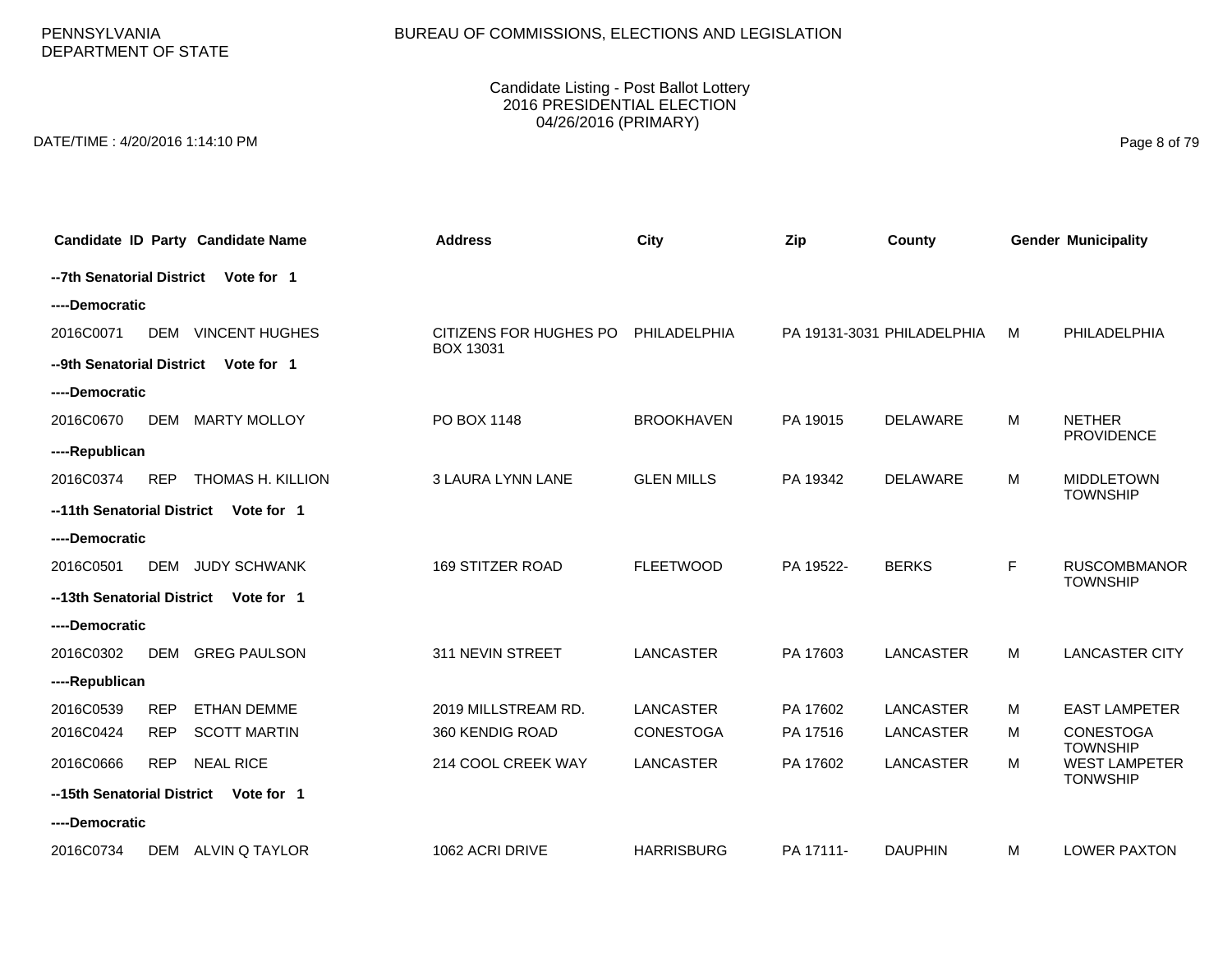PENNSYLVANIA DEPARTMENT OF STATE

BUREAU OF COMMISSIONS, ELECTIONS AND LEGISLATION

Candidate Listing - Post Ballot Lottery
2016 PRESIDENTIAL ELECTION
04/26/2016 (PRIMARY)

DATE/TIME : 4/20/2016 1:14:10 PM

| Candidate ID | Party | Candidate Name | Address | City | Zip | County | Gender | Municipality |
|---|---|---|---|---|---|---|---|---|
| **--7th Senatorial District Vote for 1** | | | | | | | | |
| **----Democratic** | | | | | | | | |
| 2016C0071 | DEM | VINCENT HUGHES | CITIZENS FOR HUGHES PO BOX 13031 | PHILADELPHIA | PA 19131-3031 | PHILADELPHIA | M | PHILADELPHIA |
| **--9th Senatorial District Vote for 1** | | | | | | | | |
| **----Democratic** | | | | | | | | |
| 2016C0670 | DEM | MARTY MOLLOY | PO BOX 1148 | BROOKHAVEN | PA 19015 | DELAWARE | M | NETHER PROVIDENCE |
| **----Republican** | | | | | | | | |
| 2016C0374 | REP | THOMAS H. KILLION | 3 LAURA LYNN LANE | GLEN MILLS | PA 19342 | DELAWARE | M | MIDDLETOWN TOWNSHIP |
| **--11th Senatorial District Vote for 1** | | | | | | | | |
| **----Democratic** | | | | | | | | |
| 2016C0501 | DEM | JUDY SCHWANK | 169 STITZER ROAD | FLEETWOOD | PA 19522- | BERKS | F | RUSCOMBMANOR TOWNSHIP |
| **--13th Senatorial District Vote for 1** | | | | | | | | |
| **----Democratic** | | | | | | | | |
| 2016C0302 | DEM | GREG PAULSON | 311 NEVIN STREET | LANCASTER | PA 17603 | LANCASTER | M | LANCASTER CITY |
| **----Republican** | | | | | | | | |
| 2016C0539 | REP | ETHAN DEMME | 2019 MILLSTREAM RD. | LANCASTER | PA 17602 | LANCASTER | M | EAST LAMPETER |
| 2016C0424 | REP | SCOTT MARTIN | 360 KENDIG ROAD | CONESTOGA | PA 17516 | LANCASTER | M | CONESTOGA TOWNSHIP |
| 2016C0666 | REP | NEAL RICE | 214 COOL CREEK WAY | LANCASTER | PA 17602 | LANCASTER | M | WEST LAMPETER TONWSHIP |
| **--15th Senatorial District Vote for 1** | | | | | | | | |
| **----Democratic** | | | | | | | | |
| 2016C0734 | DEM | ALVIN Q TAYLOR | 1062 ACRI DRIVE | HARRISBURG | PA 17111- | DAUPHIN | M | LOWER PAXTON |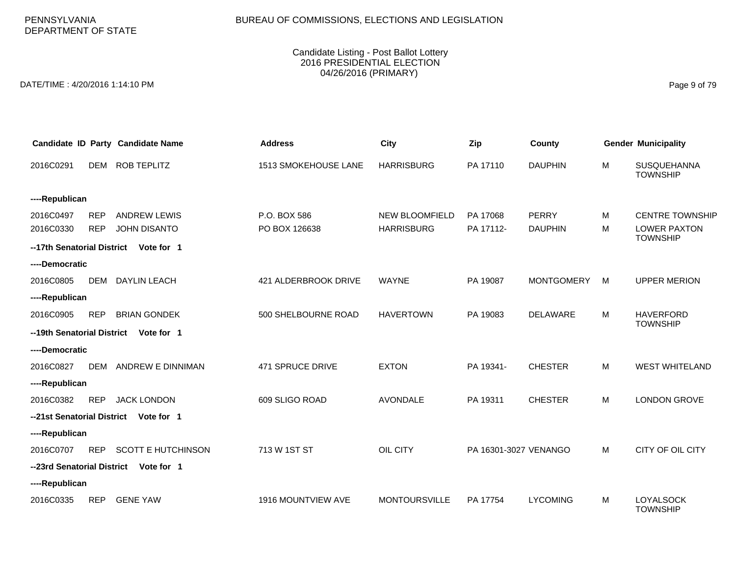PENNSYLVANIA
DEPARTMENT OF STATE

BUREAU OF COMMISSIONS, ELECTIONS AND LEGISLATION

Candidate Listing - Post Ballot Lottery
2016 PRESIDENTIAL ELECTION
04/26/2016 (PRIMARY)

DATE/TIME : 4/20/2016 1:14:10 PM

| Candidate ID | Party | Candidate Name | Address | City | Zip | County | Gender | Municipality |
|---|---|---|---|---|---|---|---|---|
| 2016C0291 | DEM | ROB TEPLITZ | 1513 SMOKEHOUSE LANE | HARRISBURG | PA 17110 | DAUPHIN | M | SUSQUEHANNA TOWNSHIP |
| **----Republican** | | | | | | | | |
| 2016C0497 | REP | ANDREW LEWIS | P.O. BOX 586 | NEW BLOOMFIELD | PA 17068 | PERRY | M | CENTRE TOWNSHIP |
| 2016C0330 | REP | JOHN DISANTO | PO BOX 126638 | HARRISBURG | PA 17112- | DAUPHIN | M | LOWER PAXTON TOWNSHIP |
| **--17th Senatorial District Vote for 1** | | | | | | | | |
| **----Democratic** | | | | | | | | |
| 2016C0805 | DEM | DAYLIN LEACH | 421 ALDERBROOK DRIVE | WAYNE | PA 19087 | MONTGOMERY | M | UPPER MERION |
| **----Republican** | | | | | | | | |
| 2016C0905 | REP | BRIAN GONDEK | 500 SHELBOURNE ROAD | HAVERTOWN | PA 19083 | DELAWARE | M | HAVERFORD TOWNSHIP |
| **--19th Senatorial District Vote for 1** | | | | | | | | |
| **----Democratic** | | | | | | | | |
| 2016C0827 | DEM | ANDREW E DINNIMAN | 471 SPRUCE DRIVE | EXTON | PA 19341- | CHESTER | M | WEST WHITELAND |
| **----Republican** | | | | | | | | |
| 2016C0382 | REP | JACK LONDON | 609 SLIGO ROAD | AVONDALE | PA 19311 | CHESTER | M | LONDON GROVE |
| **--21st Senatorial District Vote for 1** | | | | | | | | |
| **----Republican** | | | | | | | | |
| 2016C0707 | REP | SCOTT E HUTCHINSON | 713 W 1ST ST | OIL CITY | PA 16301-3027 | VENANGO | M | CITY OF OIL CITY |
| **--23rd Senatorial District Vote for 1** | | | | | | | | |
| **----Republican** | | | | | | | | |
| 2016C0335 | REP | GENE YAW | 1916 MOUNTVIEW AVE | MONTOURSVILLE | PA 17754 | LYCOMING | M | LOYALSOCK TOWNSHIP |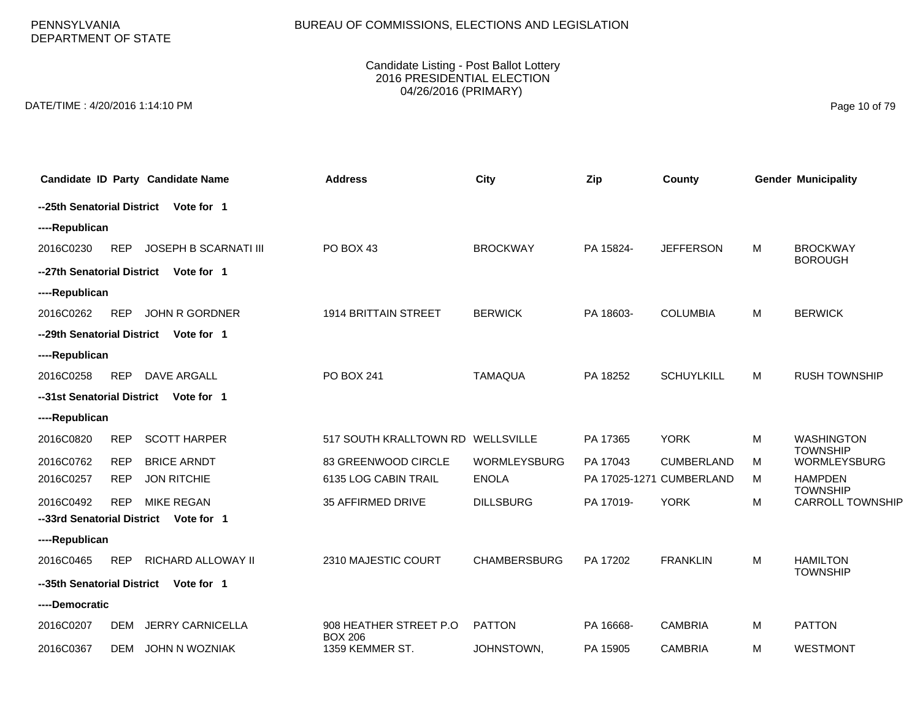PENNSYLVANIA DEPARTMENT OF STATE

BUREAU OF COMMISSIONS, ELECTIONS AND LEGISLATION

Candidate Listing - Post Ballot Lottery
2016 PRESIDENTIAL ELECTION
04/26/2016 (PRIMARY)

DATE/TIME : 4/20/2016 1:14:10 PM

| Candidate ID | Party | Candidate Name | Address | City | Zip | County | Gender | Municipality |
|---|---|---|---|---|---|---|---|---|
| **--25th Senatorial District** | | **Vote for 1** | | | | | | |
| **----Republican** | | | | | | | | |
| 2016C0230 | REP | JOSEPH B SCARNATI III | PO BOX 43 | BROCKWAY | PA 15824- | JEFFERSON | M | BROCKWAY BOROUGH |
| **--27th Senatorial District** | | **Vote for 1** | | | | | | |
| **----Republican** | | | | | | | | |
| 2016C0262 | REP | JOHN R GORDNER | 1914 BRITTAIN STREET | BERWICK | PA 18603- | COLUMBIA | M | BERWICK |
| **--29th Senatorial District** | | **Vote for 1** | | | | | | |
| **----Republican** | | | | | | | | |
| 2016C0258 | REP | DAVE ARGALL | PO BOX 241 | TAMAQUA | PA 18252 | SCHUYLKILL | M | RUSH TOWNSHIP |
| **--31st Senatorial District** | | **Vote for 1** | | | | | | |
| **----Republican** | | | | | | | | |
| 2016C0820 | REP | SCOTT HARPER | 517 SOUTH KRALLTOWN RD | WELLSVILLE | PA 17365 | YORK | M | WASHINGTON TOWNSHIP |
| 2016C0762 | REP | BRICE ARNDT | 83 GREENWOOD CIRCLE | WORMLEYSBURG | PA 17043 | CUMBERLAND | M | WORMLEYSBURG |
| 2016C0257 | REP | JON RITCHIE | 6135 LOG CABIN TRAIL | ENOLA | PA 17025-1271 | CUMBERLAND | M | HAMPDEN TOWNSHIP |
| 2016C0492 | REP | MIKE REGAN | 35 AFFIRMED DRIVE | DILLSBURG | PA 17019- | YORK | M | CARROLL TOWNSHIP |
| **--33rd Senatorial District** | | **Vote for 1** | | | | | | |
| **----Republican** | | | | | | | | |
| 2016C0465 | REP | RICHARD ALLOWAY II | 2310 MAJESTIC COURT | CHAMBERSBURG | PA 17202 | FRANKLIN | M | HAMILTON TOWNSHIP |
| **--35th Senatorial District** | | **Vote for 1** | | | | | | |
| **----Democratic** | | | | | | | | |
| 2016C0207 | DEM | JERRY CARNICELLA | 908 HEATHER STREET P.O BOX 206 | PATTON | PA 16668- | CAMBRIA | M | PATTON |
| 2016C0367 | DEM | JOHN N WOZNIAK | 1359 KEMMER ST. | JOHNSTOWN, | PA 15905 | CAMBRIA | M | WESTMONT |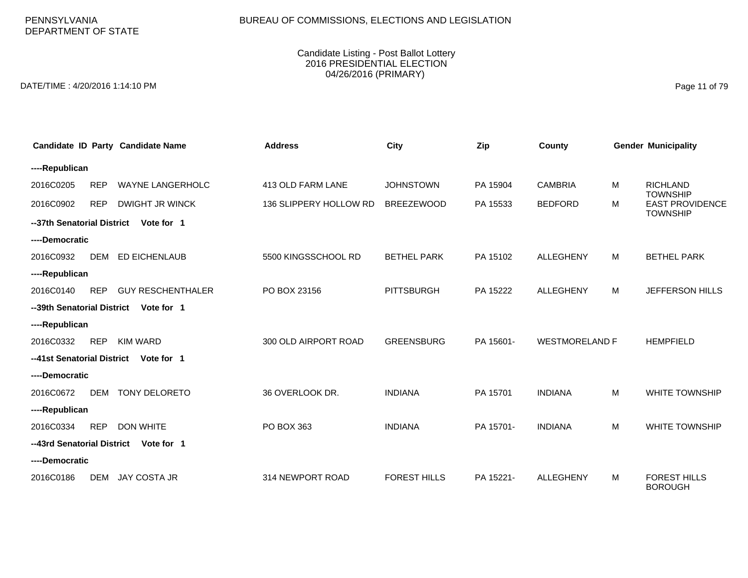PENNSYLVANIA DEPARTMENT OF STATE

BUREAU OF COMMISSIONS, ELECTIONS AND LEGISLATION

Candidate Listing - Post Ballot Lottery
2016 PRESIDENTIAL ELECTION
04/26/2016 (PRIMARY)

DATE/TIME : 4/20/2016 1:14:10 PM

| Candidate ID | Party | Candidate Name | Address | City | Zip | County | Gender | Municipality |
|---|---|---|---|---|---|---|---|---|
| **----Republican** | | | | | | | | |
| 2016C0205 | REP | WAYNE LANGERHOLC | 413 OLD FARM LANE | JOHNSTOWN | PA 15904 | CAMBRIA | M | RICHLAND TOWNSHIP |
| 2016C0902 | REP | DWIGHT JR WINCK | 136 SLIPPERY HOLLOW RD | BREEZEWOOD | PA 15533 | BEDFORD | M | EAST PROVIDENCE TOWNSHIP |
| **--37th Senatorial District Vote for 1** | | | | | | | | |
| **----Democratic** | | | | | | | | |
| 2016C0932 | DEM | ED EICHENLAUB | 5500 KINGSSCHOOL RD | BETHEL PARK | PA 15102 | ALLEGHENY | M | BETHEL PARK |
| **----Republican** | | | | | | | | |
| 2016C0140 | REP | GUY RESCHENTHALER | PO BOX 23156 | PITTSBURGH | PA 15222 | ALLEGHENY | M | JEFFERSON HILLS |
| **--39th Senatorial District Vote for 1** | | | | | | | | |
| **----Republican** | | | | | | | | |
| 2016C0332 | REP | KIM WARD | 300 OLD AIRPORT ROAD | GREENSBURG | PA 15601- | WESTMORELAND | F | HEMPFIELD |
| **--41st Senatorial District Vote for 1** | | | | | | | | |
| **----Democratic** | | | | | | | | |
| 2016C0672 | DEM | TONY DELORETO | 36 OVERLOOK DR. | INDIANA | PA 15701 | INDIANA | M | WHITE TOWNSHIP |
| **----Republican** | | | | | | | | |
| 2016C0334 | REP | DON WHITE | PO BOX 363 | INDIANA | PA 15701- | INDIANA | M | WHITE TOWNSHIP |
| **--43rd Senatorial District Vote for 1** | | | | | | | | |
| **----Democratic** | | | | | | | | |
| 2016C0186 | DEM | JAY COSTA JR | 314 NEWPORT ROAD | FOREST HILLS | PA 15221- | ALLEGHENY | M | FOREST HILLS BOROUGH |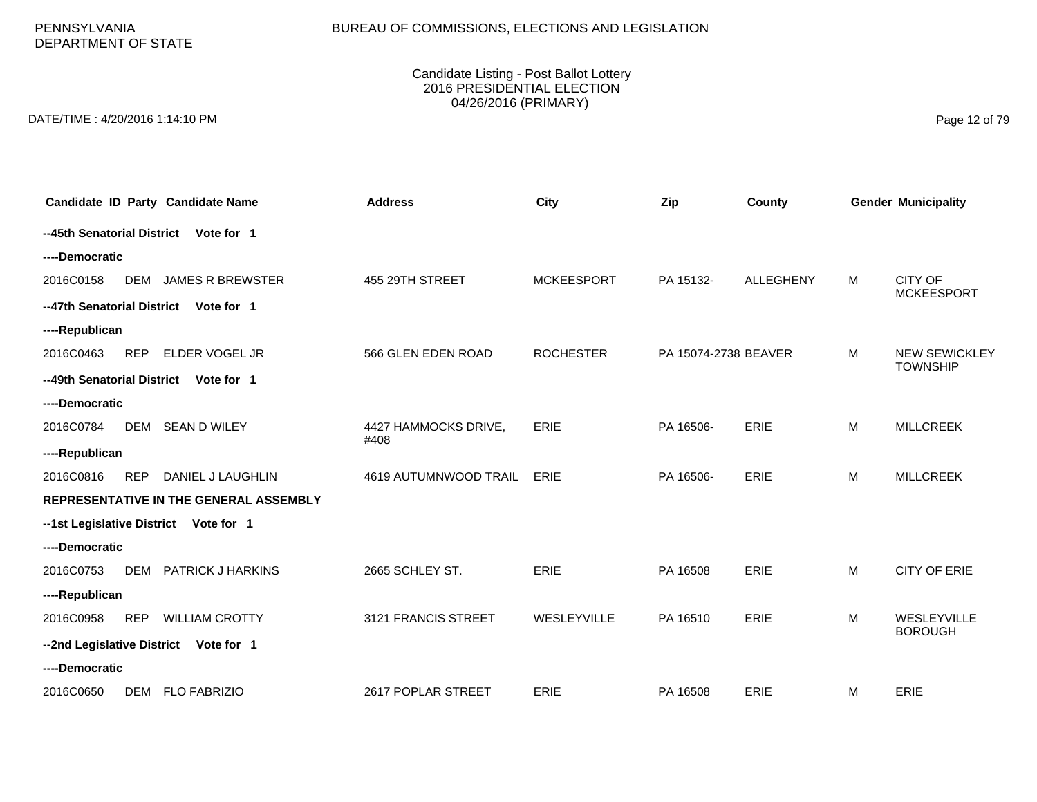PENNSYLVANIA
DEPARTMENT OF STATE

BUREAU OF COMMISSIONS, ELECTIONS AND LEGISLATION

Candidate Listing - Post Ballot Lottery
2016 PRESIDENTIAL ELECTION
04/26/2016 (PRIMARY)

DATE/TIME : 4/20/2016 1:14:10 PM

| Candidate ID | Party | Candidate Name | Address | City | Zip | County | Gender | Municipality |
|---|---|---|---|---|---|---|---|---|
| **--45th Senatorial District Vote for 1** | | | | | | | | |
| **----Democratic** | | | | | | | | |
| 2016C0158 | DEM | JAMES R BREWSTER | 455 29TH STREET | MCKEESPORT | PA 15132- | ALLEGHENY | M | CITY OF MCKEESPORT |
| **--47th Senatorial District Vote for 1** | | | | | | | | |
| **----Republican** | | | | | | | | |
| 2016C0463 | REP | ELDER VOGEL JR | 566 GLEN EDEN ROAD | ROCHESTER | PA 15074-2738 | BEAVER | M | NEW SEWICKLEY TOWNSHIP |
| **--49th Senatorial District Vote for 1** | | | | | | | | |
| **----Democratic** | | | | | | | | |
| 2016C0784 | DEM | SEAN D WILEY | 4427 HAMMOCKS DRIVE, #408 | ERIE | PA 16506- | ERIE | M | MILLCREEK |
| **----Republican** | | | | | | | | |
| 2016C0816 | REP | DANIEL J LAUGHLIN | 4619 AUTUMNWOOD TRAIL | ERIE | PA 16506- | ERIE | M | MILLCREEK |
| **REPRESENTATIVE IN THE GENERAL ASSEMBLY** | | | | | | | | |
| **--1st Legislative District Vote for 1** | | | | | | | | |
| **----Democratic** | | | | | | | | |
| 2016C0753 | DEM | PATRICK J HARKINS | 2665 SCHLEY ST. | ERIE | PA 16508 | ERIE | M | CITY OF ERIE |
| **----Republican** | | | | | | | | |
| 2016C0958 | REP | WILLIAM CROTTY | 3121 FRANCIS STREET | WESLEYVILLE | PA 16510 | ERIE | M | WESLEYVILLE BOROUGH |
| **--2nd Legislative District Vote for 1** | | | | | | | | |
| **----Democratic** | | | | | | | | |
| 2016C0650 | DEM | FLO FABRIZIO | 2617 POPLAR STREET | ERIE | PA 16508 | ERIE | M | ERIE |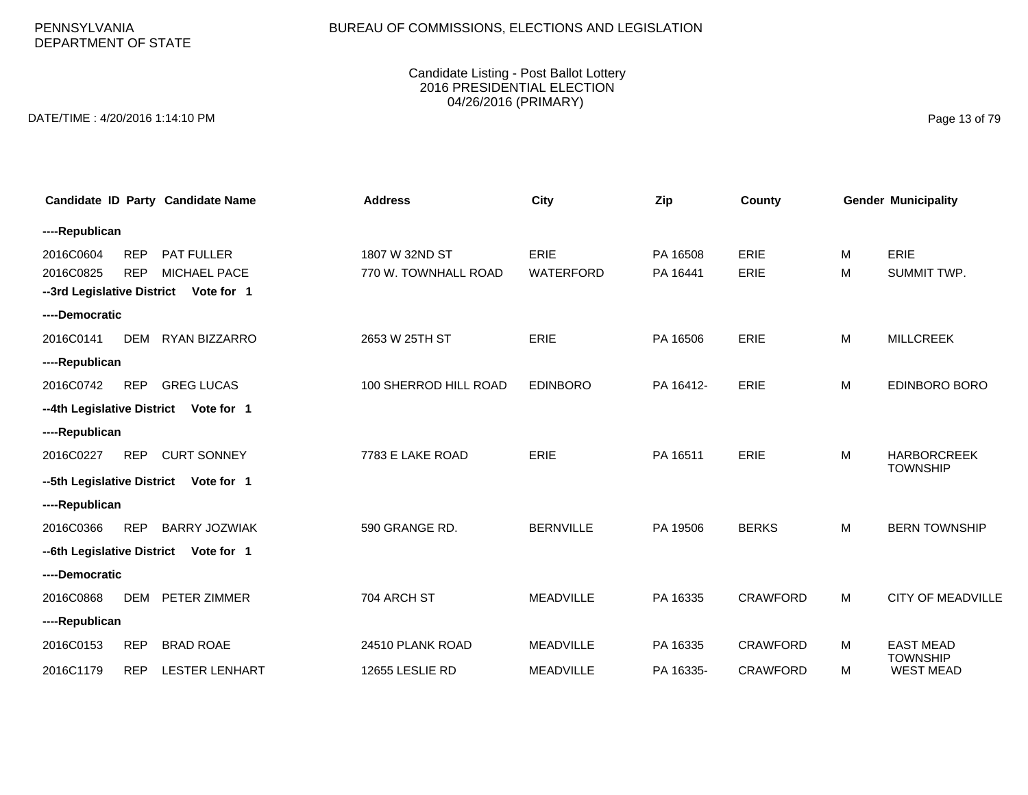PENNSYLVANIA DEPARTMENT OF STATE

BUREAU OF COMMISSIONS, ELECTIONS AND LEGISLATION

Candidate Listing - Post Ballot Lottery
2016 PRESIDENTIAL ELECTION
04/26/2016 (PRIMARY)

DATE/TIME : 4/20/2016 1:14:10 PM

| Candidate ID | Party | Candidate Name | Address | City | Zip | County | Gender | Municipality |
|---|---|---|---|---|---|---|---|---|
| **----Republican** | | | | | | | | |
| 2016C0604 | REP | PAT FULLER | 1807 W 32ND ST | ERIE | PA 16508 | ERIE | M | ERIE |
| 2016C0825 | REP | MICHAEL PACE | 770 W. TOWNHALL ROAD | WATERFORD | PA 16441 | ERIE | M | SUMMIT TWP. |
| **--3rd Legislative District Vote for 1** | | | | | | | | |
| **----Democratic** | | | | | | | | |
| 2016C0141 | DEM | RYAN BIZZARRO | 2653 W 25TH ST | ERIE | PA 16506 | ERIE | M | MILLCREEK |
| **----Republican** | | | | | | | | |
| 2016C0742 | REP | GREG LUCAS | 100 SHERROD HILL ROAD | EDINBORO | PA 16412- | ERIE | M | EDINBORO BORO |
| **--4th Legislative District Vote for 1** | | | | | | | | |
| **----Republican** | | | | | | | | |
| 2016C0227 | REP | CURT SONNEY | 7783 E LAKE ROAD | ERIE | PA 16511 | ERIE | M | HARBORCREEK TOWNSHIP |
| **--5th Legislative District Vote for 1** | | | | | | | | |
| **----Republican** | | | | | | | | |
| 2016C0366 | REP | BARRY JOZWIAK | 590 GRANGE RD. | BERNVILLE | PA 19506 | BERKS | M | BERN TOWNSHIP |
| **--6th Legislative District Vote for 1** | | | | | | | | |
| **----Democratic** | | | | | | | | |
| 2016C0868 | DEM | PETER ZIMMER | 704 ARCH ST | MEADVILLE | PA 16335 | CRAWFORD | M | CITY OF MEADVILLE |
| **----Republican** | | | | | | | | |
| 2016C0153 | REP | BRAD ROAE | 24510 PLANK ROAD | MEADVILLE | PA 16335 | CRAWFORD | M | EAST MEAD TOWNSHIP |
| 2016C1179 | REP | LESTER LENHART | 12655 LESLIE RD | MEADVILLE | PA 16335- | CRAWFORD | M | WEST MEAD |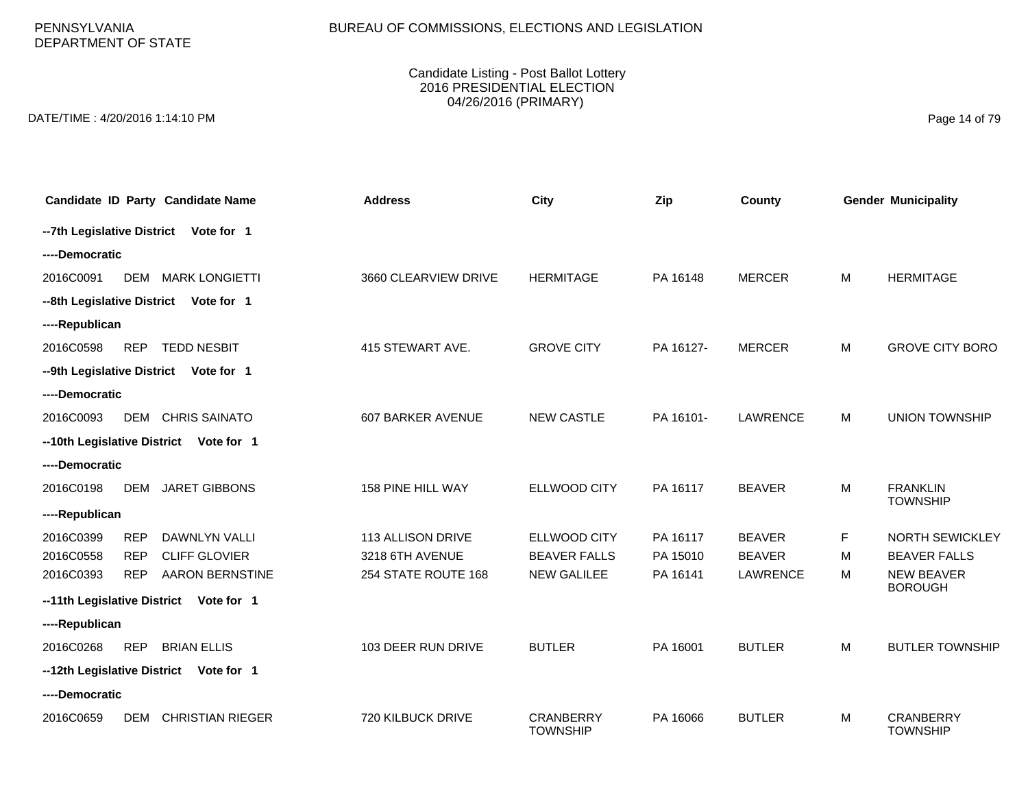PENNSYLVANIA DEPARTMENT OF STATE

BUREAU OF COMMISSIONS, ELECTIONS AND LEGISLATION

Candidate Listing - Post Ballot Lottery
2016 PRESIDENTIAL ELECTION
04/26/2016 (PRIMARY)

DATE/TIME : 4/20/2016 1:14:10 PM

| Candidate ID | Party | Candidate Name | Address | City | Zip | County | Gender | Municipality |
|---|---|---|---|---|---|---|---|---|
| **--7th Legislative District Vote for 1** | | | | | | | | |
| **----Democratic** | | | | | | | | |
| 2016C0091 | DEM | MARK LONGIETTI | 3660 CLEARVIEW DRIVE | HERMITAGE | PA 16148 | MERCER | M | HERMITAGE |
| **--8th Legislative District Vote for 1** | | | | | | | | |
| **----Republican** | | | | | | | | |
| 2016C0598 | REP | TEDD NESBIT | 415 STEWART AVE. | GROVE CITY | PA 16127- | MERCER | M | GROVE CITY BORO |
| **--9th Legislative District Vote for 1** | | | | | | | | |
| **----Democratic** | | | | | | | | |
| 2016C0093 | DEM | CHRIS SAINATO | 607 BARKER AVENUE | NEW CASTLE | PA 16101- | LAWRENCE | M | UNION TOWNSHIP |
| **--10th Legislative District Vote for 1** | | | | | | | | |
| **----Democratic** | | | | | | | | |
| 2016C0198 | DEM | JARET GIBBONS | 158 PINE HILL WAY | ELLWOOD CITY | PA 16117 | BEAVER | M | FRANKLIN TOWNSHIP |
| **----Republican** | | | | | | | | |
| 2016C0399 | REP | DAWNLYN VALLI | 113 ALLISON DRIVE | ELLWOOD CITY | PA 16117 | BEAVER | F | NORTH SEWICKLEY |
| 2016C0558 | REP | CLIFF GLOVIER | 3218 6TH AVENUE | BEAVER FALLS | PA 15010 | BEAVER | M | BEAVER FALLS |
| 2016C0393 | REP | AARON BERNSTINE | 254 STATE ROUTE 168 | NEW GALILEE | PA 16141 | LAWRENCE | M | NEW BEAVER BOROUGH |
| **--11th Legislative District Vote for 1** | | | | | | | | |
| **----Republican** | | | | | | | | |
| 2016C0268 | REP | BRIAN ELLIS | 103 DEER RUN DRIVE | BUTLER | PA 16001 | BUTLER | M | BUTLER TOWNSHIP |
| **--12th Legislative District Vote for 1** | | | | | | | | |
| **----Democratic** | | | | | | | | |
| 2016C0659 | DEM | CHRISTIAN RIEGER | 720 KILBUCK DRIVE | CRANBERRY TOWNSHIP | PA 16066 | BUTLER | M | CRANBERRY TOWNSHIP |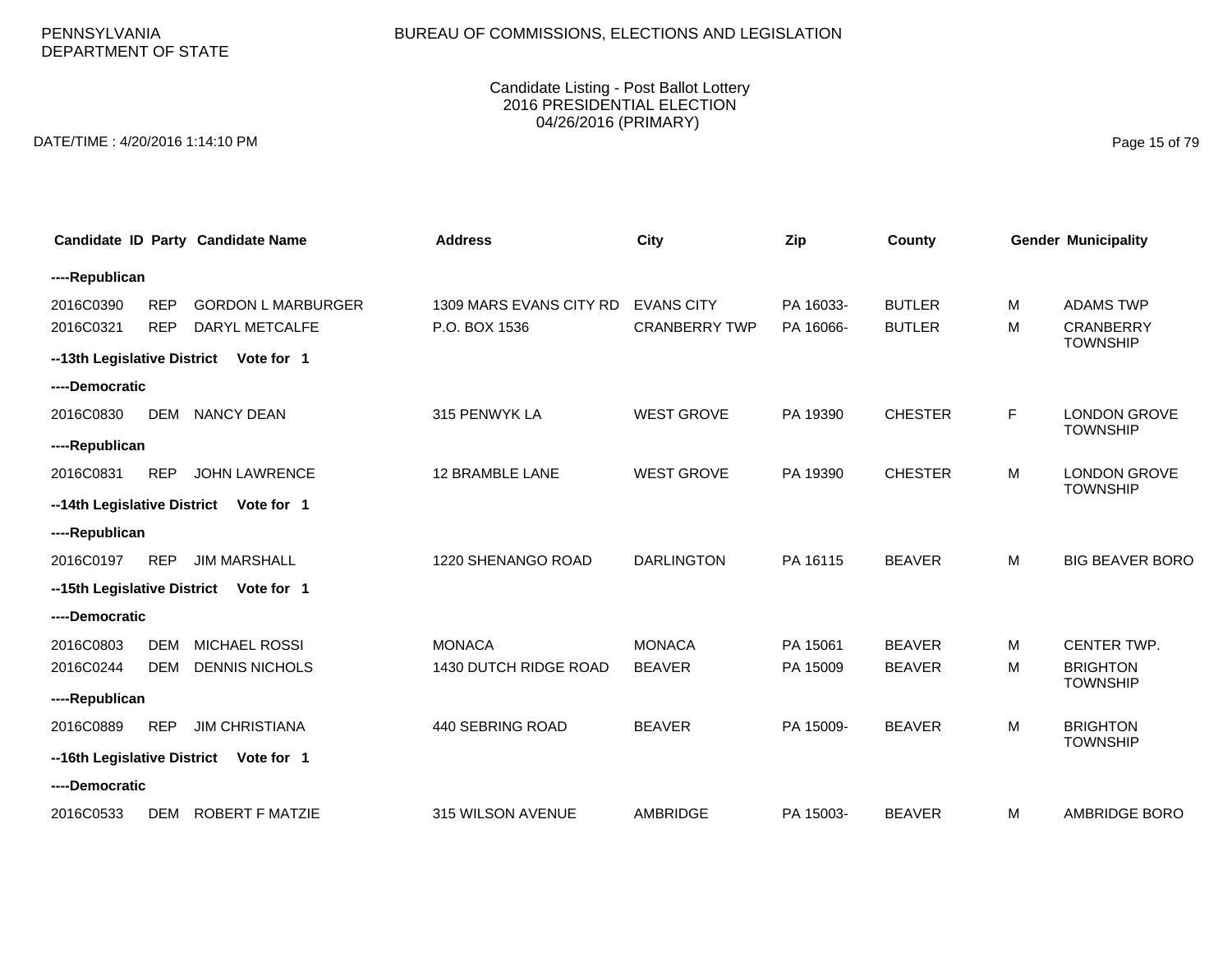PENNSYLVANIA
DEPARTMENT OF STATE

BUREAU OF COMMISSIONS, ELECTIONS AND LEGISLATION

Candidate Listing - Post Ballot Lottery
2016 PRESIDENTIAL ELECTION
04/26/2016 (PRIMARY)

DATE/TIME : 4/20/2016 1:14:10 PM

| Candidate ID | Party | Candidate Name | Address | City | Zip | County | Gender | Municipality |
|---|---|---|---|---|---|---|---|---|
| ----Republican | | | | | | | | |
| 2016C0390 | REP | GORDON L MARBURGER | 1309 MARS EVANS CITY RD | EVANS CITY | PA 16033- | BUTLER | M | ADAMS TWP |
| 2016C0321 | REP | DARYL METCALFE | P.O. BOX 1536 | CRANBERRY TWP | PA 16066- | BUTLER | M | CRANBERRY TOWNSHIP |
| --13th Legislative District | | Vote for 1 | | | | | | |
| ----Democratic | | | | | | | | |
| 2016C0830 | DEM | NANCY DEAN | 315 PENWYK LA | WEST GROVE | PA 19390 | CHESTER | F | LONDON GROVE TOWNSHIP |
| ----Republican | | | | | | | | |
| 2016C0831 | REP | JOHN LAWRENCE | 12 BRAMBLE LANE | WEST GROVE | PA 19390 | CHESTER | M | LONDON GROVE TOWNSHIP |
| --14th Legislative District | | Vote for 1 | | | | | | |
| ----Republican | | | | | | | | |
| 2016C0197 | REP | JIM MARSHALL | 1220 SHENANGO ROAD | DARLINGTON | PA 16115 | BEAVER | M | BIG BEAVER BORO |
| --15th Legislative District | | Vote for 1 | | | | | | |
| ----Democratic | | | | | | | | |
| 2016C0803 | DEM | MICHAEL ROSSI | MONACA | MONACA | PA 15061 | BEAVER | M | CENTER TWP. |
| 2016C0244 | DEM | DENNIS NICHOLS | 1430 DUTCH RIDGE ROAD | BEAVER | PA 15009 | BEAVER | M | BRIGHTON TOWNSHIP |
| ----Republican | | | | | | | | |
| 2016C0889 | REP | JIM CHRISTIANA | 440 SEBRING ROAD | BEAVER | PA 15009- | BEAVER | M | BRIGHTON TOWNSHIP |
| --16th Legislative District | | Vote for 1 | | | | | | |
| ----Democratic | | | | | | | | |
| 2016C0533 | DEM | ROBERT F MATZIE | 315 WILSON AVENUE | AMBRIDGE | PA 15003- | BEAVER | M | AMBRIDGE BORO |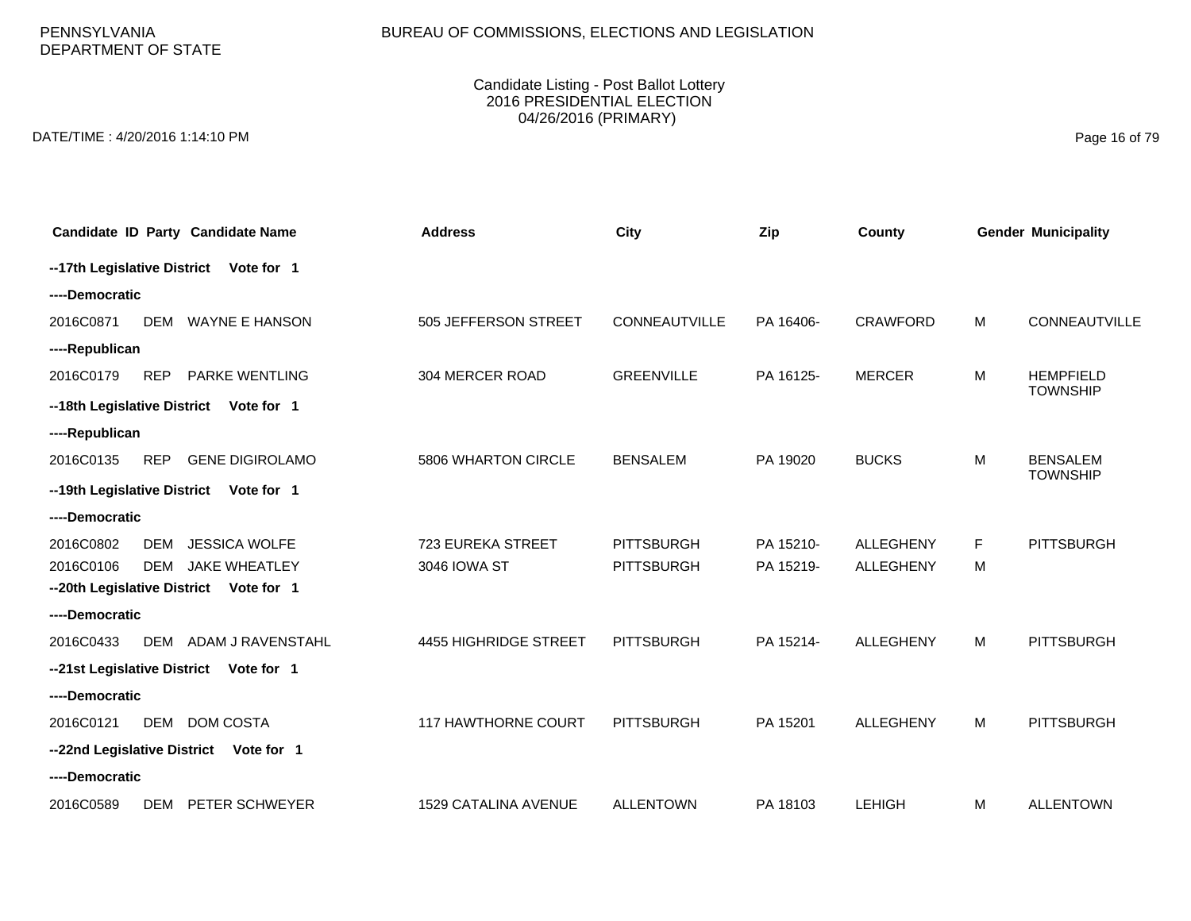PENNSYLVANIA DEPARTMENT OF STATE

BUREAU OF COMMISSIONS, ELECTIONS AND LEGISLATION

Candidate Listing - Post Ballot Lottery
2016 PRESIDENTIAL ELECTION
04/26/2016 (PRIMARY)

DATE/TIME : 4/20/2016 1:14:10 PM

| Candidate ID | Party | Candidate Name | Address | City | Zip | County | Gender | Municipality |
|---|---|---|---|---|---|---|---|---|
| **--17th Legislative District Vote for 1** | | | | | | | | |
| **----Democratic** | | | | | | | | |
| 2016C0871 | DEM | WAYNE E HANSON | 505 JEFFERSON STREET | CONNEAUTVILLE | PA 16406- | CRAWFORD | M | CONNEAUTVILLE |
| **----Republican** | | | | | | | | |
| 2016C0179 | REP | PARKE WENTLING | 304 MERCER ROAD | GREENVILLE | PA 16125- | MERCER | M | HEMPFIELD TOWNSHIP |
| **--18th Legislative District Vote for 1** | | | | | | | | |
| **----Republican** | | | | | | | | |
| 2016C0135 | REP | GENE DIGIROLAMO | 5806 WHARTON CIRCLE | BENSALEM | PA 19020 | BUCKS | M | BENSALEM TOWNSHIP |
| **--19th Legislative District Vote for 1** | | | | | | | | |
| **----Democratic** | | | | | | | | |
| 2016C0802 | DEM | JESSICA WOLFE | 723 EUREKA STREET | PITTSBURGH | PA 15210- | ALLEGHENY | F | PITTSBURGH |
| 2016C0106 | DEM | JAKE WHEATLEY | 3046 IOWA ST | PITTSBURGH | PA 15219- | ALLEGHENY | M | |
| **--20th Legislative District Vote for 1** | | | | | | | | |
| **----Democratic** | | | | | | | | |
| 2016C0433 | DEM | ADAM J RAVENSTAHL | 4455 HIGHRIDGE STREET | PITTSBURGH | PA 15214- | ALLEGHENY | M | PITTSBURGH |
| **--21st Legislative District Vote for 1** | | | | | | | | |
| **----Democratic** | | | | | | | | |
| 2016C0121 | DEM | DOM COSTA | 117 HAWTHORNE COURT | PITTSBURGH | PA 15201 | ALLEGHENY | M | PITTSBURGH |
| **--22nd Legislative District Vote for 1** | | | | | | | | |
| **----Democratic** | | | | | | | | |
| 2016C0589 | DEM | PETER SCHWEYER | 1529 CATALINA AVENUE | ALLENTOWN | PA 18103 | LEHIGH | M | ALLENTOWN |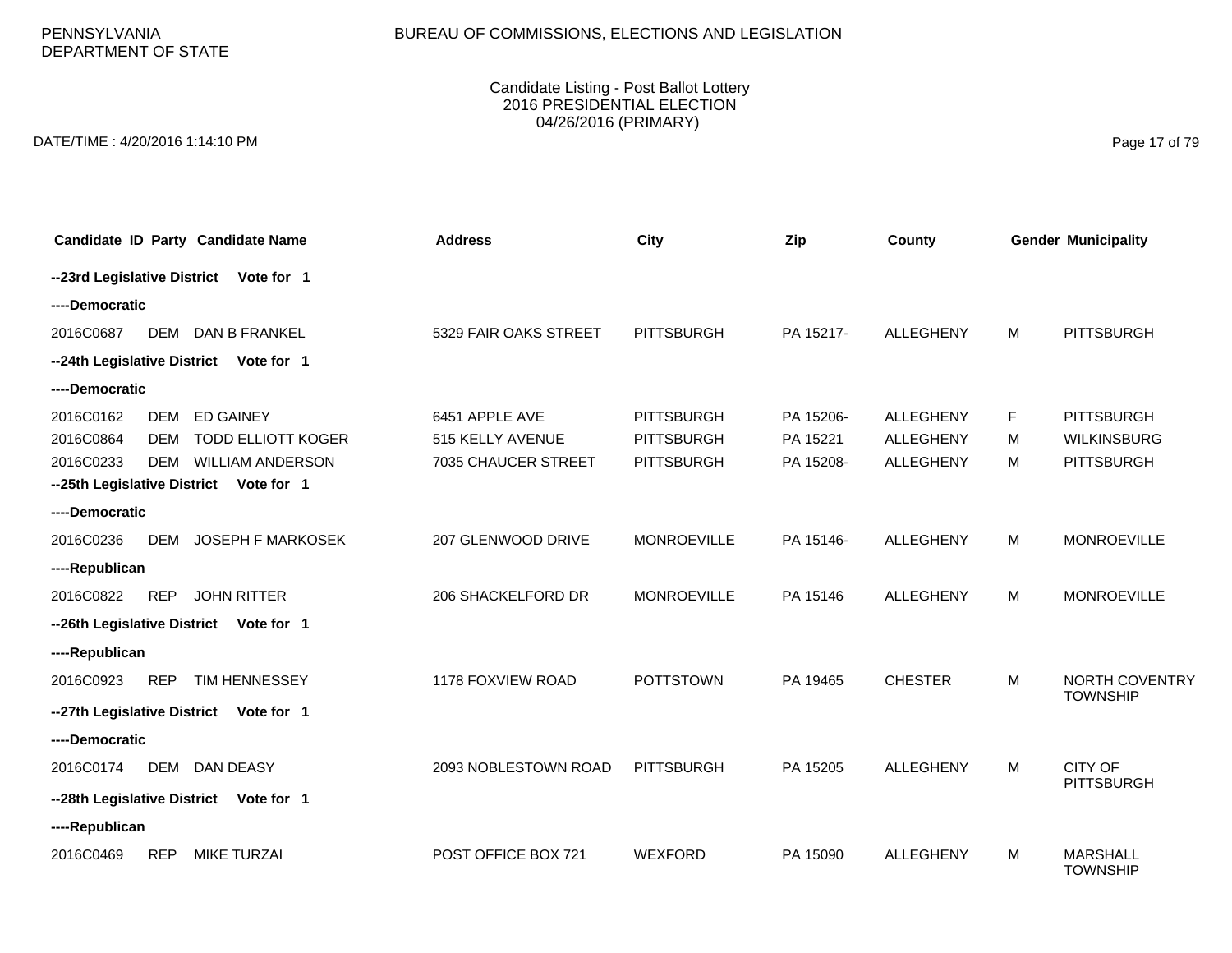PENNSYLVANIA
DEPARTMENT OF STATE

BUREAU OF COMMISSIONS, ELECTIONS AND LEGISLATION

Candidate Listing - Post Ballot Lottery
2016 PRESIDENTIAL ELECTION
04/26/2016 (PRIMARY)

DATE/TIME : 4/20/2016 1:14:10 PM

| Candidate ID | Party | Candidate Name | Address | City | Zip | County | Gender | Municipality |
|---|---|---|---|---|---|---|---|---|
| **--23rd Legislative District** | | **Vote for 1** | | | | | | |
| **----Democratic** | | | | | | | | |
| 2016C0687 | DEM | DAN B FRANKEL | 5329 FAIR OAKS STREET | PITTSBURGH | PA 15217- | ALLEGHENY | M | PITTSBURGH |
| **--24th Legislative District** | | **Vote for 1** | | | | | | |
| **----Democratic** | | | | | | | | |
| 2016C0162 | DEM | ED GAINEY | 6451 APPLE AVE | PITTSBURGH | PA 15206- | ALLEGHENY | F | PITTSBURGH |
| 2016C0864 | DEM | TODD ELLIOTT KOGER | 515 KELLY AVENUE | PITTSBURGH | PA 15221 | ALLEGHENY | M | WILKINSBURG |
| 2016C0233 | DEM | WILLIAM ANDERSON | 7035 CHAUCER STREET | PITTSBURGH | PA 15208- | ALLEGHENY | M | PITTSBURGH |
| **--25th Legislative District** | | **Vote for 1** | | | | | | |
| **----Democratic** | | | | | | | | |
| 2016C0236 | DEM | JOSEPH F MARKOSEK | 207 GLENWOOD DRIVE | MONROEVILLE | PA 15146- | ALLEGHENY | M | MONROEVILLE |
| **----Republican** | | | | | | | | |
| 2016C0822 | REP | JOHN RITTER | 206 SHACKELFORD DR | MONROEVILLE | PA 15146 | ALLEGHENY | M | MONROEVILLE |
| **--26th Legislative District** | | **Vote for 1** | | | | | | |
| **----Republican** | | | | | | | | |
| 2016C0923 | REP | TIM HENNESSEY | 1178 FOXVIEW ROAD | POTTSTOWN | PA 19465 | CHESTER | M | NORTH COVENTRY TOWNSHIP |
| **--27th Legislative District** | | **Vote for 1** | | | | | | |
| **----Democratic** | | | | | | | | |
| 2016C0174 | DEM | DAN DEASY | 2093 NOBLESTOWN ROAD | PITTSBURGH | PA 15205 | ALLEGHENY | M | CITY OF PITTSBURGH |
| **--28th Legislative District** | | **Vote for 1** | | | | | | |
| **----Republican** | | | | | | | | |
| 2016C0469 | REP | MIKE TURZAI | POST OFFICE BOX 721 | WEXFORD | PA 15090 | ALLEGHENY | M | MARSHALL TOWNSHIP |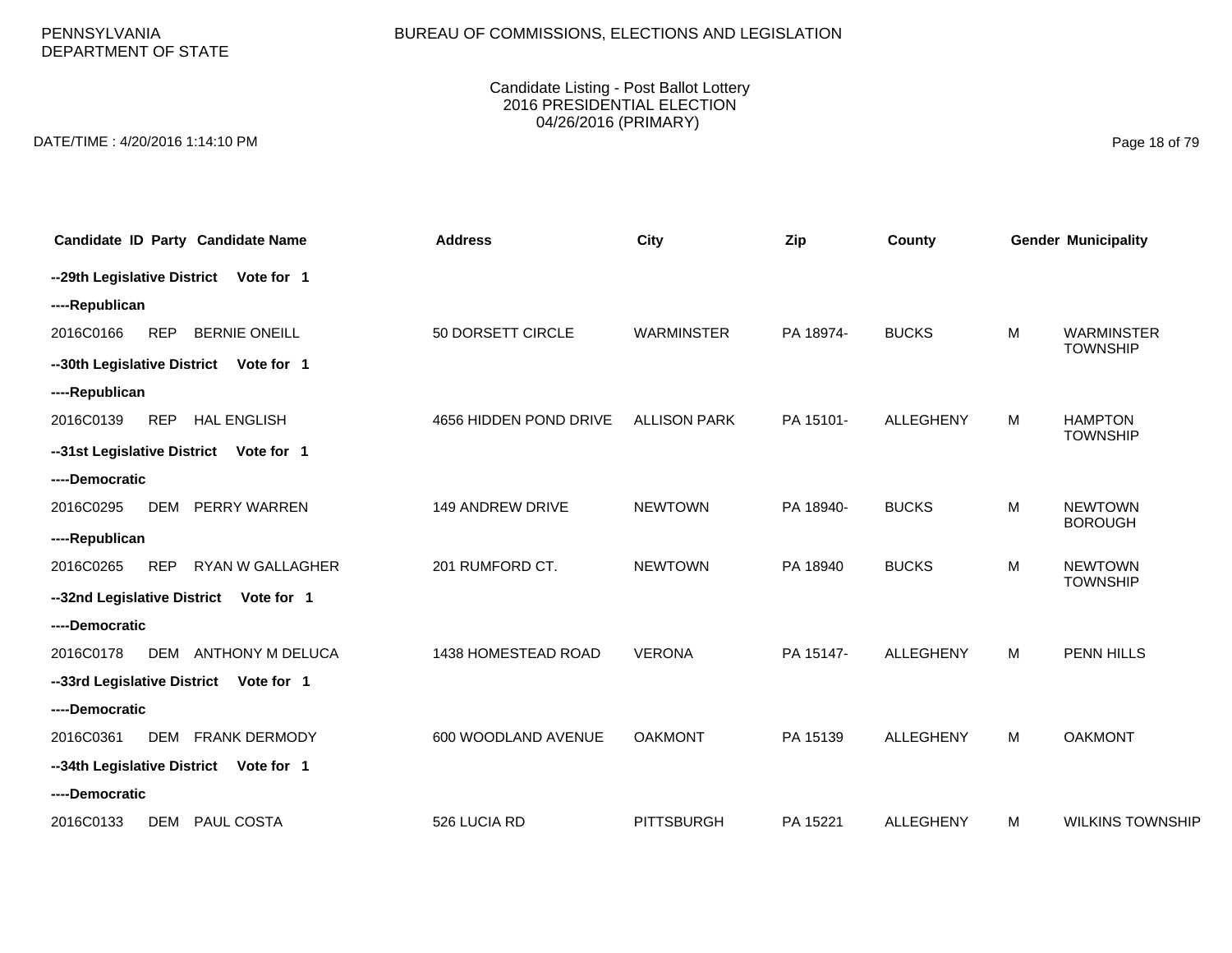PENNSYLVANIA DEPARTMENT OF STATE

BUREAU OF COMMISSIONS, ELECTIONS AND LEGISLATION

Candidate Listing - Post Ballot Lottery
2016 PRESIDENTIAL ELECTION
04/26/2016 (PRIMARY)

DATE/TIME : 4/20/2016 1:14:10 PM

| Candidate ID | Party | Candidate Name | Address | City | Zip | County | Gender | Municipality |
|---|---|---|---|---|---|---|---|---|
| **--29th Legislative District Vote for 1** | | | | | | | | |
| **----Republican** | | | | | | | | |
| 2016C0166 | REP | BERNIE ONEILL | 50 DORSETT CIRCLE | WARMINSTER | PA 18974- | BUCKS | M | WARMINSTER TOWNSHIP |
| **--30th Legislative District Vote for 1** | | | | | | | | |
| **----Republican** | | | | | | | | |
| 2016C0139 | REP | HAL ENGLISH | 4656 HIDDEN POND DRIVE | ALLISON PARK | PA 15101- | ALLEGHENY | M | HAMPTON TOWNSHIP |
| **--31st Legislative District Vote for 1** | | | | | | | | |
| **----Democratic** | | | | | | | | |
| 2016C0295 | DEM | PERRY WARREN | 149 ANDREW DRIVE | NEWTOWN | PA 18940- | BUCKS | M | NEWTOWN BOROUGH |
| **----Republican** | | | | | | | | |
| 2016C0265 | REP | RYAN W GALLAGHER | 201 RUMFORD CT. | NEWTOWN | PA 18940 | BUCKS | M | NEWTOWN TOWNSHIP |
| **--32nd Legislative District Vote for 1** | | | | | | | | |
| **----Democratic** | | | | | | | | |
| 2016C0178 | DEM | ANTHONY M DELUCA | 1438 HOMESTEAD ROAD | VERONA | PA 15147- | ALLEGHENY | M | PENN HILLS |
| **--33rd Legislative District Vote for 1** | | | | | | | | |
| **----Democratic** | | | | | | | | |
| 2016C0361 | DEM | FRANK DERMODY | 600 WOODLAND AVENUE | OAKMONT | PA 15139 | ALLEGHENY | M | OAKMONT |
| **--34th Legislative District Vote for 1** | | | | | | | | |
| **----Democratic** | | | | | | | | |
| 2016C0133 | DEM | PAUL COSTA | 526 LUCIA RD | PITTSBURGH | PA 15221 | ALLEGHENY | M | WILKINS TOWNSHIP |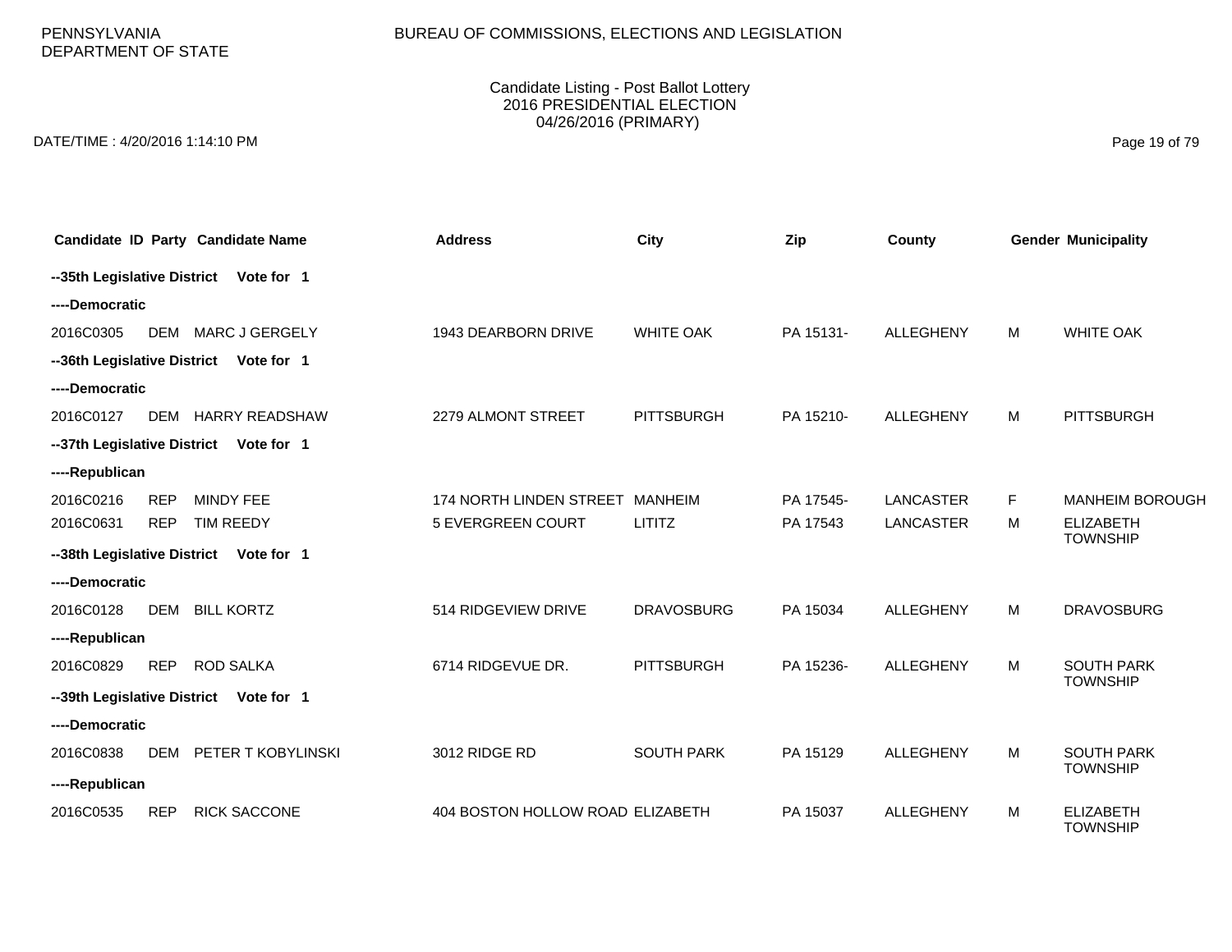PENNSYLVANIA
DEPARTMENT OF STATE

BUREAU OF COMMISSIONS, ELECTIONS AND LEGISLATION

Candidate Listing - Post Ballot Lottery
2016 PRESIDENTIAL ELECTION
04/26/2016 (PRIMARY)

DATE/TIME : 4/20/2016 1:14:10 PM

| Candidate ID | Party | Candidate Name | Address | City | Zip | County | Gender | Municipality |
|---|---|---|---|---|---|---|---|---|
| **--35th Legislative District** | | **Vote for 1** | | | | | | |
| **----Democratic** | | | | | | | | |
| 2016C0305 | DEM | MARC J GERGELY | 1943 DEARBORN DRIVE | WHITE OAK | PA 15131- | ALLEGHENY | M | WHITE OAK |
| **--36th Legislative District** | | **Vote for 1** | | | | | | |
| **----Democratic** | | | | | | | | |
| 2016C0127 | DEM | HARRY READSHAW | 2279 ALMONT STREET | PITTSBURGH | PA 15210- | ALLEGHENY | M | PITTSBURGH |
| **--37th Legislative District** | | **Vote for 1** | | | | | | |
| **----Republican** | | | | | | | | |
| 2016C0216 | REP | MINDY FEE | 174 NORTH LINDEN STREET | MANHEIM | PA 17545- | LANCASTER | F | MANHEIM BOROUGH |
| 2016C0631 | REP | TIM REEDY | 5 EVERGREEN COURT | LITITZ | PA 17543 | LANCASTER | M | ELIZABETH TOWNSHIP |
| **--38th Legislative District** | | **Vote for 1** | | | | | | |
| **----Democratic** | | | | | | | | |
| 2016C0128 | DEM | BILL KORTZ | 514 RIDGEVIEW DRIVE | DRAVOSBURG | PA 15034 | ALLEGHENY | M | DRAVOSBURG |
| **----Republican** | | | | | | | | |
| 2016C0829 | REP | ROD SALKA | 6714 RIDGEVUE DR. | PITTSBURGH | PA 15236- | ALLEGHENY | M | SOUTH PARK TOWNSHIP |
| **--39th Legislative District** | | **Vote for 1** | | | | | | |
| **----Democratic** | | | | | | | | |
| 2016C0838 | DEM | PETER T KOBYLINSKI | 3012 RIDGE RD | SOUTH PARK | PA 15129 | ALLEGHENY | M | SOUTH PARK TOWNSHIP |
| **----Republican** | | | | | | | | |
| 2016C0535 | REP | RICK SACCONE | 404 BOSTON HOLLOW ROAD | ELIZABETH | PA 15037 | ALLEGHENY | M | ELIZABETH TOWNSHIP |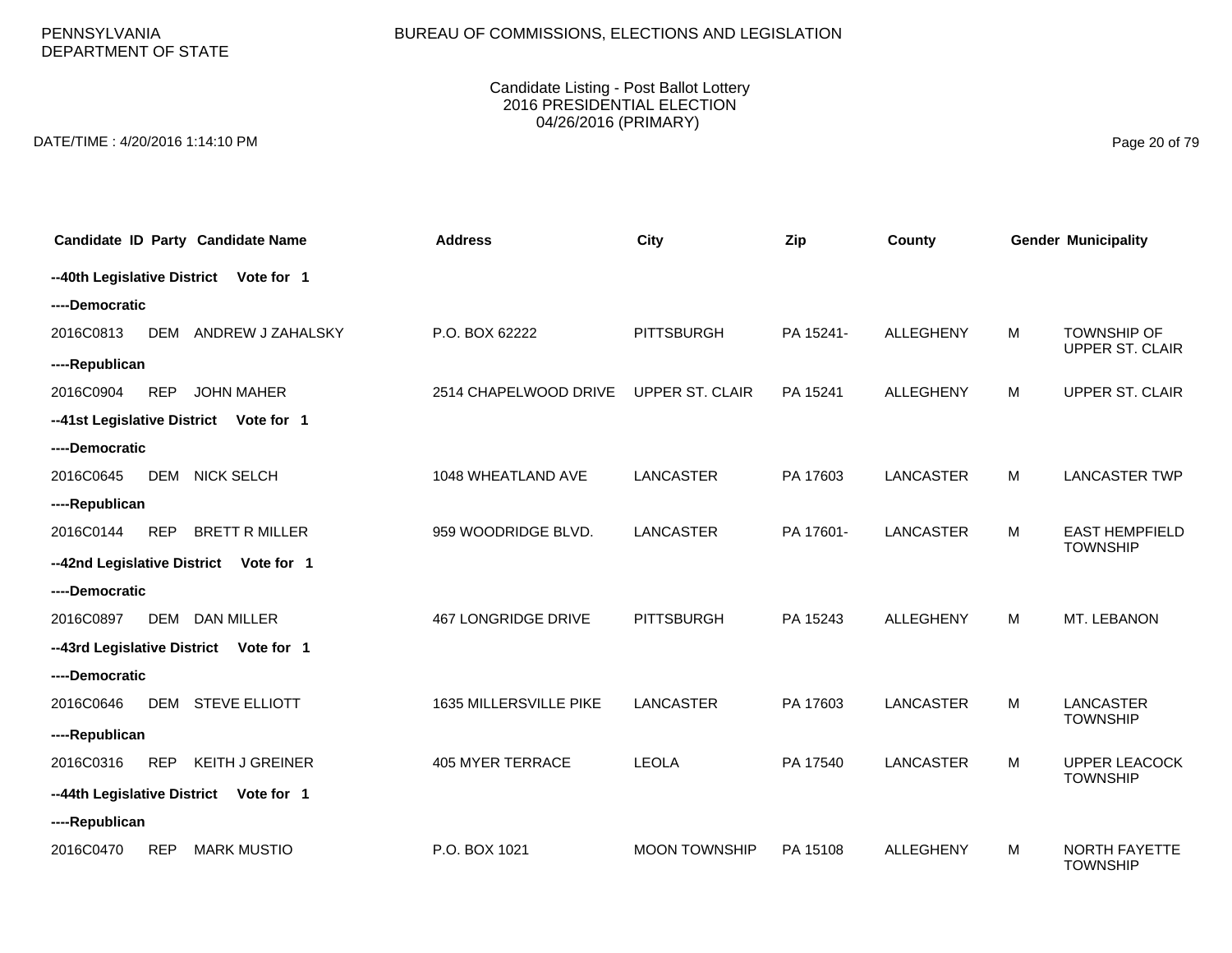PENNSYLVANIA
DEPARTMENT OF STATE

BUREAU OF COMMISSIONS, ELECTIONS AND LEGISLATION

Candidate Listing - Post Ballot Lottery
2016 PRESIDENTIAL ELECTION
04/26/2016 (PRIMARY)

DATE/TIME : 4/20/2016 1:14:10 PM

| Candidate ID | Party | Candidate Name | Address | City | Zip | County | Gender | Municipality |
|---|---|---|---|---|---|---|---|---|
| **--40th Legislative District** | | **Vote for 1** | | | | | | |
| **----Democratic** | | | | | | | | |
| 2016C0813 | DEM | ANDREW J ZAHALSKY | P.O. BOX 62222 | PITTSBURGH | PA 15241- | ALLEGHENY | M | TOWNSHIP OF UPPER ST. CLAIR |
| **----Republican** | | | | | | | | |
| 2016C0904 | REP | JOHN MAHER | 2514 CHAPELWOOD DRIVE | UPPER ST. CLAIR | PA 15241 | ALLEGHENY | M | UPPER ST. CLAIR |
| **--41st Legislative District** | | **Vote for 1** | | | | | | |
| **----Democratic** | | | | | | | | |
| 2016C0645 | DEM | NICK SELCH | 1048 WHEATLAND AVE | LANCASTER | PA 17603 | LANCASTER | M | LANCASTER TWP |
| **----Republican** | | | | | | | | |
| 2016C0144 | REP | BRETT R MILLER | 959 WOODRIDGE BLVD. | LANCASTER | PA 17601- | LANCASTER | M | EAST HEMPFIELD TOWNSHIP |
| **--42nd Legislative District** | | **Vote for 1** | | | | | | |
| **----Democratic** | | | | | | | | |
| 2016C0897 | DEM | DAN MILLER | 467 LONGRIDGE DRIVE | PITTSBURGH | PA 15243 | ALLEGHENY | M | MT. LEBANON |
| **--43rd Legislative District** | | **Vote for 1** | | | | | | |
| **----Democratic** | | | | | | | | |
| 2016C0646 | DEM | STEVE ELLIOTT | 1635 MILLERSVILLE PIKE | LANCASTER | PA 17603 | LANCASTER | M | LANCASTER TOWNSHIP |
| **----Republican** | | | | | | | | |
| 2016C0316 | REP | KEITH J GREINER | 405 MYER TERRACE | LEOLA | PA 17540 | LANCASTER | M | UPPER LEACOCK TOWNSHIP |
| **--44th Legislative District** | | **Vote for 1** | | | | | | |
| **----Republican** | | | | | | | | |
| 2016C0470 | REP | MARK MUSTIO | P.O. BOX 1021 | MOON TOWNSHIP | PA 15108 | ALLEGHENY | M | NORTH FAYETTE TOWNSHIP |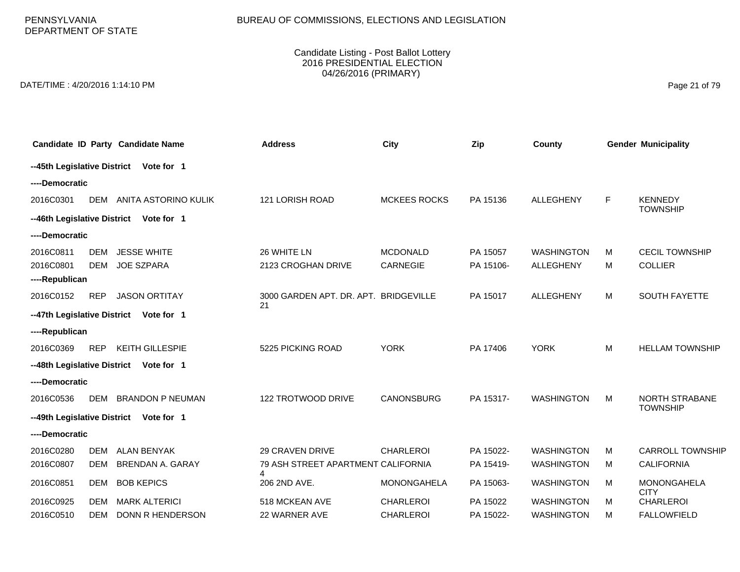PENNSYLVANIA
DEPARTMENT OF STATE

BUREAU OF COMMISSIONS, ELECTIONS AND LEGISLATION

Candidate Listing - Post Ballot Lottery
2016 PRESIDENTIAL ELECTION
04/26/2016 (PRIMARY)

DATE/TIME : 4/20/2016 1:14:10 PM

| Candidate ID | Party | Candidate Name | Address | City | Zip | County | Gender | Municipality |
|---|---|---|---|---|---|---|---|---|
| **--45th Legislative District Vote for 1** | | | | | | | | |
| **----Democratic** | | | | | | | | |
| 2016C0301 | DEM | ANITA ASTORINO KULIK | 121 LORISH ROAD | MCKEES ROCKS | PA 15136 | ALLEGHENY | F | KENNEDY TOWNSHIP |
| **--46th Legislative District Vote for 1** | | | | | | | | |
| **----Democratic** | | | | | | | | |
| 2016C0811 | DEM | JESSE WHITE | 26 WHITE LN | MCDONALD | PA 15057 | WASHINGTON | M | CECIL TOWNSHIP |
| 2016C0801 | DEM | JOE SZPARA | 2123 CROGHAN DRIVE | CARNEGIE | PA 15106- | ALLEGHENY | M | COLLIER |
| **----Republican** | | | | | | | | |
| 2016C0152 | REP | JASON ORTITAY | 3000 GARDEN APT. DR. APT. 21 | BRIDGEVILLE | PA 15017 | ALLEGHENY | M | SOUTH FAYETTE |
| **--47th Legislative District Vote for 1** | | | | | | | | |
| **----Republican** | | | | | | | | |
| 2016C0369 | REP | KEITH GILLESPIE | 5225 PICKING ROAD | YORK | PA 17406 | YORK | M | HELLAM TOWNSHIP |
| **--48th Legislative District Vote for 1** | | | | | | | | |
| **----Democratic** | | | | | | | | |
| 2016C0536 | DEM | BRANDON P NEUMAN | 122 TROTWOOD DRIVE | CANONSBURG | PA 15317- | WASHINGTON | M | NORTH STRABANE TOWNSHIP |
| **--49th Legislative District Vote for 1** | | | | | | | | |
| **----Democratic** | | | | | | | | |
| 2016C0280 | DEM | ALAN BENYAK | 29 CRAVEN DRIVE | CHARLEROI | PA 15022- | WASHINGTON | M | CARROLL TOWNSHIP |
| 2016C0807 | DEM | BRENDAN A. GARAY | 79 ASH STREET APARTMENT 4 | CALIFORNIA | PA 15419- | WASHINGTON | M | CALIFORNIA |
| 2016C0851 | DEM | BOB KEPICS | 206 2ND AVE. | MONONGAHELA | PA 15063- | WASHINGTON | M | MONONGAHELA CITY |
| 2016C0925 | DEM | MARK ALTERICI | 518 MCKEAN AVE | CHARLEROI | PA 15022 | WASHINGTON | M | CHARLEROI |
| 2016C0510 | DEM | DONN R HENDERSON | 22 WARNER AVE | CHARLEROI | PA 15022- | WASHINGTON | M | FALLOWFIELD |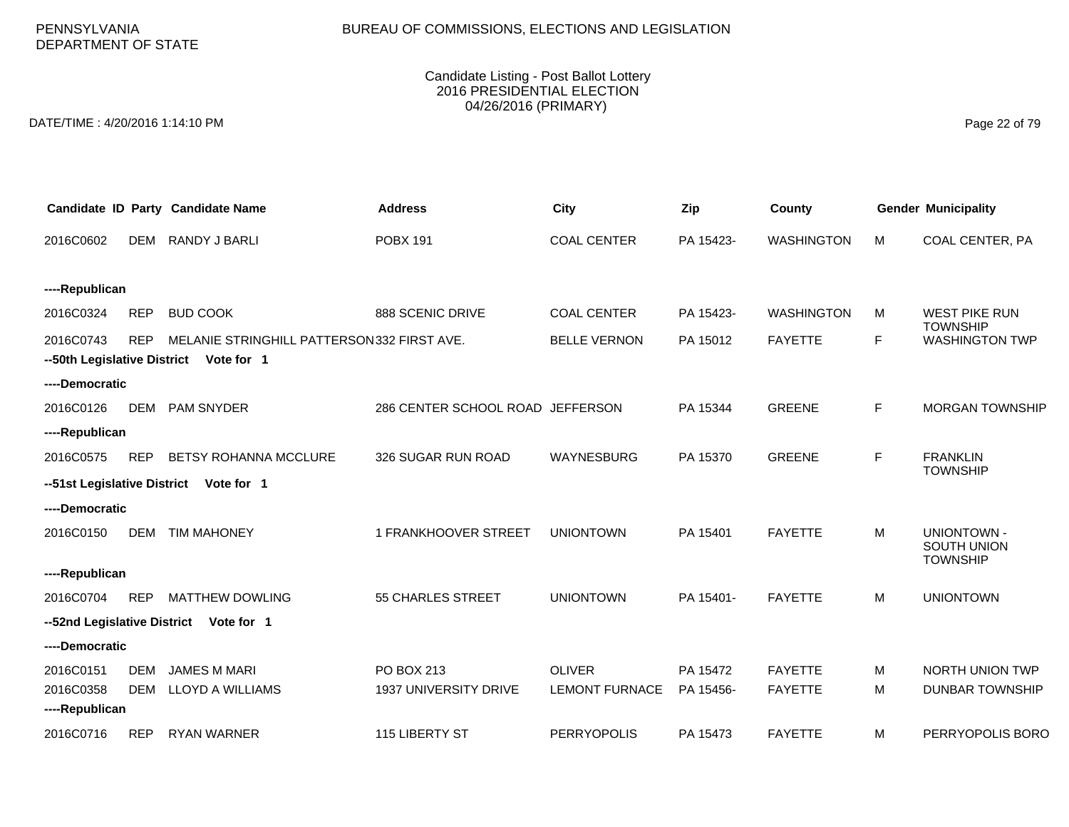PENNSYLVANIA
DEPARTMENT OF STATE

BUREAU OF COMMISSIONS, ELECTIONS AND LEGISLATION

Candidate Listing - Post Ballot Lottery
2016 PRESIDENTIAL ELECTION
04/26/2016 (PRIMARY)

DATE/TIME : 4/20/2016 1:14:10 PM

| Candidate ID | Party | Candidate Name | Address | City | Zip | County | Gender | Municipality |
|---|---|---|---|---|---|---|---|---|
| 2016C0602 | DEM | RANDY J BARLI | POBX 191 | COAL CENTER | PA 15423- | WASHINGTON | M | COAL CENTER, PA |
| ----Republican | | | | | | | | |
| 2016C0324 | REP | BUD COOK | 888 SCENIC DRIVE | COAL CENTER | PA 15423- | WASHINGTON | M | WEST PIKE RUN TOWNSHIP |
| 2016C0743 | REP | MELANIE STRINGHILL PATTERSON | 332 FIRST AVE. | BELLE VERNON | PA 15012 | FAYETTE | F | WASHINGTON TWP |
| --50th Legislative District Vote for 1 | | | | | | | | |
| ----Democratic | | | | | | | | |
| 2016C0126 | DEM | PAM SNYDER | 286 CENTER SCHOOL ROAD | JEFFERSON | PA 15344 | GREENE | F | MORGAN TOWNSHIP |
| ----Republican | | | | | | | | |
| 2016C0575 | REP | BETSY ROHANNA MCCLURE | 326 SUGAR RUN ROAD | WAYNESBURG | PA 15370 | GREENE | F | FRANKLIN TOWNSHIP |
| --51st Legislative District Vote for 1 | | | | | | | | |
| ----Democratic | | | | | | | | |
| 2016C0150 | DEM | TIM MAHONEY | 1 FRANKHOOVER STREET | UNIONTOWN | PA 15401 | FAYETTE | M | UNIONTOWN - SOUTH UNION TOWNSHIP |
| ----Republican | | | | | | | | |
| 2016C0704 | REP | MATTHEW DOWLING | 55 CHARLES STREET | UNIONTOWN | PA 15401- | FAYETTE | M | UNIONTOWN |
| --52nd Legislative District Vote for 1 | | | | | | | | |
| ----Democratic | | | | | | | | |
| 2016C0151 | DEM | JAMES M MARI | PO BOX 213 | OLIVER | PA 15472 | FAYETTE | M | NORTH UNION TWP |
| 2016C0358 | DEM | LLOYD A WILLIAMS | 1937 UNIVERSITY DRIVE | LEMONT FURNACE | PA 15456- | FAYETTE | M | DUNBAR TOWNSHIP |
| ----Republican | | | | | | | | |
| 2016C0716 | REP | RYAN WARNER | 115 LIBERTY ST | PERRYOPOLIS | PA 15473 | FAYETTE | M | PERRYOPOLIS BORO |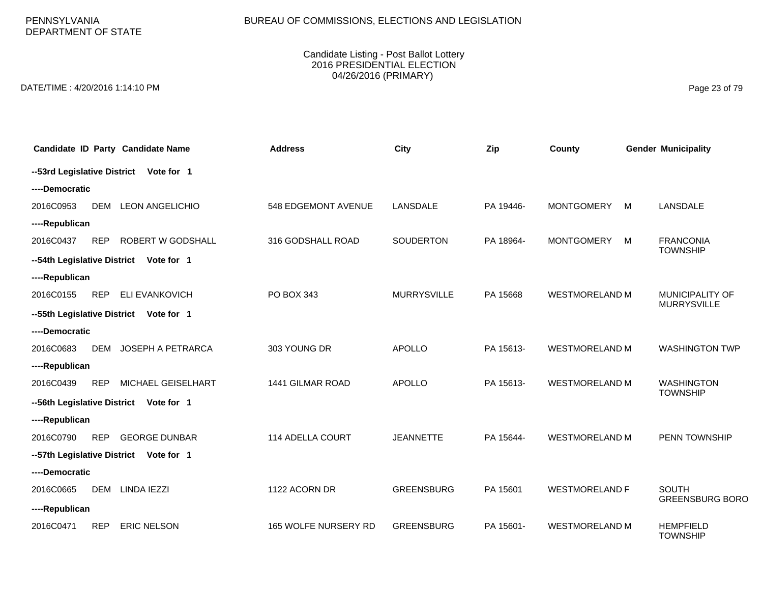PENNSYLVANIA DEPARTMENT OF STATE

BUREAU OF COMMISSIONS, ELECTIONS AND LEGISLATION

Candidate Listing - Post Ballot Lottery
2016 PRESIDENTIAL ELECTION
04/26/2016 (PRIMARY)

DATE/TIME : 4/20/2016 1:14:10 PM

| Candidate ID | Party | Candidate Name | Address | City | Zip | County | Gender | Municipality |
|---|---|---|---|---|---|---|---|---|
| **--53rd Legislative District** | | **Vote for 1** | | | | | | |
| **----Democratic** | | | | | | | | |
| 2016C0953 | DEM | LEON ANGELICHIO | 548 EDGEMONT AVENUE | LANSDALE | PA 19446- | MONTGOMERY | M | LANSDALE |
| **----Republican** | | | | | | | | |
| 2016C0437 | REP | ROBERT W GODSHALL | 316 GODSHALL ROAD | SOUDERTON | PA 18964- | MONTGOMERY | M | FRANCONIA TOWNSHIP |
| **--54th Legislative District** | | **Vote for 1** | | | | | | |
| **----Republican** | | | | | | | | |
| 2016C0155 | REP | ELI EVANKOVICH | PO BOX 343 | MURRYSVILLE | PA 15668 | WESTMORELAND | M | MUNICIPALITY OF MURRYSVILLE |
| **--55th Legislative District** | | **Vote for 1** | | | | | | |
| **----Democratic** | | | | | | | | |
| 2016C0683 | DEM | JOSEPH A PETRARCA | 303 YOUNG DR | APOLLO | PA 15613- | WESTMORELAND | M | WASHINGTON TWP |
| **----Republican** | | | | | | | | |
| 2016C0439 | REP | MICHAEL GEISELHART | 1441 GILMAR ROAD | APOLLO | PA 15613- | WESTMORELAND | M | WASHINGTON TOWNSHIP |
| **--56th Legislative District** | | **Vote for 1** | | | | | | |
| **----Republican** | | | | | | | | |
| 2016C0790 | REP | GEORGE DUNBAR | 114 ADELLA COURT | JEANNETTE | PA 15644- | WESTMORELAND | M | PENN TOWNSHIP |
| **--57th Legislative District** | | **Vote for 1** | | | | | | |
| **----Democratic** | | | | | | | | |
| 2016C0665 | DEM | LINDA IEZZI | 1122 ACORN DR | GREENSBURG | PA 15601 | WESTMORELAND | F | SOUTH GREENSBURG BORO |
| **----Republican** | | | | | | | | |
| 2016C0471 | REP | ERIC NELSON | 165 WOLFE NURSERY RD | GREENSBURG | PA 15601- | WESTMORELAND | M | HEMPFIELD TOWNSHIP |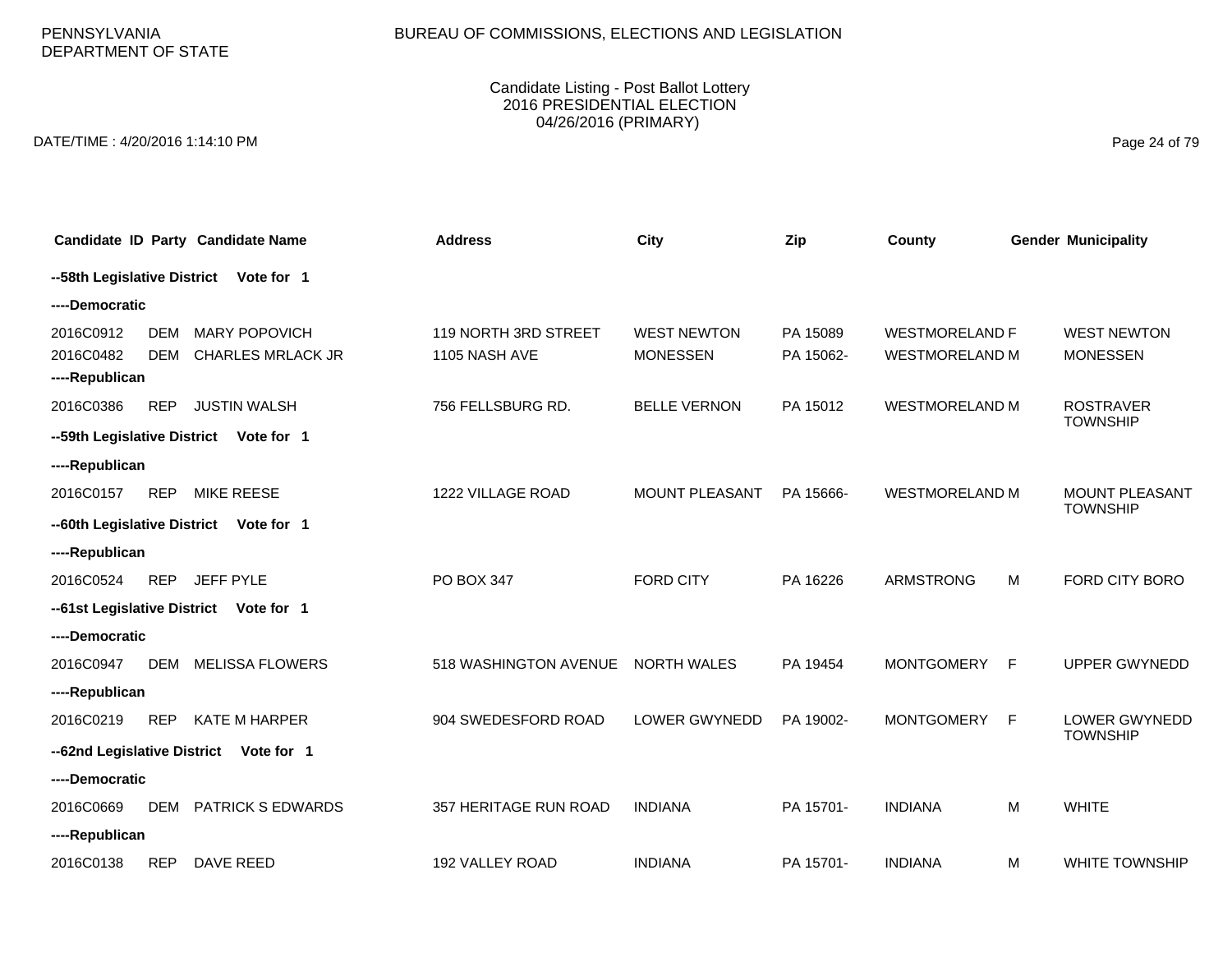PENNSYLVANIA
DEPARTMENT OF STATE

BUREAU OF COMMISSIONS, ELECTIONS AND LEGISLATION

Candidate Listing - Post Ballot Lottery
2016 PRESIDENTIAL ELECTION
04/26/2016 (PRIMARY)

DATE/TIME : 4/20/2016 1:14:10 PM

| Candidate ID | Party | Candidate Name | Address | City | Zip | County | Gender | Municipality |
|---|---|---|---|---|---|---|---|---|
| **--58th Legislative District Vote for 1** | | | | | | | | |
| **----Democratic** | | | | | | | | |
| 2016C0912 | DEM | MARY POPOVICH | 119 NORTH 3RD STREET | WEST NEWTON | PA 15089 | WESTMORELAND | F | WEST NEWTON |
| 2016C0482 | DEM | CHARLES MRLACK JR | 1105 NASH AVE | MONESSEN | PA 15062- | WESTMORELAND | M | MONESSEN |
| **----Republican** | | | | | | | | |
| 2016C0386 | REP | JUSTIN WALSH | 756 FELLSBURG RD. | BELLE VERNON | PA 15012 | WESTMORELAND | M | ROSTRAVER TOWNSHIP |
| **--59th Legislative District Vote for 1** | | | | | | | | |
| **----Republican** | | | | | | | | |
| 2016C0157 | REP | MIKE REESE | 1222 VILLAGE ROAD | MOUNT PLEASANT | PA 15666- | WESTMORELAND | M | MOUNT PLEASANT TOWNSHIP |
| **--60th Legislative District Vote for 1** | | | | | | | | |
| **----Republican** | | | | | | | | |
| 2016C0524 | REP | JEFF PYLE | PO BOX 347 | FORD CITY | PA 16226 | ARMSTRONG | M | FORD CITY BORO |
| **--61st Legislative District Vote for 1** | | | | | | | | |
| **----Democratic** | | | | | | | | |
| 2016C0947 | DEM | MELISSA FLOWERS | 518 WASHINGTON AVENUE | NORTH WALES | PA 19454 | MONTGOMERY | F | UPPER GWYNEDD |
| **----Republican** | | | | | | | | |
| 2016C0219 | REP | KATE M HARPER | 904 SWEDESFORD ROAD | LOWER GWYNEDD | PA 19002- | MONTGOMERY | F | LOWER GWYNEDD TOWNSHIP |
| **--62nd Legislative District Vote for 1** | | | | | | | | |
| **----Democratic** | | | | | | | | |
| 2016C0669 | DEM | PATRICK S EDWARDS | 357 HERITAGE RUN ROAD | INDIANA | PA 15701- | INDIANA | M | WHITE |
| **----Republican** | | | | | | | | |
| 2016C0138 | REP | DAVE REED | 192 VALLEY ROAD | INDIANA | PA 15701- | INDIANA | M | WHITE TOWNSHIP |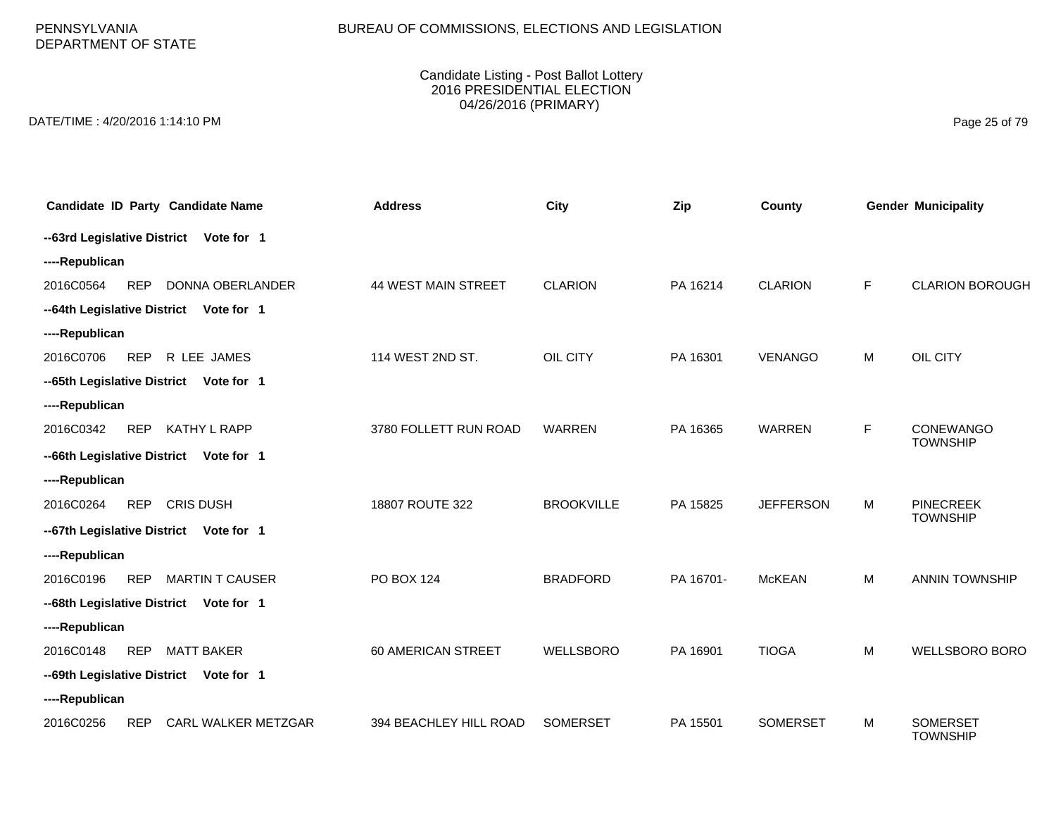PENNSYLVANIA DEPARTMENT OF STATE

BUREAU OF COMMISSIONS, ELECTIONS AND LEGISLATION

Candidate Listing - Post Ballot Lottery
2016 PRESIDENTIAL ELECTION
04/26/2016 (PRIMARY)

DATE/TIME : 4/20/2016 1:14:10 PM

| Candidate ID | Party | Candidate Name | Address | City | Zip | County | Gender | Municipality |
|---|---|---|---|---|---|---|---|---|
| **--63rd Legislative District** | | **Vote for 1** | | | | | | |
| **----Republican** | | | | | | | | |
| 2016C0564 | REP | DONNA OBERLANDER | 44 WEST MAIN STREET | CLARION | PA 16214 | CLARION | F | CLARION BOROUGH |
| **--64th Legislative District** | | **Vote for 1** | | | | | | |
| **----Republican** | | | | | | | | |
| 2016C0706 | REP | R LEE JAMES | 114 WEST 2ND ST. | OIL CITY | PA 16301 | VENANGO | M | OIL CITY |
| **--65th Legislative District** | | **Vote for 1** | | | | | | |
| **----Republican** | | | | | | | | |
| 2016C0342 | REP | KATHY L RAPP | 3780 FOLLETT RUN ROAD | WARREN | PA 16365 | WARREN | F | CONEWANGO TOWNSHIP |
| **--66th Legislative District** | | **Vote for 1** | | | | | | |
| **----Republican** | | | | | | | | |
| 2016C0264 | REP | CRIS DUSH | 18807 ROUTE 322 | BROOKVILLE | PA 15825 | JEFFERSON | M | PINECREEK TOWNSHIP |
| **--67th Legislative District** | | **Vote for 1** | | | | | | |
| **----Republican** | | | | | | | | |
| 2016C0196 | REP | MARTIN T CAUSER | PO BOX 124 | BRADFORD | PA 16701- | McKEAN | M | ANNIN TOWNSHIP |
| **--68th Legislative District** | | **Vote for 1** | | | | | | |
| **----Republican** | | | | | | | | |
| 2016C0148 | REP | MATT BAKER | 60 AMERICAN STREET | WELLSBORO | PA 16901 | TIOGA | M | WELLSBORO BORO |
| **--69th Legislative District** | | **Vote for 1** | | | | | | |
| **----Republican** | | | | | | | | |
| 2016C0256 | REP | CARL WALKER METZGAR | 394 BEACHLEY HILL ROAD | SOMERSET | PA 15501 | SOMERSET | M | SOMERSET TOWNSHIP |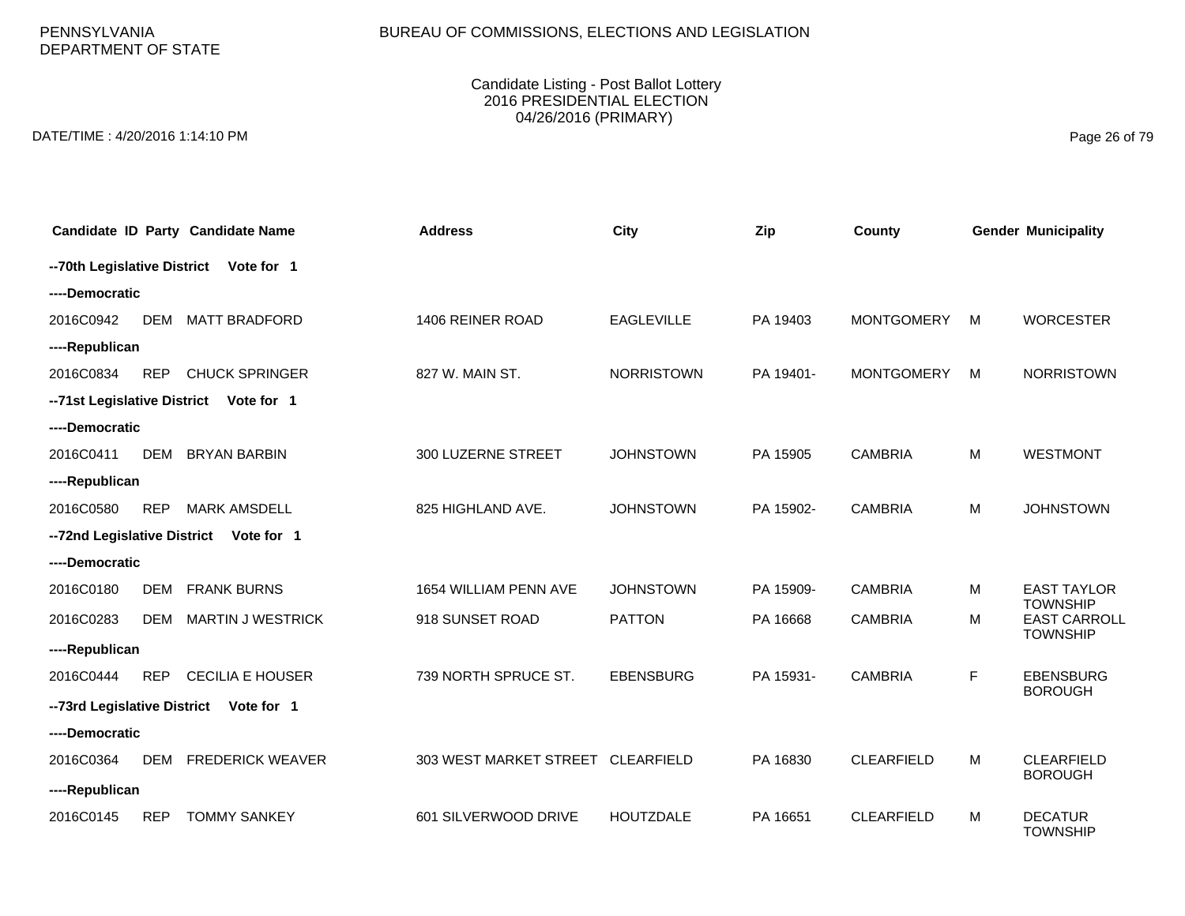PENNSYLVANIA
DEPARTMENT OF STATE

BUREAU OF COMMISSIONS, ELECTIONS AND LEGISLATION

Candidate Listing - Post Ballot Lottery
2016 PRESIDENTIAL ELECTION
04/26/2016 (PRIMARY)

DATE/TIME : 4/20/2016 1:14:10 PM

| Candidate ID | Party | Candidate Name | Address | City | Zip | County | Gender | Municipality |
|---|---|---|---|---|---|---|---|---|
| **--70th Legislative District Vote for 1** | | | | | | | | |
| **----Democratic** | | | | | | | | |
| 2016C0942 | DEM | MATT BRADFORD | 1406 REINER ROAD | EAGLEVILLE | PA 19403 | MONTGOMERY | M | WORCESTER |
| **----Republican** | | | | | | | | |
| 2016C0834 | REP | CHUCK SPRINGER | 827 W. MAIN ST. | NORRISTOWN | PA 19401- | MONTGOMERY | M | NORRISTOWN |
| **--71st Legislative District Vote for 1** | | | | | | | | |
| **----Democratic** | | | | | | | | |
| 2016C0411 | DEM | BRYAN BARBIN | 300 LUZERNE STREET | JOHNSTOWN | PA 15905 | CAMBRIA | M | WESTMONT |
| **----Republican** | | | | | | | | |
| 2016C0580 | REP | MARK AMSDELL | 825 HIGHLAND AVE. | JOHNSTOWN | PA 15902- | CAMBRIA | M | JOHNSTOWN |
| **--72nd Legislative District Vote for 1** | | | | | | | | |
| **----Democratic** | | | | | | | | |
| 2016C0180 | DEM | FRANK BURNS | 1654 WILLIAM PENN AVE | JOHNSTOWN | PA 15909- | CAMBRIA | M | EAST TAYLOR TOWNSHIP |
| 2016C0283 | DEM | MARTIN J WESTRICK | 918 SUNSET ROAD | PATTON | PA 16668 | CAMBRIA | M | EAST CARROLL TOWNSHIP |
| **----Republican** | | | | | | | | |
| 2016C0444 | REP | CECILIA E HOUSER | 739 NORTH SPRUCE ST. | EBENSBURG | PA 15931- | CAMBRIA | F | EBENSBURG BOROUGH |
| **--73rd Legislative District Vote for 1** | | | | | | | | |
| **----Democratic** | | | | | | | | |
| 2016C0364 | DEM | FREDERICK WEAVER | 303 WEST MARKET STREET | CLEARFIELD | PA 16830 | CLEARFIELD | M | CLEARFIELD BOROUGH |
| **----Republican** | | | | | | | | |
| 2016C0145 | REP | TOMMY SANKEY | 601 SILVERWOOD DRIVE | HOUTZDALE | PA 16651 | CLEARFIELD | M | DECATUR TOWNSHIP |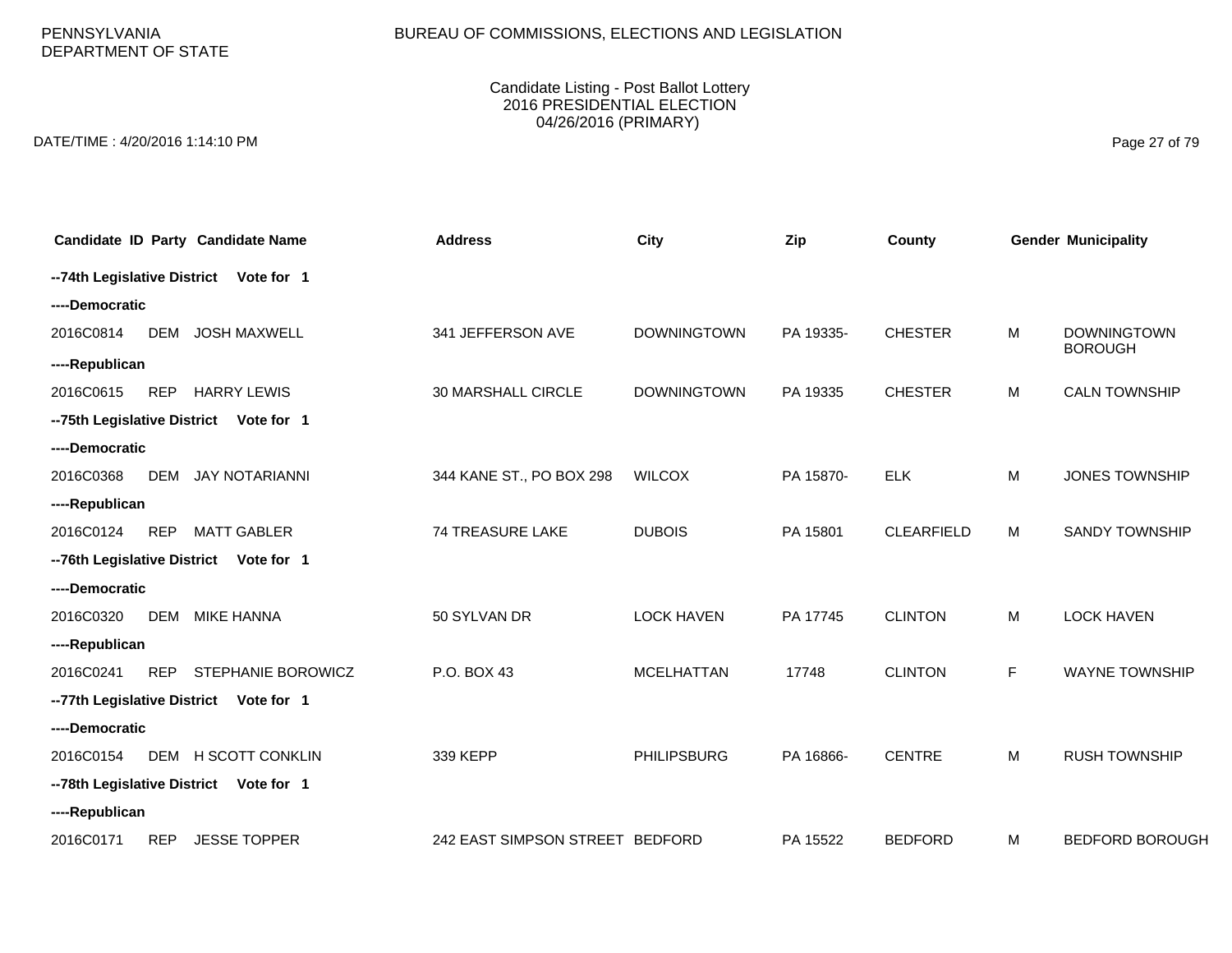PENNSYLVANIA
DEPARTMENT OF STATE

BUREAU OF COMMISSIONS, ELECTIONS AND LEGISLATION

Candidate Listing - Post Ballot Lottery
2016 PRESIDENTIAL ELECTION
04/26/2016 (PRIMARY)

DATE/TIME : 4/20/2016 1:14:10 PM

| Candidate ID | Party | Candidate Name | Address | City | Zip | County | Gender | Municipality |
|---|---|---|---|---|---|---|---|---|
| **--74th Legislative District Vote for 1** | | | | | | | | |
| **----Democratic** | | | | | | | | |
| 2016C0814 | DEM | JOSH MAXWELL | 341 JEFFERSON AVE | DOWNINGTOWN | PA 19335- | CHESTER | M | DOWNINGTOWN BOROUGH |
| **----Republican** | | | | | | | | |
| 2016C0615 | REP | HARRY LEWIS | 30 MARSHALL CIRCLE | DOWNINGTOWN | PA 19335 | CHESTER | M | CALN TOWNSHIP |
| **--75th Legislative District Vote for 1** | | | | | | | | |
| **----Democratic** | | | | | | | | |
| 2016C0368 | DEM | JAY NOTARIANNI | 344 KANE ST., PO BOX 298 | WILCOX | PA 15870- | ELK | M | JONES TOWNSHIP |
| **----Republican** | | | | | | | | |
| 2016C0124 | REP | MATT GABLER | 74 TREASURE LAKE | DUBOIS | PA 15801 | CLEARFIELD | M | SANDY TOWNSHIP |
| **--76th Legislative District Vote for 1** | | | | | | | | |
| **----Democratic** | | | | | | | | |
| 2016C0320 | DEM | MIKE HANNA | 50 SYLVAN DR | LOCK HAVEN | PA 17745 | CLINTON | M | LOCK HAVEN |
| **----Republican** | | | | | | | | |
| 2016C0241 | REP | STEPHANIE BOROWICZ | P.O. BOX 43 | MCELHATTAN | 17748 | CLINTON | F | WAYNE TOWNSHIP |
| **--77th Legislative District Vote for 1** | | | | | | | | |
| **----Democratic** | | | | | | | | |
| 2016C0154 | DEM | H SCOTT CONKLIN | 339 KEPP | PHILIPSBURG | PA 16866- | CENTRE | M | RUSH TOWNSHIP |
| **--78th Legislative District Vote for 1** | | | | | | | | |
| **----Republican** | | | | | | | | |
| 2016C0171 | REP | JESSE TOPPER | 242 EAST SIMPSON STREET | BEDFORD | PA 15522 | BEDFORD | M | BEDFORD BOROUGH |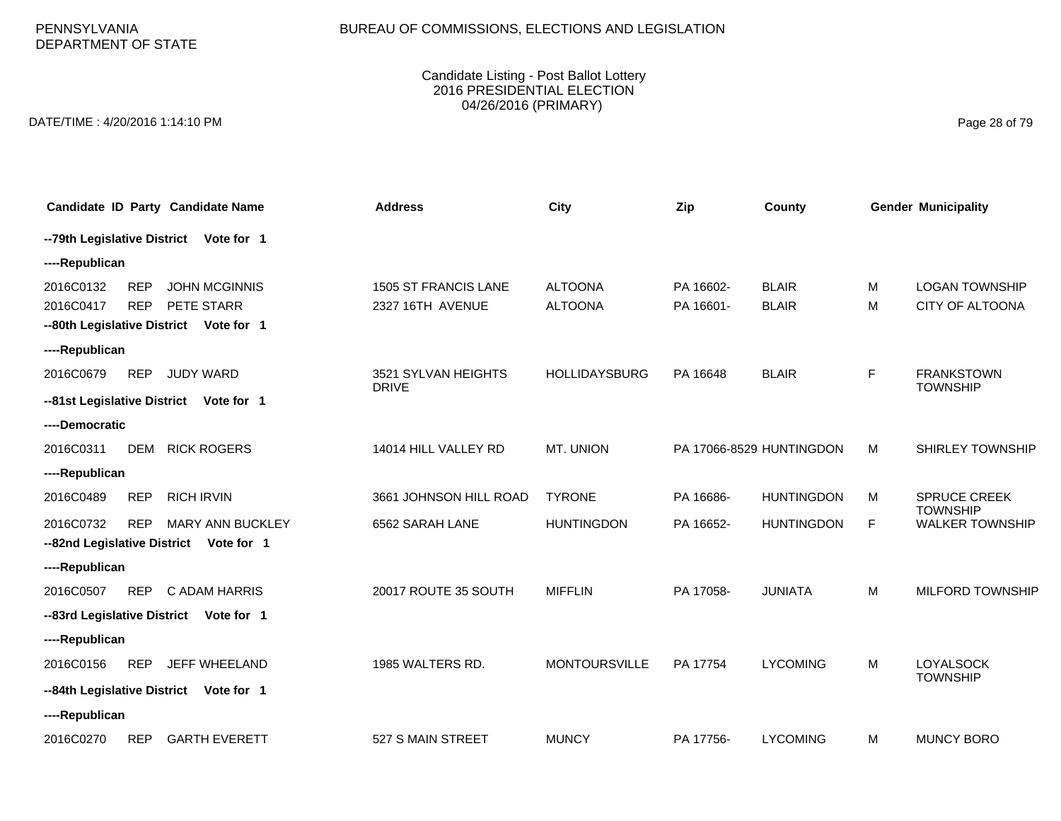PENNSYLVANIA DEPARTMENT OF STATE

BUREAU OF COMMISSIONS, ELECTIONS AND LEGISLATION

Candidate Listing - Post Ballot Lottery
2016 PRESIDENTIAL ELECTION
04/26/2016 (PRIMARY)

DATE/TIME : 4/20/2016 1:14:10 PM

| Candidate ID | Party | Candidate Name | Address | City | Zip | County | Gender | Municipality |
|---|---|---|---|---|---|---|---|---|
| **--79th Legislative District Vote for 1** | | | | | | | | |
| **----Republican** | | | | | | | | |
| 2016C0132 | REP | JOHN MCGINNIS | 1505 ST FRANCIS LANE | ALTOONA | PA 16602- | BLAIR | M | LOGAN TOWNSHIP |
| 2016C0417 | REP | PETE STARR | 2327 16TH AVENUE | ALTOONA | PA 16601- | BLAIR | M | CITY OF ALTOONA |
| **--80th Legislative District Vote for 1** | | | | | | | | |
| **----Republican** | | | | | | | | |
| 2016C0679 | REP | JUDY WARD | 3521 SYLVAN HEIGHTS DRIVE | HOLLIDAYSBURG | PA 16648 | BLAIR | F | FRANKSTOWN TOWNSHIP |
| **--81st Legislative District Vote for 1** | | | | | | | | |
| **----Democratic** | | | | | | | | |
| 2016C0311 | DEM | RICK ROGERS | 14014 HILL VALLEY RD | MT. UNION | PA 17066-8529 | HUNTINGDON | M | SHIRLEY TOWNSHIP |
| **----Republican** | | | | | | | | |
| 2016C0489 | REP | RICH IRVIN | 3661 JOHNSON HILL ROAD | TYRONE | PA 16686- | HUNTINGDON | M | SPRUCE CREEK TOWNSHIP |
| 2016C0732 | REP | MARY ANN BUCKLEY | 6562 SARAH LANE | HUNTINGDON | PA 16652- | HUNTINGDON | F | WALKER TOWNSHIP |
| **--82nd Legislative District Vote for 1** | | | | | | | | |
| **----Republican** | | | | | | | | |
| 2016C0507 | REP | C ADAM HARRIS | 20017 ROUTE 35 SOUTH | MIFFLIN | PA 17058- | JUNIATA | M | MILFORD TOWNSHIP |
| **--83rd Legislative District Vote for 1** | | | | | | | | |
| **----Republican** | | | | | | | | |
| 2016C0156 | REP | JEFF WHEELAND | 1985 WALTERS RD. | MONTOURSVILLE | PA 17754 | LYCOMING | M | LOYALSOCK TOWNSHIP |
| **--84th Legislative District Vote for 1** | | | | | | | | |
| **----Republican** | | | | | | | | |
| 2016C0270 | REP | GARTH EVERETT | 527 S MAIN STREET | MUNCY | PA 17756- | LYCOMING | M | MUNCY BORO |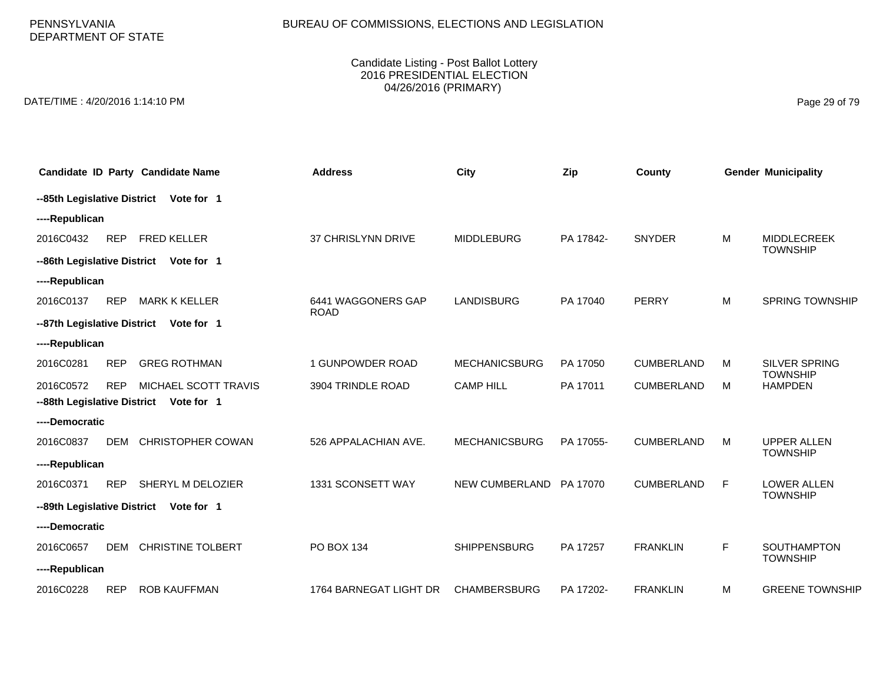PENNSYLVANIA DEPARTMENT OF STATE

BUREAU OF COMMISSIONS, ELECTIONS AND LEGISLATION

Candidate Listing - Post Ballot Lottery
2016 PRESIDENTIAL ELECTION
04/26/2016 (PRIMARY)

DATE/TIME : 4/20/2016 1:14:10 PM

| Candidate ID | Party | Candidate Name | Address | City | Zip | County | Gender | Municipality |
|---|---|---|---|---|---|---|---|---|
| **--85th Legislative District Vote for 1** | | | | | | | | |
| **----Republican** | | | | | | | | |
| 2016C0432 | REP | FRED KELLER | 37 CHRISLYNN DRIVE | MIDDLEBURG | PA 17842- | SNYDER | M | MIDDLECREEK TOWNSHIP |
| **--86th Legislative District Vote for 1** | | | | | | | | |
| **----Republican** | | | | | | | | |
| 2016C0137 | REP | MARK K KELLER | 6441 WAGGONERS GAP ROAD | LANDISBURG | PA 17040 | PERRY | M | SPRING TOWNSHIP |
| **--87th Legislative District Vote for 1** | | | | | | | | |
| **----Republican** | | | | | | | | |
| 2016C0281 | REP | GREG ROTHMAN | 1 GUNPOWDER ROAD | MECHANICSBURG | PA 17050 | CUMBERLAND | M | SILVER SPRING TOWNSHIP |
| 2016C0572 | REP | MICHAEL SCOTT TRAVIS | 3904 TRINDLE ROAD | CAMP HILL | PA 17011 | CUMBERLAND | M | HAMPDEN |
| **--88th Legislative District Vote for 1** | | | | | | | | |
| **----Democratic** | | | | | | | | |
| 2016C0837 | DEM | CHRISTOPHER COWAN | 526 APPALACHIAN AVE. | MECHANICSBURG | PA 17055- | CUMBERLAND | M | UPPER ALLEN TOWNSHIP |
| **----Republican** | | | | | | | | |
| 2016C0371 | REP | SHERYL M DELOZIER | 1331 SCONSETT WAY | NEW CUMBERLAND | PA 17070 | CUMBERLAND | F | LOWER ALLEN TOWNSHIP |
| **--89th Legislative District Vote for 1** | | | | | | | | |
| **----Democratic** | | | | | | | | |
| 2016C0657 | DEM | CHRISTINE TOLBERT | PO BOX 134 | SHIPPENSBURG | PA 17257 | FRANKLIN | F | SOUTHAMPTON TOWNSHIP |
| **----Republican** | | | | | | | | |
| 2016C0228 | REP | ROB KAUFFMAN | 1764 BARNEGAT LIGHT DR | CHAMBERSBURG | PA 17202- | FRANKLIN | M | GREENE TOWNSHIP |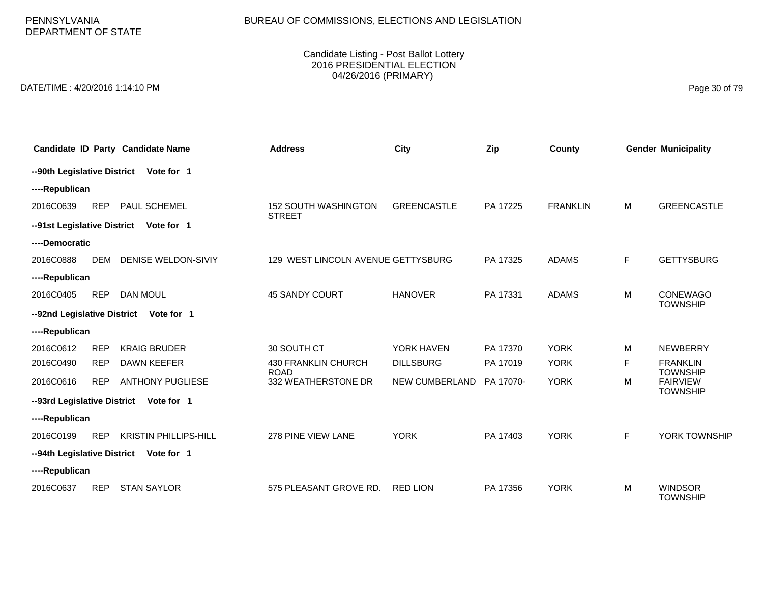PENNSYLVANIA DEPARTMENT OF STATE

BUREAU OF COMMISSIONS, ELECTIONS AND LEGISLATION

Candidate Listing - Post Ballot Lottery
2016 PRESIDENTIAL ELECTION
04/26/2016 (PRIMARY)

DATE/TIME : 4/20/2016 1:14:10 PM

| Candidate ID | Party | Candidate Name | Address | City | Zip | County | Gender | Municipality |
|---|---|---|---|---|---|---|---|---|
| **--90th Legislative District Vote for 1** | | | | | | | | |
| **----Republican** | | | | | | | | |
| 2016C0639 | REP | PAUL SCHEMEL | 152 SOUTH WASHINGTON STREET | GREENCASTLE | PA 17225 | FRANKLIN | M | GREENCASTLE |
| **--91st Legislative District Vote for 1** | | | | | | | | |
| **----Democratic** | | | | | | | | |
| 2016C0888 | DEM | DENISE WELDON-SIVIY | 129 WEST LINCOLN AVENUE | GETTYSBURG | PA 17325 | ADAMS | F | GETTYSBURG |
| **----Republican** | | | | | | | | |
| 2016C0405 | REP | DAN MOUL | 45 SANDY COURT | HANOVER | PA 17331 | ADAMS | M | CONEWAGO TOWNSHIP |
| **--92nd Legislative District Vote for 1** | | | | | | | | |
| **----Republican** | | | | | | | | |
| 2016C0612 | REP | KRAIG BRUDER | 30 SOUTH CT | YORK HAVEN | PA 17370 | YORK | M | NEWBERRY |
| 2016C0490 | REP | DAWN KEEFER | 430 FRANKLIN CHURCH ROAD | DILLSBURG | PA 17019 | YORK | F | FRANKLIN TOWNSHIP |
| 2016C0616 | REP | ANTHONY PUGLIESE | 332 WEATHERSTONE DR | NEW CUMBERLAND | PA 17070- | YORK | M | FAIRVIEW TOWNSHIP |
| **--93rd Legislative District Vote for 1** | | | | | | | | |
| **----Republican** | | | | | | | | |
| 2016C0199 | REP | KRISTIN PHILLIPS-HILL | 278 PINE VIEW LANE | YORK | PA 17403 | YORK | F | YORK TOWNSHIP |
| **--94th Legislative District Vote for 1** | | | | | | | | |
| **----Republican** | | | | | | | | |
| 2016C0637 | REP | STAN SAYLOR | 575 PLEASANT GROVE RD. | RED LION | PA 17356 | YORK | M | WINDSOR TOWNSHIP |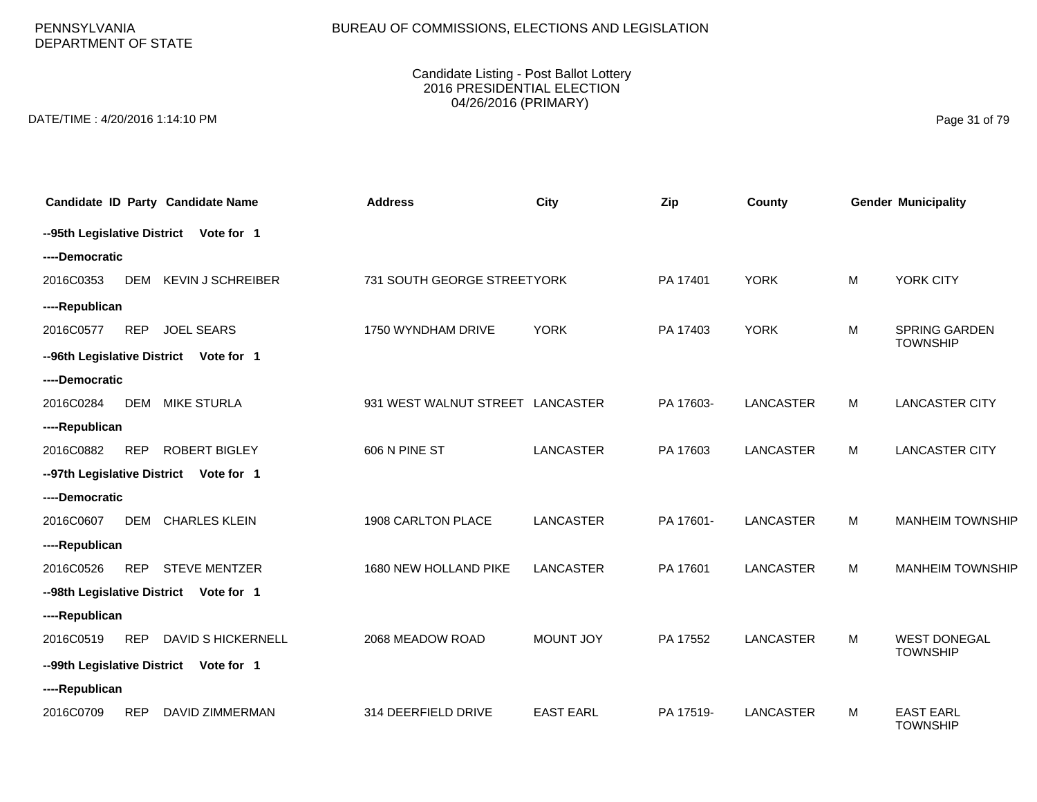| Candidate ID | Party | Candidate Name | Address | City | Zip | County | Gender | Municipality |
|---|---|---|---|---|---|---|---|---|
| **--95th Legislative District Vote for 1** | | | | | | | | |
| **----Democratic** | | | | | | | | |
| 2016C0353 | DEM | KEVIN J SCHREIBER | 731 SOUTH GEORGE STREET | YORK | PA 17401 | YORK | M | YORK CITY |
| **----Republican** | | | | | | | | |
| 2016C0577 | REP | JOEL SEARS | 1750 WYNDHAM DRIVE | YORK | PA 17403 | YORK | M | SPRING GARDEN TOWNSHIP |
| **--96th Legislative District Vote for 1** | | | | | | | | |
| **----Democratic** | | | | | | | | |
| 2016C0284 | DEM | MIKE STURLA | 931 WEST WALNUT STREET | LANCASTER | PA 17603- | LANCASTER | M | LANCASTER CITY |
| **----Republican** | | | | | | | | |
| 2016C0882 | REP | ROBERT BIGLEY | 606 N PINE ST | LANCASTER | PA 17603 | LANCASTER | M | LANCASTER CITY |
| **--97th Legislative District Vote for 1** | | | | | | | | |
| **----Democratic** | | | | | | | | |
| 2016C0607 | DEM | CHARLES KLEIN | 1908 CARLTON PLACE | LANCASTER | PA 17601- | LANCASTER | M | MANHEIM TOWNSHIP |
| **----Republican** | | | | | | | | |
| 2016C0526 | REP | STEVE MENTZER | 1680 NEW HOLLAND PIKE | LANCASTER | PA 17601 | LANCASTER | M | MANHEIM TOWNSHIP |
| **--98th Legislative District Vote for 1** | | | | | | | | |
| **----Republican** | | | | | | | | |
| 2016C0519 | REP | DAVID S HICKERNELL | 2068 MEADOW ROAD | MOUNT JOY | PA 17552 | LANCASTER | M | WEST DONEGAL TOWNSHIP |
| **--99th Legislative District Vote for 1** | | | | | | | | |
| **----Republican** | | | | | | | | |
| 2016C0709 | REP | DAVID ZIMMERMAN | 314 DEERFIELD DRIVE | EAST EARL | PA 17519- | LANCASTER | M | EAST EARL TOWNSHIP |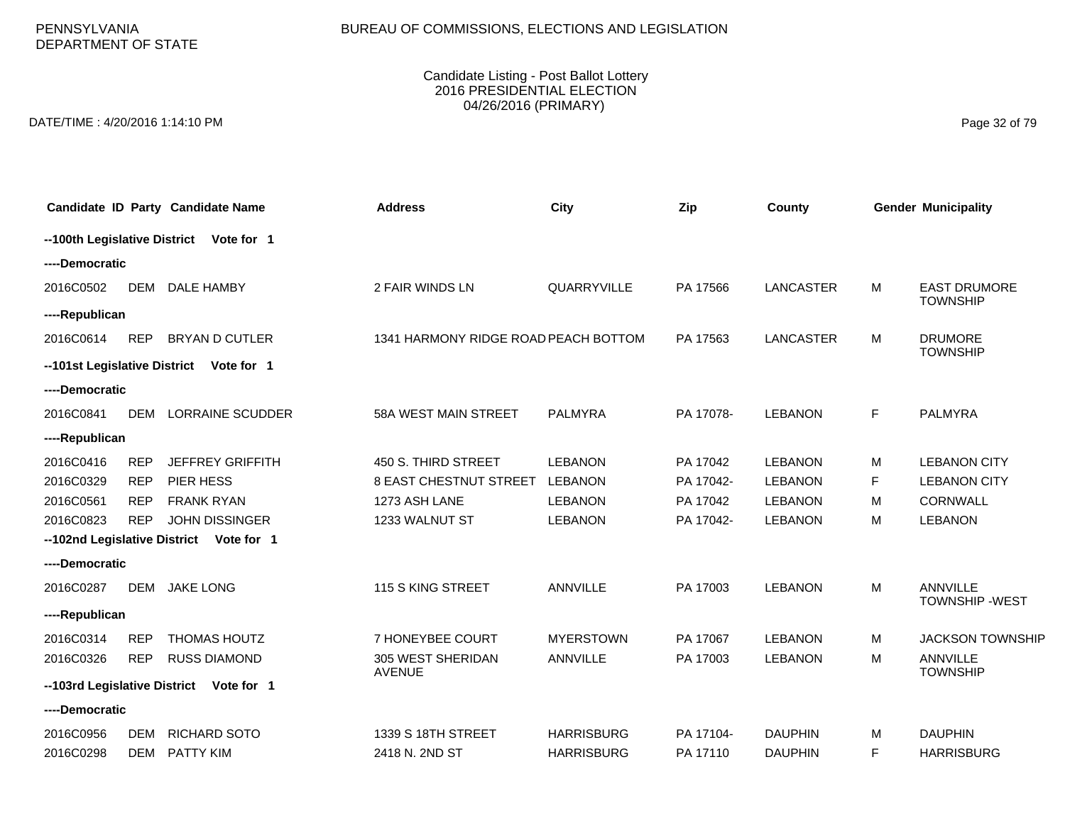PENNSYLVANIA
DEPARTMENT OF STATE

BUREAU OF COMMISSIONS, ELECTIONS AND LEGISLATION

Candidate Listing - Post Ballot Lottery
2016 PRESIDENTIAL ELECTION
04/26/2016 (PRIMARY)

DATE/TIME : 4/20/2016 1:14:10 PM

| Candidate ID | Party | Candidate Name | Address | City | Zip | County | Gender | Municipality |
|---|---|---|---|---|---|---|---|---|
| **--100th Legislative District Vote for 1** | | | | | | | | |
| **----Democratic** | | | | | | | | |
| 2016C0502 | DEM | DALE HAMBY | 2 FAIR WINDS LN | QUARRYVILLE | PA 17566 | LANCASTER | M | EAST DRUMORE TOWNSHIP |
| **----Republican** | | | | | | | | |
| 2016C0614 | REP | BRYAN D CUTLER | 1341 HARMONY RIDGE ROAD | PEACH BOTTOM | PA 17563 | LANCASTER | M | DRUMORE TOWNSHIP |
| **--101st Legislative District Vote for 1** | | | | | | | | |
| **----Democratic** | | | | | | | | |
| 2016C0841 | DEM | LORRAINE SCUDDER | 58A WEST MAIN STREET | PALMYRA | PA 17078- | LEBANON | F | PALMYRA |
| **----Republican** | | | | | | | | |
| 2016C0416 | REP | JEFFREY GRIFFITH | 450 S. THIRD STREET | LEBANON | PA 17042 | LEBANON | M | LEBANON CITY |
| 2016C0329 | REP | PIER HESS | 8 EAST CHESTNUT STREET | LEBANON | PA 17042- | LEBANON | F | LEBANON CITY |
| 2016C0561 | REP | FRANK RYAN | 1273 ASH LANE | LEBANON | PA 17042 | LEBANON | M | CORNWALL |
| 2016C0823 | REP | JOHN DISSINGER | 1233 WALNUT ST | LEBANON | PA 17042- | LEBANON | M | LEBANON |
| **--102nd Legislative District Vote for 1** | | | | | | | | |
| **----Democratic** | | | | | | | | |
| 2016C0287 | DEM | JAKE LONG | 115 S KING STREET | ANNVILLE | PA 17003 | LEBANON | M | ANNVILLE TOWNSHIP -WEST |
| **----Republican** | | | | | | | | |
| 2016C0314 | REP | THOMAS HOUTZ | 7 HONEYBEE COURT | MYERSTOWN | PA 17067 | LEBANON | M | JACKSON TOWNSHIP |
| 2016C0326 | REP | RUSS DIAMOND | 305 WEST SHERIDAN AVENUE | ANNVILLE | PA 17003 | LEBANON | M | ANNVILLE TOWNSHIP |
| **--103rd Legislative District Vote for 1** | | | | | | | | |
| **----Democratic** | | | | | | | | |
| 2016C0956 | DEM | RICHARD SOTO | 1339 S 18TH STREET | HARRISBURG | PA 17104- | DAUPHIN | M | DAUPHIN |
| 2016C0298 | DEM | PATTY KIM | 2418 N. 2ND ST | HARRISBURG | PA 17110 | DAUPHIN | F | HARRISBURG |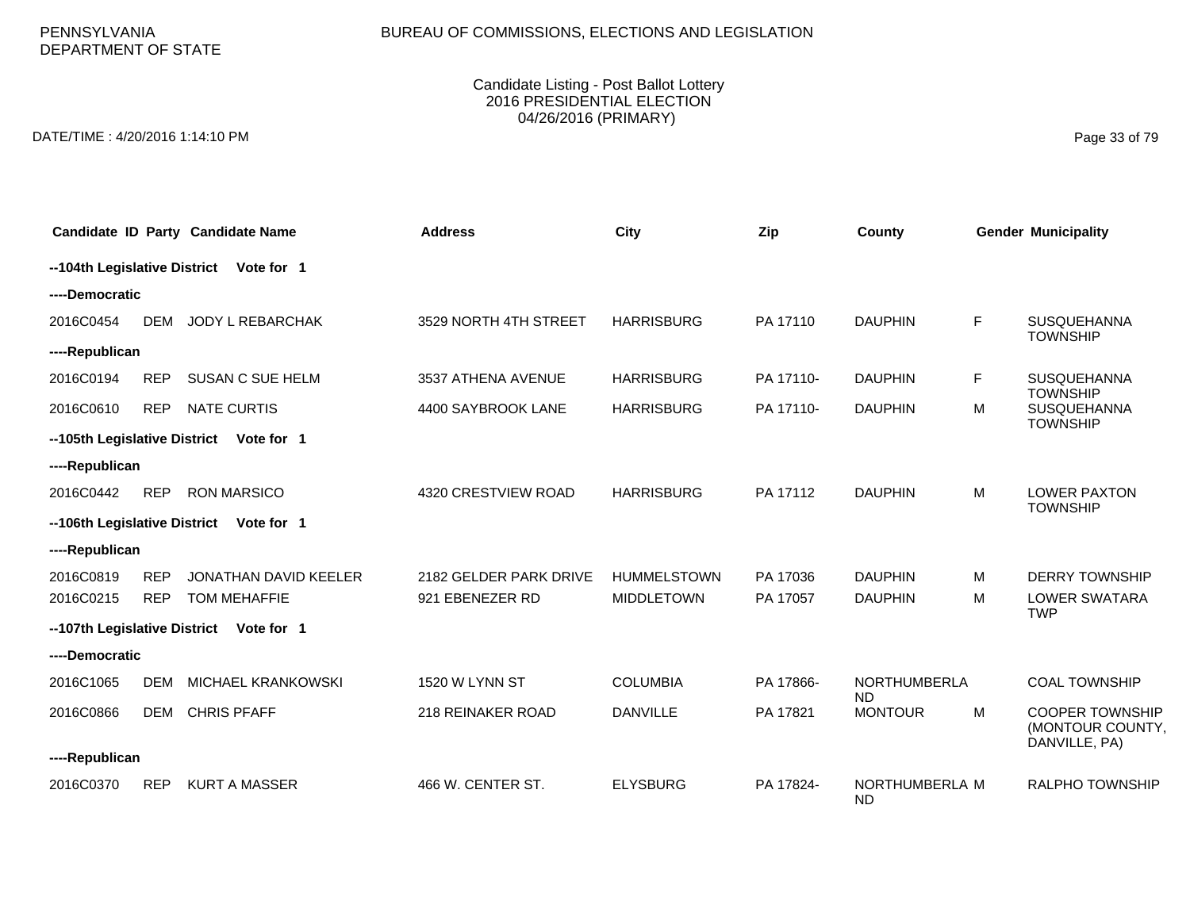PENNSYLVANIA DEPARTMENT OF STATE

BUREAU OF COMMISSIONS, ELECTIONS AND LEGISLATION

Candidate Listing - Post Ballot Lottery
2016 PRESIDENTIAL ELECTION
04/26/2016 (PRIMARY)

DATE/TIME : 4/20/2016 1:14:10 PM

| Candidate ID | Party | Candidate Name | Address | City | Zip | County | Gender | Municipality |
|---|---|---|---|---|---|---|---|---|
| **--104th Legislative District** | | **Vote for 1** | | | | | | |
| **----Democratic** | | | | | | | | |
| 2016C0454 | DEM | JODY L REBARCHAK | 3529 NORTH 4TH STREET | HARRISBURG | PA 17110 | DAUPHIN | F | SUSQUEHANNA TOWNSHIP |
| **----Republican** | | | | | | | | |
| 2016C0194 | REP | SUSAN C SUE HELM | 3537 ATHENA AVENUE | HARRISBURG | PA 17110- | DAUPHIN | F | SUSQUEHANNA TOWNSHIP |
| 2016C0610 | REP | NATE CURTIS | 4400 SAYBROOK LANE | HARRISBURG | PA 17110- | DAUPHIN | M | SUSQUEHANNA TOWNSHIP |
| **--105th Legislative District** | | **Vote for 1** | | | | | | |
| **----Republican** | | | | | | | | |
| 2016C0442 | REP | RON MARSICO | 4320 CRESTVIEW ROAD | HARRISBURG | PA 17112 | DAUPHIN | M | LOWER PAXTON TOWNSHIP |
| **--106th Legislative District** | | **Vote for 1** | | | | | | |
| **----Republican** | | | | | | | | |
| 2016C0819 | REP | JONATHAN DAVID KEELER | 2182 GELDER PARK DRIVE | HUMMELSTOWN | PA 17036 | DAUPHIN | M | DERRY TOWNSHIP |
| 2016C0215 | REP | TOM MEHAFFIE | 921 EBENEZER RD | MIDDLETOWN | PA 17057 | DAUPHIN | M | LOWER SWATARA TWP |
| **--107th Legislative District** | | **Vote for 1** | | | | | | |
| **----Democratic** | | | | | | | | |
| 2016C1065 | DEM | MICHAEL KRANKOWSKI | 1520 W LYNN ST | COLUMBIA | PA 17866- | NORTHUMBERLAND | | COAL TOWNSHIP |
| 2016C0866 | DEM | CHRIS PFAFF | 218 REINAKER ROAD | DANVILLE | PA 17821 | MONTOUR | M | COOPER TOWNSHIP (MONTOUR COUNTY, DANVILLE, PA) |
| **----Republican** | | | | | | | | |
| 2016C0370 | REP | KURT A MASSER | 466 W. CENTER ST. | ELYSBURG | PA 17824- | NORTHUMBERLAND | M | RALPHO TOWNSHIP |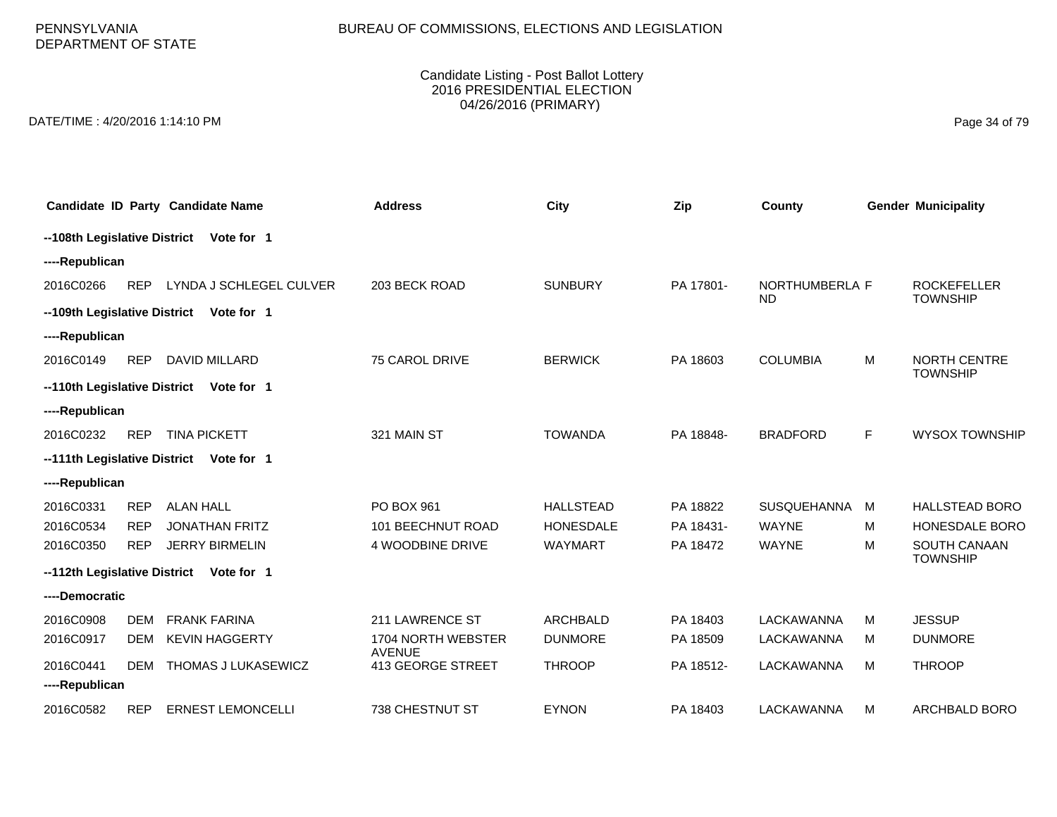PENNSYLVANIA DEPARTMENT OF STATE

BUREAU OF COMMISSIONS, ELECTIONS AND LEGISLATION

Candidate Listing - Post Ballot Lottery
2016 PRESIDENTIAL ELECTION
04/26/2016 (PRIMARY)

DATE/TIME : 4/20/2016 1:14:10 PM

| Candidate ID | Party | Candidate Name | Address | City | Zip | County | Gender | Municipality |
|---|---|---|---|---|---|---|---|---|
| **--108th Legislative District** | | **Vote for 1** | | | | | | |
| **----Republican** | | | | | | | | |
| 2016C0266 | REP | LYNDA J SCHLEGEL CULVER | 203 BECK ROAD | SUNBURY | PA 17801- | NORTHUMBERLAND | F | ROCKEFELLER TOWNSHIP |
| **--109th Legislative District** | | **Vote for 1** | | | | | | |
| **----Republican** | | | | | | | | |
| 2016C0149 | REP | DAVID MILLARD | 75 CAROL DRIVE | BERWICK | PA 18603 | COLUMBIA | M | NORTH CENTRE TOWNSHIP |
| **--110th Legislative District** | | **Vote for 1** | | | | | | |
| **----Republican** | | | | | | | | |
| 2016C0232 | REP | TINA PICKETT | 321 MAIN ST | TOWANDA | PA 18848- | BRADFORD | F | WYSOX TOWNSHIP |
| **--111th Legislative District** | | **Vote for 1** | | | | | | |
| **----Republican** | | | | | | | | |
| 2016C0331 | REP | ALAN HALL | PO BOX 961 | HALLSTEAD | PA 18822 | SUSQUEHANNA | M | HALLSTEAD BORO |
| 2016C0534 | REP | JONATHAN FRITZ | 101 BEECHNUT ROAD | HONESDALE | PA 18431- | WAYNE | M | HONESDALE BORO |
| 2016C0350 | REP | JERRY BIRMELIN | 4 WOODBINE DRIVE | WAYMART | PA 18472 | WAYNE | M | SOUTH CANAAN TOWNSHIP |
| **--112th Legislative District** | | **Vote for 1** | | | | | | |
| **----Democratic** | | | | | | | | |
| 2016C0908 | DEM | FRANK FARINA | 211 LAWRENCE ST | ARCHBALD | PA 18403 | LACKAWANNA | M | JESSUP |
| 2016C0917 | DEM | KEVIN HAGGERTY | 1704 NORTH WEBSTER AVENUE | DUNMORE | PA 18509 | LACKAWANNA | M | DUNMORE |
| 2016C0441 | DEM | THOMAS J LUKASEWICZ | 413 GEORGE STREET | THROOP | PA 18512- | LACKAWANNA | M | THROOP |
| **----Republican** | | | | | | | | |
| 2016C0582 | REP | ERNEST LEMONCELLI | 738 CHESTNUT ST | EYNON | PA 18403 | LACKAWANNA | M | ARCHBALD BORO |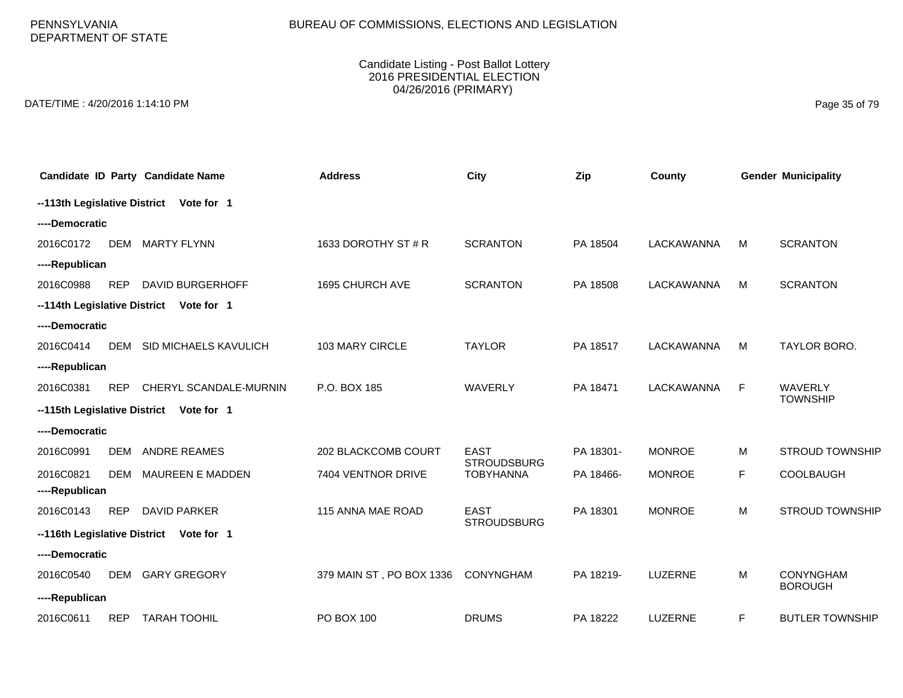PENNSYLVANIA DEPARTMENT OF STATE

BUREAU OF COMMISSIONS, ELECTIONS AND LEGISLATION

Candidate Listing - Post Ballot Lottery
2016 PRESIDENTIAL ELECTION
04/26/2016 (PRIMARY)

DATE/TIME : 4/20/2016 1:14:10 PM

| Candidate ID | Party | Candidate Name | Address | City | Zip | County | Gender | Municipality |
|---|---|---|---|---|---|---|---|---|
| **--113th Legislative District Vote for 1** | | | | | | | | |
| **----Democratic** | | | | | | | | |
| 2016C0172 | DEM | MARTY FLYNN | 1633 DOROTHY ST # R | SCRANTON | PA 18504 | LACKAWANNA | M | SCRANTON |
| **----Republican** | | | | | | | | |
| 2016C0988 | REP | DAVID BURGERHOFF | 1695 CHURCH AVE | SCRANTON | PA 18508 | LACKAWANNA | M | SCRANTON |
| **--114th Legislative District Vote for 1** | | | | | | | | |
| **----Democratic** | | | | | | | | |
| 2016C0414 | DEM | SID MICHAELS KAVULICH | 103 MARY CIRCLE | TAYLOR | PA 18517 | LACKAWANNA | M | TAYLOR BORO. |
| **----Republican** | | | | | | | | |
| 2016C0381 | REP | CHERYL SCANDALE-MURNIN | P.O. BOX 185 | WAVERLY | PA 18471 | LACKAWANNA | F | WAVERLY TOWNSHIP |
| **--115th Legislative District Vote for 1** | | | | | | | | |
| **----Democratic** | | | | | | | | |
| 2016C0991 | DEM | ANDRE REAMES | 202 BLACKCOMB COURT | EAST STROUDSBURG | PA 18301- | MONROE | M | STROUD TOWNSHIP |
| 2016C0821 | DEM | MAUREEN E MADDEN | 7404 VENTNOR DRIVE | TOBYHANNA | PA 18466- | MONROE | F | COOLBAUGH |
| **----Republican** | | | | | | | | |
| 2016C0143 | REP | DAVID PARKER | 115 ANNA MAE ROAD | EAST STROUDSBURG | PA 18301 | MONROE | M | STROUD TOWNSHIP |
| **--116th Legislative District Vote for 1** | | | | | | | | |
| **----Democratic** | | | | | | | | |
| 2016C0540 | DEM | GARY GREGORY | 379 MAIN ST , PO BOX 1336 | CONYNGHAM | PA 18219- | LUZERNE | M | CONYNGHAM BOROUGH |
| **----Republican** | | | | | | | | |
| 2016C0611 | REP | TARAH TOOHIL | PO BOX 100 | DRUMS | PA 18222 | LUZERNE | F | BUTLER TOWNSHIP |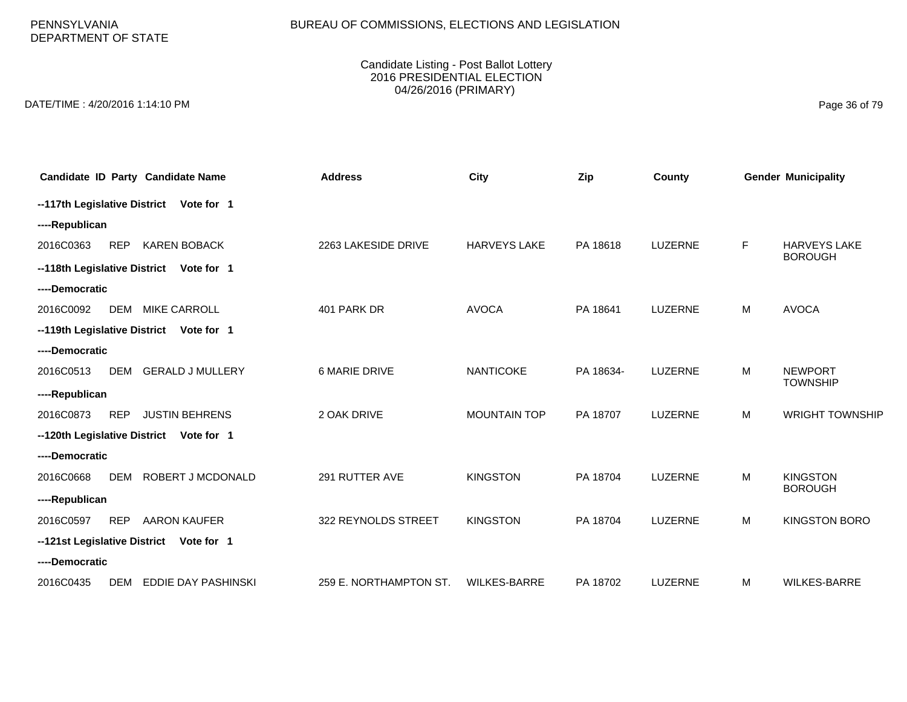PENNSYLVANIA DEPARTMENT OF STATE

BUREAU OF COMMISSIONS, ELECTIONS AND LEGISLATION

Candidate Listing - Post Ballot Lottery
2016 PRESIDENTIAL ELECTION
04/26/2016 (PRIMARY)

DATE/TIME : 4/20/2016 1:14:10 PM

| Candidate ID | Party | Candidate Name | Address | City | Zip | County | Gender | Municipality |
|---|---|---|---|---|---|---|---|---|
| **--117th Legislative District Vote for 1** | | | | | | | | |
| **----Republican** | | | | | | | | |
| 2016C0363 | REP | KAREN BOBACK | 2263 LAKESIDE DRIVE | HARVEYS LAKE | PA 18618 | LUZERNE | F | HARVEYS LAKE BOROUGH |
| **--118th Legislative District Vote for 1** | | | | | | | | |
| **----Democratic** | | | | | | | | |
| 2016C0092 | DEM | MIKE CARROLL | 401 PARK DR | AVOCA | PA 18641 | LUZERNE | M | AVOCA |
| **--119th Legislative District Vote for 1** | | | | | | | | |
| **----Democratic** | | | | | | | | |
| 2016C0513 | DEM | GERALD J MULLERY | 6 MARIE DRIVE | NANTICOKE | PA 18634- | LUZERNE | M | NEWPORT TOWNSHIP |
| **----Republican** | | | | | | | | |
| 2016C0873 | REP | JUSTIN BEHRENS | 2 OAK DRIVE | MOUNTAIN TOP | PA 18707 | LUZERNE | M | WRIGHT TOWNSHIP |
| **--120th Legislative District Vote for 1** | | | | | | | | |
| **----Democratic** | | | | | | | | |
| 2016C0668 | DEM | ROBERT J MCDONALD | 291 RUTTER AVE | KINGSTON | PA 18704 | LUZERNE | M | KINGSTON BOROUGH |
| **----Republican** | | | | | | | | |
| 2016C0597 | REP | AARON KAUFER | 322 REYNOLDS STREET | KINGSTON | PA 18704 | LUZERNE | M | KINGSTON BORO |
| **--121st Legislative District Vote for 1** | | | | | | | | |
| **----Democratic** | | | | | | | | |
| 2016C0435 | DEM | EDDIE DAY PASHINSKI | 259 E. NORTHAMPTON ST. | WILKES-BARRE | PA 18702 | LUZERNE | M | WILKES-BARRE |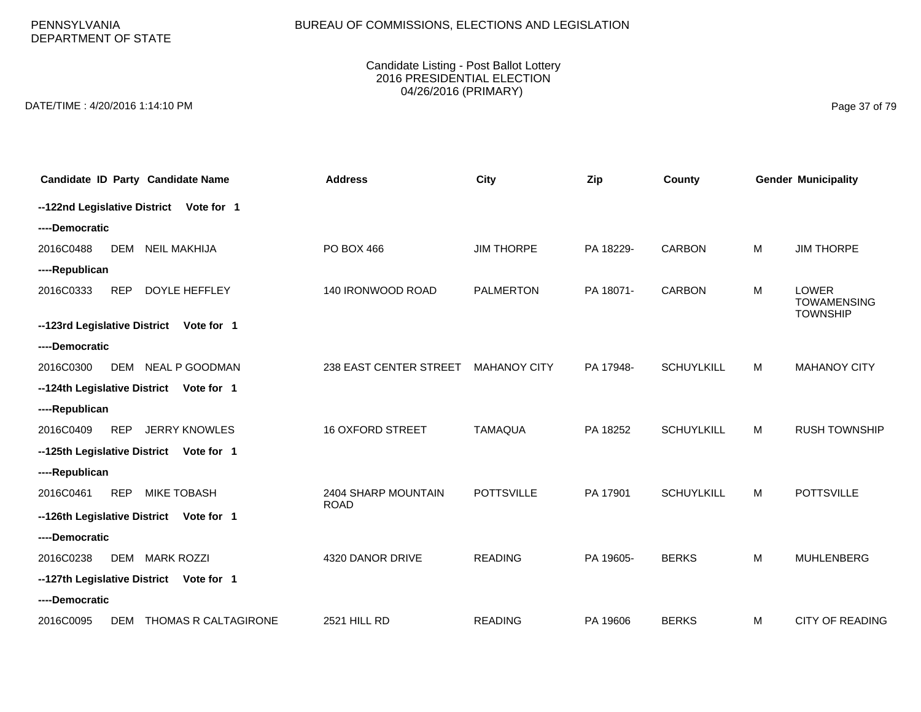PENNSYLVANIA DEPARTMENT OF STATE

BUREAU OF COMMISSIONS, ELECTIONS AND LEGISLATION

Candidate Listing - Post Ballot Lottery
2016 PRESIDENTIAL ELECTION
04/26/2016 (PRIMARY)

DATE/TIME : 4/20/2016 1:14:10 PM

| Candidate ID | Party | Candidate Name | Address | City | Zip | County | Gender | Municipality |
|---|---|---|---|---|---|---|---|---|
| **--122nd Legislative District Vote for 1** | | | | | | | | |
| **----Democratic** | | | | | | | | |
| 2016C0488 | DEM | NEIL MAKHIJA | PO BOX 466 | JIM THORPE | PA 18229- | CARBON | M | JIM THORPE |
| **----Republican** | | | | | | | | |
| 2016C0333 | REP | DOYLE HEFFLEY | 140 IRONWOOD ROAD | PALMERTON | PA 18071- | CARBON | M | LOWER TOWAMENSING TOWNSHIP |
| **--123rd Legislative District Vote for 1** | | | | | | | | |
| **----Democratic** | | | | | | | | |
| 2016C0300 | DEM | NEAL P GOODMAN | 238 EAST CENTER STREET | MAHANOY CITY | PA 17948- | SCHUYLKILL | M | MAHANOY CITY |
| **--124th Legislative District Vote for 1** | | | | | | | | |
| **----Republican** | | | | | | | | |
| 2016C0409 | REP | JERRY KNOWLES | 16 OXFORD STREET | TAMAQUA | PA 18252 | SCHUYLKILL | M | RUSH TOWNSHIP |
| **--125th Legislative District Vote for 1** | | | | | | | | |
| **----Republican** | | | | | | | | |
| 2016C0461 | REP | MIKE TOBASH | 2404 SHARP MOUNTAIN ROAD | POTTSVILLE | PA 17901 | SCHUYLKILL | M | POTTSVILLE |
| **--126th Legislative District Vote for 1** | | | | | | | | |
| **----Democratic** | | | | | | | | |
| 2016C0238 | DEM | MARK ROZZI | 4320 DANOR DRIVE | READING | PA 19605- | BERKS | M | MUHLENBERG |
| **--127th Legislative District Vote for 1** | | | | | | | | |
| **----Democratic** | | | | | | | | |
| 2016C0095 | DEM | THOMAS R CALTAGIRONE | 2521 HILL RD | READING | PA 19606 | BERKS | M | CITY OF READING |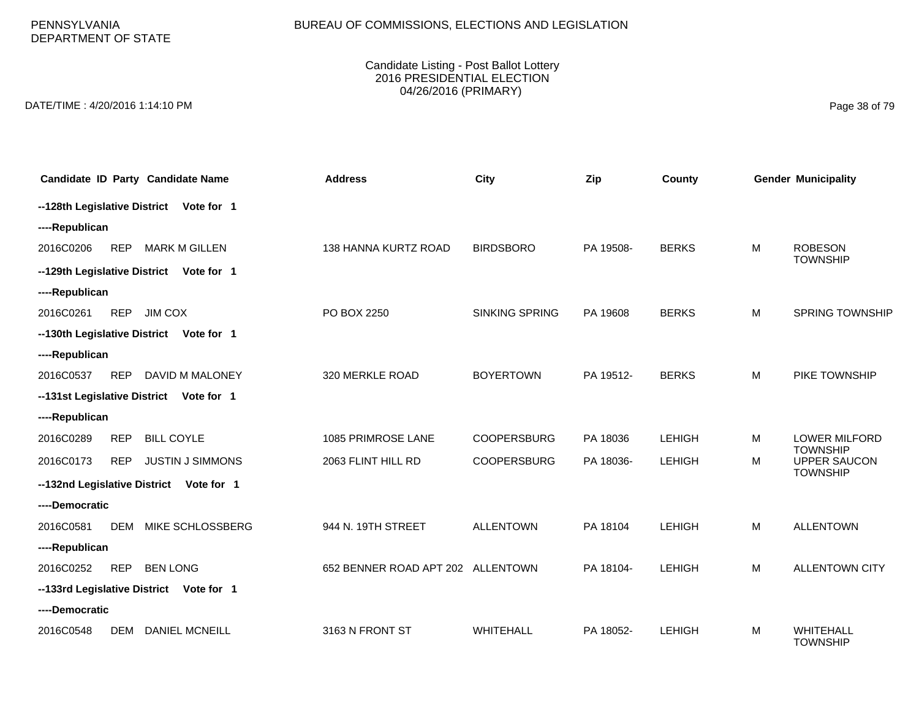PENNSYLVANIA
DEPARTMENT OF STATE

BUREAU OF COMMISSIONS, ELECTIONS AND LEGISLATION

Candidate Listing - Post Ballot Lottery
2016 PRESIDENTIAL ELECTION
04/26/2016 (PRIMARY)

DATE/TIME : 4/20/2016 1:14:10 PM

| Candidate ID | Party | Candidate Name | Address | City | Zip | County | Gender | Municipality |
|---|---|---|---|---|---|---|---|---|
| **--128th Legislative District Vote for 1** | | | | | | | | |
| **----Republican** | | | | | | | | |
| 2016C0206 | REP | MARK M GILLEN | 138 HANNA KURTZ ROAD | BIRDSBORO | PA 19508- | BERKS | M | ROBESON TOWNSHIP |
| **--129th Legislative District Vote for 1** | | | | | | | | |
| **----Republican** | | | | | | | | |
| 2016C0261 | REP | JIM COX | PO BOX 2250 | SINKING SPRING | PA 19608 | BERKS | M | SPRING TOWNSHIP |
| **--130th Legislative District Vote for 1** | | | | | | | | |
| **----Republican** | | | | | | | | |
| 2016C0537 | REP | DAVID M MALONEY | 320 MERKLE ROAD | BOYERTOWN | PA 19512- | BERKS | M | PIKE TOWNSHIP |
| **--131st Legislative District Vote for 1** | | | | | | | | |
| **----Republican** | | | | | | | | |
| 2016C0289 | REP | BILL COYLE | 1085 PRIMROSE LANE | COOPERSBURG | PA 18036 | LEHIGH | M | LOWER MILFORD TOWNSHIP |
| 2016C0173 | REP | JUSTIN J SIMMONS | 2063 FLINT HILL RD | COOPERSBURG | PA 18036- | LEHIGH | M | UPPER SAUCON TOWNSHIP |
| **--132nd Legislative District Vote for 1** | | | | | | | | |
| **----Democratic** | | | | | | | | |
| 2016C0581 | DEM | MIKE SCHLOSSBERG | 944 N. 19TH STREET | ALLENTOWN | PA 18104 | LEHIGH | M | ALLENTOWN |
| **----Republican** | | | | | | | | |
| 2016C0252 | REP | BEN LONG | 652 BENNER ROAD APT 202 | ALLENTOWN | PA 18104- | LEHIGH | M | ALLENTOWN CITY |
| **--133rd Legislative District Vote for 1** | | | | | | | | |
| **----Democratic** | | | | | | | | |
| 2016C0548 | DEM | DANIEL MCNEILL | 3163 N FRONT ST | WHITEHALL | PA 18052- | LEHIGH | M | WHITEHALL TOWNSHIP |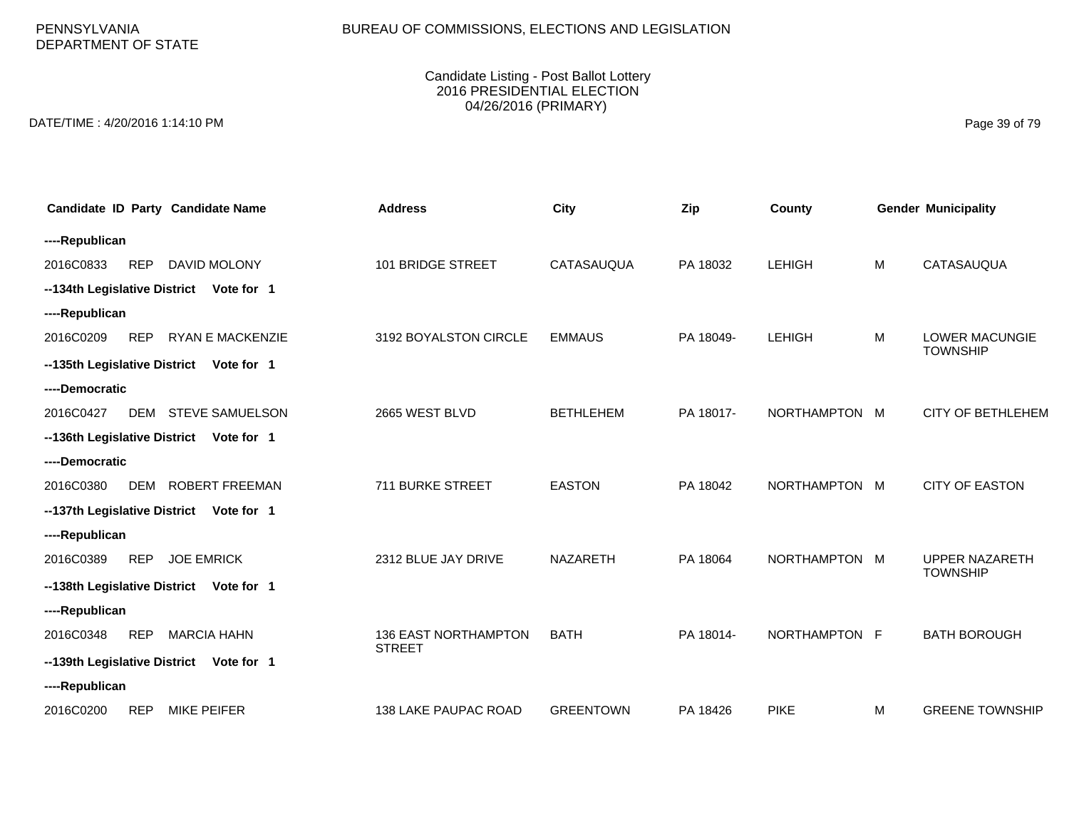PENNSYLVANIA
DEPARTMENT OF STATE

BUREAU OF COMMISSIONS, ELECTIONS AND LEGISLATION

Candidate Listing - Post Ballot Lottery
2016 PRESIDENTIAL ELECTION
04/26/2016 (PRIMARY)

DATE/TIME : 4/20/2016 1:14:10 PM

| Candidate ID | Party | Candidate Name | Address | City | Zip | County | Gender | Municipality |
|---|---|---|---|---|---|---|---|---|
| **----Republican** | | | | | | | | |
| 2016C0833 | REP | DAVID MOLONY | 101 BRIDGE STREET | CATASAUQUA | PA 18032 | LEHIGH | M | CATASAUQUA |
| **--134th Legislative District Vote for 1** | | | | | | | | |
| **----Republican** | | | | | | | | |
| 2016C0209 | REP | RYAN E MACKENZIE | 3192 BOYALSTON CIRCLE | EMMAUS | PA 18049- | LEHIGH | M | LOWER MACUNGIE TOWNSHIP |
| **--135th Legislative District Vote for 1** | | | | | | | | |
| **----Democratic** | | | | | | | | |
| 2016C0427 | DEM | STEVE SAMUELSON | 2665 WEST BLVD | BETHLEHEM | PA 18017- | NORTHAMPTON | M | CITY OF BETHLEHEM |
| **--136th Legislative District Vote for 1** | | | | | | | | |
| **----Democratic** | | | | | | | | |
| 2016C0380 | DEM | ROBERT FREEMAN | 711 BURKE STREET | EASTON | PA 18042 | NORTHAMPTON | M | CITY OF EASTON |
| **--137th Legislative District Vote for 1** | | | | | | | | |
| **----Republican** | | | | | | | | |
| 2016C0389 | REP | JOE EMRICK | 2312 BLUE JAY DRIVE | NAZARETH | PA 18064 | NORTHAMPTON | M | UPPER NAZARETH TOWNSHIP |
| **--138th Legislative District Vote for 1** | | | | | | | | |
| **----Republican** | | | | | | | | |
| 2016C0348 | REP | MARCIA HAHN | 136 EAST NORTHAMPTON STREET | BATH | PA 18014- | NORTHAMPTON | F | BATH BOROUGH |
| **--139th Legislative District Vote for 1** | | | | | | | | |
| **----Republican** | | | | | | | | |
| 2016C0200 | REP | MIKE PEIFER | 138 LAKE PAUPAC ROAD | GREENTOWN | PA 18426 | PIKE | M | GREENE TOWNSHIP |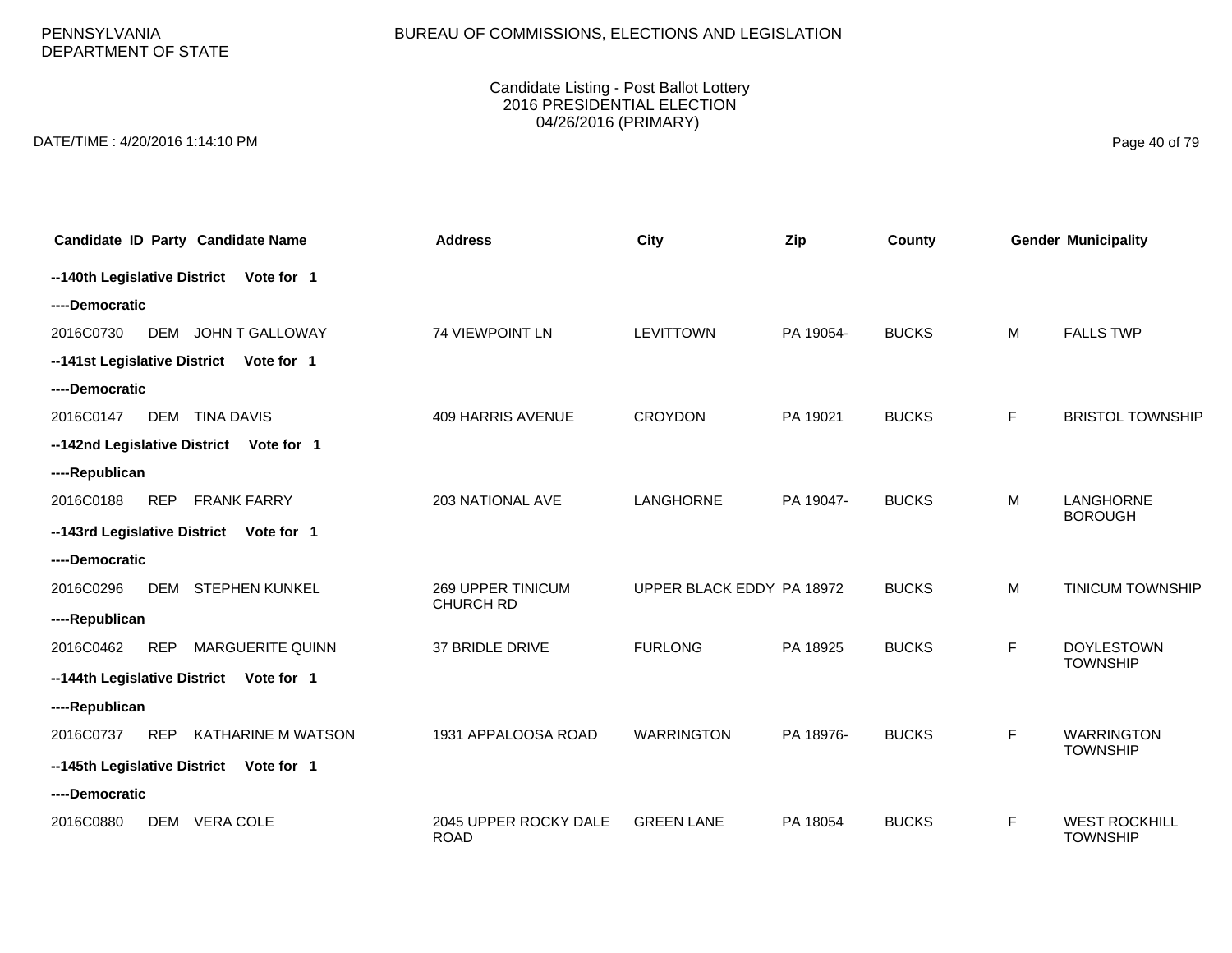PENNSYLVANIA DEPARTMENT OF STATE

BUREAU OF COMMISSIONS, ELECTIONS AND LEGISLATION

Candidate Listing - Post Ballot Lottery
2016 PRESIDENTIAL ELECTION
04/26/2016 (PRIMARY)

DATE/TIME : 4/20/2016 1:14:10 PM

| Candidate ID | Party | Candidate Name | Address | City | Zip | County | Gender | Municipality |
|---|---|---|---|---|---|---|---|---|
| **--140th Legislative District Vote for 1** | | | | | | | | |
| **----Democratic** | | | | | | | | |
| 2016C0730 | DEM | JOHN T GALLOWAY | 74 VIEWPOINT LN | LEVITTOWN | PA 19054- | BUCKS | M | FALLS TWP |
| **--141st Legislative District Vote for 1** | | | | | | | | |
| **----Democratic** | | | | | | | | |
| 2016C0147 | DEM | TINA DAVIS | 409 HARRIS AVENUE | CROYDON | PA 19021 | BUCKS | F | BRISTOL TOWNSHIP |
| **--142nd Legislative District Vote for 1** | | | | | | | | |
| **----Republican** | | | | | | | | |
| 2016C0188 | REP | FRANK FARRY | 203 NATIONAL AVE | LANGHORNE | PA 19047- | BUCKS | M | LANGHORNE BOROUGH |
| **--143rd Legislative District Vote for 1** | | | | | | | | |
| **----Democratic** | | | | | | | | |
| 2016C0296 | DEM | STEPHEN KUNKEL | 269 UPPER TINICUM CHURCH RD | UPPER BLACK EDDY | PA 18972 | BUCKS | M | TINICUM TOWNSHIP |
| **----Republican** | | | | | | | | |
| 2016C0462 | REP | MARGUERITE QUINN | 37 BRIDLE DRIVE | FURLONG | PA 18925 | BUCKS | F | DOYLESTOWN TOWNSHIP |
| **--144th Legislative District Vote for 1** | | | | | | | | |
| **----Republican** | | | | | | | | |
| 2016C0737 | REP | KATHARINE M WATSON | 1931 APPALOOSA ROAD | WARRINGTON | PA 18976- | BUCKS | F | WARRINGTON TOWNSHIP |
| **--145th Legislative District Vote for 1** | | | | | | | | |
| **----Democratic** | | | | | | | | |
| 2016C0880 | DEM | VERA COLE | 2045 UPPER ROCKY DALE ROAD | GREEN LANE | PA 18054 | BUCKS | F | WEST ROCKHILL TOWNSHIP |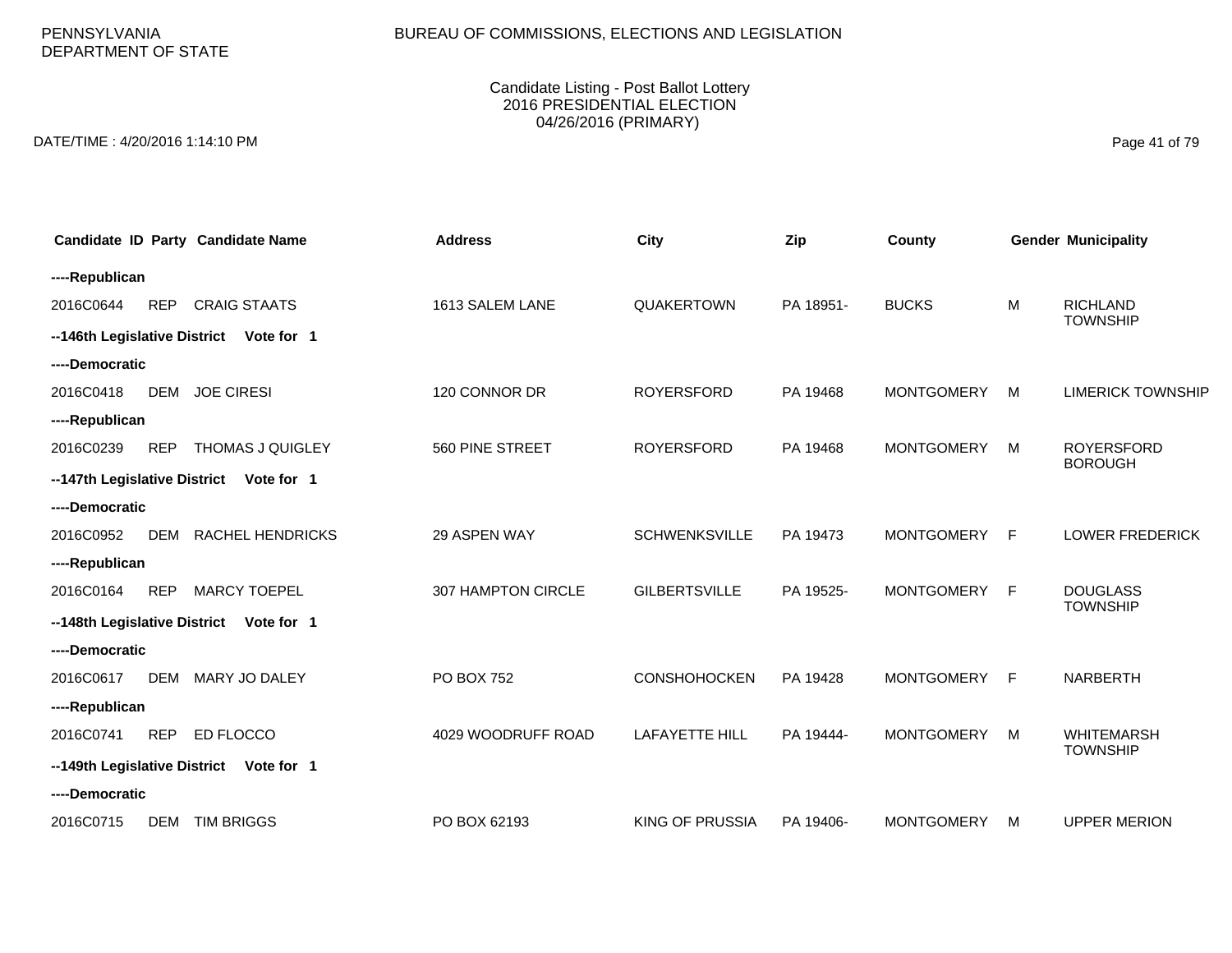PENNSYLVANIA DEPARTMENT OF STATE

BUREAU OF COMMISSIONS, ELECTIONS AND LEGISLATION

Candidate Listing - Post Ballot Lottery
2016 PRESIDENTIAL ELECTION
04/26/2016 (PRIMARY)

DATE/TIME : 4/20/2016 1:14:10 PM

| Candidate ID | Party | Candidate Name | Address | City | Zip | County | Gender | Municipality |
|---|---|---|---|---|---|---|---|---|
| **----Republican** | | | | | | | | |
| 2016C0644 | REP | CRAIG STAATS | 1613 SALEM LANE | QUAKERTOWN | PA 18951- | BUCKS | M | RICHLAND TOWNSHIP |
| **--146th Legislative District Vote for 1** | | | | | | | | |
| **----Democratic** | | | | | | | | |
| 2016C0418 | DEM | JOE CIRESI | 120 CONNOR DR | ROYERSFORD | PA 19468 | MONTGOMERY | M | LIMERICK TOWNSHIP |
| **----Republican** | | | | | | | | |
| 2016C0239 | REP | THOMAS J QUIGLEY | 560 PINE STREET | ROYERSFORD | PA 19468 | MONTGOMERY | M | ROYERSFORD BOROUGH |
| **--147th Legislative District Vote for 1** | | | | | | | | |
| **----Democratic** | | | | | | | | |
| 2016C0952 | DEM | RACHEL HENDRICKS | 29 ASPEN WAY | SCHWENKSVILLE | PA 19473 | MONTGOMERY | F | LOWER FREDERICK |
| **----Republican** | | | | | | | | |
| 2016C0164 | REP | MARCY TOEPEL | 307 HAMPTON CIRCLE | GILBERTSVILLE | PA 19525- | MONTGOMERY | F | DOUGLASS TOWNSHIP |
| **--148th Legislative District Vote for 1** | | | | | | | | |
| **----Democratic** | | | | | | | | |
| 2016C0617 | DEM | MARY JO DALEY | PO BOX 752 | CONSHOHOCKEN | PA 19428 | MONTGOMERY | F | NARBERTH |
| **----Republican** | | | | | | | | |
| 2016C0741 | REP | ED FLOCCO | 4029 WOODRUFF ROAD | LAFAYETTE HILL | PA 19444- | MONTGOMERY | M | WHITEMARSH TOWNSHIP |
| **--149th Legislative District Vote for 1** | | | | | | | | |
| **----Democratic** | | | | | | | | |
| 2016C0715 | DEM | TIM BRIGGS | PO BOX 62193 | KING OF PRUSSIA | PA 19406- | MONTGOMERY | M | UPPER MERION |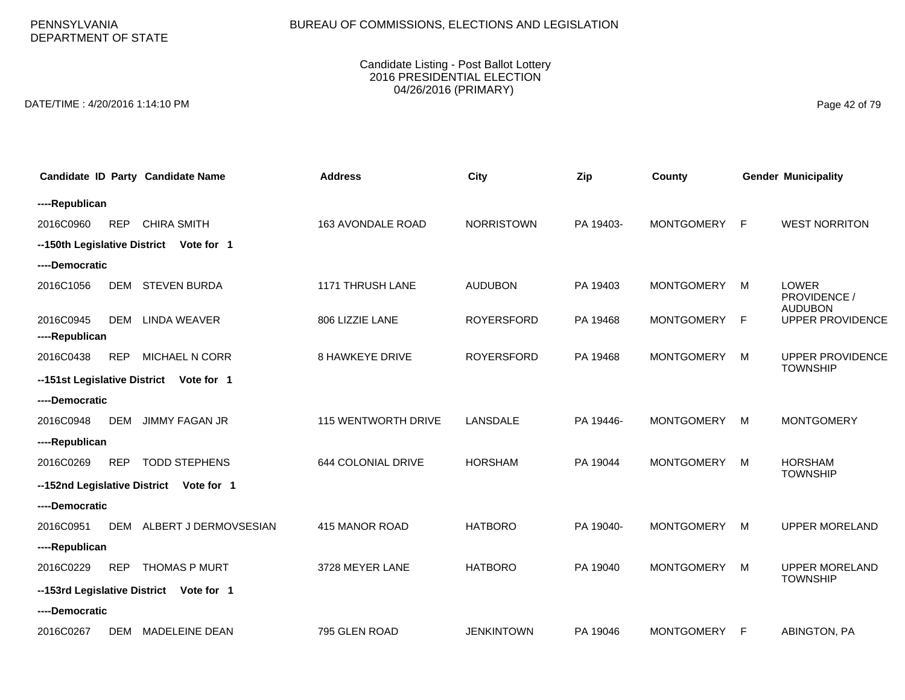PENNSYLVANIA
DEPARTMENT OF STATE

BUREAU OF COMMISSIONS, ELECTIONS AND LEGISLATION

Candidate Listing - Post Ballot Lottery
2016 PRESIDENTIAL ELECTION
04/26/2016 (PRIMARY)

DATE/TIME : 4/20/2016 1:14:10 PM

| Candidate ID | Party | Candidate Name | Address | City | Zip | County | Gender | Municipality |
|---|---|---|---|---|---|---|---|---|
| ----Republican | | | | | | | | |
| 2016C0960 | REP | CHIRA SMITH | 163 AVONDALE ROAD | NORRISTOWN | PA 19403- | MONTGOMERY | F | WEST NORRITON |
| --150th Legislative District Vote for 1 | | | | | | | | |
| ----Democratic | | | | | | | | |
| 2016C1056 | DEM | STEVEN BURDA | 1171 THRUSH LANE | AUDUBON | PA 19403 | MONTGOMERY | M | LOWER PROVIDENCE / AUDUBON |
| 2016C0945 | DEM | LINDA WEAVER | 806 LIZZIE LANE | ROYERSFORD | PA 19468 | MONTGOMERY | F | UPPER PROVIDENCE |
| ----Republican | | | | | | | | |
| 2016C0438 | REP | MICHAEL N CORR | 8 HAWKEYE DRIVE | ROYERSFORD | PA 19468 | MONTGOMERY | M | UPPER PROVIDENCE TOWNSHIP |
| --151st Legislative District Vote for 1 | | | | | | | | |
| ----Democratic | | | | | | | | |
| 2016C0948 | DEM | JIMMY FAGAN JR | 115 WENTWORTH DRIVE | LANSDALE | PA 19446- | MONTGOMERY | M | MONTGOMERY |
| ----Republican | | | | | | | | |
| 2016C0269 | REP | TODD STEPHENS | 644 COLONIAL DRIVE | HORSHAM | PA 19044 | MONTGOMERY | M | HORSHAM TOWNSHIP |
| --152nd Legislative District Vote for 1 | | | | | | | | |
| ----Democratic | | | | | | | | |
| 2016C0951 | DEM | ALBERT J DERMOVSESIAN | 415 MANOR ROAD | HATBORO | PA 19040- | MONTGOMERY | M | UPPER MORELAND |
| ----Republican | | | | | | | | |
| 2016C0229 | REP | THOMAS P MURT | 3728 MEYER LANE | HATBORO | PA 19040 | MONTGOMERY | M | UPPER MORELAND TOWNSHIP |
| --153rd Legislative District Vote for 1 | | | | | | | | |
| ----Democratic | | | | | | | | |
| 2016C0267 | DEM | MADELEINE DEAN | 795 GLEN ROAD | JENKINTOWN | PA 19046 | MONTGOMERY | F | ABINGTON, PA |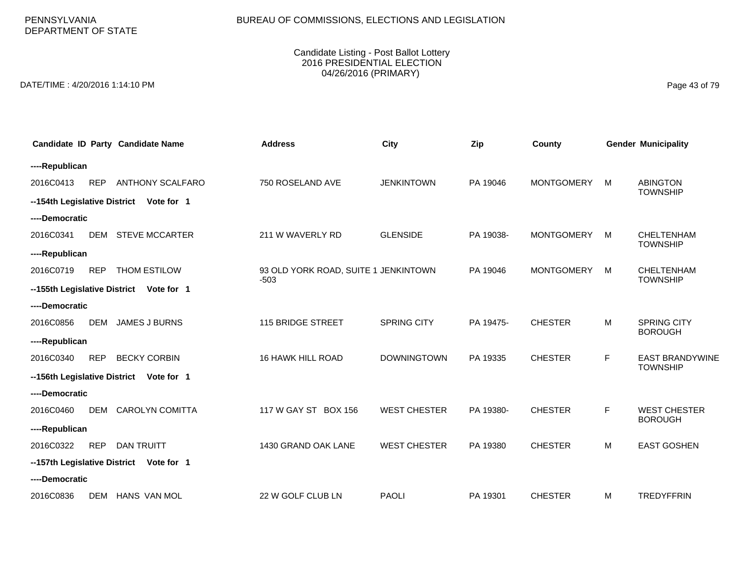PENNSYLVANIA DEPARTMENT OF STATE

BUREAU OF COMMISSIONS, ELECTIONS AND LEGISLATION

Candidate Listing - Post Ballot Lottery
2016 PRESIDENTIAL ELECTION
04/26/2016 (PRIMARY)

DATE/TIME : 4/20/2016 1:14:10 PM

| Candidate ID | Party | Candidate Name | Address | City | Zip | County | Gender | Municipality |
|---|---|---|---|---|---|---|---|---|
| **----Republican** | | | | | | | | |
| 2016C0413 | REP | ANTHONY SCALFARO | 750 ROSELAND AVE | JENKINTOWN | PA 19046 | MONTGOMERY | M | ABINGTON TOWNSHIP |
| **--154th Legislative District Vote for 1** | | | | | | | | |
| **----Democratic** | | | | | | | | |
| 2016C0341 | DEM | STEVE MCCARTER | 211 W WAVERLY RD | GLENSIDE | PA 19038- | MONTGOMERY | M | CHELTENHAM TOWNSHIP |
| **----Republican** | | | | | | | | |
| 2016C0719 | REP | THOM ESTILOW | 93 OLD YORK ROAD, SUITE 1 -503 | JENKINTOWN | PA 19046 | MONTGOMERY | M | CHELTENHAM TOWNSHIP |
| **--155th Legislative District Vote for 1** | | | | | | | | |
| **----Democratic** | | | | | | | | |
| 2016C0856 | DEM | JAMES J BURNS | 115 BRIDGE STREET | SPRING CITY | PA 19475- | CHESTER | M | SPRING CITY BOROUGH |
| **----Republican** | | | | | | | | |
| 2016C0340 | REP | BECKY CORBIN | 16 HAWK HILL ROAD | DOWNINGTOWN | PA 19335 | CHESTER | F | EAST BRANDYWINE TOWNSHIP |
| **--156th Legislative District Vote for 1** | | | | | | | | |
| **----Democratic** | | | | | | | | |
| 2016C0460 | DEM | CAROLYN COMITTA | 117 W GAY ST BOX 156 | WEST CHESTER | PA 19380- | CHESTER | F | WEST CHESTER BOROUGH |
| **----Republican** | | | | | | | | |
| 2016C0322 | REP | DAN TRUITT | 1430 GRAND OAK LANE | WEST CHESTER | PA 19380 | CHESTER | M | EAST GOSHEN |
| **--157th Legislative District Vote for 1** | | | | | | | | |
| **----Democratic** | | | | | | | | |
| 2016C0836 | DEM | HANS VAN MOL | 22 W GOLF CLUB LN | PAOLI | PA 19301 | CHESTER | M | TREDYFFRIN |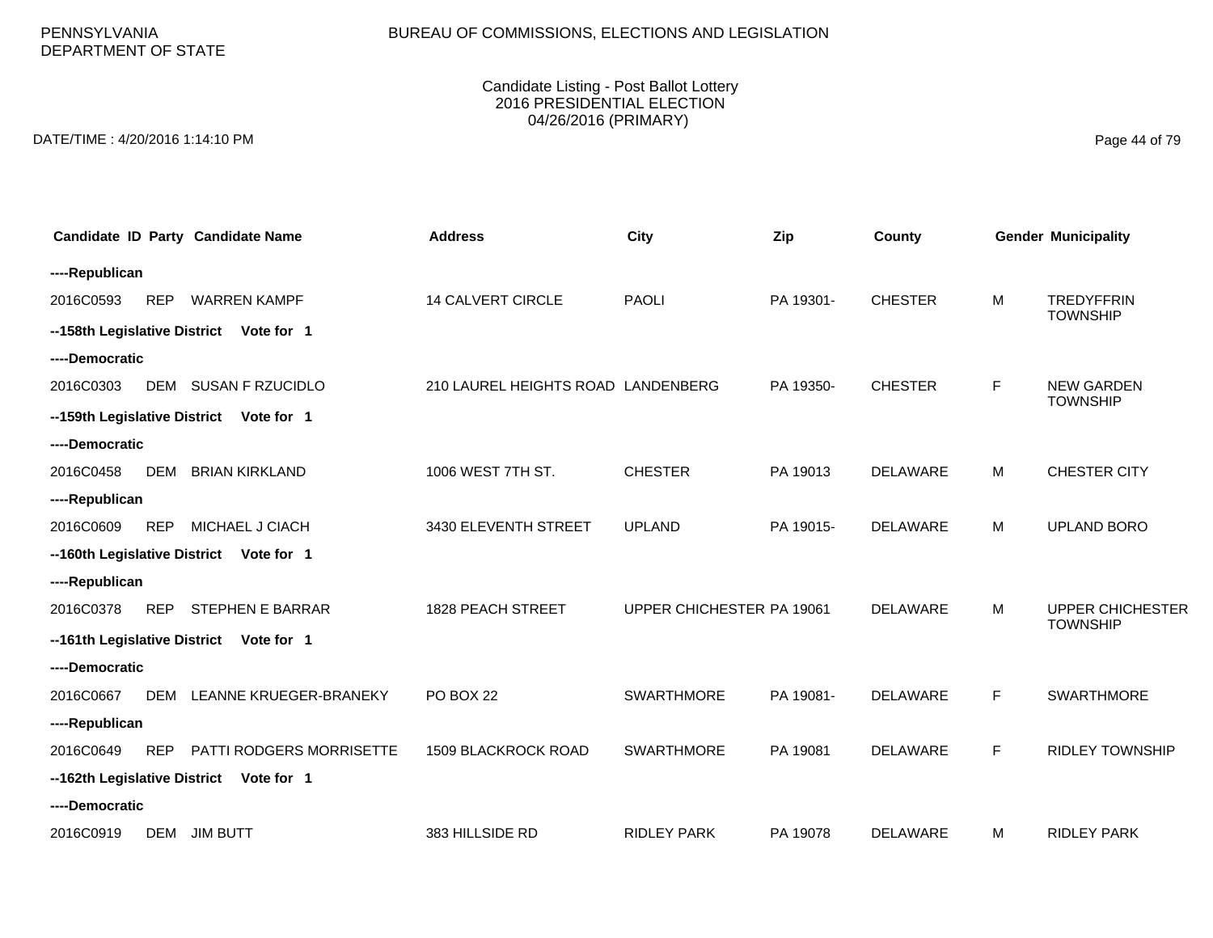PENNSYLVANIA
DEPARTMENT OF STATE

BUREAU OF COMMISSIONS, ELECTIONS AND LEGISLATION

Candidate Listing - Post Ballot Lottery
2016 PRESIDENTIAL ELECTION
04/26/2016 (PRIMARY)

DATE/TIME : 4/20/2016 1:14:10 PM

| Candidate ID | Party | Candidate Name | Address | City | Zip | County | Gender | Municipality |
|---|---|---|---|---|---|---|---|---|
| **----Republican** | | | | | | | | |
| 2016C0593 | REP | WARREN KAMPF | 14 CALVERT CIRCLE | PAOLI | PA 19301- | CHESTER | M | TREDYFFRIN TOWNSHIP |
| **--158th Legislative District** | | **Vote for 1** | | | | | | |
| **----Democratic** | | | | | | | | |
| 2016C0303 | DEM | SUSAN F RZUCIDLO | 210 LAUREL HEIGHTS ROAD | LANDENBERG | PA 19350- | CHESTER | F | NEW GARDEN TOWNSHIP |
| **--159th Legislative District** | | **Vote for 1** | | | | | | |
| **----Democratic** | | | | | | | | |
| 2016C0458 | DEM | BRIAN KIRKLAND | 1006 WEST 7TH ST. | CHESTER | PA 19013 | DELAWARE | M | CHESTER CITY |
| **----Republican** | | | | | | | | |
| 2016C0609 | REP | MICHAEL J CIACH | 3430 ELEVENTH STREET | UPLAND | PA 19015- | DELAWARE | M | UPLAND BORO |
| **--160th Legislative District** | | **Vote for 1** | | | | | | |
| **----Republican** | | | | | | | | |
| 2016C0378 | REP | STEPHEN E BARRAR | 1828 PEACH STREET | UPPER CHICHESTER | PA 19061 | DELAWARE | M | UPPER CHICHESTER TOWNSHIP |
| **--161th Legislative District** | | **Vote for 1** | | | | | | |
| **----Democratic** | | | | | | | | |
| 2016C0667 | DEM | LEANNE KRUEGER-BRANEKY | PO BOX 22 | SWARTHMORE | PA 19081- | DELAWARE | F | SWARTHMORE |
| **----Republican** | | | | | | | | |
| 2016C0649 | REP | PATTI RODGERS MORRISETTE | 1509 BLACKROCK ROAD | SWARTHMORE | PA 19081 | DELAWARE | F | RIDLEY TOWNSHIP |
| **--162th Legislative District** | | **Vote for 1** | | | | | | |
| **----Democratic** | | | | | | | | |
| 2016C0919 | DEM | JIM BUTT | 383 HILLSIDE RD | RIDLEY PARK | PA 19078 | DELAWARE | M | RIDLEY PARK |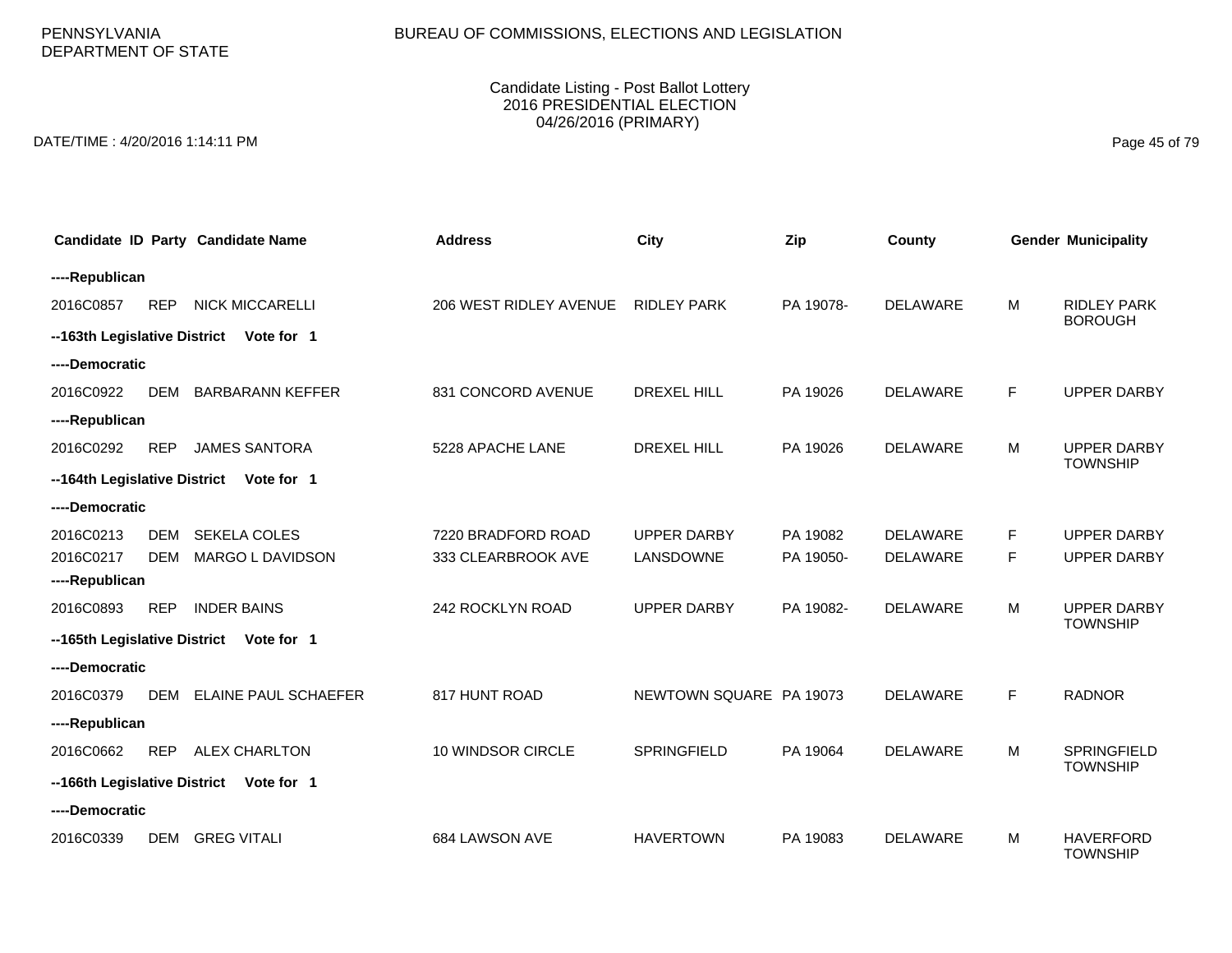PENNSYLVANIA DEPARTMENT OF STATE

BUREAU OF COMMISSIONS, ELECTIONS AND LEGISLATION

Candidate Listing - Post Ballot Lottery
2016 PRESIDENTIAL ELECTION
04/26/2016 (PRIMARY)

DATE/TIME : 4/20/2016 1:14:11 PM

| Candidate ID | Party | Candidate Name | Address | City | Zip | County | Gender | Municipality |
|---|---|---|---|---|---|---|---|---|
| **----Republican** | | | | | | | | |
| 2016C0857 | REP | NICK MICCARELLI | 206 WEST RIDLEY AVENUE | RIDLEY PARK | PA 19078- | DELAWARE | M | RIDLEY PARK BOROUGH |
| **--163th Legislative District Vote for 1** | | | | | | | | |
| **----Democratic** | | | | | | | | |
| 2016C0922 | DEM | BARBARANN KEFFER | 831 CONCORD AVENUE | DREXEL HILL | PA 19026 | DELAWARE | F | UPPER DARBY |
| **----Republican** | | | | | | | | |
| 2016C0292 | REP | JAMES SANTORA | 5228 APACHE LANE | DREXEL HILL | PA 19026 | DELAWARE | M | UPPER DARBY TOWNSHIP |
| **--164th Legislative District Vote for 1** | | | | | | | | |
| **----Democratic** | | | | | | | | |
| 2016C0213 | DEM | SEKELA COLES | 7220 BRADFORD ROAD | UPPER DARBY | PA 19082 | DELAWARE | F | UPPER DARBY |
| 2016C0217 | DEM | MARGO L DAVIDSON | 333 CLEARBROOK AVE | LANSDOWNE | PA 19050- | DELAWARE | F | UPPER DARBY |
| **----Republican** | | | | | | | | |
| 2016C0893 | REP | INDER BAINS | 242 ROCKLYN ROAD | UPPER DARBY | PA 19082- | DELAWARE | M | UPPER DARBY TOWNSHIP |
| **--165th Legislative District Vote for 1** | | | | | | | | |
| **----Democratic** | | | | | | | | |
| 2016C0379 | DEM | ELAINE PAUL SCHAEFER | 817 HUNT ROAD | NEWTOWN SQUARE | PA 19073 | DELAWARE | F | RADNOR |
| **----Republican** | | | | | | | | |
| 2016C0662 | REP | ALEX CHARLTON | 10 WINDSOR CIRCLE | SPRINGFIELD | PA 19064 | DELAWARE | M | SPRINGFIELD TOWNSHIP |
| **--166th Legislative District Vote for 1** | | | | | | | | |
| **----Democratic** | | | | | | | | |
| 2016C0339 | DEM | GREG VITALI | 684 LAWSON AVE | HAVERTOWN | PA 19083 | DELAWARE | M | HAVERFORD TOWNSHIP |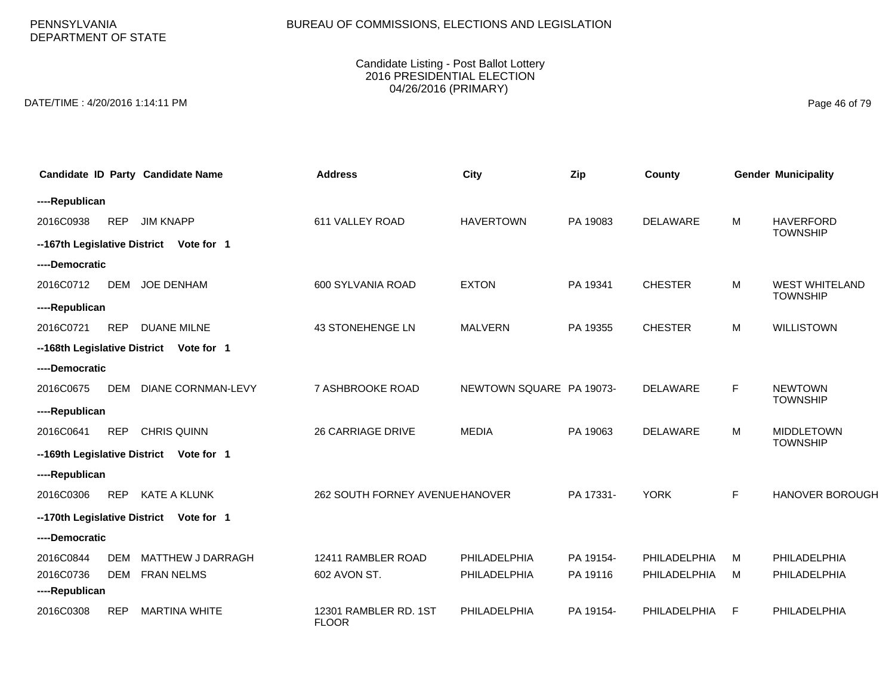PENNSYLVANIA DEPARTMENT OF STATE

BUREAU OF COMMISSIONS, ELECTIONS AND LEGISLATION

Candidate Listing - Post Ballot Lottery
2016 PRESIDENTIAL ELECTION
04/26/2016 (PRIMARY)

DATE/TIME : 4/20/2016 1:14:11 PM

| Candidate ID | Party | Candidate Name | Address | City | Zip | County | Gender | Municipality |
|---|---|---|---|---|---|---|---|---|
| **----Republican** | | | | | | | | |
| 2016C0938 | REP | JIM KNAPP | 611 VALLEY ROAD | HAVERTOWN | PA 19083 | DELAWARE | M | HAVERFORD TOWNSHIP |
| **--167th Legislative District Vote for 1** | | | | | | | | |
| **----Democratic** | | | | | | | | |
| 2016C0712 | DEM | JOE DENHAM | 600 SYLVANIA ROAD | EXTON | PA 19341 | CHESTER | M | WEST WHITELAND TOWNSHIP |
| **----Republican** | | | | | | | | |
| 2016C0721 | REP | DUANE MILNE | 43 STONEHENGE LN | MALVERN | PA 19355 | CHESTER | M | WILLISTOWN |
| **--168th Legislative District Vote for 1** | | | | | | | | |
| **----Democratic** | | | | | | | | |
| 2016C0675 | DEM | DIANE CORNMAN-LEVY | 7 ASHBROOKE ROAD | NEWTOWN SQUARE | PA 19073- | DELAWARE | F | NEWTOWN TOWNSHIP |
| **----Republican** | | | | | | | | |
| 2016C0641 | REP | CHRIS QUINN | 26 CARRIAGE DRIVE | MEDIA | PA 19063 | DELAWARE | M | MIDDLETOWN TOWNSHIP |
| **--169th Legislative District Vote for 1** | | | | | | | | |
| **----Republican** | | | | | | | | |
| 2016C0306 | REP | KATE A KLUNK | 262 SOUTH FORNEY AVENUE | HANOVER | PA 17331- | YORK | F | HANOVER BOROUGH |
| **--170th Legislative District Vote for 1** | | | | | | | | |
| **----Democratic** | | | | | | | | |
| 2016C0844 | DEM | MATTHEW J DARRAGH | 12411 RAMBLER ROAD | PHILADELPHIA | PA 19154- | PHILADELPHIA | M | PHILADELPHIA |
| 2016C0736 | DEM | FRAN NELMS | 602 AVON ST. | PHILADELPHIA | PA 19116 | PHILADELPHIA | M | PHILADELPHIA |
| **----Republican** | | | | | | | | |
| 2016C0308 | REP | MARTINA WHITE | 12301 RAMBLER RD. 1ST FLOOR | PHILADELPHIA | PA 19154- | PHILADELPHIA | F | PHILADELPHIA |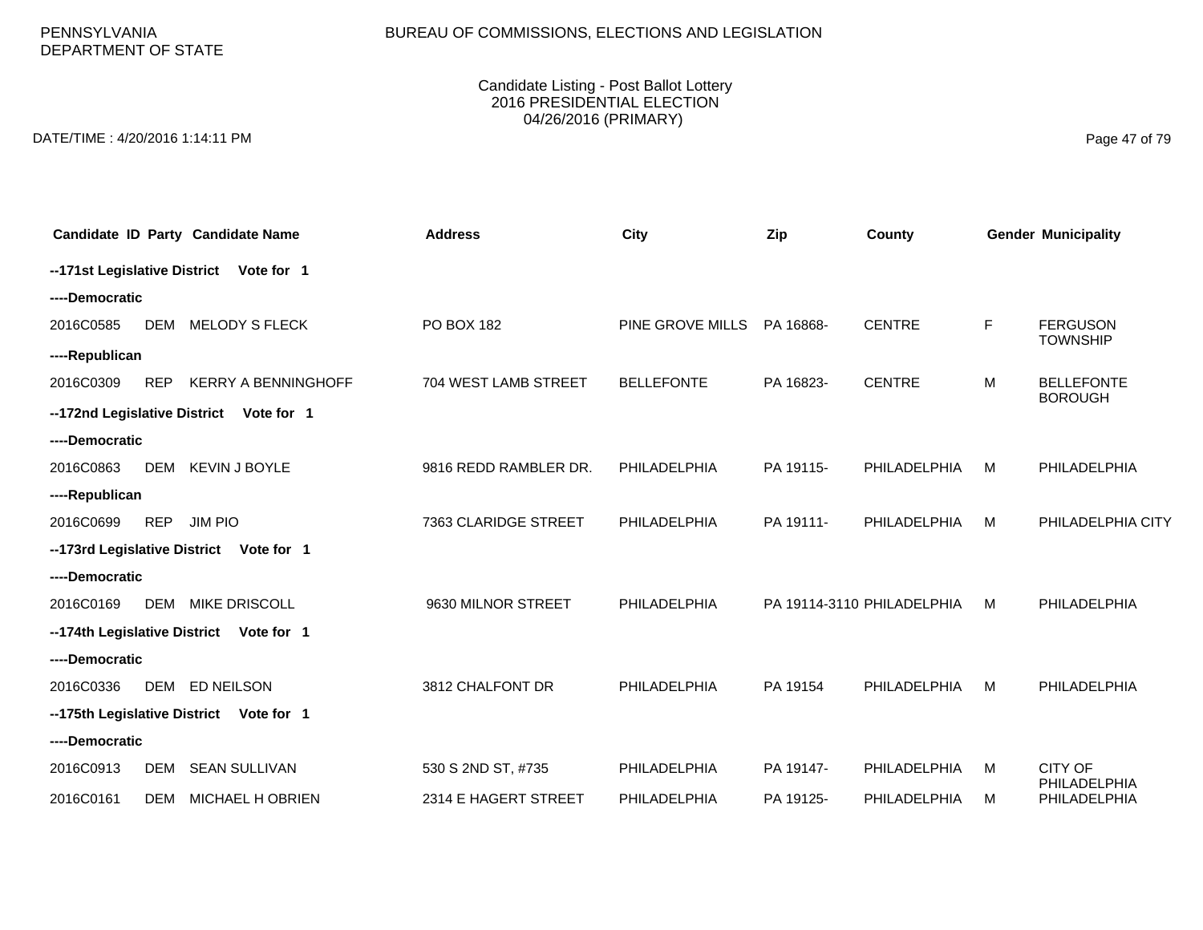PENNSYLVANIA
DEPARTMENT OF STATE

BUREAU OF COMMISSIONS, ELECTIONS AND LEGISLATION

Candidate Listing - Post Ballot Lottery
2016 PRESIDENTIAL ELECTION
04/26/2016 (PRIMARY)

DATE/TIME : 4/20/2016 1:14:11 PM

| Candidate ID | Party | Candidate Name | Address | City | Zip | County | Gender | Municipality |
|---|---|---|---|---|---|---|---|---|
| **--171st Legislative District Vote for 1** | | | | | | | | |
| **----Democratic** | | | | | | | | |
| 2016C0585 | DEM | MELODY S FLECK | PO BOX 182 | PINE GROVE MILLS | PA 16868- | CENTRE | F | FERGUSON TOWNSHIP |
| **----Republican** | | | | | | | | |
| 2016C0309 | REP | KERRY A BENNINGHOFF | 704 WEST LAMB STREET | BELLEFONTE | PA 16823- | CENTRE | M | BELLEFONTE BOROUGH |
| **--172nd Legislative District Vote for 1** | | | | | | | | |
| **----Democratic** | | | | | | | | |
| 2016C0863 | DEM | KEVIN J BOYLE | 9816 REDD RAMBLER DR. | PHILADELPHIA | PA 19115- | PHILADELPHIA | M | PHILADELPHIA |
| **----Republican** | | | | | | | | |
| 2016C0699 | REP | JIM PIO | 7363 CLARIDGE STREET | PHILADELPHIA | PA 19111- | PHILADELPHIA | M | PHILADELPHIA CITY |
| **--173rd Legislative District Vote for 1** | | | | | | | | |
| **----Democratic** | | | | | | | | |
| 2016C0169 | DEM | MIKE DRISCOLL | 9630 MILNOR STREET | PHILADELPHIA | PA 19114-3110 | PHILADELPHIA | M | PHILADELPHIA |
| **--174th Legislative District Vote for 1** | | | | | | | | |
| **----Democratic** | | | | | | | | |
| 2016C0336 | DEM | ED NEILSON | 3812 CHALFONT DR | PHILADELPHIA | PA 19154 | PHILADELPHIA | M | PHILADELPHIA |
| **--175th Legislative District Vote for 1** | | | | | | | | |
| **----Democratic** | | | | | | | | |
| 2016C0913 | DEM | SEAN SULLIVAN | 530 S 2ND ST, #735 | PHILADELPHIA | PA 19147- | PHILADELPHIA | M | CITY OF PHILADELPHIA |
| 2016C0161 | DEM | MICHAEL H OBRIEN | 2314 E HAGERT STREET | PHILADELPHIA | PA 19125- | PHILADELPHIA | M | PHILADELPHIA |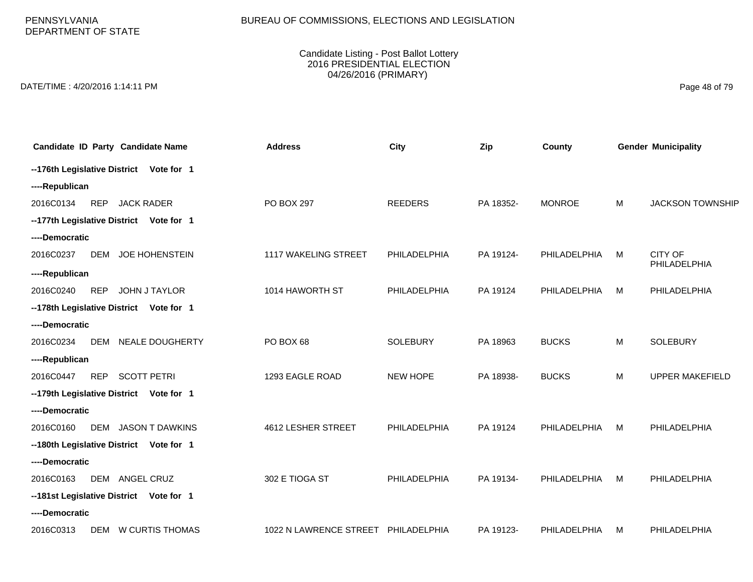PENNSYLVANIA DEPARTMENT OF STATE

BUREAU OF COMMISSIONS, ELECTIONS AND LEGISLATION

Candidate Listing - Post Ballot Lottery
2016 PRESIDENTIAL ELECTION
04/26/2016 (PRIMARY)

DATE/TIME : 4/20/2016 1:14:11 PM

| Candidate ID | Party | Candidate Name | Address | City | Zip | County | Gender | Municipality |
|---|---|---|---|---|---|---|---|---|
| **--176th Legislative District Vote for 1** | | | | | | | | |
| **----Republican** | | | | | | | | |
| 2016C0134 | REP | JACK RADER | PO BOX 297 | REEDERS | PA 18352- | MONROE | M | JACKSON TOWNSHIP |
| **--177th Legislative District Vote for 1** | | | | | | | | |
| **----Democratic** | | | | | | | | |
| 2016C0237 | DEM | JOE HOHENSTEIN | 1117 WAKELING STREET | PHILADELPHIA | PA 19124- | PHILADELPHIA | M | CITY OF PHILADELPHIA |
| **----Republican** | | | | | | | | |
| 2016C0240 | REP | JOHN J TAYLOR | 1014 HAWORTH ST | PHILADELPHIA | PA 19124 | PHILADELPHIA | M | PHILADELPHIA |
| **--178th Legislative District Vote for 1** | | | | | | | | |
| **----Democratic** | | | | | | | | |
| 2016C0234 | DEM | NEALE DOUGHERTY | PO BOX 68 | SOLEBURY | PA 18963 | BUCKS | M | SOLEBURY |
| **----Republican** | | | | | | | | |
| 2016C0447 | REP | SCOTT PETRI | 1293 EAGLE ROAD | NEW HOPE | PA 18938- | BUCKS | M | UPPER MAKEFIELD |
| **--179th Legislative District Vote for 1** | | | | | | | | |
| **----Democratic** | | | | | | | | |
| 2016C0160 | DEM | JASON T DAWKINS | 4612 LESHER STREET | PHILADELPHIA | PA 19124 | PHILADELPHIA | M | PHILADELPHIA |
| **--180th Legislative District Vote for 1** | | | | | | | | |
| **----Democratic** | | | | | | | | |
| 2016C0163 | DEM | ANGEL CRUZ | 302 E TIOGA ST | PHILADELPHIA | PA 19134- | PHILADELPHIA | M | PHILADELPHIA |
| **--181st Legislative District Vote for 1** | | | | | | | | |
| **----Democratic** | | | | | | | | |
| 2016C0313 | DEM | W CURTIS THOMAS | 1022 N LAWRENCE STREET | PHILADELPHIA | PA 19123- | PHILADELPHIA | M | PHILADELPHIA |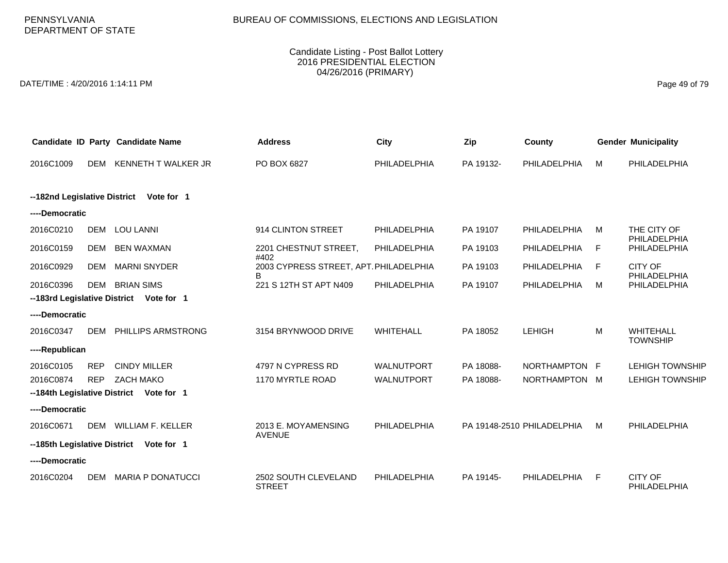PENNSYLVANIA DEPARTMENT OF STATE

BUREAU OF COMMISSIONS, ELECTIONS AND LEGISLATION

Candidate Listing - Post Ballot Lottery
2016 PRESIDENTIAL ELECTION
04/26/2016 (PRIMARY)

DATE/TIME : 4/20/2016 1:14:11 PM

| Candidate ID | Party | Candidate Name | Address | City | Zip | County | Gender | Municipality |
|---|---|---|---|---|---|---|---|---|
| 2016C1009 | DEM | KENNETH T WALKER JR | PO BOX 6827 | PHILADELPHIA | PA 19132- | PHILADELPHIA | M | PHILADELPHIA |
| **--182nd Legislative District Vote for 1** | | | | | | | | |
| **----Democratic** | | | | | | | | |
| 2016C0210 | DEM | LOU LANNI | 914 CLINTON STREET | PHILADELPHIA | PA 19107 | PHILADELPHIA | M | THE CITY OF PHILADELPHIA |
| 2016C0159 | DEM | BEN WAXMAN | 2201 CHESTNUT STREET, #402 | PHILADELPHIA | PA 19103 | PHILADELPHIA | F | PHILADELPHIA |
| 2016C0929 | DEM | MARNI SNYDER | 2003 CYPRESS STREET, APT. B | PHILADELPHIA | PA 19103 | PHILADELPHIA | F | CITY OF PHILADELPHIA |
| 2016C0396 | DEM | BRIAN SIMS | 221 S 12TH ST APT N409 | PHILADELPHIA | PA 19107 | PHILADELPHIA | M | PHILADELPHIA |
| **--183rd Legislative District Vote for 1** | | | | | | | | |
| **----Democratic** | | | | | | | | |
| 2016C0347 | DEM | PHILLIPS ARMSTRONG | 3154 BRYNWOOD DRIVE | WHITEHALL | PA 18052 | LEHIGH | M | WHITEHALL TOWNSHIP |
| **----Republican** | | | | | | | | |
| 2016C0105 | REP | CINDY MILLER | 4797 N CYPRESS RD | WALNUTPORT | PA 18088- | NORTHAMPTON | F | LEHIGH TOWNSHIP |
| 2016C0874 | REP | ZACH MAKO | 1170 MYRTLE ROAD | WALNUTPORT | PA 18088- | NORTHAMPTON | M | LEHIGH TOWNSHIP |
| **--184th Legislative District Vote for 1** | | | | | | | | |
| **----Democratic** | | | | | | | | |
| 2016C0671 | DEM | WILLIAM F. KELLER | 2013 E. MOYAMENSING AVENUE | PHILADELPHIA | PA 19148-2510 | PHILADELPHIA | M | PHILADELPHIA |
| **--185th Legislative District Vote for 1** | | | | | | | | |
| **----Democratic** | | | | | | | | |
| 2016C0204 | DEM | MARIA P DONATUCCI | 2502 SOUTH CLEVELAND STREET | PHILADELPHIA | PA 19145- | PHILADELPHIA | F | CITY OF PHILADELPHIA |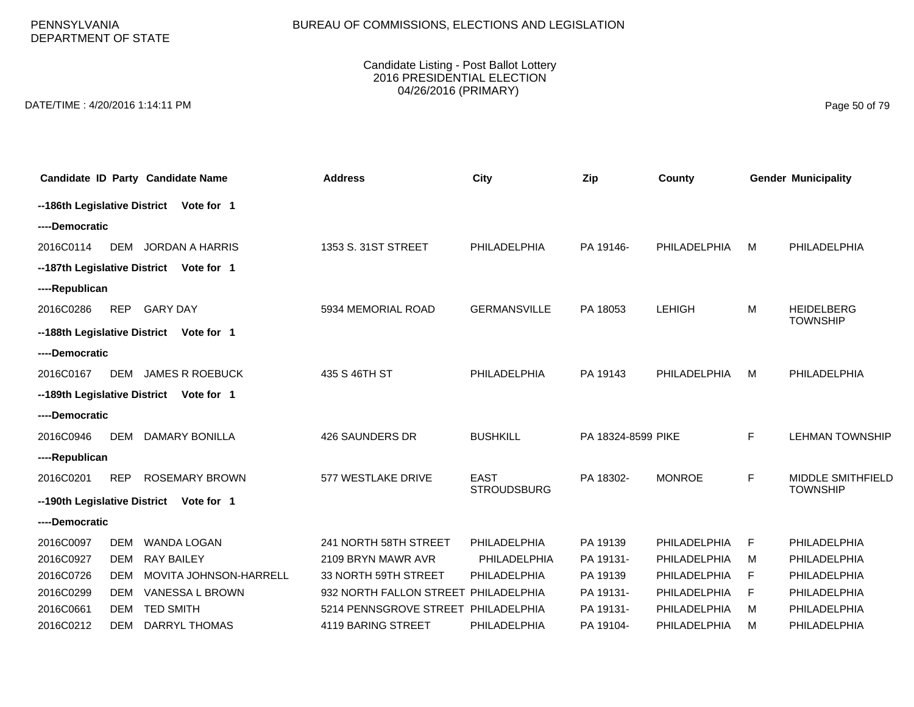PENNSYLVANIA
DEPARTMENT OF STATE

BUREAU OF COMMISSIONS, ELECTIONS AND LEGISLATION

Candidate Listing - Post Ballot Lottery
2016 PRESIDENTIAL ELECTION
04/26/2016 (PRIMARY)

DATE/TIME : 4/20/2016 1:14:11 PM

| Candidate ID | Party | Candidate Name | Address | City | Zip | County | Gender | Municipality |
|---|---|---|---|---|---|---|---|---|
| **--186th Legislative District** | | **Vote for 1** | | | | | | |
| **----Democratic** | | | | | | | | |
| 2016C0114 | DEM | JORDAN A HARRIS | 1353 S. 31ST STREET | PHILADELPHIA | PA 19146- | PHILADELPHIA | M | PHILADELPHIA |
| **--187th Legislative District** | | **Vote for 1** | | | | | | |
| **----Republican** | | | | | | | | |
| 2016C0286 | REP | GARY DAY | 5934 MEMORIAL ROAD | GERMANSVILLE | PA 18053 | LEHIGH | M | HEIDELBERG TOWNSHIP |
| **--188th Legislative District** | | **Vote for 1** | | | | | | |
| **----Democratic** | | | | | | | | |
| 2016C0167 | DEM | JAMES R ROEBUCK | 435 S 46TH ST | PHILADELPHIA | PA 19143 | PHILADELPHIA | M | PHILADELPHIA |
| **--189th Legislative District** | | **Vote for 1** | | | | | | |
| **----Democratic** | | | | | | | | |
| 2016C0946 | DEM | DAMARY BONILLA | 426 SAUNDERS DR | BUSHKILL | PA 18324-8599 | PIKE | F | LEHMAN TOWNSHIP |
| **----Republican** | | | | | | | | |
| 2016C0201 | REP | ROSEMARY BROWN | 577 WESTLAKE DRIVE | EAST STROUDSBURG | PA 18302- | MONROE | F | MIDDLE SMITHFIELD TOWNSHIP |
| **--190th Legislative District** | | **Vote for 1** | | | | | | |
| **----Democratic** | | | | | | | | |
| 2016C0097 | DEM | WANDA LOGAN | 241 NORTH 58TH STREET | PHILADELPHIA | PA 19139 | PHILADELPHIA | F | PHILADELPHIA |
| 2016C0927 | DEM | RAY BAILEY | 2109 BRYN MAWR AVR | PHILADELPHIA | PA 19131- | PHILADELPHIA | M | PHILADELPHIA |
| 2016C0726 | DEM | MOVITA JOHNSON-HARRELL | 33 NORTH 59TH STREET | PHILADELPHIA | PA 19139 | PHILADELPHIA | F | PHILADELPHIA |
| 2016C0299 | DEM | VANESSA L BROWN | 932 NORTH FALLON STREET | PHILADELPHIA | PA 19131- | PHILADELPHIA | F | PHILADELPHIA |
| 2016C0661 | DEM | TED SMITH | 5214 PENNSGROVE STREET | PHILADELPHIA | PA 19131- | PHILADELPHIA | M | PHILADELPHIA |
| 2016C0212 | DEM | DARRYL THOMAS | 4119 BARING STREET | PHILADELPHIA | PA 19104- | PHILADELPHIA | M | PHILADELPHIA |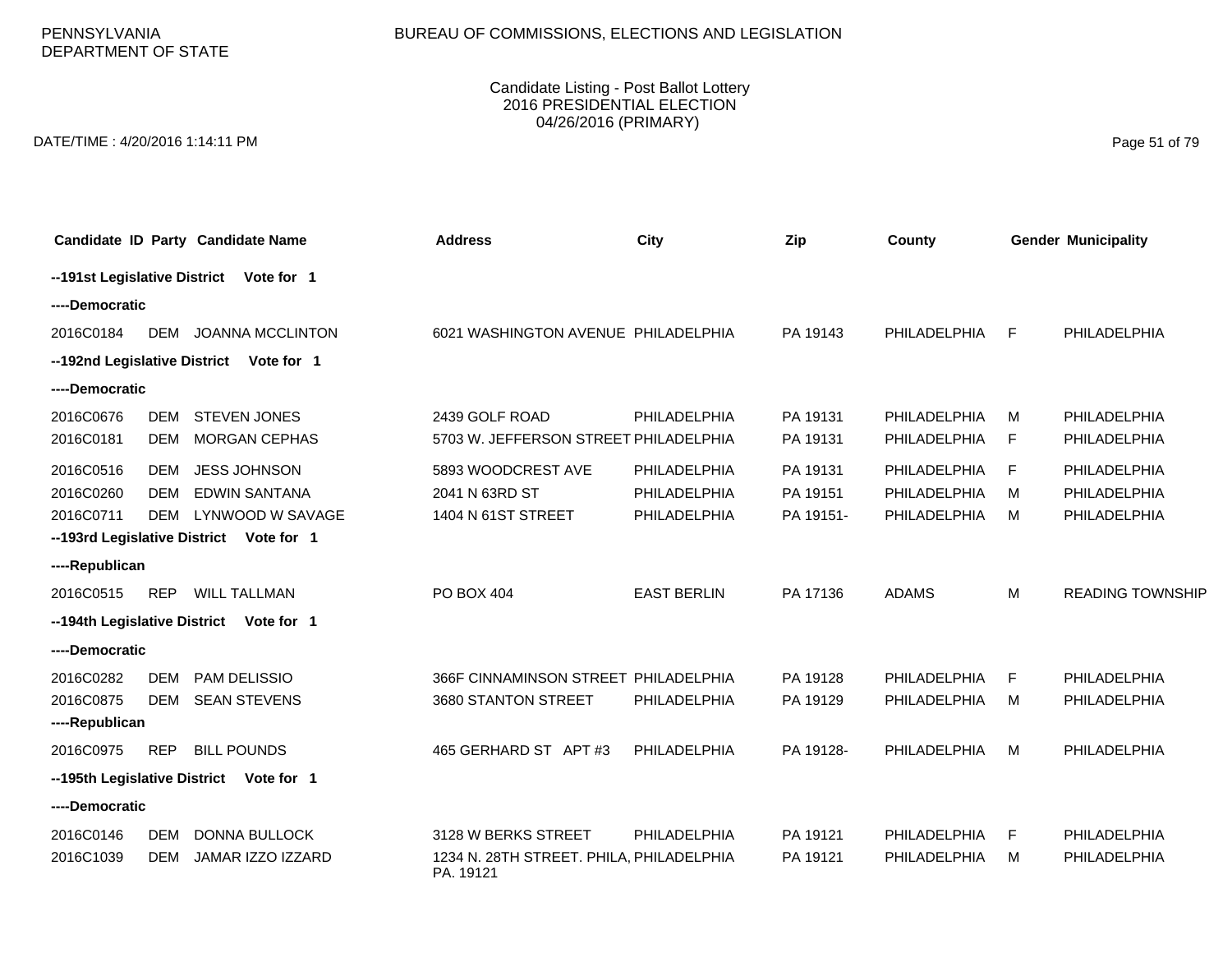PENNSYLVANIA DEPARTMENT OF STATE

BUREAU OF COMMISSIONS, ELECTIONS AND LEGISLATION

Candidate Listing - Post Ballot Lottery
2016 PRESIDENTIAL ELECTION
04/26/2016 (PRIMARY)

DATE/TIME : 4/20/2016 1:14:11 PM

| Candidate ID | Party | Candidate Name | Address | City | Zip | County | Gender | Municipality |
|---|---|---|---|---|---|---|---|---|
| **--191st Legislative District Vote for 1** | | | | | | | | |
| **----Democratic** | | | | | | | | |
| 2016C0184 | DEM | JOANNA MCCLINTON | 6021 WASHINGTON AVENUE | PHILADELPHIA | PA 19143 | PHILADELPHIA | F | PHILADELPHIA |
| **--192nd Legislative District Vote for 1** | | | | | | | | |
| **----Democratic** | | | | | | | | |
| 2016C0676 | DEM | STEVEN JONES | 2439 GOLF ROAD | PHILADELPHIA | PA 19131 | PHILADELPHIA | M | PHILADELPHIA |
| 2016C0181 | DEM | MORGAN CEPHAS | 5703 W. JEFFERSON STREET | PHILADELPHIA | PA 19131 | PHILADELPHIA | F | PHILADELPHIA |
| 2016C0516 | DEM | JESS JOHNSON | 5893 WOODCREST AVE | PHILADELPHIA | PA 19131 | PHILADELPHIA | F | PHILADELPHIA |
| 2016C0260 | DEM | EDWIN SANTANA | 2041 N 63RD ST | PHILADELPHIA | PA 19151 | PHILADELPHIA | M | PHILADELPHIA |
| 2016C0711 | DEM | LYNWOOD W SAVAGE | 1404 N 61ST STREET | PHILADELPHIA | PA 19151- | PHILADELPHIA | M | PHILADELPHIA |
| **--193rd Legislative District Vote for 1** | | | | | | | | |
| **----Republican** | | | | | | | | |
| 2016C0515 | REP | WILL TALLMAN | PO BOX 404 | EAST BERLIN | PA 17136 | ADAMS | M | READING TOWNSHIP |
| **--194th Legislative District Vote for 1** | | | | | | | | |
| **----Democratic** | | | | | | | | |
| 2016C0282 | DEM | PAM DELISSIO | 366F CINNAMINSON STREET | PHILADELPHIA | PA 19128 | PHILADELPHIA | F | PHILADELPHIA |
| 2016C0875 | DEM | SEAN STEVENS | 3680 STANTON STREET | PHILADELPHIA | PA 19129 | PHILADELPHIA | M | PHILADELPHIA |
| **----Republican** | | | | | | | | |
| 2016C0975 | REP | BILL POUNDS | 465 GERHARD ST APT #3 | PHILADELPHIA | PA 19128- | PHILADELPHIA | M | PHILADELPHIA |
| **--195th Legislative District Vote for 1** | | | | | | | | |
| **----Democratic** | | | | | | | | |
| 2016C0146 | DEM | DONNA BULLOCK | 3128 W BERKS STREET | PHILADELPHIA | PA 19121 | PHILADELPHIA | F | PHILADELPHIA |
| 2016C1039 | DEM | JAMAR IZZO IZZARD | 1234 N. 28TH STREET. PHILA, PA. 19121 | PHILADELPHIA | PA 19121 | PHILADELPHIA | M | PHILADELPHIA |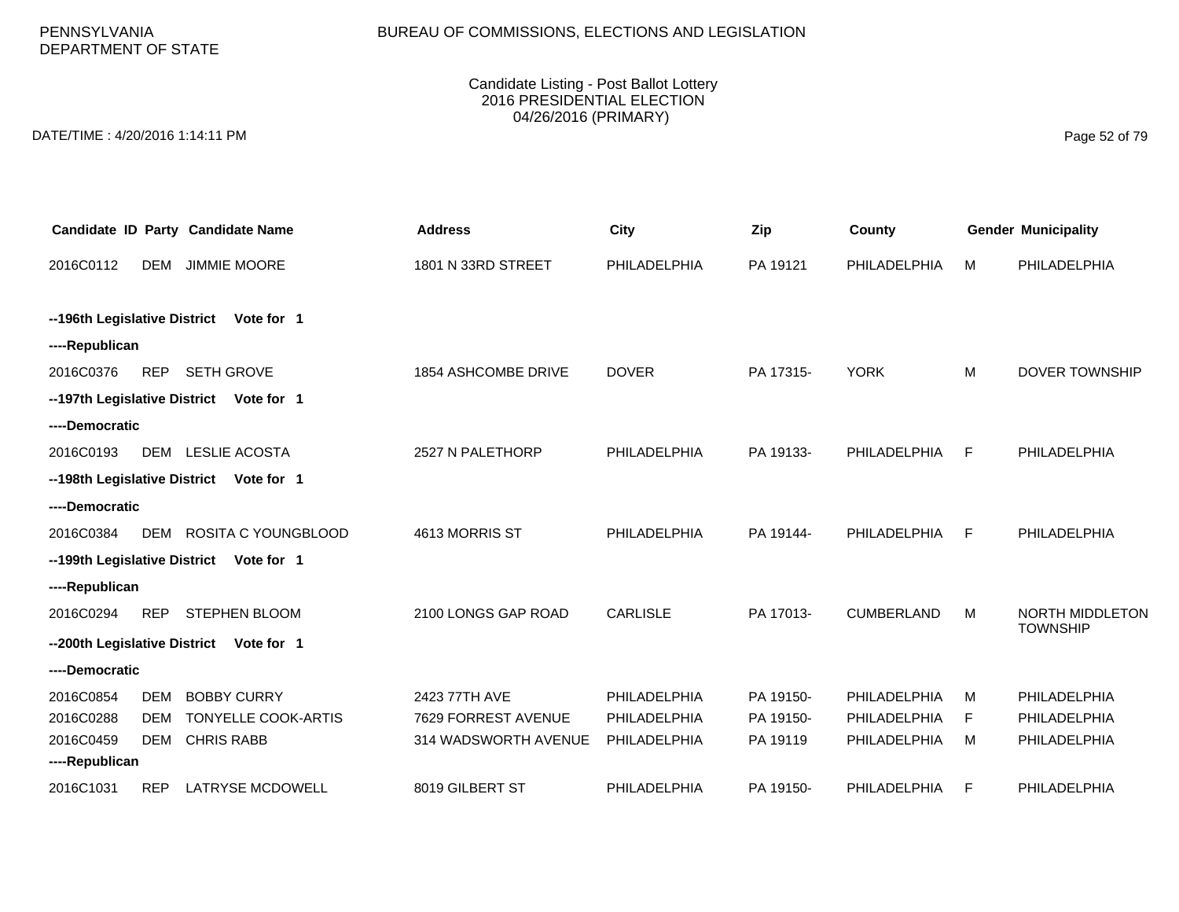PENNSYLVANIA
DEPARTMENT OF STATE

BUREAU OF COMMISSIONS, ELECTIONS AND LEGISLATION

Candidate Listing - Post Ballot Lottery
2016 PRESIDENTIAL ELECTION
04/26/2016 (PRIMARY)

DATE/TIME : 4/20/2016 1:14:11 PM

| Candidate ID | Party | Candidate Name | Address | City | Zip | County | Gender | Municipality |
|---|---|---|---|---|---|---|---|---|
| 2016C0112 | DEM | JIMMIE MOORE | 1801 N 33RD STREET | PHILADELPHIA | PA 19121 | PHILADELPHIA | M | PHILADELPHIA |
| **--196th Legislative District Vote for 1** | | | | | | | | |
| **----Republican** | | | | | | | | |
| 2016C0376 | REP | SETH GROVE | 1854 ASHCOMBE DRIVE | DOVER | PA 17315- | YORK | M | DOVER TOWNSHIP |
| **--197th Legislative District Vote for 1** | | | | | | | | |
| **----Democratic** | | | | | | | | |
| 2016C0193 | DEM | LESLIE ACOSTA | 2527 N PALETHORP | PHILADELPHIA | PA 19133- | PHILADELPHIA | F | PHILADELPHIA |
| **--198th Legislative District Vote for 1** | | | | | | | | |
| **----Democratic** | | | | | | | | |
| 2016C0384 | DEM | ROSITA C YOUNGBLOOD | 4613 MORRIS ST | PHILADELPHIA | PA 19144- | PHILADELPHIA | F | PHILADELPHIA |
| **--199th Legislative District Vote for 1** | | | | | | | | |
| **----Republican** | | | | | | | | |
| 2016C0294 | REP | STEPHEN BLOOM | 2100 LONGS GAP ROAD | CARLISLE | PA 17013- | CUMBERLAND | M | NORTH MIDDLETON TOWNSHIP |
| **--200th Legislative District Vote for 1** | | | | | | | | |
| **----Democratic** | | | | | | | | |
| 2016C0854 | DEM | BOBBY CURRY | 2423 77TH AVE | PHILADELPHIA | PA 19150- | PHILADELPHIA | M | PHILADELPHIA |
| 2016C0288 | DEM | TONYELLE COOK-ARTIS | 7629 FORREST AVENUE | PHILADELPHIA | PA 19150- | PHILADELPHIA | F | PHILADELPHIA |
| 2016C0459 | DEM | CHRIS RABB | 314 WADSWORTH AVENUE | PHILADELPHIA | PA 19119 | PHILADELPHIA | M | PHILADELPHIA |
| **----Republican** | | | | | | | | |
| 2016C1031 | REP | LATRYSE MCDOWELL | 8019 GILBERT ST | PHILADELPHIA | PA 19150- | PHILADELPHIA | F | PHILADELPHIA |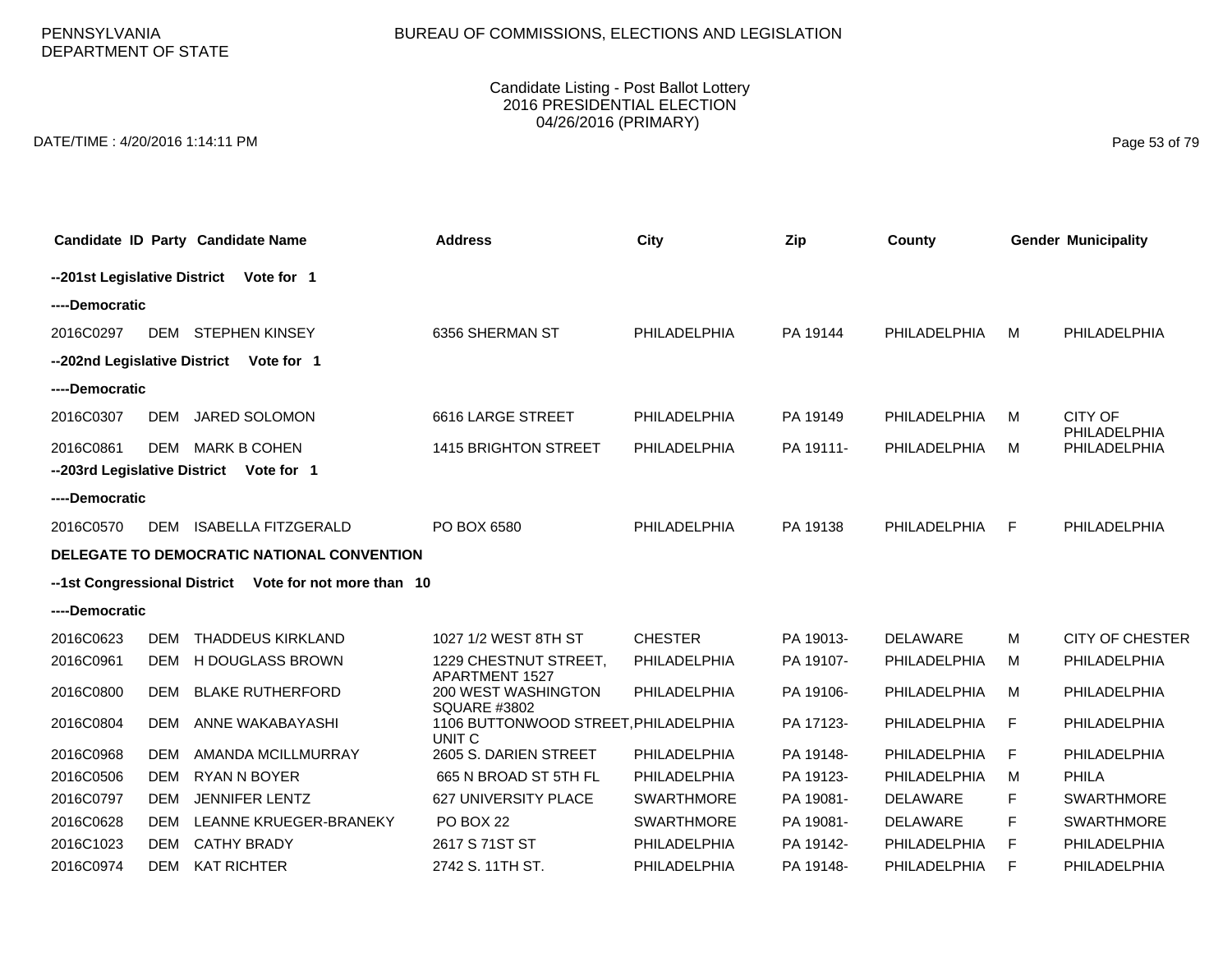PENNSYLVANIA DEPARTMENT OF STATE

BUREAU OF COMMISSIONS, ELECTIONS AND LEGISLATION

Candidate Listing - Post Ballot Lottery
2016 PRESIDENTIAL ELECTION
04/26/2016 (PRIMARY)

DATE/TIME : 4/20/2016 1:14:11 PM

| Candidate ID | Party | Candidate Name | Address | City | Zip | County | Gender | Municipality |
|---|---|---|---|---|---|---|---|---|
| **--201st Legislative District Vote for 1** | | | | | | | | |
| **----Democratic** | | | | | | | | |
| 2016C0297 | DEM | STEPHEN KINSEY | 6356 SHERMAN ST | PHILADELPHIA | PA 19144 | PHILADELPHIA | M | PHILADELPHIA |
| **--202nd Legislative District Vote for 1** | | | | | | | | |
| **----Democratic** | | | | | | | | |
| 2016C0307 | DEM | JARED SOLOMON | 6616 LARGE STREET | PHILADELPHIA | PA 19149 | PHILADELPHIA | M | CITY OF PHILADELPHIA |
| 2016C0861 | DEM | MARK B COHEN | 1415 BRIGHTON STREET | PHILADELPHIA | PA 19111- | PHILADELPHIA | M | PHILADELPHIA |
| **--203rd Legislative District Vote for 1** | | | | | | | | |
| **----Democratic** | | | | | | | | |
| 2016C0570 | DEM | ISABELLA FITZGERALD | PO BOX 6580 | PHILADELPHIA | PA 19138 | PHILADELPHIA | F | PHILADELPHIA |
| **DELEGATE TO DEMOCRATIC NATIONAL CONVENTION** | | | | | | | | |
| **--1st Congressional District Vote for not more than 10** | | | | | | | | |
| **----Democratic** | | | | | | | | |
| 2016C0623 | DEM | THADDEUS KIRKLAND | 1027 1/2 WEST 8TH ST | CHESTER | PA 19013- | DELAWARE | M | CITY OF CHESTER |
| 2016C0961 | DEM | H DOUGLASS BROWN | 1229 CHESTNUT STREET, APARTMENT 1527 | PHILADELPHIA | PA 19107- | PHILADELPHIA | M | PHILADELPHIA |
| 2016C0800 | DEM | BLAKE RUTHERFORD | 200 WEST WASHINGTON SQUARE #3802 | PHILADELPHIA | PA 19106- | PHILADELPHIA | M | PHILADELPHIA |
| 2016C0804 | DEM | ANNE WAKABAYASHI | 1106 BUTTONWOOD STREET, UNIT C | PHILADELPHIA | PA 17123- | PHILADELPHIA | F | PHILADELPHIA |
| 2016C0968 | DEM | AMANDA MCILLMURRAY | 2605 S. DARIEN STREET | PHILADELPHIA | PA 19148- | PHILADELPHIA | F | PHILADELPHIA |
| 2016C0506 | DEM | RYAN N BOYER | 665 N BROAD ST 5TH FL | PHILADELPHIA | PA 19123- | PHILADELPHIA | M | PHILA |
| 2016C0797 | DEM | JENNIFER LENTZ | 627 UNIVERSITY PLACE | SWARTHMORE | PA 19081- | DELAWARE | F | SWARTHMORE |
| 2016C0628 | DEM | LEANNE KRUEGER-BRANEKY | PO BOX 22 | SWARTHMORE | PA 19081- | DELAWARE | F | SWARTHMORE |
| 2016C1023 | DEM | CATHY BRADY | 2617 S 71ST ST | PHILADELPHIA | PA 19142- | PHILADELPHIA | F | PHILADELPHIA |
| 2016C0974 | DEM | KAT RICHTER | 2742 S. 11TH ST. | PHILADELPHIA | PA 19148- | PHILADELPHIA | F | PHILADELPHIA |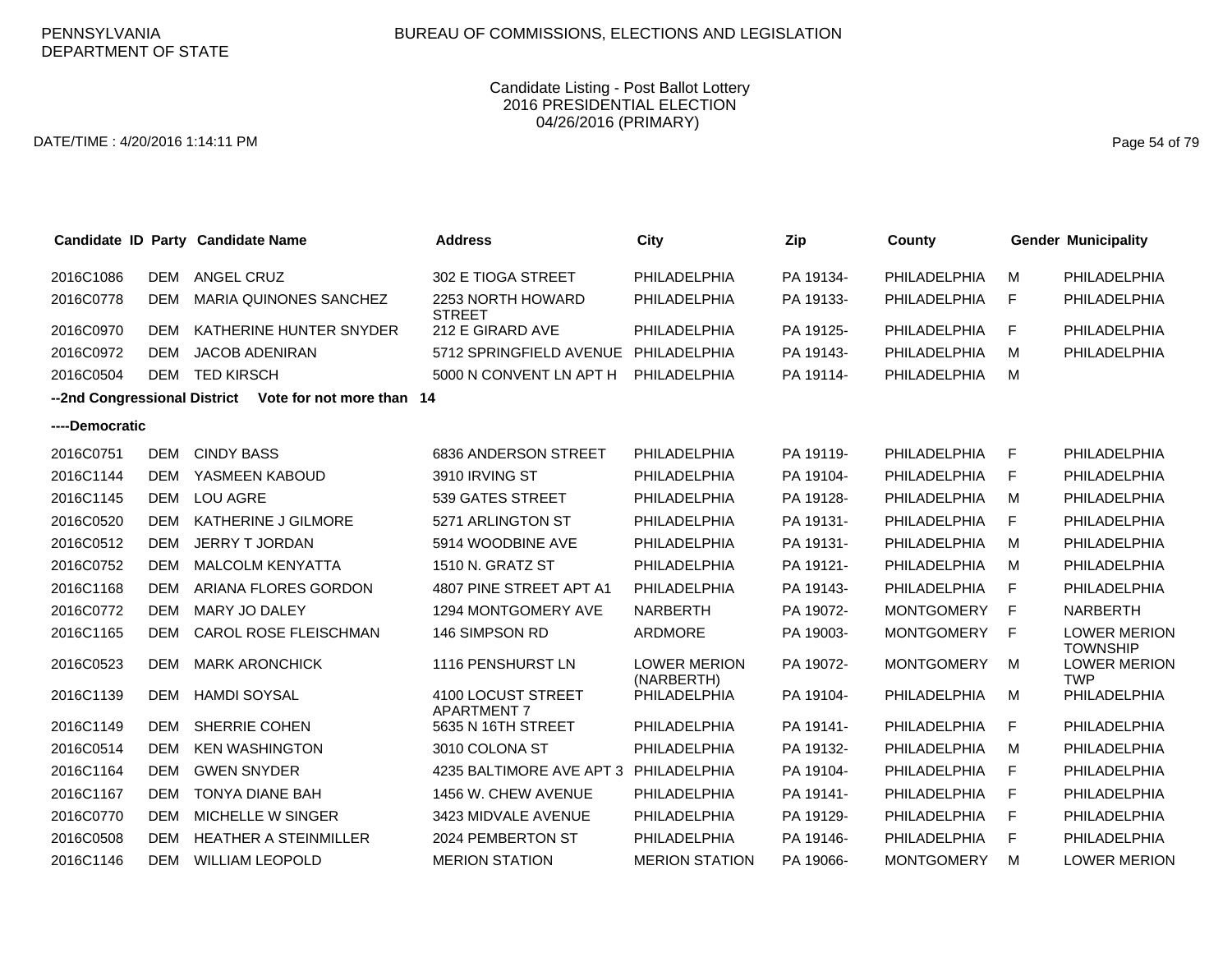PENNSYLVANIA DEPARTMENT OF STATE

BUREAU OF COMMISSIONS, ELECTIONS AND LEGISLATION

Candidate Listing - Post Ballot Lottery
2016 PRESIDENTIAL ELECTION
04/26/2016 (PRIMARY)

DATE/TIME : 4/20/2016 1:14:11 PM

| Candidate ID | Party | Candidate Name | Address | City | Zip | County | Gender | Municipality |
|---|---|---|---|---|---|---|---|---|
| 2016C1086 | DEM | ANGEL CRUZ | 302 E TIOGA STREET | PHILADELPHIA | PA 19134- | PHILADELPHIA | M | PHILADELPHIA |
| 2016C0778 | DEM | MARIA QUINONES SANCHEZ | 2253 NORTH HOWARD STREET | PHILADELPHIA | PA 19133- | PHILADELPHIA | F | PHILADELPHIA |
| 2016C0970 | DEM | KATHERINE HUNTER SNYDER | 212 E GIRARD AVE | PHILADELPHIA | PA 19125- | PHILADELPHIA | F | PHILADELPHIA |
| 2016C0972 | DEM | JACOB ADENIRAN | 5712 SPRINGFIELD AVENUE | PHILADELPHIA | PA 19143- | PHILADELPHIA | M | PHILADELPHIA |
| 2016C0504 | DEM | TED KIRSCH | 5000 N CONVENT LN APT H | PHILADELPHIA | PA 19114- | PHILADELPHIA | M | |

**--2nd Congressional District Vote for not more than 14**

**----Democratic**

| Candidate ID | Party | Candidate Name | Address | City | Zip | County | Gender | Municipality |
|---|---|---|---|---|---|---|---|---|
| 2016C0751 | DEM | CINDY BASS | 6836 ANDERSON STREET | PHILADELPHIA | PA 19119- | PHILADELPHIA | F | PHILADELPHIA |
| 2016C1144 | DEM | YASMEEN KABOUD | 3910 IRVING ST | PHILADELPHIA | PA 19104- | PHILADELPHIA | F | PHILADELPHIA |
| 2016C1145 | DEM | LOU AGRE | 539 GATES STREET | PHILADELPHIA | PA 19128- | PHILADELPHIA | M | PHILADELPHIA |
| 2016C0520 | DEM | KATHERINE J GILMORE | 5271 ARLINGTON ST | PHILADELPHIA | PA 19131- | PHILADELPHIA | F | PHILADELPHIA |
| 2016C0512 | DEM | JERRY T JORDAN | 5914 WOODBINE AVE | PHILADELPHIA | PA 19131- | PHILADELPHIA | M | PHILADELPHIA |
| 2016C0752 | DEM | MALCOLM KENYATTA | 1510 N. GRATZ ST | PHILADELPHIA | PA 19121- | PHILADELPHIA | M | PHILADELPHIA |
| 2016C1168 | DEM | ARIANA FLORES GORDON | 4807 PINE STREET APT A1 | PHILADELPHIA | PA 19143- | PHILADELPHIA | F | PHILADELPHIA |
| 2016C0772 | DEM | MARY JO DALEY | 1294 MONTGOMERY AVE | NARBERTH | PA 19072- | MONTGOMERY | F | NARBERTH |
| 2016C1165 | DEM | CAROL ROSE FLEISCHMAN | 146 SIMPSON RD | ARDMORE | PA 19003- | MONTGOMERY | F | LOWER MERION TOWNSHIP |
| 2016C0523 | DEM | MARK ARONCHICK | 1116 PENSHURST LN | LOWER MERION (NARBERTH) | PA 19072- | MONTGOMERY | M | LOWER MERION TWP |
| 2016C1139 | DEM | HAMDI SOYSAL | 4100 LOCUST STREET APARTMENT 7 | PHILADELPHIA | PA 19104- | PHILADELPHIA | M | PHILADELPHIA |
| 2016C1149 | DEM | SHERRIE COHEN | 5635 N 16TH STREET | PHILADELPHIA | PA 19141- | PHILADELPHIA | F | PHILADELPHIA |
| 2016C0514 | DEM | KEN WASHINGTON | 3010 COLONA ST | PHILADELPHIA | PA 19132- | PHILADELPHIA | M | PHILADELPHIA |
| 2016C1164 | DEM | GWEN SNYDER | 4235 BALTIMORE AVE APT 3 | PHILADELPHIA | PA 19104- | PHILADELPHIA | F | PHILADELPHIA |
| 2016C1167 | DEM | TONYA DIANE BAH | 1456 W. CHEW AVENUE | PHILADELPHIA | PA 19141- | PHILADELPHIA | F | PHILADELPHIA |
| 2016C0770 | DEM | MICHELLE W SINGER | 3423 MIDVALE AVENUE | PHILADELPHIA | PA 19129- | PHILADELPHIA | F | PHILADELPHIA |
| 2016C0508 | DEM | HEATHER A STEINMILLER | 2024 PEMBERTON ST | PHILADELPHIA | PA 19146- | PHILADELPHIA | F | PHILADELPHIA |
| 2016C1146 | DEM | WILLIAM LEOPOLD | MERION STATION | MERION STATION | PA 19066- | MONTGOMERY | M | LOWER MERION |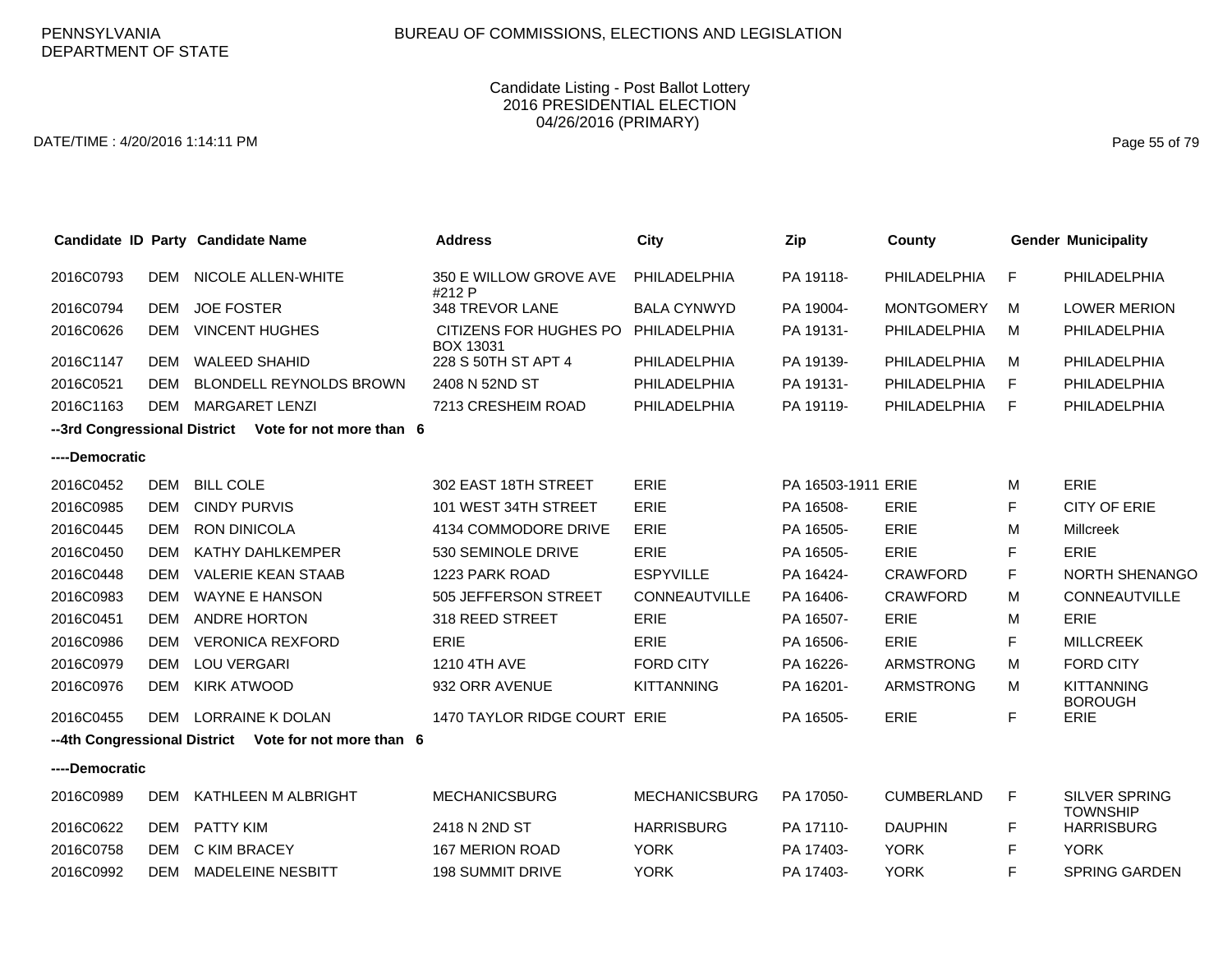PENNSYLVANIA DEPARTMENT OF STATE

BUREAU OF COMMISSIONS, ELECTIONS AND LEGISLATION

Candidate Listing - Post Ballot Lottery
2016 PRESIDENTIAL ELECTION
04/26/2016 (PRIMARY)

DATE/TIME : 4/20/2016 1:14:11 PM

| Candidate ID | Party | Candidate Name | Address | City | Zip | County | Gender | Municipality |
|---|---|---|---|---|---|---|---|---|
| 2016C0793 | DEM | NICOLE ALLEN-WHITE | 350 E WILLOW GROVE AVE #212 P | PHILADELPHIA | PA 19118- | PHILADELPHIA | F | PHILADELPHIA |
| 2016C0794 | DEM | JOE FOSTER | 348 TREVOR LANE | BALA CYNWYD | PA 19004- | MONTGOMERY | M | LOWER MERION |
| 2016C0626 | DEM | VINCENT HUGHES | CITIZENS FOR HUGHES PO BOX 13031 | PHILADELPHIA | PA 19131- | PHILADELPHIA | M | PHILADELPHIA |
| 2016C1147 | DEM | WALEED SHAHID | 228 S 50TH ST APT 4 | PHILADELPHIA | PA 19139- | PHILADELPHIA | M | PHILADELPHIA |
| 2016C0521 | DEM | BLONDELL REYNOLDS BROWN | 2408 N 52ND ST | PHILADELPHIA | PA 19131- | PHILADELPHIA | F | PHILADELPHIA |
| 2016C1163 | DEM | MARGARET LENZI | 7213 CRESHEIM ROAD | PHILADELPHIA | PA 19119- | PHILADELPHIA | F | PHILADELPHIA |
| **--3rd Congressional District** | | **Vote for not more than 6** | | | | | | |
| **----Democratic** | | | | | | | | |
| 2016C0452 | DEM | BILL COLE | 302 EAST 18TH STREET | ERIE | PA 16503-1911 | ERIE | M | ERIE |
| 2016C0985 | DEM | CINDY PURVIS | 101 WEST 34TH STREET | ERIE | PA 16508- | ERIE | F | CITY OF ERIE |
| 2016C0445 | DEM | RON DINICOLA | 4134 COMMODORE DRIVE | ERIE | PA 16505- | ERIE | M | Millcreek |
| 2016C0450 | DEM | KATHY DAHLKEMPER | 530 SEMINOLE DRIVE | ERIE | PA 16505- | ERIE | F | ERIE |
| 2016C0448 | DEM | VALERIE KEAN STAAB | 1223 PARK ROAD | ESPYVILLE | PA 16424- | CRAWFORD | F | NORTH SHENANGO |
| 2016C0983 | DEM | WAYNE E HANSON | 505 JEFFERSON STREET | CONNEAUTVILLE | PA 16406- | CRAWFORD | M | CONNEAUTVILLE |
| 2016C0451 | DEM | ANDRE HORTON | 318 REED STREET | ERIE | PA 16507- | ERIE | M | ERIE |
| 2016C0986 | DEM | VERONICA REXFORD | ERIE | ERIE | PA 16506- | ERIE | F | MILLCREEK |
| 2016C0979 | DEM | LOU VERGARI | 1210 4TH AVE | FORD CITY | PA 16226- | ARMSTRONG | M | FORD CITY |
| 2016C0976 | DEM | KIRK ATWOOD | 932 ORR AVENUE | KITTANNING | PA 16201- | ARMSTRONG | M | KITTANNING BOROUGH |
| 2016C0455 | DEM | LORRAINE K DOLAN | 1470 TAYLOR RIDGE COURT | ERIE | PA 16505- | ERIE | F | ERIE |
| **--4th Congressional District** | | **Vote for not more than 6** | | | | | | |
| **----Democratic** | | | | | | | | |
| 2016C0989 | DEM | KATHLEEN M ALBRIGHT | MECHANICSBURG | MECHANICSBURG | PA 17050- | CUMBERLAND | F | SILVER SPRING TOWNSHIP |
| 2016C0622 | DEM | PATTY KIM | 2418 N 2ND ST | HARRISBURG | PA 17110- | DAUPHIN | F | HARRISBURG |
| 2016C0758 | DEM | C KIM BRACEY | 167 MERION ROAD | YORK | PA 17403- | YORK | F | YORK |
| 2016C0992 | DEM | MADELEINE NESBITT | 198 SUMMIT DRIVE | YORK | PA 17403- | YORK | F | SPRING GARDEN |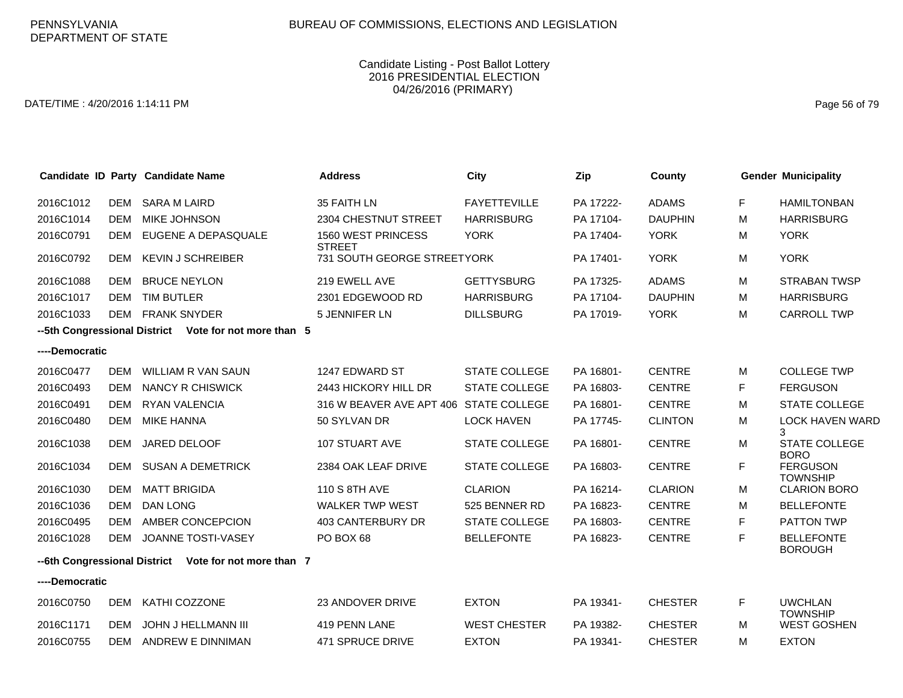PENNSYLVANIA DEPARTMENT OF STATE

BUREAU OF COMMISSIONS, ELECTIONS AND LEGISLATION

Candidate Listing - Post Ballot Lottery
2016 PRESIDENTIAL ELECTION
04/26/2016 (PRIMARY)

DATE/TIME : 4/20/2016 1:14:11 PM

| Candidate ID | Party | Candidate Name | Address | City | Zip | County | Gender | Municipality |
|---|---|---|---|---|---|---|---|---|
| 2016C1012 | DEM | SARA M LAIRD | 35 FAITH LN | FAYETTEVILLE | PA 17222- | ADAMS | F | HAMILTONBAN |
| 2016C1014 | DEM | MIKE JOHNSON | 2304 CHESTNUT STREET | HARRISBURG | PA 17104- | DAUPHIN | M | HARRISBURG |
| 2016C0791 | DEM | EUGENE A DEPASQUALE | 1560 WEST PRINCESS STREET | YORK | PA 17404- | YORK | M | YORK |
| 2016C0792 | DEM | KEVIN J SCHREIBER | 731 SOUTH GEORGE STREET | YORK | PA 17401- | YORK | M | YORK |
| 2016C1088 | DEM | BRUCE NEYLON | 219 EWELL AVE | GETTYSBURG | PA 17325- | ADAMS | M | STRABAN TWSP |
| 2016C1017 | DEM | TIM BUTLER | 2301 EDGEWOOD RD | HARRISBURG | PA 17104- | DAUPHIN | M | HARRISBURG |
| 2016C1033 | DEM | FRANK SNYDER | 5 JENNIFER LN | DILLSBURG | PA 17019- | YORK | M | CARROLL TWP |
| **--5th Congressional District Vote for not more than 5** | | | | | | | | |
| **----Democratic** | | | | | | | | |
| 2016C0477 | DEM | WILLIAM R VAN SAUN | 1247 EDWARD ST | STATE COLLEGE | PA 16801- | CENTRE | M | COLLEGE TWP |
| 2016C0493 | DEM | NANCY R CHISWICK | 2443 HICKORY HILL DR | STATE COLLEGE | PA 16803- | CENTRE | F | FERGUSON |
| 2016C0491 | DEM | RYAN VALENCIA | 316 W BEAVER AVE APT 406 | STATE COLLEGE | PA 16801- | CENTRE | M | STATE COLLEGE |
| 2016C0480 | DEM | MIKE HANNA | 50 SYLVAN DR | LOCK HAVEN | PA 17745- | CLINTON | M | LOCK HAVEN WARD 3 |
| 2016C1038 | DEM | JARED DELOOF | 107 STUART AVE | STATE COLLEGE | PA 16801- | CENTRE | M | STATE COLLEGE BORO |
| 2016C1034 | DEM | SUSAN A DEMETRICK | 2384 OAK LEAF DRIVE | STATE COLLEGE | PA 16803- | CENTRE | F | FERGUSON TOWNSHIP |
| 2016C1030 | DEM | MATT BRIGIDA | 110 S 8TH AVE | CLARION | PA 16214- | CLARION | M | CLARION BORO |
| 2016C1036 | DEM | DAN LONG | WALKER TWP WEST | 525 BENNER RD | PA 16823- | CENTRE | M | BELLEFONTE |
| 2016C0495 | DEM | AMBER CONCEPCION | 403 CANTERBURY DR | STATE COLLEGE | PA 16803- | CENTRE | F | PATTON TWP |
| 2016C1028 | DEM | JOANNE TOSTI-VASEY | PO BOX 68 | BELLEFONTE | PA 16823- | CENTRE | F | BELLEFONTE BOROUGH |
| **--6th Congressional District Vote for not more than 7** | | | | | | | | |
| **----Democratic** | | | | | | | | |
| 2016C0750 | DEM | KATHI COZZONE | 23 ANDOVER DRIVE | EXTON | PA 19341- | CHESTER | F | UWCHLAN TOWNSHIP |
| 2016C1171 | DEM | JOHN J HELLMANN III | 419 PENN LANE | WEST CHESTER | PA 19382- | CHESTER | M | WEST GOSHEN |
| 2016C0755 | DEM | ANDREW E DINNIMAN | 471 SPRUCE DRIVE | EXTON | PA 19341- | CHESTER | M | EXTON |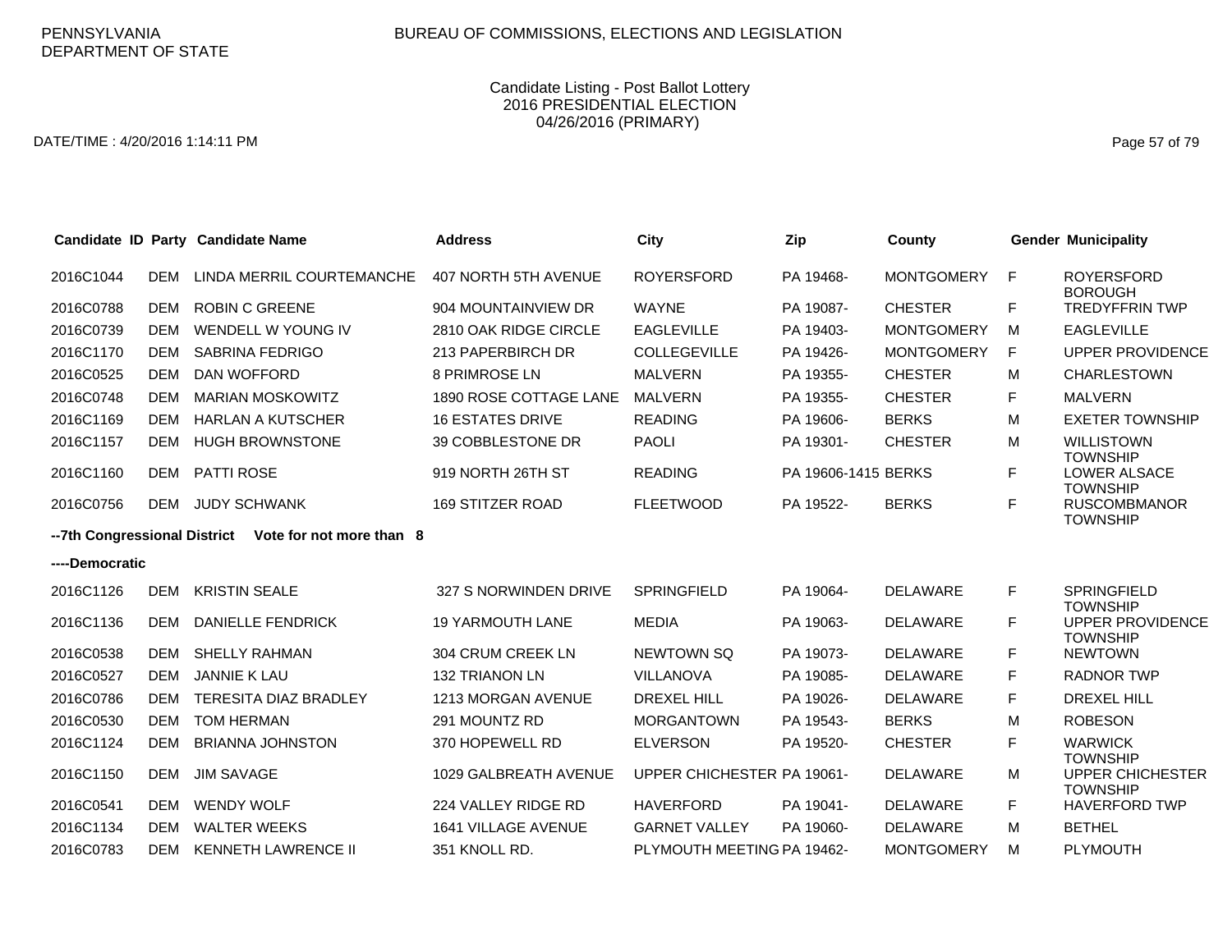PENNSYLVANIA DEPARTMENT OF STATE

BUREAU OF COMMISSIONS, ELECTIONS AND LEGISLATION

Candidate Listing - Post Ballot Lottery
2016 PRESIDENTIAL ELECTION
04/26/2016 (PRIMARY)

DATE/TIME : 4/20/2016 1:14:11 PM

| Candidate ID | Party | Candidate Name | Address | City | Zip | County | Gender | Municipality |
|---|---|---|---|---|---|---|---|---|
| 2016C1044 | DEM | LINDA MERRIL COURTEMANCHE | 407 NORTH 5TH AVENUE | ROYERSFORD | PA 19468- | MONTGOMERY | F | ROYERSFORD BOROUGH |
| 2016C0788 | DEM | ROBIN C GREENE | 904 MOUNTAINVIEW DR | WAYNE | PA 19087- | CHESTER | F | TREDYFFRIN TWP |
| 2016C0739 | DEM | WENDELL W YOUNG IV | 2810 OAK RIDGE CIRCLE | EAGLEVILLE | PA 19403- | MONTGOMERY | M | EAGLEVILLE |
| 2016C1170 | DEM | SABRINA FEDRIGO | 213 PAPERBIRCH DR | COLLEGEVILLE | PA 19426- | MONTGOMERY | F | UPPER PROVIDENCE |
| 2016C0525 | DEM | DAN WOFFORD | 8 PRIMROSE LN | MALVERN | PA 19355- | CHESTER | M | CHARLESTOWN |
| 2016C0748 | DEM | MARIAN MOSKOWITZ | 1890 ROSE COTTAGE LANE | MALVERN | PA 19355- | CHESTER | F | MALVERN |
| 2016C1169 | DEM | HARLAN A KUTSCHER | 16 ESTATES DRIVE | READING | PA 19606- | BERKS | M | EXETER TOWNSHIP |
| 2016C1157 | DEM | HUGH BROWNSTONE | 39 COBBLESTONE DR | PAOLI | PA 19301- | CHESTER | M | WILLISTOWN TOWNSHIP |
| 2016C1160 | DEM | PATTI ROSE | 919 NORTH 26TH ST | READING | PA 19606-1415 | BERKS | F | LOWER ALSACE TOWNSHIP |
| 2016C0756 | DEM | JUDY SCHWANK | 169 STITZER ROAD | FLEETWOOD | PA 19522- | BERKS | F | RUSCOMBMANOR TOWNSHIP |

**--7th Congressional District   Vote for not more than 8**

**----Democratic**

| Candidate ID | Party | Candidate Name | Address | City | Zip | County | Gender | Municipality |
|---|---|---|---|---|---|---|---|---|
| 2016C1126 | DEM | KRISTIN SEALE | 327 S NORWINDEN DRIVE | SPRINGFIELD | PA 19064- | DELAWARE | F | SPRINGFIELD TOWNSHIP |
| 2016C1136 | DEM | DANIELLE FENDRICK | 19 YARMOUTH LANE | MEDIA | PA 19063- | DELAWARE | F | UPPER PROVIDENCE TOWNSHIP |
| 2016C0538 | DEM | SHELLY RAHMAN | 304 CRUM CREEK LN | NEWTOWN SQ | PA 19073- | DELAWARE | F | NEWTOWN |
| 2016C0527 | DEM | JANNIE K LAU | 132 TRIANON LN | VILLANOVA | PA 19085- | DELAWARE | F | RADNOR TWP |
| 2016C0786 | DEM | TERESITA DIAZ BRADLEY | 1213 MORGAN AVENUE | DREXEL HILL | PA 19026- | DELAWARE | F | DREXEL HILL |
| 2016C0530 | DEM | TOM HERMAN | 291 MOUNTZ RD | MORGANTOWN | PA 19543- | BERKS | M | ROBESON |
| 2016C1124 | DEM | BRIANNA JOHNSTON | 370 HOPEWELL RD | ELVERSON | PA 19520- | CHESTER | F | WARWICK TOWNSHIP |
| 2016C1150 | DEM | JIM SAVAGE | 1029 GALBREATH AVENUE | UPPER CHICHESTER | PA 19061- | DELAWARE | M | UPPER CHICHESTER TOWNSHIP |
| 2016C0541 | DEM | WENDY WOLF | 224 VALLEY RIDGE RD | HAVERFORD | PA 19041- | DELAWARE | F | HAVERFORD TWP |
| 2016C1134 | DEM | WALTER WEEKS | 1641 VILLAGE AVENUE | GARNET VALLEY | PA 19060- | DELAWARE | M | BETHEL |
| 2016C0783 | DEM | KENNETH LAWRENCE II | 351 KNOLL RD. | PLYMOUTH MEETING | PA 19462- | MONTGOMERY | M | PLYMOUTH |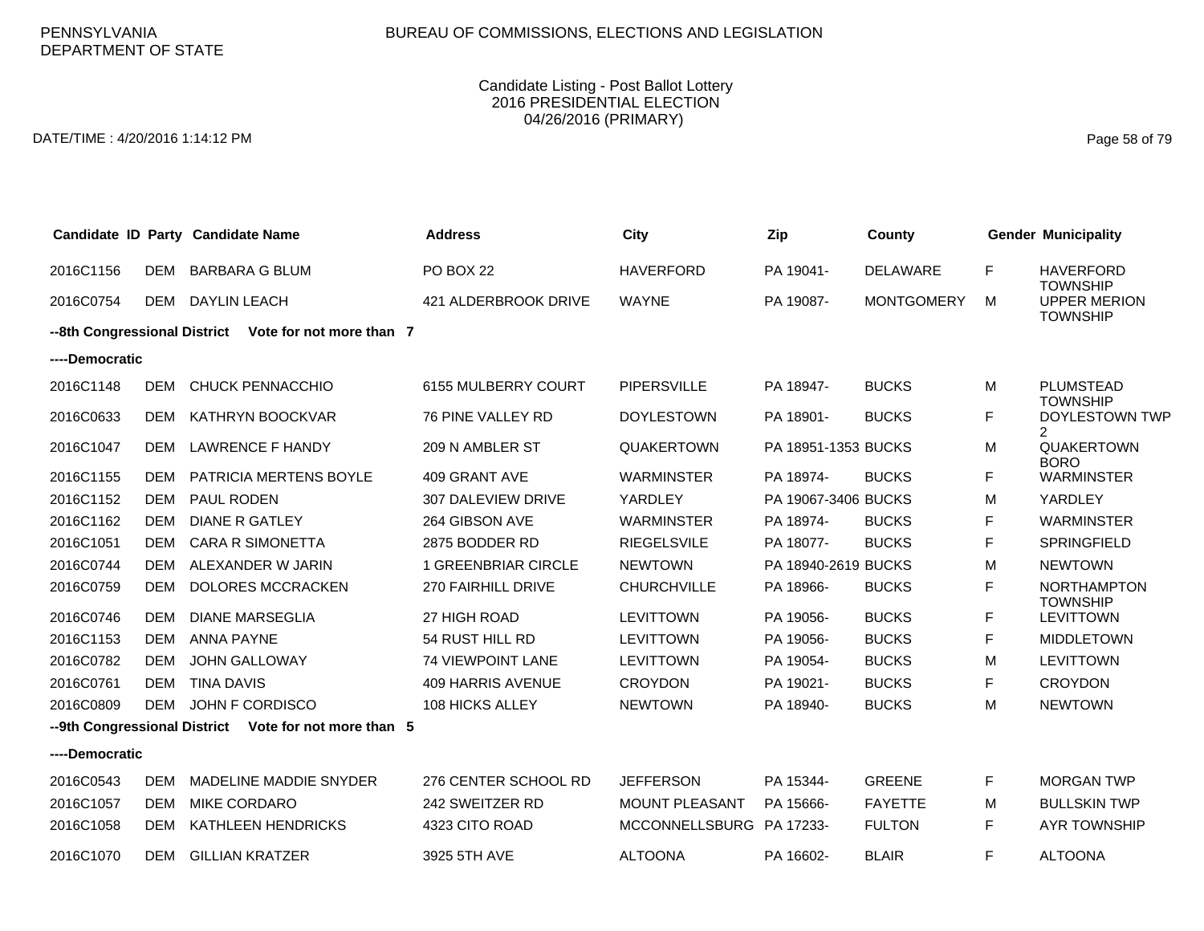PENNSYLVANIA
DEPARTMENT OF STATE

BUREAU OF COMMISSIONS, ELECTIONS AND LEGISLATION

Candidate Listing - Post Ballot Lottery
2016 PRESIDENTIAL ELECTION
04/26/2016 (PRIMARY)

DATE/TIME : 4/20/2016 1:14:12 PM

| Candidate ID | Party | Candidate Name | Address | City | Zip | County | Gender | Municipality |
|---|---|---|---|---|---|---|---|---|
| 2016C1156 | DEM | BARBARA G BLUM | PO BOX 22 | HAVERFORD | PA 19041- | DELAWARE | F | HAVERFORD TOWNSHIP |
| 2016C0754 | DEM | DAYLIN LEACH | 421 ALDERBROOK DRIVE | WAYNE | PA 19087- | MONTGOMERY | M | UPPER MERION TOWNSHIP |
| **--8th Congressional District** | | **Vote for not more than 7** | | | | | | |
| **----Democratic** | | | | | | | | |
| 2016C1148 | DEM | CHUCK PENNACCHIO | 6155 MULBERRY COURT | PIPERSVILLE | PA 18947- | BUCKS | M | PLUMSTEAD TOWNSHIP |
| 2016C0633 | DEM | KATHRYN BOOCKVAR | 76 PINE VALLEY RD | DOYLESTOWN | PA 18901- | BUCKS | F | DOYLESTOWN TWP 2 |
| 2016C1047 | DEM | LAWRENCE F HANDY | 209 N AMBLER ST | QUAKERTOWN | PA 18951-1353 | BUCKS | M | QUAKERTOWN BORO |
| 2016C1155 | DEM | PATRICIA MERTENS BOYLE | 409 GRANT AVE | WARMINSTER | PA 18974- | BUCKS | F | WARMINSTER |
| 2016C1152 | DEM | PAUL RODEN | 307 DALEVIEW DRIVE | YARDLEY | PA 19067-3406 | BUCKS | M | YARDLEY |
| 2016C1162 | DEM | DIANE R GATLEY | 264 GIBSON AVE | WARMINSTER | PA 18974- | BUCKS | F | WARMINSTER |
| 2016C1051 | DEM | CARA R SIMONETTA | 2875 BODDER RD | RIEGELSVILE | PA 18077- | BUCKS | F | SPRINGFIELD |
| 2016C0744 | DEM | ALEXANDER W JARIN | 1 GREENBRIAR CIRCLE | NEWTOWN | PA 18940-2619 | BUCKS | M | NEWTOWN |
| 2016C0759 | DEM | DOLORES MCCRACKEN | 270 FAIRHILL DRIVE | CHURCHVILLE | PA 18966- | BUCKS | F | NORTHAMPTON TOWNSHIP |
| 2016C0746 | DEM | DIANE MARSEGLIA | 27 HIGH ROAD | LEVITTOWN | PA 19056- | BUCKS | F | LEVITTOWN |
| 2016C1153 | DEM | ANNA PAYNE | 54 RUST HILL RD | LEVITTOWN | PA 19056- | BUCKS | F | MIDDLETOWN |
| 2016C0782 | DEM | JOHN GALLOWAY | 74 VIEWPOINT LANE | LEVITTOWN | PA 19054- | BUCKS | M | LEVITTOWN |
| 2016C0761 | DEM | TINA DAVIS | 409 HARRIS AVENUE | CROYDON | PA 19021- | BUCKS | F | CROYDON |
| 2016C0809 | DEM | JOHN F CORDISCO | 108 HICKS ALLEY | NEWTOWN | PA 18940- | BUCKS | M | NEWTOWN |
| **--9th Congressional District** | | **Vote for not more than 5** | | | | | | |
| **----Democratic** | | | | | | | | |
| 2016C0543 | DEM | MADELINE MADDIE SNYDER | 276 CENTER SCHOOL RD | JEFFERSON | PA 15344- | GREENE | F | MORGAN TWP |
| 2016C1057 | DEM | MIKE CORDARO | 242 SWEITZER RD | MOUNT PLEASANT | PA 15666- | FAYETTE | M | BULLSKIN TWP |
| 2016C1058 | DEM | KATHLEEN HENDRICKS | 4323 CITO ROAD | MCCONNELLSBURG | PA 17233- | FULTON | F | AYR TOWNSHIP |
| 2016C1070 | DEM | GILLIAN KRATZER | 3925 5TH AVE | ALTOONA | PA 16602- | BLAIR | F | ALTOONA |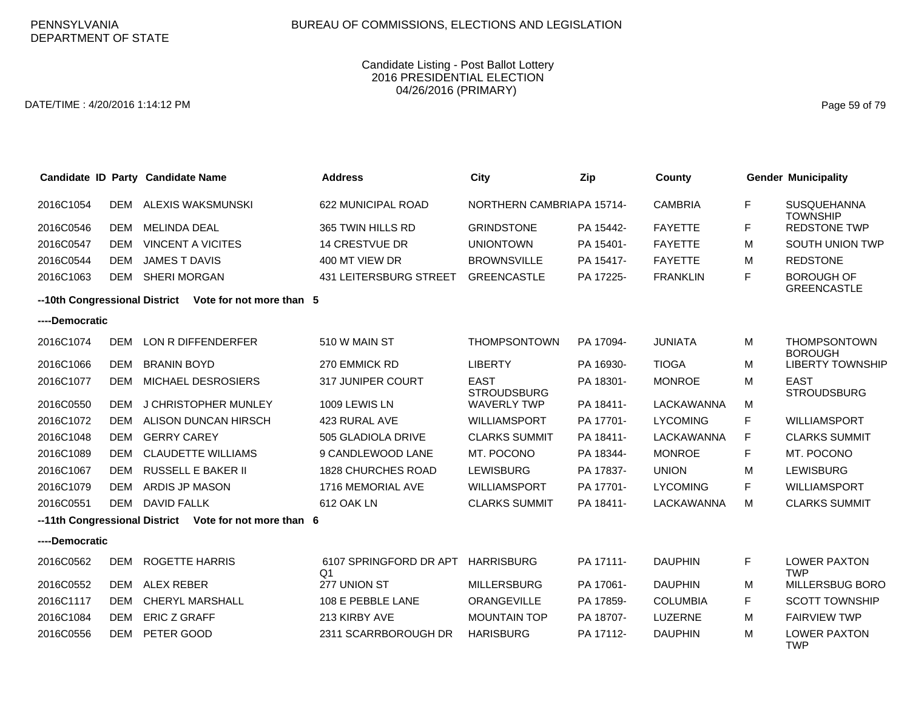PENNSYLVANIA
DEPARTMENT OF STATE

BUREAU OF COMMISSIONS, ELECTIONS AND LEGISLATION

Candidate Listing - Post Ballot Lottery
2016 PRESIDENTIAL ELECTION
04/26/2016 (PRIMARY)

DATE/TIME : 4/20/2016 1:14:12 PM

| Candidate ID | Party | Candidate Name | Address | City | Zip | County | Gender | Municipality |
|---|---|---|---|---|---|---|---|---|
| 2016C1054 | DEM | ALEXIS WAKSMUNSKI | 622 MUNICIPAL ROAD | NORTHERN CAMBRIA | PA 15714- | CAMBRIA | F | SUSQUEHANNA TOWNSHIP |
| 2016C0546 | DEM | MELINDA DEAL | 365 TWIN HILLS RD | GRINDSTONE | PA 15442- | FAYETTE | F | REDSTONE TWP |
| 2016C0547 | DEM | VINCENT A VICITES | 14 CRESTVUE DR | UNIONTOWN | PA 15401- | FAYETTE | M | SOUTH UNION TWP |
| 2016C0544 | DEM | JAMES T DAVIS | 400 MT VIEW DR | BROWNSVILLE | PA 15417- | FAYETTE | M | REDSTONE |
| 2016C1063 | DEM | SHERI MORGAN | 431 LEITERSBURG STREET | GREENCASTLE | PA 17225- | FRANKLIN | F | BOROUGH OF GREENCASTLE |

**--10th Congressional District Vote for not more than 5**

**----Democratic**

| Candidate ID | Party | Candidate Name | Address | City | Zip | County | Gender | Municipality |
|---|---|---|---|---|---|---|---|---|
| 2016C1074 | DEM | LON R DIFFENDERFER | 510 W MAIN ST | THOMPSONTOWN | PA 17094- | JUNIATA | M | THOMPSONTOWN BOROUGH |
| 2016C1066 | DEM | BRANIN BOYD | 270 EMMICK RD | LIBERTY | PA 16930- | TIOGA | M | LIBERTY TOWNSHIP |
| 2016C1077 | DEM | MICHAEL DESROSIERS | 317 JUNIPER COURT | EAST STROUDSBURG | PA 18301- | MONROE | M | EAST STROUDSBURG |
| 2016C0550 | DEM | J CHRISTOPHER MUNLEY | 1009 LEWIS LN | WAVERLY TWP | PA 18411- | LACKAWANNA | M | |
| 2016C1072 | DEM | ALISON DUNCAN HIRSCH | 423 RURAL AVE | WILLIAMSPORT | PA 17701- | LYCOMING | F | WILLIAMSPORT |
| 2016C1048 | DEM | GERRY CAREY | 505 GLADIOLA DRIVE | CLARKS SUMMIT | PA 18411- | LACKAWANNA | F | CLARKS SUMMIT |
| 2016C1089 | DEM | CLAUDETTE WILLIAMS | 9 CANDLEWOOD LANE | MT. POCONO | PA 18344- | MONROE | F | MT. POCONO |
| 2016C1067 | DEM | RUSSELL E BAKER II | 1828 CHURCHES ROAD | LEWISBURG | PA 17837- | UNION | M | LEWISBURG |
| 2016C1079 | DEM | ARDIS JP MASON | 1716 MEMORIAL AVE | WILLIAMSPORT | PA 17701- | LYCOMING | F | WILLIAMSPORT |
| 2016C0551 | DEM | DAVID FALLK | 612 OAK LN | CLARKS SUMMIT | PA 18411- | LACKAWANNA | M | CLARKS SUMMIT |

**--11th Congressional District Vote for not more than 6**

**----Democratic**

| Candidate ID | Party | Candidate Name | Address | City | Zip | County | Gender | Municipality |
|---|---|---|---|---|---|---|---|---|
| 2016C0562 | DEM | ROGETTE HARRIS | 6107 SPRINGFORD DR APT Q1 | HARRISBURG | PA 17111- | DAUPHIN | F | LOWER PAXTON TWP |
| 2016C0552 | DEM | ALEX REBER | 277 UNION ST | MILLERSBURG | PA 17061- | DAUPHIN | M | MILLERSBUG BORO |
| 2016C1117 | DEM | CHERYL MARSHALL | 108 E PEBBLE LANE | ORANGEVILLE | PA 17859- | COLUMBIA | F | SCOTT TOWNSHIP |
| 2016C1084 | DEM | ERIC Z GRAFF | 213 KIRBY AVE | MOUNTAIN TOP | PA 18707- | LUZERNE | M | FAIRVIEW TWP |
| 2016C0556 | DEM | PETER GOOD | 2311 SCARRBOROUGH DR | HARISBURG | PA 17112- | DAUPHIN | M | LOWER PAXTON TWP |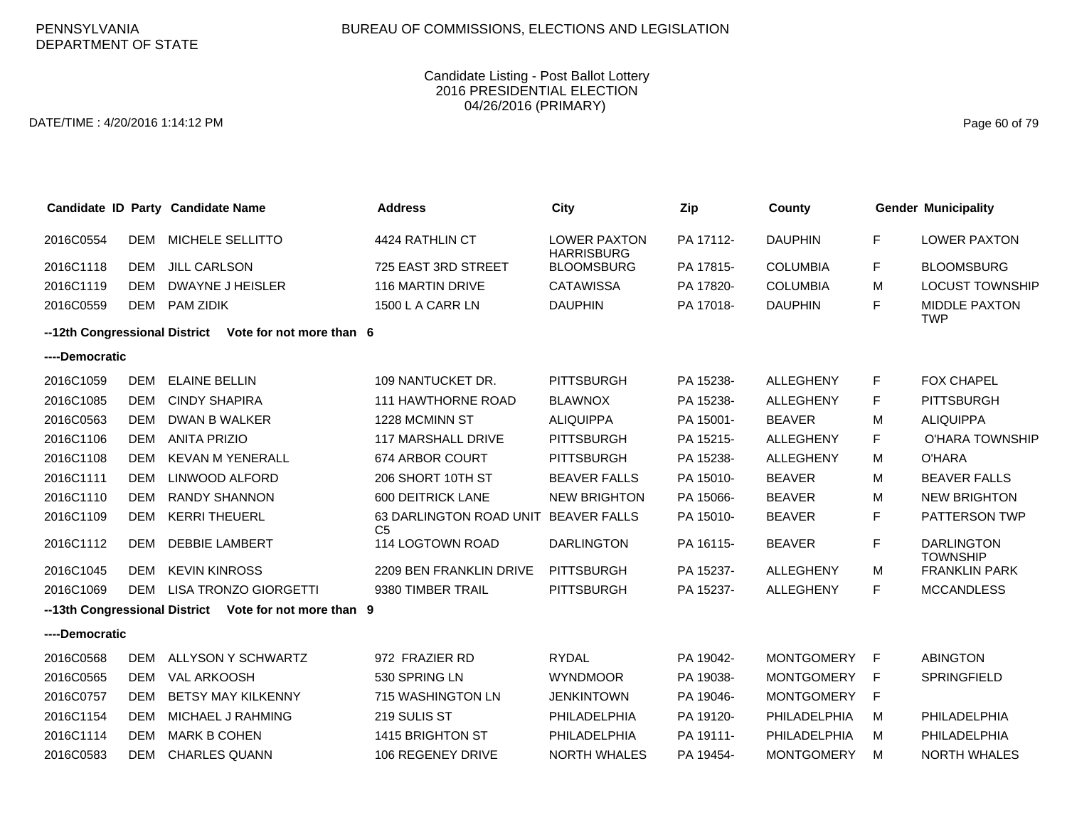PENNSYLVANIA DEPARTMENT OF STATE

BUREAU OF COMMISSIONS, ELECTIONS AND LEGISLATION

Candidate Listing - Post Ballot Lottery
2016 PRESIDENTIAL ELECTION
04/26/2016 (PRIMARY)

DATE/TIME : 4/20/2016 1:14:12 PM

| Candidate ID | Party | Candidate Name | Address | City | Zip | County | Gender | Municipality |
|---|---|---|---|---|---|---|---|---|
| 2016C0554 | DEM | MICHELE SELLITTO | 4424 RATHLIN CT | LOWER PAXTON HARRISBURG | PA 17112- | DAUPHIN | F | LOWER PAXTON |
| 2016C1118 | DEM | JILL CARLSON | 725 EAST 3RD STREET | BLOOMSBURG | PA 17815- | COLUMBIA | F | BLOOMSBURG |
| 2016C1119 | DEM | DWAYNE J HEISLER | 116 MARTIN DRIVE | CATAWISSA | PA 17820- | COLUMBIA | M | LOCUST TOWNSHIP |
| 2016C0559 | DEM | PAM ZIDIK | 1500 L A CARR LN | DAUPHIN | PA 17018- | DAUPHIN | F | MIDDLE PAXTON TWP |
| **--12th Congressional District** | | **Vote for not more than 6** | | | | | | |
| **----Democratic** | | | | | | | | |
| 2016C1059 | DEM | ELAINE BELLIN | 109 NANTUCKET DR. | PITTSBURGH | PA 15238- | ALLEGHENY | F | FOX CHAPEL |
| 2016C1085 | DEM | CINDY SHAPIRA | 111 HAWTHORNE ROAD | BLAWNOX | PA 15238- | ALLEGHENY | F | PITTSBURGH |
| 2016C0563 | DEM | DWAN B WALKER | 1228 MCMINN ST | ALIQUIPPA | PA 15001- | BEAVER | M | ALIQUIPPA |
| 2016C1106 | DEM | ANITA PRIZIO | 117 MARSHALL DRIVE | PITTSBURGH | PA 15215- | ALLEGHENY | F | O'HARA TOWNSHIP |
| 2016C1108 | DEM | KEVAN M YENERALL | 674 ARBOR COURT | PITTSBURGH | PA 15238- | ALLEGHENY | M | O'HARA |
| 2016C1111 | DEM | LINWOOD ALFORD | 206 SHORT 10TH ST | BEAVER FALLS | PA 15010- | BEAVER | M | BEAVER FALLS |
| 2016C1110 | DEM | RANDY SHANNON | 600 DEITRICK LANE | NEW BRIGHTON | PA 15066- | BEAVER | M | NEW BRIGHTON |
| 2016C1109 | DEM | KERRI THEUERL | 63 DARLINGTON ROAD UNIT C5 | BEAVER FALLS | PA 15010- | BEAVER | F | PATTERSON TWP |
| 2016C1112 | DEM | DEBBIE LAMBERT | 114 LOGTOWN ROAD | DARLINGTON | PA 16115- | BEAVER | F | DARLINGTON TOWNSHIP |
| 2016C1045 | DEM | KEVIN KINROSS | 2209 BEN FRANKLIN DRIVE | PITTSBURGH | PA 15237- | ALLEGHENY | M | FRANKLIN PARK |
| 2016C1069 | DEM | LISA TRONZO GIORGETTI | 9380 TIMBER TRAIL | PITTSBURGH | PA 15237- | ALLEGHENY | F | MCCANDLESS |
| **--13th Congressional District** | | **Vote for not more than 9** | | | | | | |
| **----Democratic** | | | | | | | | |
| 2016C0568 | DEM | ALLYSON Y SCHWARTZ | 972 FRAZIER RD | RYDAL | PA 19042- | MONTGOMERY | F | ABINGTON |
| 2016C0565 | DEM | VAL ARKOOSH | 530 SPRING LN | WYNDMOOR | PA 19038- | MONTGOMERY | F | SPRINGFIELD |
| 2016C0757 | DEM | BETSY MAY KILKENNY | 715 WASHINGTON LN | JENKINTOWN | PA 19046- | MONTGOMERY | F | |
| 2016C1154 | DEM | MICHAEL J RAHMING | 219 SULIS ST | PHILADELPHIA | PA 19120- | PHILADELPHIA | M | PHILADELPHIA |
| 2016C1114 | DEM | MARK B COHEN | 1415 BRIGHTON ST | PHILADELPHIA | PA 19111- | PHILADELPHIA | M | PHILADELPHIA |
| 2016C0583 | DEM | CHARLES QUANN | 106 REGENEY DRIVE | NORTH WHALES | PA 19454- | MONTGOMERY | M | NORTH WHALES |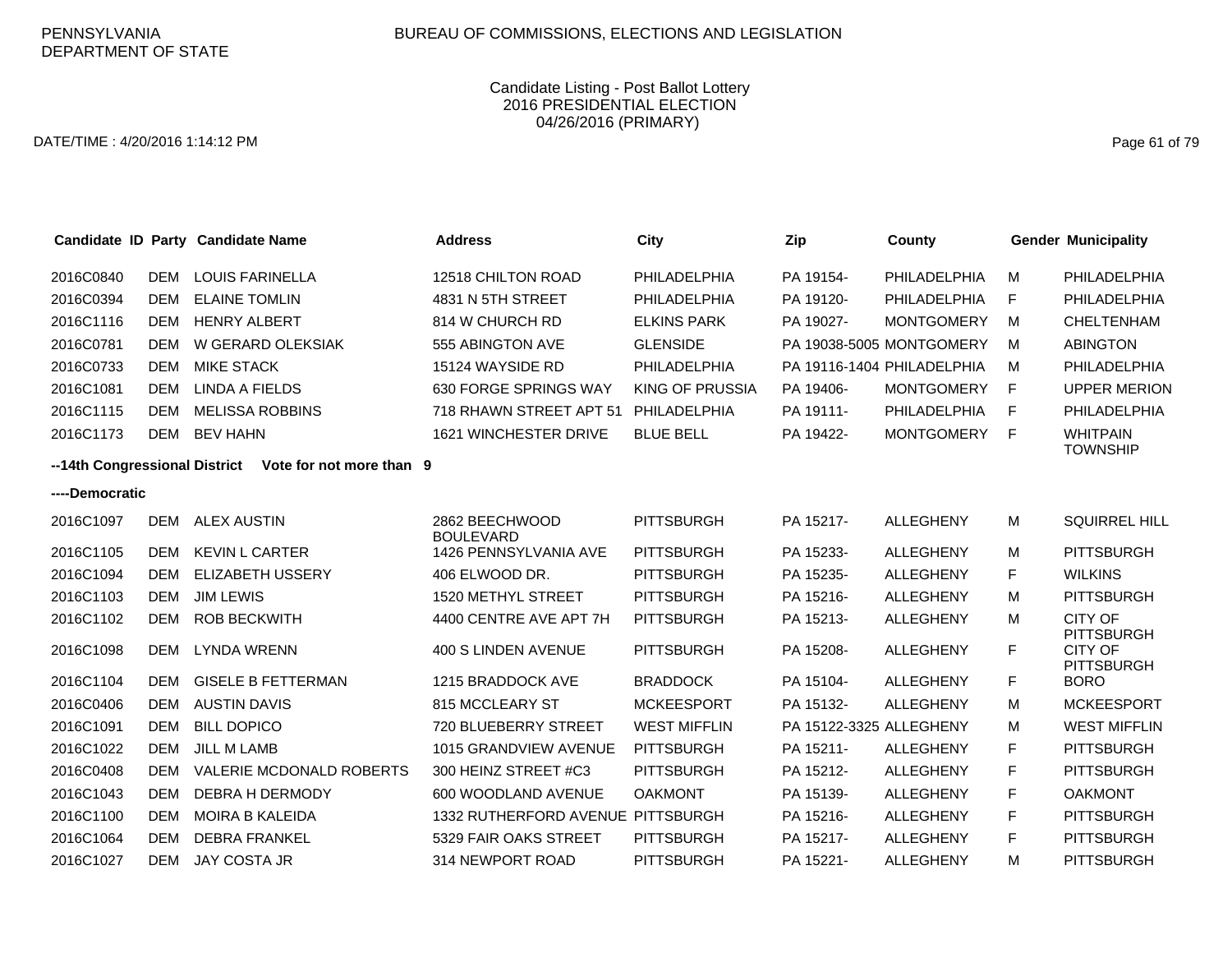PENNSYLVANIA
DEPARTMENT OF STATE

BUREAU OF COMMISSIONS, ELECTIONS AND LEGISLATION

Candidate Listing - Post Ballot Lottery
2016 PRESIDENTIAL ELECTION
04/26/2016 (PRIMARY)

DATE/TIME : 4/20/2016 1:14:12 PM

| Candidate ID | Party | Candidate Name | Address | City | Zip | County | Gender | Municipality |
|---|---|---|---|---|---|---|---|---|
| 2016C0840 | DEM | LOUIS FARINELLA | 12518 CHILTON ROAD | PHILADELPHIA | PA 19154- | PHILADELPHIA | M | PHILADELPHIA |
| 2016C0394 | DEM | ELAINE TOMLIN | 4831 N 5TH STREET | PHILADELPHIA | PA 19120- | PHILADELPHIA | F | PHILADELPHIA |
| 2016C1116 | DEM | HENRY ALBERT | 814 W CHURCH RD | ELKINS PARK | PA 19027- | MONTGOMERY | M | CHELTENHAM |
| 2016C0781 | DEM | W GERARD OLEKSIAK | 555 ABINGTON AVE | GLENSIDE | PA 19038-5005 | MONTGOMERY | M | ABINGTON |
| 2016C0733 | DEM | MIKE STACK | 15124 WAYSIDE RD | PHILADELPHIA | PA 19116-1404 | PHILADELPHIA | M | PHILADELPHIA |
| 2016C1081 | DEM | LINDA A FIELDS | 630 FORGE SPRINGS WAY | KING OF PRUSSIA | PA 19406- | MONTGOMERY | F | UPPER MERION |
| 2016C1115 | DEM | MELISSA ROBBINS | 718 RHAWN STREET APT 51 | PHILADELPHIA | PA 19111- | PHILADELPHIA | F | PHILADELPHIA |
| 2016C1173 | DEM | BEV HAHN | 1621 WINCHESTER DRIVE | BLUE BELL | PA 19422- | MONTGOMERY | F | WHITPAIN TOWNSHIP |

**--14th Congressional District    Vote for not more than 9**

**----Democratic**

| Candidate ID | Party | Candidate Name | Address | City | Zip | County | Gender | Municipality |
|---|---|---|---|---|---|---|---|---|
| 2016C1097 | DEM | ALEX AUSTIN | 2862 BEECHWOOD BOULEVARD | PITTSBURGH | PA 15217- | ALLEGHENY | M | SQUIRREL HILL |
| 2016C1105 | DEM | KEVIN L CARTER | 1426 PENNSYLVANIA AVE | PITTSBURGH | PA 15233- | ALLEGHENY | M | PITTSBURGH |
| 2016C1094 | DEM | ELIZABETH USSERY | 406 ELWOOD DR. | PITTSBURGH | PA 15235- | ALLEGHENY | F | WILKINS |
| 2016C1103 | DEM | JIM LEWIS | 1520 METHYL STREET | PITTSBURGH | PA 15216- | ALLEGHENY | M | PITTSBURGH |
| 2016C1102 | DEM | ROB BECKWITH | 4400 CENTRE AVE APT 7H | PITTSBURGH | PA 15213- | ALLEGHENY | M | CITY OF PITTSBURGH |
| 2016C1098 | DEM | LYNDA WRENN | 400 S LINDEN AVENUE | PITTSBURGH | PA 15208- | ALLEGHENY | F | CITY OF PITTSBURGH |
| 2016C1104 | DEM | GISELE B FETTERMAN | 1215 BRADDOCK AVE | BRADDOCK | PA 15104- | ALLEGHENY | F | BORO |
| 2016C0406 | DEM | AUSTIN DAVIS | 815 MCCLEARY ST | MCKEESPORT | PA 15132- | ALLEGHENY | M | MCKEESPORT |
| 2016C1091 | DEM | BILL DOPICO | 720 BLUEBERRY STREET | WEST MIFFLIN | PA 15122-3325 | ALLEGHENY | M | WEST MIFFLIN |
| 2016C1022 | DEM | JILL M LAMB | 1015 GRANDVIEW AVENUE | PITTSBURGH | PA 15211- | ALLEGHENY | F | PITTSBURGH |
| 2016C0408 | DEM | VALERIE MCDONALD ROBERTS | 300 HEINZ STREET #C3 | PITTSBURGH | PA 15212- | ALLEGHENY | F | PITTSBURGH |
| 2016C1043 | DEM | DEBRA H DERMODY | 600 WOODLAND AVENUE | OAKMONT | PA 15139- | ALLEGHENY | F | OAKMONT |
| 2016C1100 | DEM | MOIRA B KALEIDA | 1332 RUTHERFORD AVENUE | PITTSBURGH | PA 15216- | ALLEGHENY | F | PITTSBURGH |
| 2016C1064 | DEM | DEBRA FRANKEL | 5329 FAIR OAKS STREET | PITTSBURGH | PA 15217- | ALLEGHENY | F | PITTSBURGH |
| 2016C1027 | DEM | JAY COSTA JR | 314 NEWPORT ROAD | PITTSBURGH | PA 15221- | ALLEGHENY | M | PITTSBURGH |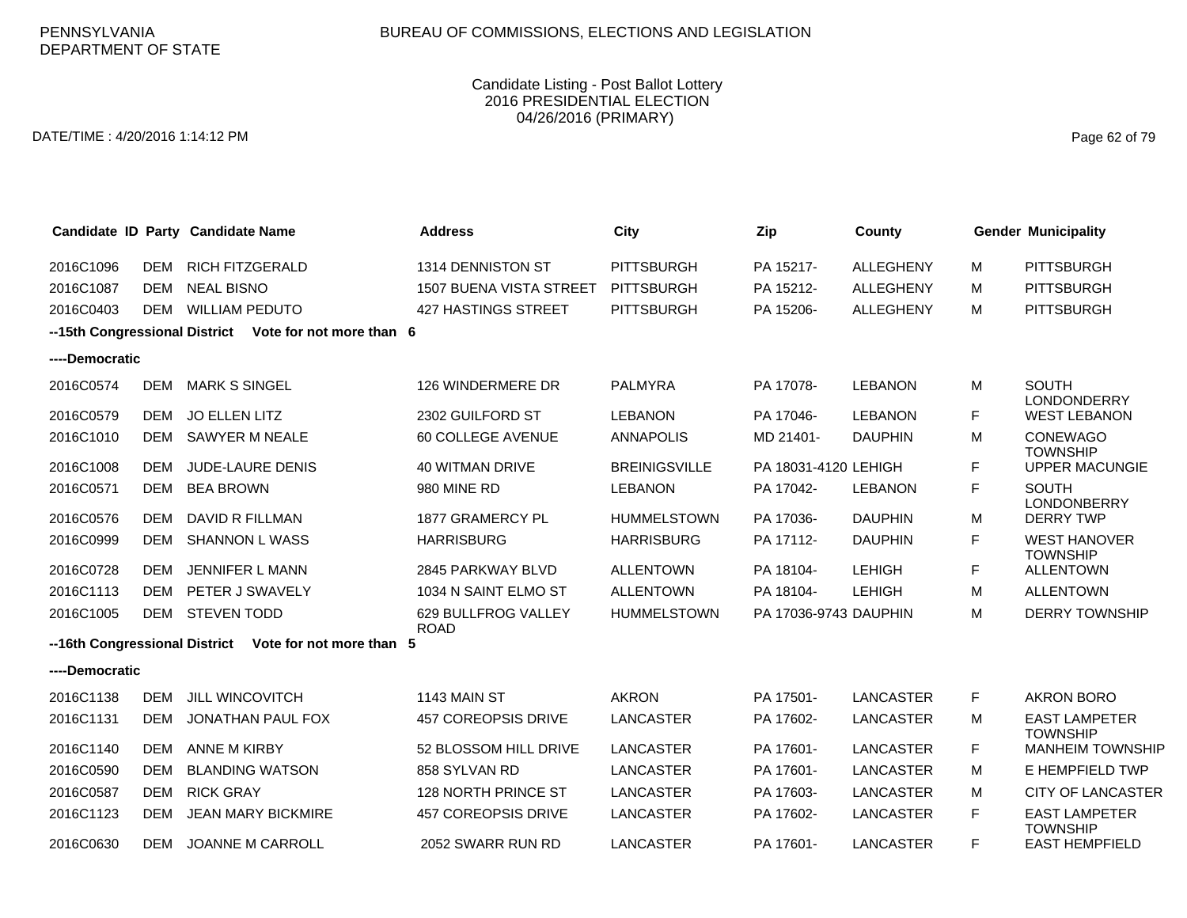PENNSYLVANIA
DEPARTMENT OF STATE

BUREAU OF COMMISSIONS, ELECTIONS AND LEGISLATION

Candidate Listing - Post Ballot Lottery
2016 PRESIDENTIAL ELECTION
04/26/2016 (PRIMARY)

DATE/TIME : 4/20/2016 1:14:12 PM

| Candidate ID | Party | Candidate Name | Address | City | Zip | County | Gender | Municipality |
|---|---|---|---|---|---|---|---|---|
| 2016C1096 | DEM | RICH FITZGERALD | 1314 DENNISTON ST | PITTSBURGH | PA 15217- | ALLEGHENY | M | PITTSBURGH |
| 2016C1087 | DEM | NEAL BISNO | 1507 BUENA VISTA STREET | PITTSBURGH | PA 15212- | ALLEGHENY | M | PITTSBURGH |
| 2016C0403 | DEM | WILLIAM PEDUTO | 427 HASTINGS STREET | PITTSBURGH | PA 15206- | ALLEGHENY | M | PITTSBURGH |
| **--15th Congressional District** | | **Vote for not more than 6** | | | | | | |
| **----Democratic** | | | | | | | | |
| 2016C0574 | DEM | MARK S SINGEL | 126 WINDERMERE DR | PALMYRA | PA 17078- | LEBANON | M | SOUTH LONDONDERRY |
| 2016C0579 | DEM | JO ELLEN LITZ | 2302 GUILFORD ST | LEBANON | PA 17046- | LEBANON | F | WEST LEBANON |
| 2016C1010 | DEM | SAWYER M NEALE | 60 COLLEGE AVENUE | ANNAPOLIS | MD 21401- | DAUPHIN | M | CONEWAGO TOWNSHIP |
| 2016C1008 | DEM | JUDE-LAURE DENIS | 40 WITMAN DRIVE | BREINIGSVILLE | PA 18031-4120 | LEHIGH | F | UPPER MACUNGIE |
| 2016C0571 | DEM | BEA BROWN | 980 MINE RD | LEBANON | PA 17042- | LEBANON | F | SOUTH LONDONBERRY |
| 2016C0576 | DEM | DAVID R FILLMAN | 1877 GRAMERCY PL | HUMMELSTOWN | PA 17036- | DAUPHIN | M | DERRY TWP |
| 2016C0999 | DEM | SHANNON L WASS | HARRISBURG | HARRISBURG | PA 17112- | DAUPHIN | F | WEST HANOVER TOWNSHIP |
| 2016C0728 | DEM | JENNIFER L MANN | 2845 PARKWAY BLVD | ALLENTOWN | PA 18104- | LEHIGH | F | ALLENTOWN |
| 2016C1113 | DEM | PETER J SWAVELY | 1034 N SAINT ELMO ST | ALLENTOWN | PA 18104- | LEHIGH | M | ALLENTOWN |
| 2016C1005 | DEM | STEVEN TODD | 629 BULLFROG VALLEY ROAD | HUMMELSTOWN | PA 17036-9743 | DAUPHIN | M | DERRY TOWNSHIP |
| **--16th Congressional District** | | **Vote for not more than 5** | | | | | | |
| **----Democratic** | | | | | | | | |
| 2016C1138 | DEM | JILL WINCOVITCH | 1143 MAIN ST | AKRON | PA 17501- | LANCASTER | F | AKRON BORO |
| 2016C1131 | DEM | JONATHAN PAUL FOX | 457 COREOPSIS DRIVE | LANCASTER | PA 17602- | LANCASTER | M | EAST LAMPETER TOWNSHIP |
| 2016C1140 | DEM | ANNE M KIRBY | 52 BLOSSOM HILL DRIVE | LANCASTER | PA 17601- | LANCASTER | F | MANHEIM TOWNSHIP |
| 2016C0590 | DEM | BLANDING WATSON | 858 SYLVAN RD | LANCASTER | PA 17601- | LANCASTER | M | E HEMPFIELD TWP |
| 2016C0587 | DEM | RICK GRAY | 128 NORTH PRINCE ST | LANCASTER | PA 17603- | LANCASTER | M | CITY OF LANCASTER |
| 2016C1123 | DEM | JEAN MARY BICKMIRE | 457 COREOPSIS DRIVE | LANCASTER | PA 17602- | LANCASTER | F | EAST LAMPETER TOWNSHIP |
| 2016C0630 | DEM | JOANNE M CARROLL | 2052 SWARR RUN RD | LANCASTER | PA 17601- | LANCASTER | F | EAST HEMPFIELD |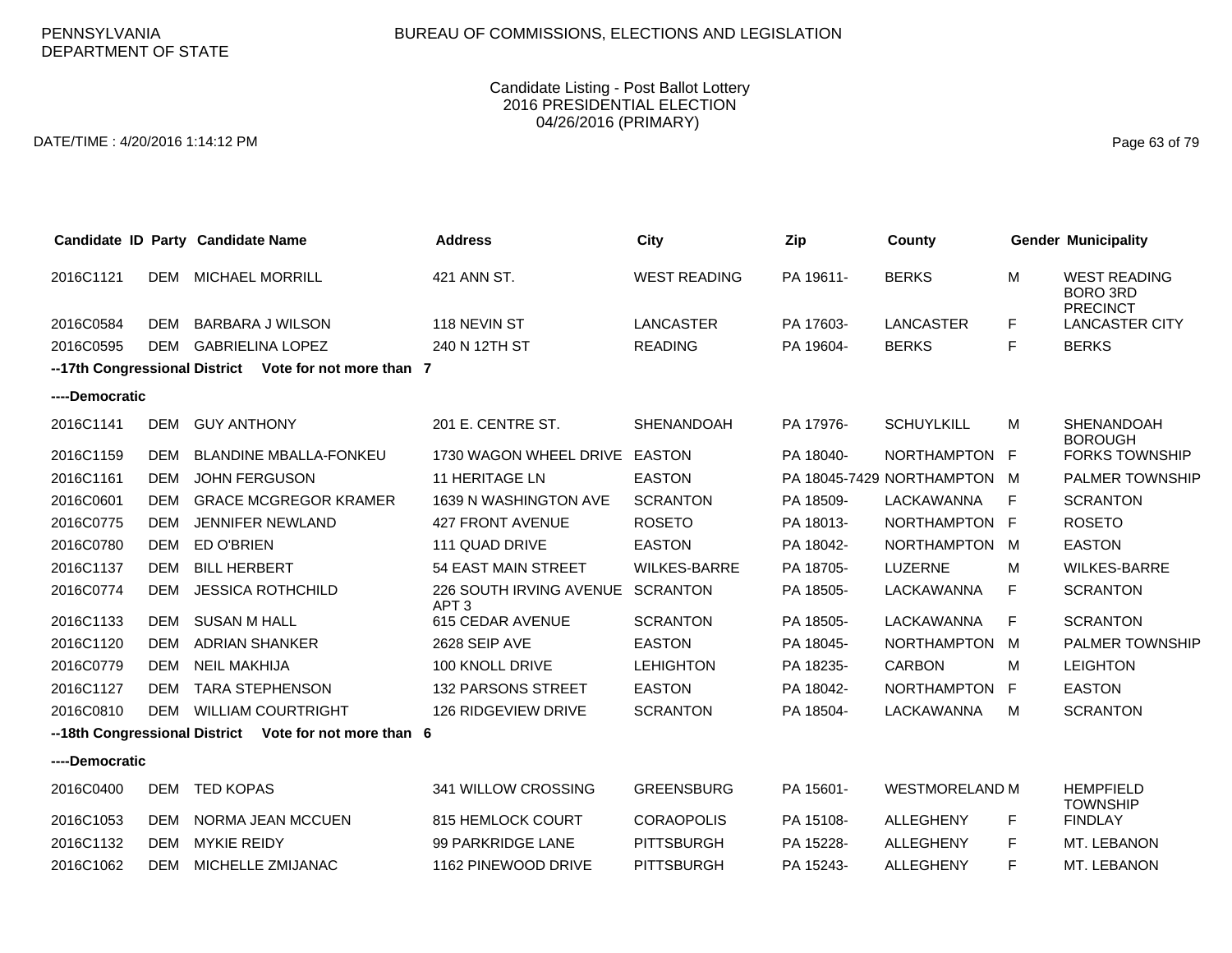PENNSYLVANIA
DEPARTMENT OF STATE

BUREAU OF COMMISSIONS, ELECTIONS AND LEGISLATION

Candidate Listing - Post Ballot Lottery
2016 PRESIDENTIAL ELECTION
04/26/2016 (PRIMARY)

DATE/TIME : 4/20/2016 1:14:12 PM

| Candidate ID | Party | Candidate Name | Address | City | Zip | County | Gender | Municipality |
|---|---|---|---|---|---|---|---|---|
| 2016C1121 | DEM | MICHAEL MORRILL | 421 ANN ST. | WEST READING | PA 19611- | BERKS | M | WEST READING BORO 3RD PRECINCT |
| 2016C0584 | DEM | BARBARA J WILSON | 118 NEVIN ST | LANCASTER | PA 17603- | LANCASTER | F | LANCASTER CITY |
| 2016C0595 | DEM | GABRIELINA LOPEZ | 240 N 12TH ST | READING | PA 19604- | BERKS | F | BERKS |
| **--17th Congressional District Vote for not more than 7** | | | | | | | | |
| **----Democratic** | | | | | | | | |
| 2016C1141 | DEM | GUY ANTHONY | 201 E. CENTRE ST. | SHENANDOAH | PA 17976- | SCHUYLKILL | M | SHENANDOAH BOROUGH |
| 2016C1159 | DEM | BLANDINE MBALLA-FONKEU | 1730 WAGON WHEEL DRIVE | EASTON | PA 18040- | NORTHAMPTON | F | FORKS TOWNSHIP |
| 2016C1161 | DEM | JOHN FERGUSON | 11 HERITAGE LN | EASTON | PA 18045-7429 | NORTHAMPTON | M | PALMER TOWNSHIP |
| 2016C0601 | DEM | GRACE MCGREGOR KRAMER | 1639 N WASHINGTON AVE | SCRANTON | PA 18509- | LACKAWANNA | F | SCRANTON |
| 2016C0775 | DEM | JENNIFER NEWLAND | 427 FRONT AVENUE | ROSETO | PA 18013- | NORTHAMPTON | F | ROSETO |
| 2016C0780 | DEM | ED O'BRIEN | 111 QUAD DRIVE | EASTON | PA 18042- | NORTHAMPTON | M | EASTON |
| 2016C1137 | DEM | BILL HERBERT | 54 EAST MAIN STREET | WILKES-BARRE | PA 18705- | LUZERNE | M | WILKES-BARRE |
| 2016C0774 | DEM | JESSICA ROTHCHILD | 226 SOUTH IRVING AVENUE APT 3 | SCRANTON | PA 18505- | LACKAWANNA | F | SCRANTON |
| 2016C1133 | DEM | SUSAN M HALL | 615 CEDAR AVENUE | SCRANTON | PA 18505- | LACKAWANNA | F | SCRANTON |
| 2016C1120 | DEM | ADRIAN SHANKER | 2628 SEIP AVE | EASTON | PA 18045- | NORTHAMPTON | M | PALMER TOWNSHIP |
| 2016C0779 | DEM | NEIL MAKHIJA | 100 KNOLL DRIVE | LEHIGHTON | PA 18235- | CARBON | M | LEIGHTON |
| 2016C1127 | DEM | TARA STEPHENSON | 132 PARSONS STREET | EASTON | PA 18042- | NORTHAMPTON | F | EASTON |
| 2016C0810 | DEM | WILLIAM COURTRIGHT | 126 RIDGEVIEW DRIVE | SCRANTON | PA 18504- | LACKAWANNA | M | SCRANTON |
| **--18th Congressional District Vote for not more than 6** | | | | | | | | |
| **----Democratic** | | | | | | | | |
| 2016C0400 | DEM | TED KOPAS | 341 WILLOW CROSSING | GREENSBURG | PA 15601- | WESTMORELAND | M | HEMPFIELD TOWNSHIP |
| 2016C1053 | DEM | NORMA JEAN MCCUEN | 815 HEMLOCK COURT | CORAOPOLIS | PA 15108- | ALLEGHENY | F | FINDLAY |
| 2016C1132 | DEM | MYKIE REIDY | 99 PARKRIDGE LANE | PITTSBURGH | PA 15228- | ALLEGHENY | F | MT. LEBANON |
| 2016C1062 | DEM | MICHELLE ZMIJANAC | 1162 PINEWOOD DRIVE | PITTSBURGH | PA 15243- | ALLEGHENY | F | MT. LEBANON |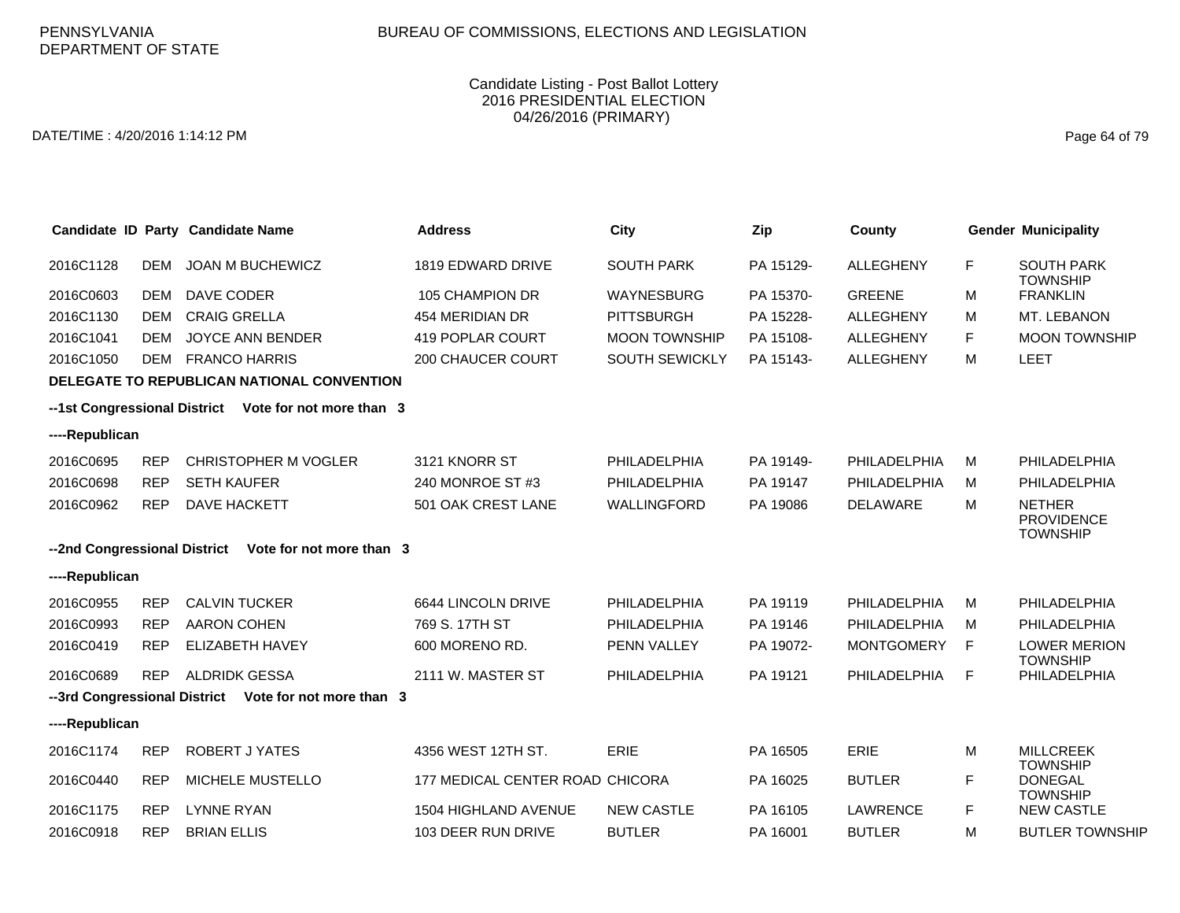PENNSYLVANIA DEPARTMENT OF STATE

BUREAU OF COMMISSIONS, ELECTIONS AND LEGISLATION

Candidate Listing - Post Ballot Lottery
2016 PRESIDENTIAL ELECTION
04/26/2016 (PRIMARY)

DATE/TIME : 4/20/2016 1:14:12 PM

| Candidate ID | Party | Candidate Name | Address | City | Zip | County | Gender | Municipality |
|---|---|---|---|---|---|---|---|---|
| 2016C1128 | DEM | JOAN M BUCHEWICZ | 1819 EDWARD DRIVE | SOUTH PARK | PA 15129- | ALLEGHENY | F | SOUTH PARK TOWNSHIP |
| 2016C0603 | DEM | DAVE CODER | 105 CHAMPION DR | WAYNESBURG | PA 15370- | GREENE | M | FRANKLIN |
| 2016C1130 | DEM | CRAIG GRELLA | 454 MERIDIAN DR | PITTSBURGH | PA 15228- | ALLEGHENY | M | MT. LEBANON |
| 2016C1041 | DEM | JOYCE ANN BENDER | 419 POPLAR COURT | MOON TOWNSHIP | PA 15108- | ALLEGHENY | F | MOON TOWNSHIP |
| 2016C1050 | DEM | FRANCO HARRIS | 200 CHAUCER COURT | SOUTH SEWICKLY | PA 15143- | ALLEGHENY | M | LEET |

**DELEGATE TO REPUBLICAN NATIONAL CONVENTION**

**--1st Congressional District Vote for not more than 3**

**----Republican**

| Candidate ID | Party | Candidate Name | Address | City | Zip | County | Gender | Municipality |
|---|---|---|---|---|---|---|---|---|
| 2016C0695 | REP | CHRISTOPHER M VOGLER | 3121 KNORR ST | PHILADELPHIA | PA 19149- | PHILADELPHIA | M | PHILADELPHIA |
| 2016C0698 | REP | SETH KAUFER | 240 MONROE ST #3 | PHILADELPHIA | PA 19147 | PHILADELPHIA | M | PHILADELPHIA |
| 2016C0962 | REP | DAVE HACKETT | 501 OAK CREST LANE | WALLINGFORD | PA 19086 | DELAWARE | M | NETHER PROVIDENCE TOWNSHIP |

**--2nd Congressional District Vote for not more than 3**

**----Republican**

| Candidate ID | Party | Candidate Name | Address | City | Zip | County | Gender | Municipality |
|---|---|---|---|---|---|---|---|---|
| 2016C0955 | REP | CALVIN TUCKER | 6644 LINCOLN DRIVE | PHILADELPHIA | PA 19119 | PHILADELPHIA | M | PHILADELPHIA |
| 2016C0993 | REP | AARON COHEN | 769 S. 17TH ST | PHILADELPHIA | PA 19146 | PHILADELPHIA | M | PHILADELPHIA |
| 2016C0419 | REP | ELIZABETH HAVEY | 600 MORENO RD. | PENN VALLEY | PA 19072- | MONTGOMERY | F | LOWER MERION TOWNSHIP |
| 2016C0689 | REP | ALDRIDK GESSA | 2111 W. MASTER ST | PHILADELPHIA | PA 19121 | PHILADELPHIA | F | PHILADELPHIA |

**--3rd Congressional District Vote for not more than 3**

**----Republican**

| Candidate ID | Party | Candidate Name | Address | City | Zip | County | Gender | Municipality |
|---|---|---|---|---|---|---|---|---|
| 2016C1174 | REP | ROBERT J YATES | 4356 WEST 12TH ST. | ERIE | PA 16505 | ERIE | M | MILLCREEK TOWNSHIP |
| 2016C0440 | REP | MICHELE MUSTELLO | 177 MEDICAL CENTER ROAD | CHICORA | PA 16025 | BUTLER | F | DONEGAL TOWNSHIP |
| 2016C1175 | REP | LYNNE RYAN | 1504 HIGHLAND AVENUE | NEW CASTLE | PA 16105 | LAWRENCE | F | NEW CASTLE |
| 2016C0918 | REP | BRIAN ELLIS | 103 DEER RUN DRIVE | BUTLER | PA 16001 | BUTLER | M | BUTLER TOWNSHIP |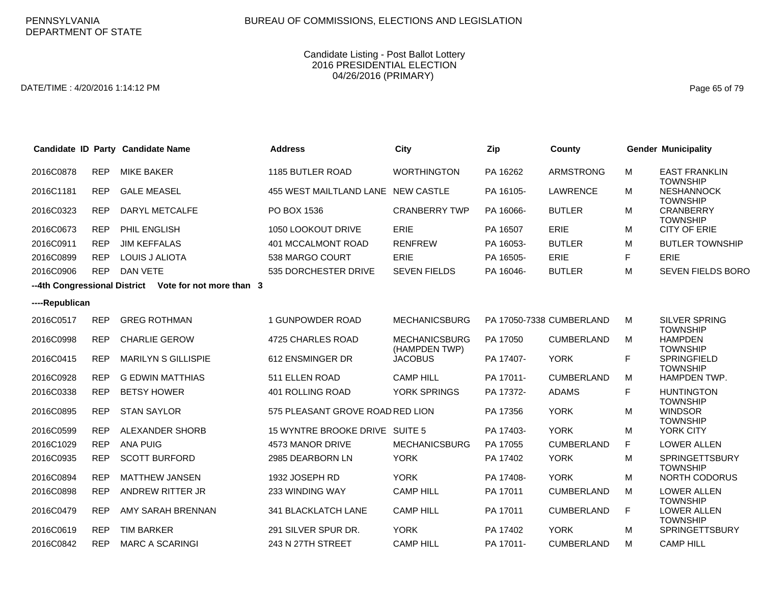PENNSYLVANIA DEPARTMENT OF STATE

BUREAU OF COMMISSIONS, ELECTIONS AND LEGISLATION

Candidate Listing - Post Ballot Lottery
2016 PRESIDENTIAL ELECTION
04/26/2016 (PRIMARY)

DATE/TIME : 4/20/2016 1:14:12 PM

| Candidate ID | Party | Candidate Name | Address | City | Zip | County | Gender | Municipality |
|---|---|---|---|---|---|---|---|---|
| 2016C0878 | REP | MIKE BAKER | 1185 BUTLER ROAD | WORTHINGTON | PA 16262 | ARMSTRONG | M | EAST FRANKLIN TOWNSHIP |
| 2016C1181 | REP | GALE MEASEL | 455 WEST MAITLAND LANE | NEW CASTLE | PA 16105- | LAWRENCE | M | NESHANNOCK TOWNSHIP |
| 2016C0323 | REP | DARYL METCALFE | PO BOX 1536 | CRANBERRY TWP | PA 16066- | BUTLER | M | CRANBERRY TOWNSHIP |
| 2016C0673 | REP | PHIL ENGLISH | 1050 LOOKOUT DRIVE | ERIE | PA 16507 | ERIE | M | CITY OF ERIE |
| 2016C0911 | REP | JIM KEFFALAS | 401 MCCALMONT ROAD | RENFREW | PA 16053- | BUTLER | M | BUTLER TOWNSHIP |
| 2016C0899 | REP | LOUIS J ALIOTA | 538 MARGO COURT | ERIE | PA 16505- | ERIE | F | ERIE |
| 2016C0906 | REP | DAN VETE | 535 DORCHESTER DRIVE | SEVEN FIELDS | PA 16046- | BUTLER | M | SEVEN FIELDS BORO |

**--4th Congressional District Vote for not more than 3**

**----Republican**

| Candidate ID | Party | Candidate Name | Address | City | Zip | County | Gender | Municipality |
|---|---|---|---|---|---|---|---|---|
| 2016C0517 | REP | GREG ROTHMAN | 1 GUNPOWDER ROAD | MECHANICSBURG | PA 17050-7338 | CUMBERLAND | M | SILVER SPRING TOWNSHIP |
| 2016C0998 | REP | CHARLIE GEROW | 4725 CHARLES ROAD | MECHANICSBURG (HAMPDEN TWP) | PA 17050 | CUMBERLAND | M | HAMPDEN TOWNSHIP |
| 2016C0415 | REP | MARILYN S GILLISPIE | 612 ENSMINGER DR | JACOBUS | PA 17407- | YORK | F | SPRINGFIELD TOWNSHIP |
| 2016C0928 | REP | G EDWIN MATTHIAS | 511 ELLEN ROAD | CAMP HILL | PA 17011- | CUMBERLAND | M | HAMPDEN TWP. |
| 2016C0338 | REP | BETSY HOWER | 401 ROLLING ROAD | YORK SPRINGS | PA 17372- | ADAMS | F | HUNTINGTON TOWNSHIP |
| 2016C0895 | REP | STAN SAYLOR | 575 PLEASANT GROVE ROAD | RED LION | PA 17356 | YORK | M | WINDSOR TOWNSHIP |
| 2016C0599 | REP | ALEXANDER SHORB | 15 WYNTRE BROOKE DRIVE | SUITE 5 | PA 17403- | YORK | M | YORK CITY |
| 2016C1029 | REP | ANA PUIG | 4573 MANOR DRIVE | MECHANICSBURG | PA 17055 | CUMBERLAND | F | LOWER ALLEN |
| 2016C0935 | REP | SCOTT BURFORD | 2985 DEARBORN LN | YORK | PA 17402 | YORK | M | SPRINGETTSBURY TOWNSHIP |
| 2016C0894 | REP | MATTHEW JANSEN | 1932 JOSEPH RD | YORK | PA 17408- | YORK | M | NORTH CODORUS |
| 2016C0898 | REP | ANDREW RITTER JR | 233 WINDING WAY | CAMP HILL | PA 17011 | CUMBERLAND | M | LOWER ALLEN TOWNSHIP |
| 2016C0479 | REP | AMY SARAH BRENNAN | 341 BLACKLATCH LANE | CAMP HILL | PA 17011 | CUMBERLAND | F | LOWER ALLEN TOWNSHIP |
| 2016C0619 | REP | TIM BARKER | 291 SILVER SPUR DR. | YORK | PA 17402 | YORK | M | SPRINGETTSBURY |
| 2016C0842 | REP | MARC A SCARINGI | 243 N 27TH STREET | CAMP HILL | PA 17011- | CUMBERLAND | M | CAMP HILL |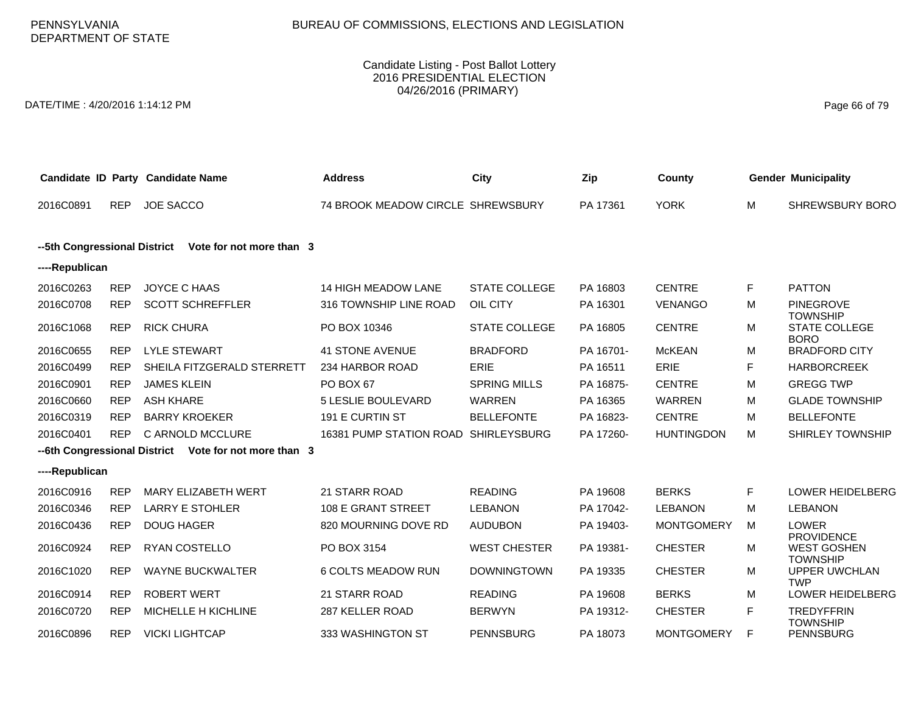PENNSYLVANIA DEPARTMENT OF STATE

BUREAU OF COMMISSIONS, ELECTIONS AND LEGISLATION

Candidate Listing - Post Ballot Lottery
2016 PRESIDENTIAL ELECTION
04/26/2016 (PRIMARY)

DATE/TIME : 4/20/2016 1:14:12 PM

| Candidate ID | Party | Candidate Name | Address | City | Zip | County | Gender | Municipality |
|---|---|---|---|---|---|---|---|---|
| 2016C0891 | REP | JOE SACCO | 74 BROOK MEADOW CIRCLE | SHREWSBURY | PA 17361 | YORK | M | SHREWSBURY BORO |

**--5th Congressional District Vote for not more than 3**

**----Republican**

| Candidate ID | Party | Candidate Name | Address | City | Zip | County | Gender | Municipality |
|---|---|---|---|---|---|---|---|---|
| 2016C0263 | REP | JOYCE C HAAS | 14 HIGH MEADOW LANE | STATE COLLEGE | PA 16803 | CENTRE | F | PATTON |
| 2016C0708 | REP | SCOTT SCHREFFLER | 316 TOWNSHIP LINE ROAD | OIL CITY | PA 16301 | VENANGO | M | PINEGROVE TOWNSHIP |
| 2016C1068 | REP | RICK CHURA | PO BOX 10346 | STATE COLLEGE | PA 16805 | CENTRE | M | STATE COLLEGE BORO |
| 2016C0655 | REP | LYLE STEWART | 41 STONE AVENUE | BRADFORD | PA 16701- | McKEAN | M | BRADFORD CITY |
| 2016C0499 | REP | SHEILA FITZGERALD STERRETT | 234 HARBOR ROAD | ERIE | PA 16511 | ERIE | F | HARBORCREEK |
| 2016C0901 | REP | JAMES KLEIN | PO BOX 67 | SPRING MILLS | PA 16875- | CENTRE | M | GREGG TWP |
| 2016C0660 | REP | ASH KHARE | 5 LESLIE BOULEVARD | WARREN | PA 16365 | WARREN | M | GLADE TOWNSHIP |
| 2016C0319 | REP | BARRY KROEKER | 191 E CURTIN ST | BELLEFONTE | PA 16823- | CENTRE | M | BELLEFONTE |
| 2016C0401 | REP | C ARNOLD MCCLURE | 16381 PUMP STATION ROAD | SHIRLEYSBURG | PA 17260- | HUNTINGDON | M | SHIRLEY TOWNSHIP |

**--6th Congressional District Vote for not more than 3**

**----Republican**

| Candidate ID | Party | Candidate Name | Address | City | Zip | County | Gender | Municipality |
|---|---|---|---|---|---|---|---|---|
| 2016C0916 | REP | MARY ELIZABETH WERT | 21 STARR ROAD | READING | PA 19608 | BERKS | F | LOWER HEIDELBERG |
| 2016C0346 | REP | LARRY E STOHLER | 108 E GRANT STREET | LEBANON | PA 17042- | LEBANON | M | LEBANON |
| 2016C0436 | REP | DOUG HAGER | 820 MOURNING DOVE RD | AUDUBON | PA 19403- | MONTGOMERY | M | LOWER PROVIDENCE |
| 2016C0924 | REP | RYAN COSTELLO | PO BOX 3154 | WEST CHESTER | PA 19381- | CHESTER | M | WEST GOSHEN TOWNSHIP |
| 2016C1020 | REP | WAYNE BUCKWALTER | 6 COLTS MEADOW RUN | DOWNINGTOWN | PA 19335 | CHESTER | M | UPPER UWCHLAN TWP |
| 2016C0914 | REP | ROBERT WERT | 21 STARR ROAD | READING | PA 19608 | BERKS | M | LOWER HEIDELBERG |
| 2016C0720 | REP | MICHELLE H KICHLINE | 287 KELLER ROAD | BERWYN | PA 19312- | CHESTER | F | TREDYFFRIN TOWNSHIP |
| 2016C0896 | REP | VICKI LIGHTCAP | 333 WASHINGTON ST | PENNSBURG | PA 18073 | MONTGOMERY | F | PENNSBURG |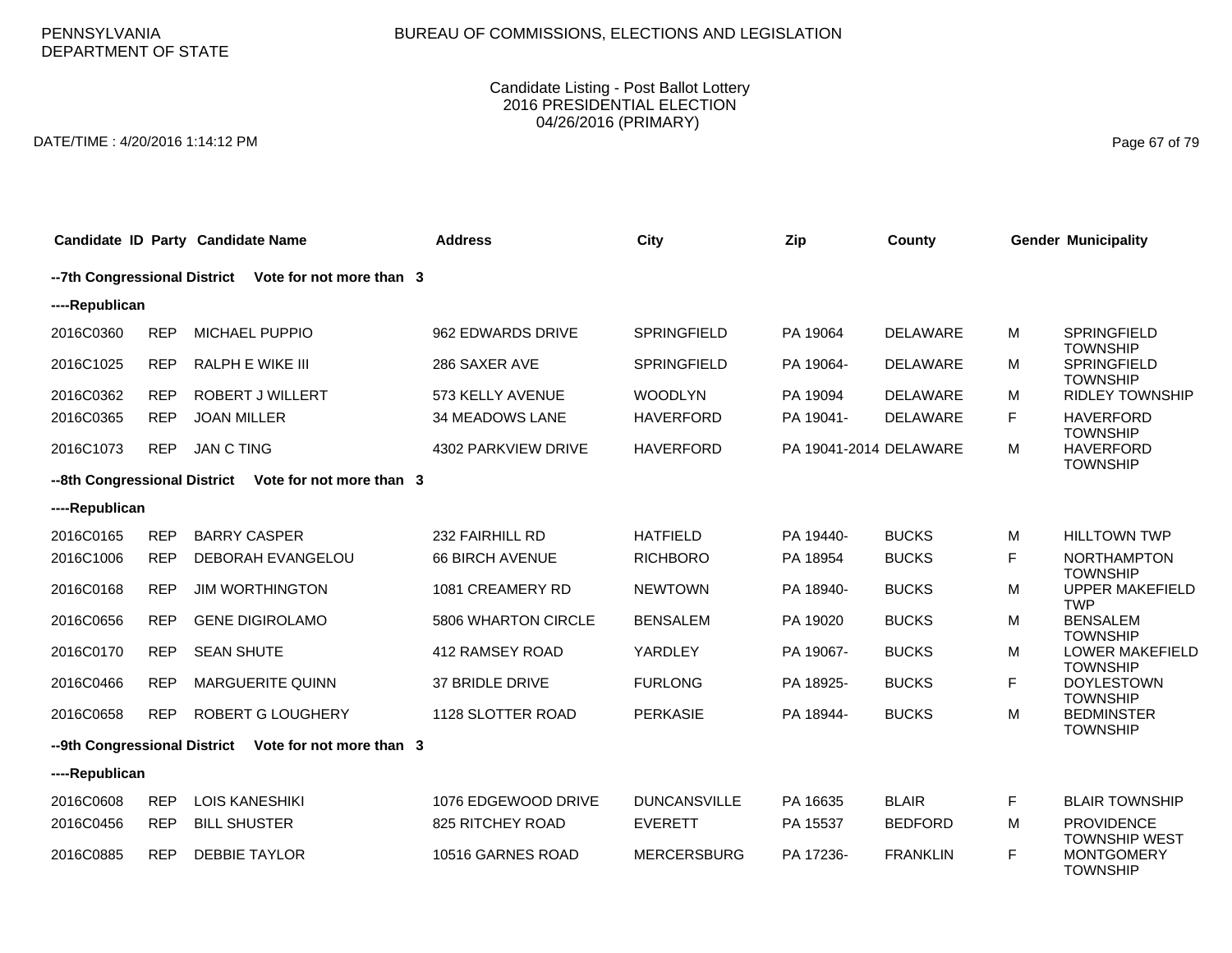PENNSYLVANIA DEPARTMENT OF STATE

BUREAU OF COMMISSIONS, ELECTIONS AND LEGISLATION

Candidate Listing - Post Ballot Lottery
2016 PRESIDENTIAL ELECTION
04/26/2016 (PRIMARY)

DATE/TIME : 4/20/2016 1:14:12 PM

| Candidate ID | Party | Candidate Name | Address | City | Zip | County | Gender | Municipality |
|---|---|---|---|---|---|---|---|---|
| **--7th Congressional District** | | **Vote for not more than 3** | | | | | | |
| **----Republican** | | | | | | | | |
| 2016C0360 | REP | MICHAEL PUPPIO | 962 EDWARDS DRIVE | SPRINGFIELD | PA 19064 | DELAWARE | M | SPRINGFIELD TOWNSHIP |
| 2016C1025 | REP | RALPH E WIKE III | 286 SAXER AVE | SPRINGFIELD | PA 19064- | DELAWARE | M | SPRINGFIELD TOWNSHIP |
| 2016C0362 | REP | ROBERT J WILLERT | 573 KELLY AVENUE | WOODLYN | PA 19094 | DELAWARE | M | RIDLEY TOWNSHIP |
| 2016C0365 | REP | JOAN MILLER | 34 MEADOWS LANE | HAVERFORD | PA 19041- | DELAWARE | F | HAVERFORD TOWNSHIP |
| 2016C1073 | REP | JAN C TING | 4302 PARKVIEW DRIVE | HAVERFORD | PA 19041-2014 | DELAWARE | M | HAVERFORD TOWNSHIP |
| **--8th Congressional District** | | **Vote for not more than 3** | | | | | | |
| **----Republican** | | | | | | | | |
| 2016C0165 | REP | BARRY CASPER | 232 FAIRHILL RD | HATFIELD | PA 19440- | BUCKS | M | HILLTOWN TWP |
| 2016C1006 | REP | DEBORAH EVANGELOU | 66 BIRCH AVENUE | RICHBORO | PA 18954 | BUCKS | F | NORTHAMPTON TOWNSHIP |
| 2016C0168 | REP | JIM WORTHINGTON | 1081 CREAMERY RD | NEWTOWN | PA 18940- | BUCKS | M | UPPER MAKEFIELD TWP |
| 2016C0656 | REP | GENE DIGIROLAMO | 5806 WHARTON CIRCLE | BENSALEM | PA 19020 | BUCKS | M | BENSALEM TOWNSHIP |
| 2016C0170 | REP | SEAN SHUTE | 412 RAMSEY ROAD | YARDLEY | PA 19067- | BUCKS | M | LOWER MAKEFIELD TOWNSHIP |
| 2016C0466 | REP | MARGUERITE QUINN | 37 BRIDLE DRIVE | FURLONG | PA 18925- | BUCKS | F | DOYLESTOWN TOWNSHIP |
| 2016C0658 | REP | ROBERT G LOUGHERY | 1128 SLOTTER ROAD | PERKASIE | PA 18944- | BUCKS | M | BEDMINSTER TOWNSHIP |
| **--9th Congressional District** | | **Vote for not more than 3** | | | | | | |
| **----Republican** | | | | | | | | |
| 2016C0608 | REP | LOIS KANESHIKI | 1076 EDGEWOOD DRIVE | DUNCANSVILLE | PA 16635 | BLAIR | F | BLAIR TOWNSHIP |
| 2016C0456 | REP | BILL SHUSTER | 825 RITCHEY ROAD | EVERETT | PA 15537 | BEDFORD | M | PROVIDENCE TOWNSHIP WEST |
| 2016C0885 | REP | DEBBIE TAYLOR | 10516 GARNES ROAD | MERCERSBURG | PA 17236- | FRANKLIN | F | MONTGOMERY TOWNSHIP |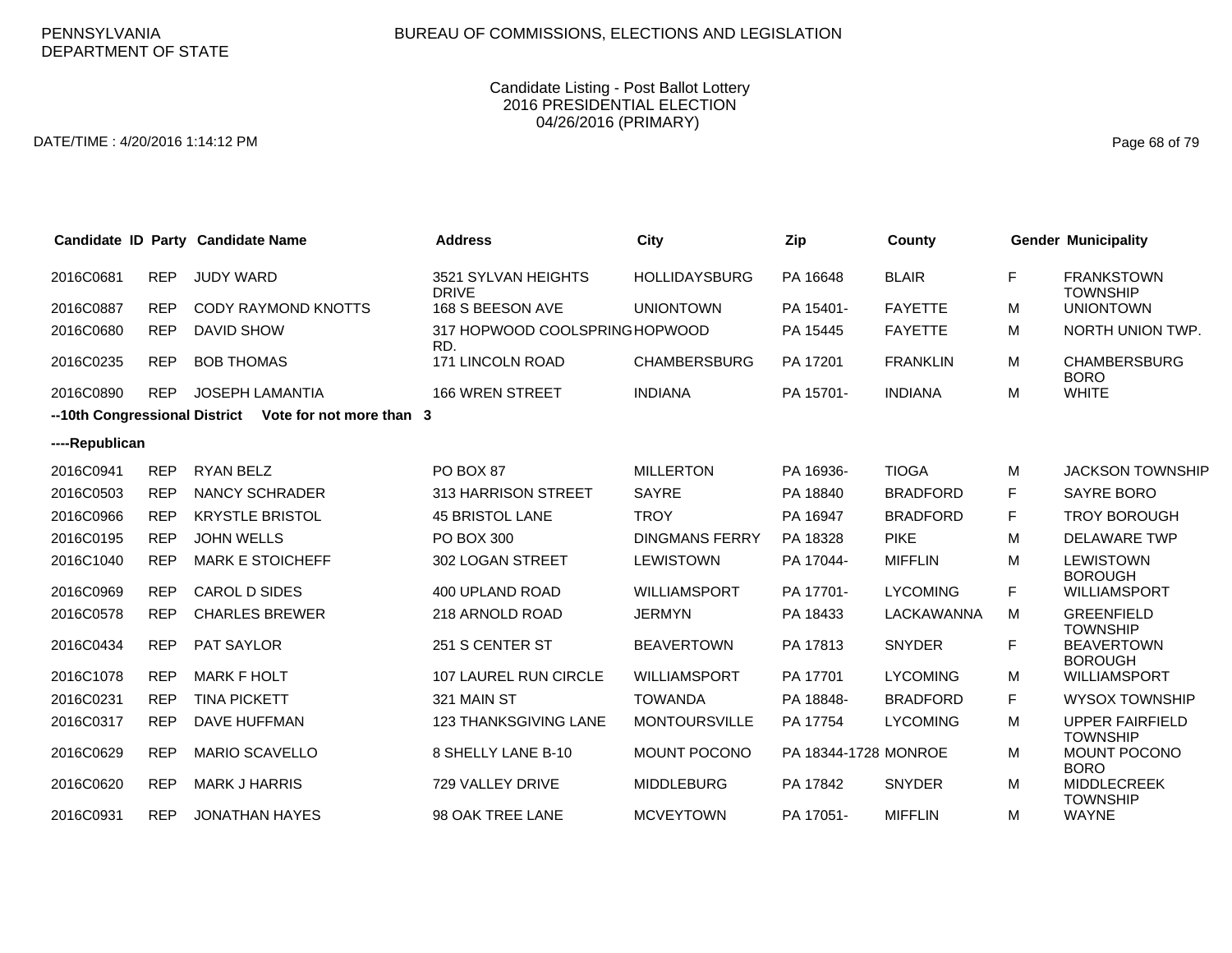PENNSYLVANIA DEPARTMENT OF STATE

BUREAU OF COMMISSIONS, ELECTIONS AND LEGISLATION

Candidate Listing - Post Ballot Lottery
2016 PRESIDENTIAL ELECTION
04/26/2016 (PRIMARY)

DATE/TIME : 4/20/2016 1:14:12 PM

| Candidate ID | Party | Candidate Name | Address | City | Zip | County | Gender | Municipality |
|---|---|---|---|---|---|---|---|---|
| 2016C0681 | REP | JUDY WARD | 3521 SYLVAN HEIGHTS DRIVE | HOLLIDAYSBURG | PA 16648 | BLAIR | F | FRANKSTOWN TOWNSHIP |
| 2016C0887 | REP | CODY RAYMOND KNOTTS | 168 S BEESON AVE | UNIONTOWN | PA 15401- | FAYETTE | M | UNIONTOWN |
| 2016C0680 | REP | DAVID SHOW | 317 HOPWOOD COOLSPRING RD. | HOPWOOD | PA 15445 | FAYETTE | M | NORTH UNION TWP. |
| 2016C0235 | REP | BOB THOMAS | 171 LINCOLN ROAD | CHAMBERSBURG | PA 17201 | FRANKLIN | M | CHAMBERSBURG BORO |
| 2016C0890 | REP | JOSEPH LAMANTIA | 166 WREN STREET | INDIANA | PA 15701- | INDIANA | M | WHITE |

**--10th Congressional District Vote for not more than 3**

**----Republican**

| Candidate ID | Party | Candidate Name | Address | City | Zip | County | Gender | Municipality |
|---|---|---|---|---|---|---|---|---|
| 2016C0941 | REP | RYAN BELZ | PO BOX 87 | MILLERTON | PA 16936- | TIOGA | M | JACKSON TOWNSHIP |
| 2016C0503 | REP | NANCY SCHRADER | 313 HARRISON STREET | SAYRE | PA 18840 | BRADFORD | F | SAYRE BORO |
| 2016C0966 | REP | KRYSTLE BRISTOL | 45 BRISTOL LANE | TROY | PA 16947 | BRADFORD | F | TROY BOROUGH |
| 2016C0195 | REP | JOHN WELLS | PO BOX 300 | DINGMANS FERRY | PA 18328 | PIKE | M | DELAWARE TWP |
| 2016C1040 | REP | MARK E STOICHEFF | 302 LOGAN STREET | LEWISTOWN | PA 17044- | MIFFLIN | M | LEWISTOWN BOROUGH |
| 2016C0969 | REP | CAROL D SIDES | 400 UPLAND ROAD | WILLIAMSPORT | PA 17701- | LYCOMING | F | WILLIAMSPORT |
| 2016C0578 | REP | CHARLES BREWER | 218 ARNOLD ROAD | JERMYN | PA 18433 | LACKAWANNA | M | GREENFIELD TOWNSHIP |
| 2016C0434 | REP | PAT SAYLOR | 251 S CENTER ST | BEAVERTOWN | PA 17813 | SNYDER | F | BEAVERTOWN BOROUGH |
| 2016C1078 | REP | MARK F HOLT | 107 LAUREL RUN CIRCLE | WILLIAMSPORT | PA 17701 | LYCOMING | M | WILLIAMSPORT |
| 2016C0231 | REP | TINA PICKETT | 321 MAIN ST | TOWANDA | PA 18848- | BRADFORD | F | WYSOX TOWNSHIP |
| 2016C0317 | REP | DAVE HUFFMAN | 123 THANKSGIVING LANE | MONTOURSVILLE | PA 17754 | LYCOMING | M | UPPER FAIRFIELD TOWNSHIP |
| 2016C0629 | REP | MARIO SCAVELLO | 8 SHELLY LANE B-10 | MOUNT POCONO | PA 18344-1728 | MONROE | M | MOUNT POCONO BORO |
| 2016C0620 | REP | MARK J HARRIS | 729 VALLEY DRIVE | MIDDLEBURG | PA 17842 | SNYDER | M | MIDDLECREEK TOWNSHIP |
| 2016C0931 | REP | JONATHAN HAYES | 98 OAK TREE LANE | MCVEYTOWN | PA 17051- | MIFFLIN | M | WAYNE |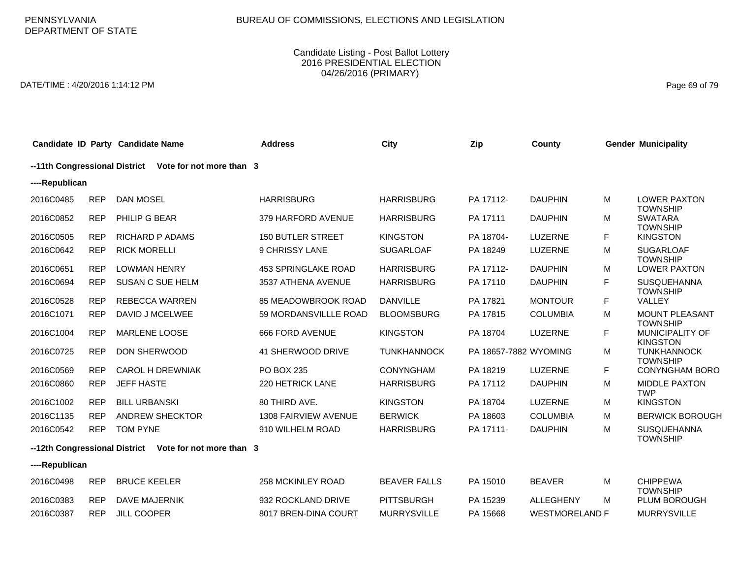PENNSYLVANIA DEPARTMENT OF STATE

BUREAU OF COMMISSIONS, ELECTIONS AND LEGISLATION

Candidate Listing - Post Ballot Lottery
2016 PRESIDENTIAL ELECTION
04/26/2016 (PRIMARY)

DATE/TIME : 4/20/2016 1:14:12 PM

| Candidate ID | Party | Candidate Name | Address | City | Zip | County | Gender | Municipality |
|---|---|---|---|---|---|---|---|---|
| **--11th Congressional District Vote for not more than 3** | | | | | | | | |
| **----Republican** | | | | | | | | |
| 2016C0485 | REP | DAN MOSEL | HARRISBURG | HARRISBURG | PA 17112- | DAUPHIN | M | LOWER PAXTON TOWNSHIP |
| 2016C0852 | REP | PHILIP G BEAR | 379 HARFORD AVENUE | HARRISBURG | PA 17111 | DAUPHIN | M | SWATARA TOWNSHIP |
| 2016C0505 | REP | RICHARD P ADAMS | 150 BUTLER STREET | KINGSTON | PA 18704- | LUZERNE | F | KINGSTON |
| 2016C0642 | REP | RICK MORELLI | 9 CHRISSY LANE | SUGARLOAF | PA 18249 | LUZERNE | M | SUGARLOAF TOWNSHIP |
| 2016C0651 | REP | LOWMAN HENRY | 453 SPRINGLAKE ROAD | HARRISBURG | PA 17112- | DAUPHIN | M | LOWER PAXTON |
| 2016C0694 | REP | SUSAN C SUE HELM | 3537 ATHENA AVENUE | HARRISBURG | PA 17110 | DAUPHIN | F | SUSQUEHANNA TOWNSHIP |
| 2016C0528 | REP | REBECCA WARREN | 85 MEADOWBROOK ROAD | DANVILLE | PA 17821 | MONTOUR | F | VALLEY |
| 2016C1071 | REP | DAVID J MCELWEE | 59 MORDANSVILLLE ROAD | BLOOMSBURG | PA 17815 | COLUMBIA | M | MOUNT PLEASANT TOWNSHIP |
| 2016C1004 | REP | MARLENE LOOSE | 666 FORD AVENUE | KINGSTON | PA 18704 | LUZERNE | F | MUNICIPALITY OF KINGSTON |
| 2016C0725 | REP | DON SHERWOOD | 41 SHERWOOD DRIVE | TUNKHANNOCK | PA 18657-7882 | WYOMING | M | TUNKHANNOCK TOWNSHIP |
| 2016C0569 | REP | CAROL H DREWNIAK | PO BOX 235 | CONYNGHAM | PA 18219 | LUZERNE | F | CONYNGHAM BORO |
| 2016C0860 | REP | JEFF HASTE | 220 HETRICK LANE | HARRISBURG | PA 17112 | DAUPHIN | M | MIDDLE PAXTON TWP |
| 2016C1002 | REP | BILL URBANSKI | 80 THIRD AVE. | KINGSTON | PA 18704 | LUZERNE | M | KINGSTON |
| 2016C1135 | REP | ANDREW SHECKTOR | 1308 FAIRVIEW AVENUE | BERWICK | PA 18603 | COLUMBIA | M | BERWICK BOROUGH |
| 2016C0542 | REP | TOM PYNE | 910 WILHELM ROAD | HARRISBURG | PA 17111- | DAUPHIN | M | SUSQUEHANNA TOWNSHIP |
| **--12th Congressional District Vote for not more than 3** | | | | | | | | |
| **----Republican** | | | | | | | | |
| 2016C0498 | REP | BRUCE KEELER | 258 MCKINLEY ROAD | BEAVER FALLS | PA 15010 | BEAVER | M | CHIPPEWA TOWNSHIP |
| 2016C0383 | REP | DAVE MAJERNIK | 932 ROCKLAND DRIVE | PITTSBURGH | PA 15239 | ALLEGHENY | M | PLUM BOROUGH |
| 2016C0387 | REP | JILL COOPER | 8017 BREN-DINA COURT | MURRYSVILLE | PA 15668 | WESTMORELAND | F | MURRYSVILLE |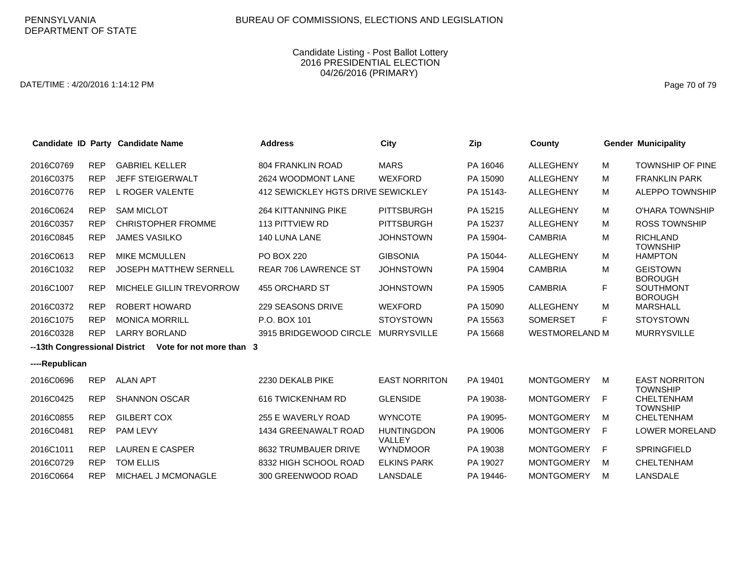PENNSYLVANIA DEPARTMENT OF STATE

BUREAU OF COMMISSIONS, ELECTIONS AND LEGISLATION

Candidate Listing - Post Ballot Lottery
2016 PRESIDENTIAL ELECTION
04/26/2016 (PRIMARY)

DATE/TIME : 4/20/2016 1:14:12 PM

| Candidate ID | Party | Candidate Name | Address | City | Zip | County | Gender | Municipality |
|---|---|---|---|---|---|---|---|---|
| 2016C0769 | REP | GABRIEL KELLER | 804 FRANKLIN ROAD | MARS | PA 16046 | ALLEGHENY | M | TOWNSHIP OF PINE |
| 2016C0375 | REP | JEFF STEIGERWALT | 2624 WOODMONT LANE | WEXFORD | PA 15090 | ALLEGHENY | M | FRANKLIN PARK |
| 2016C0776 | REP | L ROGER VALENTE | 412 SEWICKLEY HGTS DRIVE | SEWICKLEY | PA 15143- | ALLEGHENY | M | ALEPPO TOWNSHIP |
| 2016C0624 | REP | SAM MICLOT | 264 KITTANNING PIKE | PITTSBURGH | PA 15215 | ALLEGHENY | M | O'HARA TOWNSHIP |
| 2016C0357 | REP | CHRISTOPHER FROMME | 113 PITTVIEW RD | PITTSBURGH | PA 15237 | ALLEGHENY | M | ROSS TOWNSHIP |
| 2016C0845 | REP | JAMES VASILKO | 140 LUNA LANE | JOHNSTOWN | PA 15904- | CAMBRIA | M | RICHLAND TOWNSHIP |
| 2016C0613 | REP | MIKE MCMULLEN | PO BOX 220 | GIBSONIA | PA 15044- | ALLEGHENY | M | HAMPTON |
| 2016C1032 | REP | JOSEPH MATTHEW SERNELL | REAR 706 LAWRENCE ST | JOHNSTOWN | PA 15904 | CAMBRIA | M | GEISTOWN BOROUGH |
| 2016C1007 | REP | MICHELE GILLIN TREVORROW | 455 ORCHARD ST | JOHNSTOWN | PA 15905 | CAMBRIA | F | SOUTHMONT BOROUGH |
| 2016C0372 | REP | ROBERT HOWARD | 229 SEASONS DRIVE | WEXFORD | PA 15090 | ALLEGHENY | M | MARSHALL |
| 2016C1075 | REP | MONICA MORRILL | P.O. BOX 101 | STOYSTOWN | PA 15563 | SOMERSET | F | STOYSTOWN |
| 2016C0328 | REP | LARRY BORLAND | 3915 BRIDGEWOOD CIRCLE | MURRYSVILLE | PA 15668 | WESTMORELAND | M | MURRYSVILLE |
| **--13th Congressional District** | | **Vote for not more than 3** | | | | | | |
| **----Republican** | | | | | | | | |
| 2016C0696 | REP | ALAN APT | 2230 DEKALB PIKE | EAST NORRITON | PA 19401 | MONTGOMERY | M | EAST NORRITON TOWNSHIP |
| 2016C0425 | REP | SHANNON OSCAR | 616 TWICKENHAM RD | GLENSIDE | PA 19038- | MONTGOMERY | F | CHELTENHAM TOWNSHIP |
| 2016C0855 | REP | GILBERT COX | 255 E WAVERLY ROAD | WYNCOTE | PA 19095- | MONTGOMERY | M | CHELTENHAM |
| 2016C0481 | REP | PAM LEVY | 1434 GREENAWALT ROAD | HUNTINGDON VALLEY | PA 19006 | MONTGOMERY | F | LOWER MORELAND |
| 2016C1011 | REP | LAUREN E CASPER | 8632 TRUMBAUER DRIVE | WYNDMOOR | PA 19038 | MONTGOMERY | F | SPRINGFIELD |
| 2016C0729 | REP | TOM ELLIS | 8332 HIGH SCHOOL ROAD | ELKINS PARK | PA 19027 | MONTGOMERY | M | CHELTENHAM |
| 2016C0664 | REP | MICHAEL J MCMONAGLE | 300 GREENWOOD ROAD | LANSDALE | PA 19446- | MONTGOMERY | M | LANSDALE |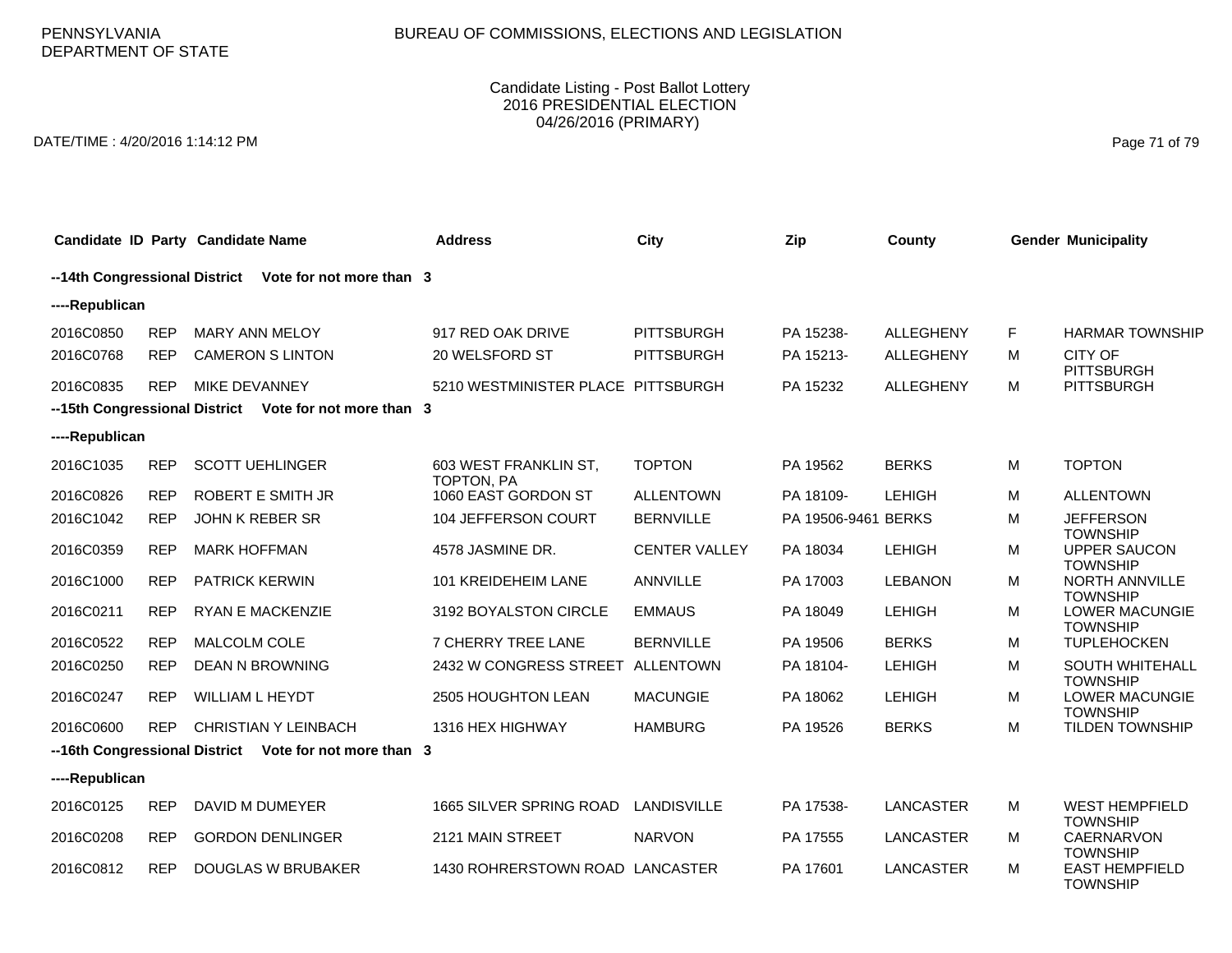PENNSYLVANIA DEPARTMENT OF STATE

BUREAU OF COMMISSIONS, ELECTIONS AND LEGISLATION

Candidate Listing - Post Ballot Lottery
2016 PRESIDENTIAL ELECTION
04/26/2016 (PRIMARY)

DATE/TIME : 4/20/2016 1:14:12 PM

| Candidate ID | Party | Candidate Name | Address | City | Zip | County | Gender | Municipality |
|---|---|---|---|---|---|---|---|---|
| **--14th Congressional District** | | **Vote for not more than 3** | | | | | | |
| **----Republican** | | | | | | | | |
| 2016C0850 | REP | MARY ANN MELOY | 917 RED OAK DRIVE | PITTSBURGH | PA 15238- | ALLEGHENY | F | HARMAR TOWNSHIP |
| 2016C0768 | REP | CAMERON S LINTON | 20 WELSFORD ST | PITTSBURGH | PA 15213- | ALLEGHENY | M | CITY OF PITTSBURGH |
| 2016C0835 | REP | MIKE DEVANNEY | 5210 WESTMINISTER PLACE | PITTSBURGH | PA 15232 | ALLEGHENY | M | PITTSBURGH |
| **--15th Congressional District** | | **Vote for not more than 3** | | | | | | |
| **----Republican** | | | | | | | | |
| 2016C1035 | REP | SCOTT UEHLINGER | 603 WEST FRANKLIN ST, TOPTON, PA | TOPTON | PA 19562 | BERKS | M | TOPTON |
| 2016C0826 | REP | ROBERT E SMITH JR | 1060 EAST GORDON ST | ALLENTOWN | PA 18109- | LEHIGH | M | ALLENTOWN |
| 2016C1042 | REP | JOHN K REBER SR | 104 JEFFERSON COURT | BERNVILLE | PA 19506-9461 | BERKS | M | JEFFERSON TOWNSHIP |
| 2016C0359 | REP | MARK HOFFMAN | 4578 JASMINE DR. | CENTER VALLEY | PA 18034 | LEHIGH | M | UPPER SAUCON TOWNSHIP |
| 2016C1000 | REP | PATRICK KERWIN | 101 KREIDEHEIM LANE | ANNVILLE | PA 17003 | LEBANON | M | NORTH ANNVILLE TOWNSHIP |
| 2016C0211 | REP | RYAN E MACKENZIE | 3192 BOYALSTON CIRCLE | EMMAUS | PA 18049 | LEHIGH | M | LOWER MACUNGIE TOWNSHIP |
| 2016C0522 | REP | MALCOLM COLE | 7 CHERRY TREE LANE | BERNVILLE | PA 19506 | BERKS | M | TUPLEHOCKEN |
| 2016C0250 | REP | DEAN N BROWNING | 2432 W CONGRESS STREET | ALLENTOWN | PA 18104- | LEHIGH | M | SOUTH WHITEHALL TOWNSHIP |
| 2016C0247 | REP | WILLIAM L HEYDT | 2505 HOUGHTON LEAN | MACUNGIE | PA 18062 | LEHIGH | M | LOWER MACUNGIE TOWNSHIP |
| 2016C0600 | REP | CHRISTIAN Y LEINBACH | 1316 HEX HIGHWAY | HAMBURG | PA 19526 | BERKS | M | TILDEN TOWNSHIP |
| **--16th Congressional District** | | **Vote for not more than 3** | | | | | | |
| **----Republican** | | | | | | | | |
| 2016C0125 | REP | DAVID M DUMEYER | 1665 SILVER SPRING ROAD | LANDISVILLE | PA 17538- | LANCASTER | M | WEST HEMPFIELD TOWNSHIP |
| 2016C0208 | REP | GORDON DENLINGER | 2121 MAIN STREET | NARVON | PA 17555 | LANCASTER | M | CAERNARVON TOWNSHIP |
| 2016C0812 | REP | DOUGLAS W BRUBAKER | 1430 ROHRERSTOWN ROAD | LANCASTER | PA 17601 | LANCASTER | M | EAST HEMPFIELD TOWNSHIP |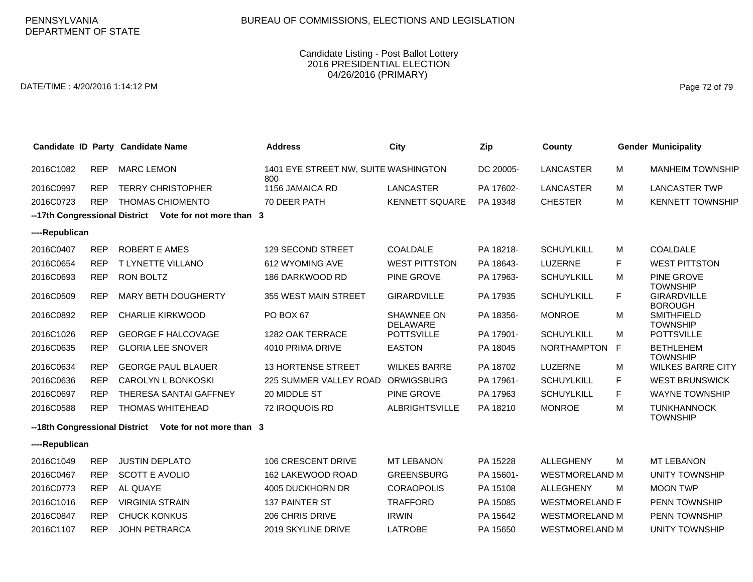PENNSYLVANIA DEPARTMENT OF STATE

BUREAU OF COMMISSIONS, ELECTIONS AND LEGISLATION

Candidate Listing - Post Ballot Lottery
2016 PRESIDENTIAL ELECTION
04/26/2016 (PRIMARY)

DATE/TIME : 4/20/2016 1:14:12 PM

| Candidate ID | Party | Candidate Name | Address | City | Zip | County | Gender | Municipality |
|---|---|---|---|---|---|---|---|---|
| 2016C1082 | REP | MARC LEMON | 1401 EYE STREET NW, SUITE 800 | WASHINGTON | DC 20005- | LANCASTER | M | MANHEIM TOWNSHIP |
| 2016C0997 | REP | TERRY CHRISTOPHER | 1156 JAMAICA RD | LANCASTER | PA 17602- | LANCASTER | M | LANCASTER TWP |
| 2016C0723 | REP | THOMAS CHIOMENTO | 70 DEER PATH | KENNETT SQUARE | PA 19348 | CHESTER | M | KENNETT TOWNSHIP |

**--17th Congressional District Vote for not more than 3**

**----Republican**

| Candidate ID | Party | Candidate Name | Address | City | Zip | County | Gender | Municipality |
|---|---|---|---|---|---|---|---|---|
| 2016C0407 | REP | ROBERT E AMES | 129 SECOND STREET | COALDALE | PA 18218- | SCHUYLKILL | M | COALDALE |
| 2016C0654 | REP | T LYNETTE VILLANO | 612 WYOMING AVE | WEST PITTSTON | PA 18643- | LUZERNE | F | WEST PITTSTON |
| 2016C0693 | REP | RON BOLTZ | 186 DARKWOOD RD | PINE GROVE | PA 17963- | SCHUYLKILL | M | PINE GROVE TOWNSHIP |
| 2016C0509 | REP | MARY BETH DOUGHERTY | 355 WEST MAIN STREET | GIRARDVILLE | PA 17935 | SCHUYLKILL | F | GIRARDVILLE BOROUGH |
| 2016C0892 | REP | CHARLIE KIRKWOOD | PO BOX 67 | SHAWNEE ON DELAWARE | PA 18356- | MONROE | M | SMITHFIELD TOWNSHIP |
| 2016C1026 | REP | GEORGE F HALCOVAGE | 1282 OAK TERRACE | POTTSVILLE | PA 17901- | SCHUYLKILL | M | POTTSVILLE |
| 2016C0635 | REP | GLORIA LEE SNOVER | 4010 PRIMA DRIVE | EASTON | PA 18045 | NORTHAMPTON | F | BETHLEHEM TOWNSHIP |
| 2016C0634 | REP | GEORGE PAUL BLAUER | 13 HORTENSE STREET | WILKES BARRE | PA 18702 | LUZERNE | M | WILKES BARRE CITY |
| 2016C0636 | REP | CAROLYN L BONKOSKI | 225 SUMMER VALLEY ROAD | ORWIGSBURG | PA 17961- | SCHUYLKILL | F | WEST BRUNSWICK |
| 2016C0697 | REP | THERESA SANTAI GAFFNEY | 20 MIDDLE ST | PINE GROVE | PA 17963 | SCHUYLKILL | F | WAYNE TOWNSHIP |
| 2016C0588 | REP | THOMAS WHITEHEAD | 72 IROQUOIS RD | ALBRIGHTSVILLE | PA 18210 | MONROE | M | TUNKHANNOCK TOWNSHIP |

**--18th Congressional District Vote for not more than 3**

**----Republican**

| Candidate ID | Party | Candidate Name | Address | City | Zip | County | Gender | Municipality |
|---|---|---|---|---|---|---|---|---|
| 2016C1049 | REP | JUSTIN DEPLATO | 106 CRESCENT DRIVE | MT LEBANON | PA 15228 | ALLEGHENY | M | MT LEBANON |
| 2016C0467 | REP | SCOTT E AVOLIO | 162 LAKEWOOD ROAD | GREENSBURG | PA 15601- | WESTMORELAND | M | UNITY TOWNSHIP |
| 2016C0773 | REP | AL QUAYE | 4005 DUCKHORN DR | CORAOPOLIS | PA 15108 | ALLEGHENY | M | MOON TWP |
| 2016C1016 | REP | VIRGINIA STRAIN | 137 PAINTER ST | TRAFFORD | PA 15085 | WESTMORELAND | F | PENN TOWNSHIP |
| 2016C0847 | REP | CHUCK KONKUS | 206 CHRIS DRIVE | IRWIN | PA 15642 | WESTMORELAND | M | PENN TOWNSHIP |
| 2016C1107 | REP | JOHN PETRARCA | 2019 SKYLINE DRIVE | LATROBE | PA 15650 | WESTMORELAND | M | UNITY TOWNSHIP |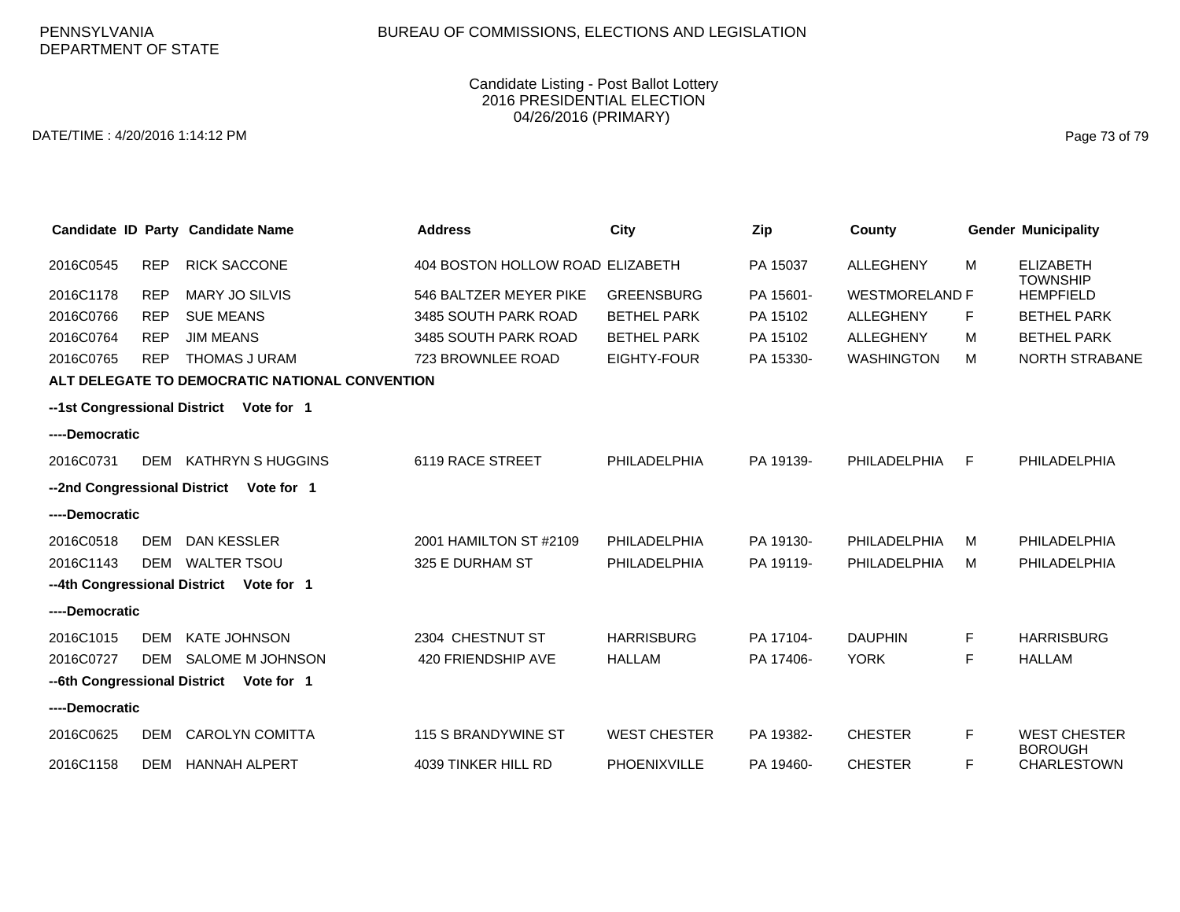PENNSYLVANIA DEPARTMENT OF STATE

BUREAU OF COMMISSIONS, ELECTIONS AND LEGISLATION

Candidate Listing - Post Ballot Lottery
2016 PRESIDENTIAL ELECTION
04/26/2016 (PRIMARY)

DATE/TIME : 4/20/2016 1:14:12 PM

| Candidate ID | Party | Candidate Name | Address | City | Zip | County | Gender | Municipality |
|---|---|---|---|---|---|---|---|---|
| 2016C0545 | REP | RICK SACCONE | 404 BOSTON HOLLOW ROAD | ELIZABETH | PA 15037 | ALLEGHENY | M | ELIZABETH TOWNSHIP |
| 2016C1178 | REP | MARY JO SILVIS | 546 BALTZER MEYER PIKE | GREENSBURG | PA 15601- | WESTMORELAND | F | HEMPFIELD |
| 2016C0766 | REP | SUE MEANS | 3485 SOUTH PARK ROAD | BETHEL PARK | PA 15102 | ALLEGHENY | F | BETHEL PARK |
| 2016C0764 | REP | JIM MEANS | 3485 SOUTH PARK ROAD | BETHEL PARK | PA 15102 | ALLEGHENY | M | BETHEL PARK |
| 2016C0765 | REP | THOMAS J URAM | 723 BROWNLEE ROAD | EIGHTY-FOUR | PA 15330- | WASHINGTON | M | NORTH STRABANE |

**ALT DELEGATE TO DEMOCRATIC NATIONAL CONVENTION**

**--1st Congressional District Vote for 1**

**----Democratic**

| Candidate ID | Party | Candidate Name | Address | City | Zip | County | Gender | Municipality |
|---|---|---|---|---|---|---|---|---|
| 2016C0731 | DEM | KATHRYN S HUGGINS | 6119 RACE STREET | PHILADELPHIA | PA 19139- | PHILADELPHIA | F | PHILADELPHIA |

**--2nd Congressional District Vote for 1**

**----Democratic**

| Candidate ID | Party | Candidate Name | Address | City | Zip | County | Gender | Municipality |
|---|---|---|---|---|---|---|---|---|
| 2016C0518 | DEM | DAN KESSLER | 2001 HAMILTON ST #2109 | PHILADELPHIA | PA 19130- | PHILADELPHIA | M | PHILADELPHIA |
| 2016C1143 | DEM | WALTER TSOU | 325 E DURHAM ST | PHILADELPHIA | PA 19119- | PHILADELPHIA | M | PHILADELPHIA |

**--4th Congressional District Vote for 1**

**----Democratic**

| Candidate ID | Party | Candidate Name | Address | City | Zip | County | Gender | Municipality |
|---|---|---|---|---|---|---|---|---|
| 2016C1015 | DEM | KATE JOHNSON | 2304 CHESTNUT ST | HARRISBURG | PA 17104- | DAUPHIN | F | HARRISBURG |
| 2016C0727 | DEM | SALOME M JOHNSON | 420 FRIENDSHIP AVE | HALLAM | PA 17406- | YORK | F | HALLAM |

**--6th Congressional District Vote for 1**

**----Democratic**

| Candidate ID | Party | Candidate Name | Address | City | Zip | County | Gender | Municipality |
|---|---|---|---|---|---|---|---|---|
| 2016C0625 | DEM | CAROLYN COMITTA | 115 S BRANDYWINE ST | WEST CHESTER | PA 19382- | CHESTER | F | WEST CHESTER BOROUGH |
| 2016C1158 | DEM | HANNAH ALPERT | 4039 TINKER HILL RD | PHOENIXVILLE | PA 19460- | CHESTER | F | CHARLESTOWN |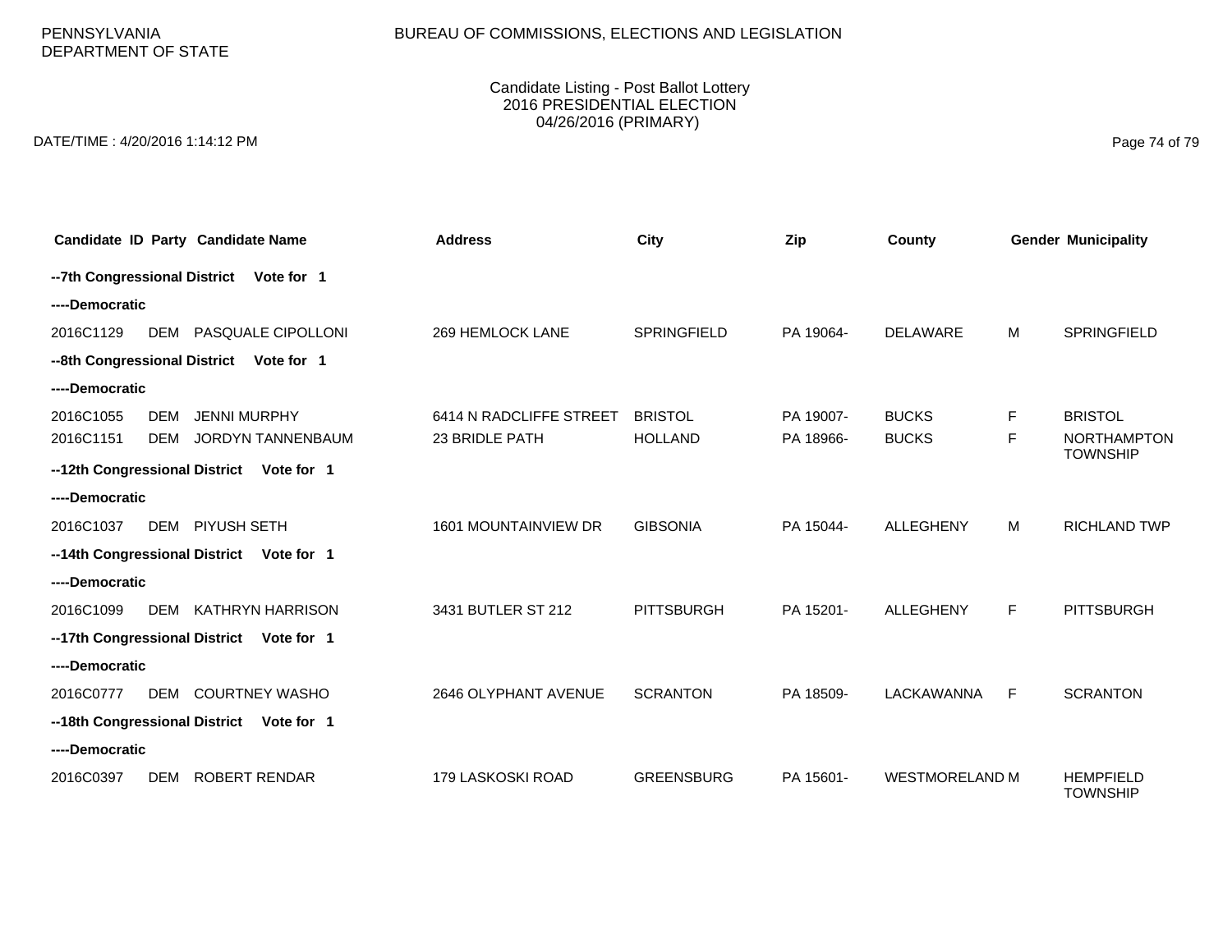PENNSYLVANIA DEPARTMENT OF STATE

BUREAU OF COMMISSIONS, ELECTIONS AND LEGISLATION

Candidate Listing - Post Ballot Lottery
2016 PRESIDENTIAL ELECTION
04/26/2016 (PRIMARY)

DATE/TIME : 4/20/2016 1:14:12 PM

| Candidate ID | Party | Candidate Name | Address | City | Zip | County | Gender | Municipality |
|---|---|---|---|---|---|---|---|---|
| **--7th Congressional District Vote for 1** | | | | | | | | |
| **----Democratic** | | | | | | | | |
| 2016C1129 | DEM | PASQUALE CIPOLLONI | 269 HEMLOCK LANE | SPRINGFIELD | PA 19064- | DELAWARE | M | SPRINGFIELD |
| **--8th Congressional District Vote for 1** | | | | | | | | |
| **----Democratic** | | | | | | | | |
| 2016C1055 | DEM | JENNI MURPHY | 6414 N RADCLIFFE STREET | BRISTOL | PA 19007- | BUCKS | F | BRISTOL |
| 2016C1151 | DEM | JORDYN TANNENBAUM | 23 BRIDLE PATH | HOLLAND | PA 18966- | BUCKS | F | NORTHAMPTON TOWNSHIP |
| **--12th Congressional District Vote for 1** | | | | | | | | |
| **----Democratic** | | | | | | | | |
| 2016C1037 | DEM | PIYUSH SETH | 1601 MOUNTAINVIEW DR | GIBSONIA | PA 15044- | ALLEGHENY | M | RICHLAND TWP |
| **--14th Congressional District Vote for 1** | | | | | | | | |
| **----Democratic** | | | | | | | | |
| 2016C1099 | DEM | KATHRYN HARRISON | 3431 BUTLER ST 212 | PITTSBURGH | PA 15201- | ALLEGHENY | F | PITTSBURGH |
| **--17th Congressional District Vote for 1** | | | | | | | | |
| **----Democratic** | | | | | | | | |
| 2016C0777 | DEM | COURTNEY WASHO | 2646 OLYPHANT AVENUE | SCRANTON | PA 18509- | LACKAWANNA | F | SCRANTON |
| **--18th Congressional District Vote for 1** | | | | | | | | |
| **----Democratic** | | | | | | | | |
| 2016C0397 | DEM | ROBERT RENDAR | 179 LASKOSKI ROAD | GREENSBURG | PA 15601- | WESTMORELAND | M | HEMPFIELD TOWNSHIP |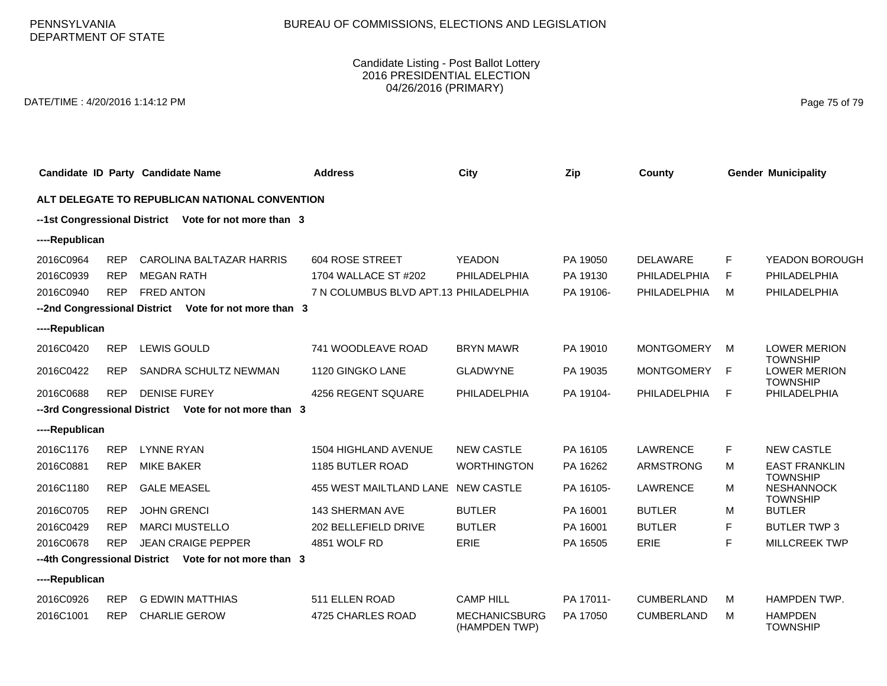PENNSYLVANIA
DEPARTMENT OF STATE

BUREAU OF COMMISSIONS, ELECTIONS AND LEGISLATION

Candidate Listing - Post Ballot Lottery
2016 PRESIDENTIAL ELECTION
04/26/2016 (PRIMARY)

DATE/TIME : 4/20/2016 1:14:12 PM

| Candidate ID | Party | Candidate Name | Address | City | Zip | County | Gender | Municipality |
|---|---|---|---|---|---|---|---|---|
| **ALT DELEGATE TO REPUBLICAN NATIONAL CONVENTION** | | | | | | | | |
| **--1st Congressional District Vote for not more than 3** | | | | | | | | |
| **----Republican** | | | | | | | | |
| 2016C0964 | REP | CAROLINA BALTAZAR HARRIS | 604 ROSE STREET | YEADON | PA 19050 | DELAWARE | F | YEADON BOROUGH |
| 2016C0939 | REP | MEGAN RATH | 1704 WALLACE ST #202 | PHILADELPHIA | PA 19130 | PHILADELPHIA | F | PHILADELPHIA |
| 2016C0940 | REP | FRED ANTON | 7 N COLUMBUS BLVD APT.13 | PHILADELPHIA | PA 19106- | PHILADELPHIA | M | PHILADELPHIA |
| **--2nd Congressional District Vote for not more than 3** | | | | | | | | |
| **----Republican** | | | | | | | | |
| 2016C0420 | REP | LEWIS GOULD | 741 WOODLEAVE ROAD | BRYN MAWR | PA 19010 | MONTGOMERY | M | LOWER MERION TOWNSHIP |
| 2016C0422 | REP | SANDRA SCHULTZ NEWMAN | 1120 GINGKO LANE | GLADWYNE | PA 19035 | MONTGOMERY | F | LOWER MERION TOWNSHIP |
| 2016C0688 | REP | DENISE FUREY | 4256 REGENT SQUARE | PHILADELPHIA | PA 19104- | PHILADELPHIA | F | PHILADELPHIA |
| **--3rd Congressional District Vote for not more than 3** | | | | | | | | |
| **----Republican** | | | | | | | | |
| 2016C1176 | REP | LYNNE RYAN | 1504 HIGHLAND AVENUE | NEW CASTLE | PA 16105 | LAWRENCE | F | NEW CASTLE |
| 2016C0881 | REP | MIKE BAKER | 1185 BUTLER ROAD | WORTHINGTON | PA 16262 | ARMSTRONG | M | EAST FRANKLIN TOWNSHIP |
| 2016C1180 | REP | GALE MEASEL | 455 WEST MAITLAND LANE | NEW CASTLE | PA 16105- | LAWRENCE | M | NESHANNOCK TOWNSHIP |
| 2016C0705 | REP | JOHN GRENCI | 143 SHERMAN AVE | BUTLER | PA 16001 | BUTLER | M | BUTLER |
| 2016C0429 | REP | MARCI MUSTELLO | 202 BELLEFIELD DRIVE | BUTLER | PA 16001 | BUTLER | F | BUTLER TWP 3 |
| 2016C0678 | REP | JEAN CRAIGE PEPPER | 4851 WOLF RD | ERIE | PA 16505 | ERIE | F | MILLCREEK TWP |
| **--4th Congressional District Vote for not more than 3** | | | | | | | | |
| **----Republican** | | | | | | | | |
| 2016C0926 | REP | G EDWIN MATTHIAS | 511 ELLEN ROAD | CAMP HILL | PA 17011- | CUMBERLAND | M | HAMPDEN TWP. |
| 2016C1001 | REP | CHARLIE GEROW | 4725 CHARLES ROAD | MECHANICSBURG (HAMPDEN TWP) | PA 17050 | CUMBERLAND | M | HAMPDEN TOWNSHIP |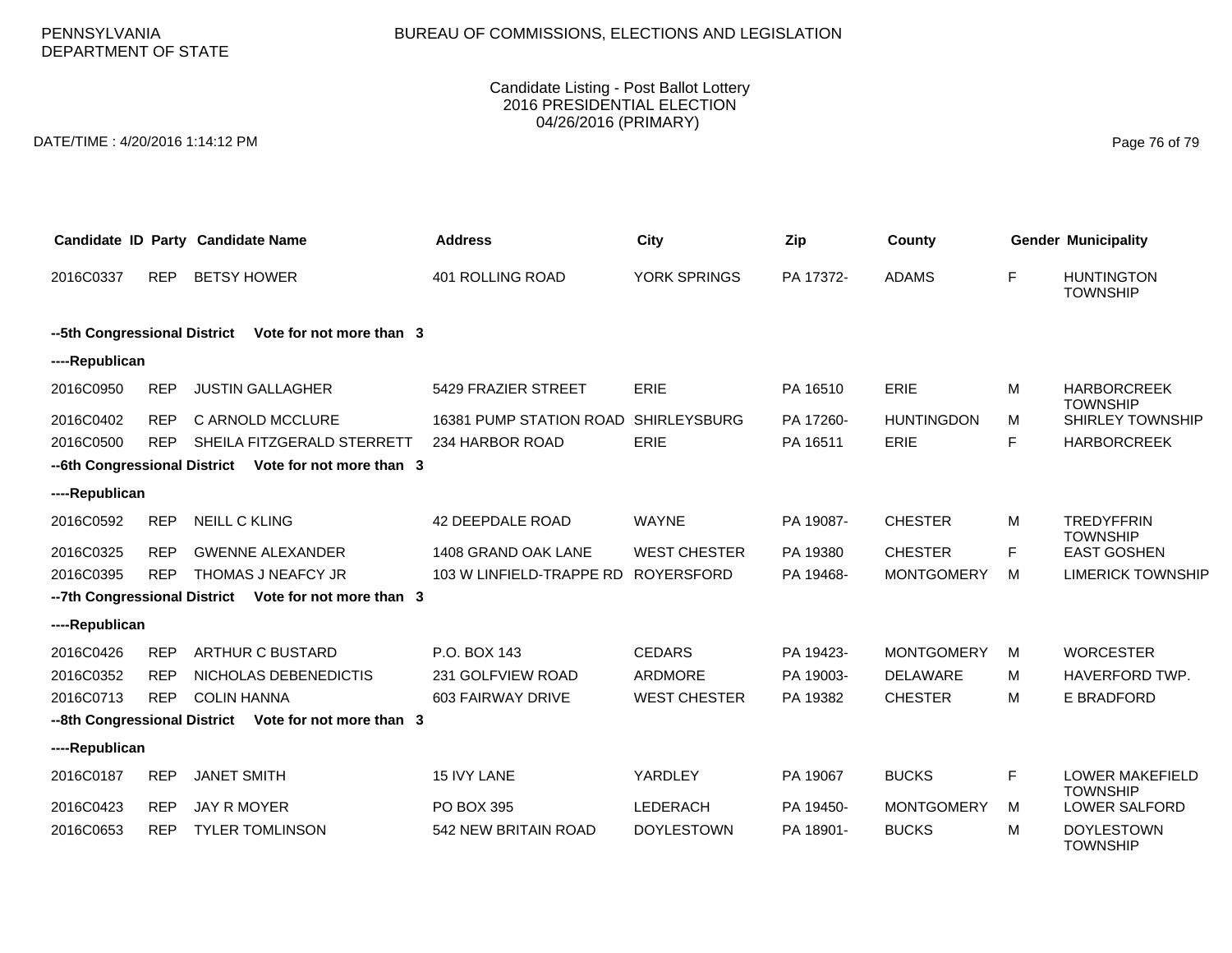PENNSYLVANIA DEPARTMENT OF STATE

BUREAU OF COMMISSIONS, ELECTIONS AND LEGISLATION

Candidate Listing - Post Ballot Lottery
2016 PRESIDENTIAL ELECTION
04/26/2016 (PRIMARY)

DATE/TIME : 4/20/2016 1:14:12 PM

| Candidate ID | Party | Candidate Name | Address | City | Zip | County | Gender | Municipality |
|---|---|---|---|---|---|---|---|---|
| 2016C0337 | REP | BETSY HOWER | 401 ROLLING ROAD | YORK SPRINGS | PA 17372- | ADAMS | F | HUNTINGTON TOWNSHIP |
| **--5th Congressional District** | | **Vote for not more than 3** | | | | | | |
| **----Republican** | | | | | | | | |
| 2016C0950 | REP | JUSTIN GALLAGHER | 5429 FRAZIER STREET | ERIE | PA 16510 | ERIE | M | HARBORCREEK TOWNSHIP |
| 2016C0402 | REP | C ARNOLD MCCLURE | 16381 PUMP STATION ROAD | SHIRLEYSBURG | PA 17260- | HUNTINGDON | M | SHIRLEY TOWNSHIP |
| 2016C0500 | REP | SHEILA FITZGERALD STERRETT | 234 HARBOR ROAD | ERIE | PA 16511 | ERIE | F | HARBORCREEK |
| **--6th Congressional District** | | **Vote for not more than 3** | | | | | | |
| **----Republican** | | | | | | | | |
| 2016C0592 | REP | NEILL C KLING | 42 DEEPDALE ROAD | WAYNE | PA 19087- | CHESTER | M | TREDYFFRIN TOWNSHIP |
| 2016C0325 | REP | GWENNE ALEXANDER | 1408 GRAND OAK LANE | WEST CHESTER | PA 19380 | CHESTER | F | EAST GOSHEN |
| 2016C0395 | REP | THOMAS J NEAFCY JR | 103 W LINFIELD-TRAPPE RD | ROYERSFORD | PA 19468- | MONTGOMERY | M | LIMERICK TOWNSHIP |
| **--7th Congressional District** | | **Vote for not more than 3** | | | | | | |
| **----Republican** | | | | | | | | |
| 2016C0426 | REP | ARTHUR C BUSTARD | P.O. BOX 143 | CEDARS | PA 19423- | MONTGOMERY | M | WORCESTER |
| 2016C0352 | REP | NICHOLAS DEBENEDICTIS | 231 GOLFVIEW ROAD | ARDMORE | PA 19003- | DELAWARE | M | HAVERFORD TWP. |
| 2016C0713 | REP | COLIN HANNA | 603 FAIRWAY DRIVE | WEST CHESTER | PA 19382 | CHESTER | M | E BRADFORD |
| **--8th Congressional District** | | **Vote for not more than 3** | | | | | | |
| **----Republican** | | | | | | | | |
| 2016C0187 | REP | JANET SMITH | 15 IVY LANE | YARDLEY | PA 19067 | BUCKS | F | LOWER MAKEFIELD TOWNSHIP |
| 2016C0423 | REP | JAY R MOYER | PO BOX 395 | LEDERACH | PA 19450- | MONTGOMERY | M | LOWER SALFORD |
| 2016C0653 | REP | TYLER TOMLINSON | 542 NEW BRITAIN ROAD | DOYLESTOWN | PA 18901- | BUCKS | M | DOYLESTOWN TOWNSHIP |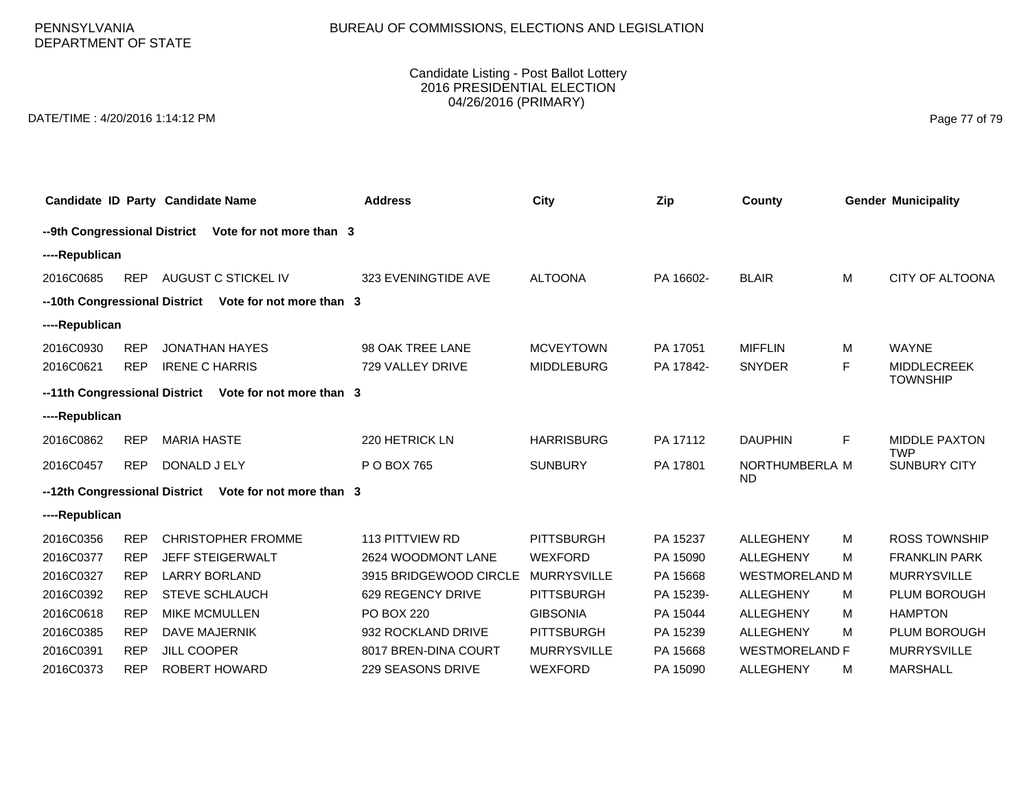PENNSYLVANIA DEPARTMENT OF STATE

BUREAU OF COMMISSIONS, ELECTIONS AND LEGISLATION

Candidate Listing - Post Ballot Lottery
2016 PRESIDENTIAL ELECTION
04/26/2016 (PRIMARY)

DATE/TIME : 4/20/2016 1:14:12 PM

| Candidate ID | Party | Candidate Name | Address | City | Zip | County | Gender | Municipality |
|---|---|---|---|---|---|---|---|---|
| **--9th Congressional District** | | **Vote for not more than 3** | | | | | | |
| **----Republican** | | | | | | | | |
| 2016C0685 | REP | AUGUST C STICKEL IV | 323 EVENINGTIDE AVE | ALTOONA | PA 16602- | BLAIR | M | CITY OF ALTOONA |
| **--10th Congressional District** | | **Vote for not more than 3** | | | | | | |
| **----Republican** | | | | | | | | |
| 2016C0930 | REP | JONATHAN HAYES | 98 OAK TREE LANE | MCVEYTOWN | PA 17051 | MIFFLIN | M | WAYNE |
| 2016C0621 | REP | IRENE C HARRIS | 729 VALLEY DRIVE | MIDDLEBURG | PA 17842- | SNYDER | F | MIDDLECREEK TOWNSHIP |
| **--11th Congressional District** | | **Vote for not more than 3** | | | | | | |
| **----Republican** | | | | | | | | |
| 2016C0862 | REP | MARIA HASTE | 220 HETRICK LN | HARRISBURG | PA 17112 | DAUPHIN | F | MIDDLE PAXTON TWP |
| 2016C0457 | REP | DONALD J ELY | P O BOX 765 | SUNBURY | PA 17801 | NORTHUMBERLAND | M | SUNBURY CITY |
| **--12th Congressional District** | | **Vote for not more than 3** | | | | | | |
| **----Republican** | | | | | | | | |
| 2016C0356 | REP | CHRISTOPHER FROMME | 113 PITTVIEW RD | PITTSBURGH | PA 15237 | ALLEGHENY | M | ROSS TOWNSHIP |
| 2016C0377 | REP | JEFF STEIGERWALT | 2624 WOODMONT LANE | WEXFORD | PA 15090 | ALLEGHENY | M | FRANKLIN PARK |
| 2016C0327 | REP | LARRY BORLAND | 3915 BRIDGEWOOD CIRCLE | MURRYSVILLE | PA 15668 | WESTMORELAND | M | MURRYSVILLE |
| 2016C0392 | REP | STEVE SCHLAUCH | 629 REGENCY DRIVE | PITTSBURGH | PA 15239- | ALLEGHENY | M | PLUM BOROUGH |
| 2016C0618 | REP | MIKE MCMULLEN | PO BOX 220 | GIBSONIA | PA 15044 | ALLEGHENY | M | HAMPTON |
| 2016C0385 | REP | DAVE MAJERNIK | 932 ROCKLAND DRIVE | PITTSBURGH | PA 15239 | ALLEGHENY | M | PLUM BOROUGH |
| 2016C0391 | REP | JILL COOPER | 8017 BREN-DINA COURT | MURRYSVILLE | PA 15668 | WESTMORELAND | F | MURRYSVILLE |
| 2016C0373 | REP | ROBERT HOWARD | 229 SEASONS DRIVE | WEXFORD | PA 15090 | ALLEGHENY | M | MARSHALL |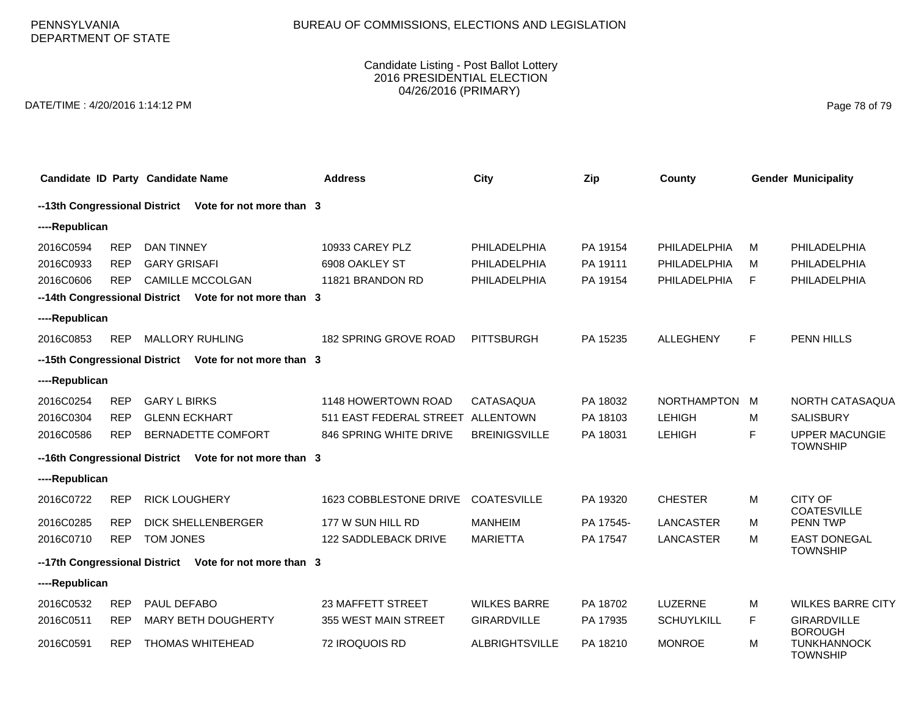PENNSYLVANIA DEPARTMENT OF STATE

BUREAU OF COMMISSIONS, ELECTIONS AND LEGISLATION

Candidate Listing - Post Ballot Lottery
2016 PRESIDENTIAL ELECTION
04/26/2016 (PRIMARY)

DATE/TIME : 4/20/2016 1:14:12 PM

| Candidate ID | Party | Candidate Name | Address | City | Zip | County | Gender | Municipality |
|---|---|---|---|---|---|---|---|---|
| **--13th Congressional District** | | **Vote for not more than 3** | | | | | | |
| **----Republican** | | | | | | | | |
| 2016C0594 | REP | DAN TINNEY | 10933 CAREY PLZ | PHILADELPHIA | PA 19154 | PHILADELPHIA | M | PHILADELPHIA |
| 2016C0933 | REP | GARY GRISAFI | 6908 OAKLEY ST | PHILADELPHIA | PA 19111 | PHILADELPHIA | M | PHILADELPHIA |
| 2016C0606 | REP | CAMILLE MCCOLGAN | 11821 BRANDON RD | PHILADELPHIA | PA 19154 | PHILADELPHIA | F | PHILADELPHIA |
| **--14th Congressional District** | | **Vote for not more than 3** | | | | | | |
| **----Republican** | | | | | | | | |
| 2016C0853 | REP | MALLORY RUHLING | 182 SPRING GROVE ROAD | PITTSBURGH | PA 15235 | ALLEGHENY | F | PENN HILLS |
| **--15th Congressional District** | | **Vote for not more than 3** | | | | | | |
| **----Republican** | | | | | | | | |
| 2016C0254 | REP | GARY L BIRKS | 1148 HOWERTOWN ROAD | CATASAQUA | PA 18032 | NORTHAMPTON | M | NORTH CATASAQUA |
| 2016C0304 | REP | GLENN ECKHART | 511 EAST FEDERAL STREET | ALLENTOWN | PA 18103 | LEHIGH | M | SALISBURY |
| 2016C0586 | REP | BERNADETTE COMFORT | 846 SPRING WHITE DRIVE | BREINIGSVILLE | PA 18031 | LEHIGH | F | UPPER MACUNGIE TOWNSHIP |
| **--16th Congressional District** | | **Vote for not more than 3** | | | | | | |
| **----Republican** | | | | | | | | |
| 2016C0722 | REP | RICK LOUGHERY | 1623 COBBLESTONE DRIVE | COATESVILLE | PA 19320 | CHESTER | M | CITY OF COATESVILLE |
| 2016C0285 | REP | DICK SHELLENBERGER | 177 W SUN HILL RD | MANHEIM | PA 17545- | LANCASTER | M | PENN TWP |
| 2016C0710 | REP | TOM JONES | 122 SADDLEBACK DRIVE | MARIETTA | PA 17547 | LANCASTER | M | EAST DONEGAL TOWNSHIP |
| **--17th Congressional District** | | **Vote for not more than 3** | | | | | | |
| **----Republican** | | | | | | | | |
| 2016C0532 | REP | PAUL DEFABO | 23 MAFFETT STREET | WILKES BARRE | PA 18702 | LUZERNE | M | WILKES BARRE CITY |
| 2016C0511 | REP | MARY BETH DOUGHERTY | 355 WEST MAIN STREET | GIRARDVILLE | PA 17935 | SCHUYLKILL | F | GIRARDVILLE BOROUGH |
| 2016C0591 | REP | THOMAS WHITEHEAD | 72 IROQUOIS RD | ALBRIGHTSVILLE | PA 18210 | MONROE | M | TUNKHANNOCK TOWNSHIP |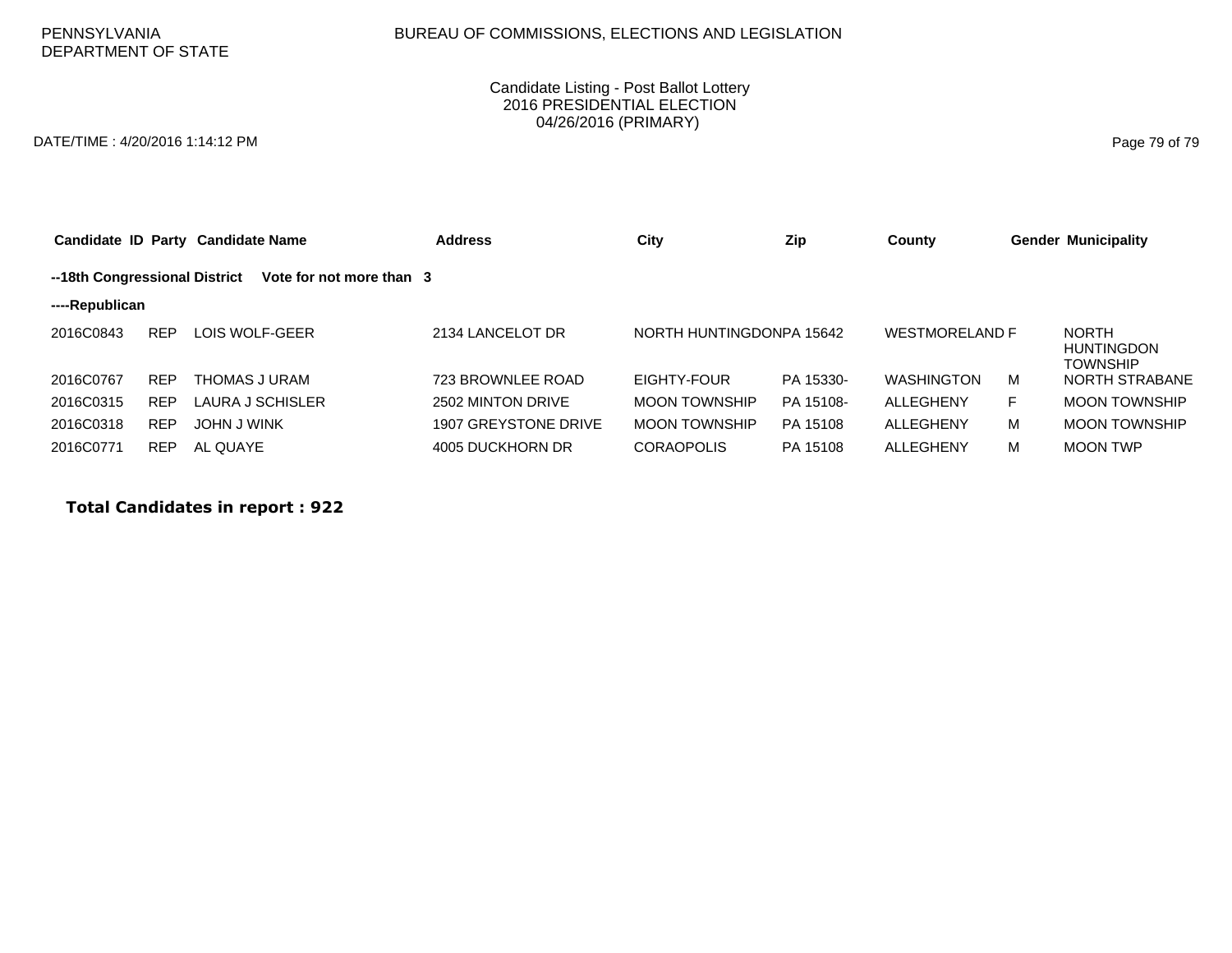PENNSYLVANIA
DEPARTMENT OF STATE

BUREAU OF COMMISSIONS, ELECTIONS AND LEGISLATION

Candidate Listing - Post Ballot Lottery
2016 PRESIDENTIAL ELECTION
04/26/2016 (PRIMARY)

DATE/TIME : 4/20/2016 1:14:12 PM

| Candidate ID | Party | Candidate Name | Address | City | Zip | County | Gender | Municipality |
|---|---|---|---|---|---|---|---|---|
| **--18th Congressional District** | | **Vote for not more than 3** | | | | | | |
| **----Republican** | | | | | | | | |
| 2016C0843 | REP | LOIS WOLF-GEER | 2134 LANCELOT DR | NORTH HUNTINGDON | PA 15642 | WESTMORELAND | F | NORTH HUNTINGDON TOWNSHIP |
| 2016C0767 | REP | THOMAS J URAM | 723 BROWNLEE ROAD | EIGHTY-FOUR | PA 15330- | WASHINGTON | M | NORTH STRABANE |
| 2016C0315 | REP | LAURA J SCHISLER | 2502 MINTON DRIVE | MOON TOWNSHIP | PA 15108- | ALLEGHENY | F | MOON TOWNSHIP |
| 2016C0318 | REP | JOHN J WINK | 1907 GREYSTONE DRIVE | MOON TOWNSHIP | PA 15108 | ALLEGHENY | M | MOON TOWNSHIP |
| 2016C0771 | REP | AL QUAYE | 4005 DUCKHORN DR | CORAOPOLIS | PA 15108 | ALLEGHENY | M | MOON TWP |

**Total Candidates in report : 922**